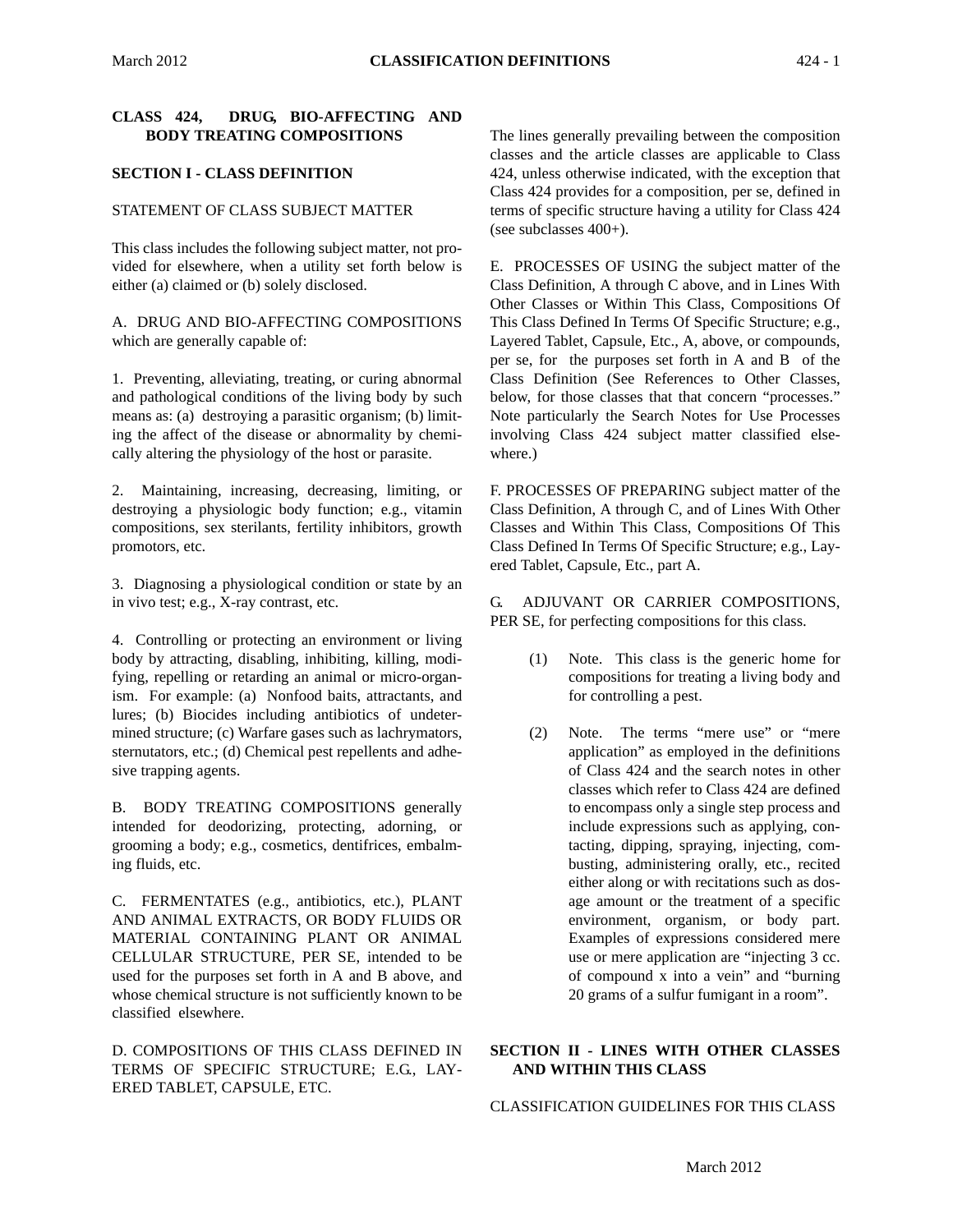# CLASS 424, DRUG, BIO-AFFECTING AND BODY TREATING COMPOSITIONS

## SECTION I - CLASS DEFINITION

STATEMENT OF CLASS SUBJECT MATTER

This class includes the following subject matter, not provided for elsewhere, when a utility set forth below is either (a) claimed or (b) solely disclosed.

A. DRUG AND BIO-AFFECTING COMPOSITIONS which are generally capable of:

1. Preventing, alleviating, treating, or curing abnormal and pathological conditions of the living body by such means as: (a) destroying a parasitic organism; (b) limiting the affect of the disease or abnormality by chemically altering the physiology of the host or parasite.

2. Maintaining, increasing, decreasing, limiting, or destroying a physiologic body function; e.g., vitamin compositions, sex sterilants, fertility inhibitors, growth promotors, etc.

3. Diagnosing a physiological condition or state by an in vivo test; e.g., X-ray contrast, etc.

4. Controlling or protecting an environment or living body by attracting, disabling, inhibiting, killing, modifying, repelling or retarding an animal or micro-organism. For example: (a) Nonfood baits, attractants, and lures; (b) Biocides including antibiotics of undetermined structure; (c) Warfare gases such as lachrymators, sternutators, etc.; (d) Chemical pest repellents and adhesive trapping agents.

B. BODY TREATING COMPOSITIONS generally intended for deodorizing, protecting, adorning, or grooming a body; e.g., cosmetics, dentifrices, embalming fluids, etc.

C. FERMENTATES (e.g., antibiotics, etc.), PLANT AND ANIMAL EXTRACTS, OR BODY FLUIDS OR MATERIAL CONTAINING PLANT OR ANIMAL CELLULAR STRUCTURE, PER SE, intended to be used for the purposes set forth in A and B above, and whose chemical structure is not sufficiently known to be classified elsewhere.

D. COMPOSITIONS OF THIS CLASS DEFINED IN TERMS OF SPECIFIC STRUCTURE; E.G., LAYERED TABLET, CAPSULE, ETC.

The lines generally prevailing between the composition classes and the article classes are applicable to Class 424, unless otherwise indicated, with the exception that Class 424 provides for a composition, per se, defined in terms of specific structure having a utility for Class 424 (see subclasses 400+).

E. PROCESSES OF USING the subject matter of the Class Definition, A through C above, and in Lines With Other Classes or Within This Class, Compositions Of This Class Defined In Terms Of Specific Structure; e.g., Layered Tablet, Capsule, Etc., A, above, or compounds, per se, for the purposes set forth in A and B of the Class Definition (See References to Other Classes, below, for those classes that that concern "processes." Note particularly the Search Notes for Use Processes involving Class 424 subject matter classified elsewhere.)

F. PROCESSES OF PREPARING subject matter of the Class Definition, A through C, and of Lines With Other Classes and Within This Class, Compositions Of This Class Defined In Terms Of Specific Structure; e.g., Layered Tablet, Capsule, Etc., part A.

G. ADJUVANT OR CARRIER COMPOSITIONS, PER SE, for perfecting compositions for this class.

(1) Note. This class is the generic home for compositions for treating a living body and for controlling a pest.

(2) Note. The terms "mere use" or "mere application" as employed in the definitions of Class 424 and the search notes in other classes which refer to Class 424 are defined to encompass only a single step process and include expressions such as applying, contacting, dipping, spraying, injecting, combusting, administering orally, etc., recited either along or with recitations such as dosage amount or the treatment of a specific environment, organism, or body part. Examples of expressions considered mere use or mere application are "injecting 3 cc. of compound x into a vein" and "burning 20 grams of a sulfur fumigant in a room".

## SECTION II - LINES WITH OTHER CLASSES AND WITHIN THIS CLASS

CLASSIFICATION GUIDELINES FOR THIS CLASS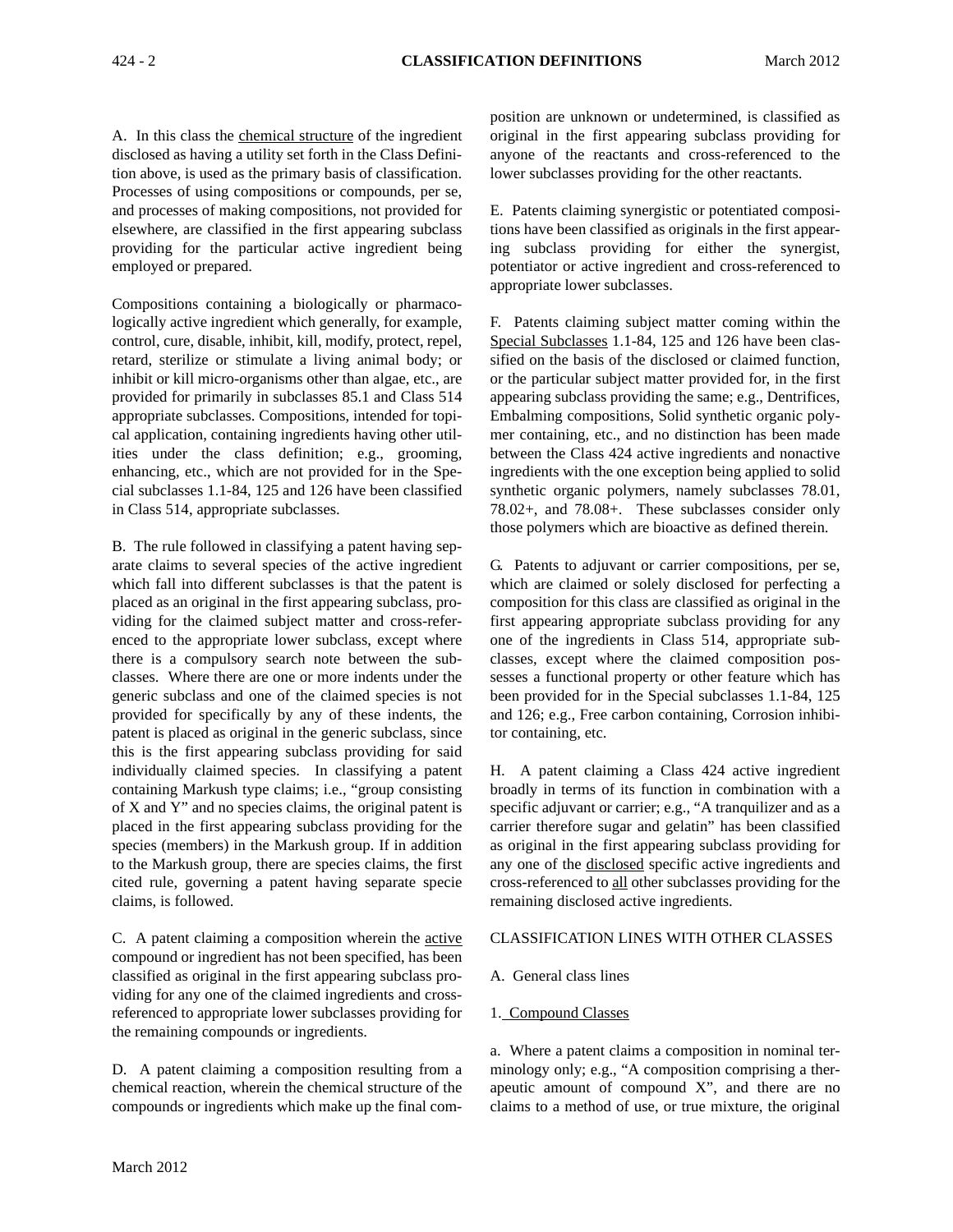A. In this class the chemical structure of the ingredient disclosed as having a utility set forth in the Class Definition above, is used as the primary basis of classification. Processes of using compositions or compounds, per se, and processes of making compositions, not provided for elsewhere, are classified in the first appearing subclass providing for the particular active ingredient being employed or prepared.

Compositions containing a biologically or pharmacologically active ingredient which generally, for example, control, cure, disable, inhibit, kill, modify, protect, repel, retard, sterilize or stimulate a living animal body; or inhibit or kill micro-organisms other than algae, etc., are provided for primarily in subclasses 85.1 and Class 514 appropriate subclasses. Compositions, intended for topical application, containing ingredients having other utilities under the class definition; e.g., grooming, enhancing, etc., which are not provided for in the Special subclasses 1.1-84, 125 and 126 have been classified in Class 514, appropriate subclasses.

B. The rule followed in classifying a patent having separate claims to several species of the active ingredient which fall into different subclasses is that the patent is placed as an original in the first appearing subclass, providing for the claimed subject matter and cross-referenced to the appropriate lower subclass, except where there is a compulsory search note between the subclasses. Where there are one or more indents under the generic subclass and one of the claimed species is not provided for specifically by any of these indents, the patent is placed as original in the generic subclass, since this is the first appearing subclass providing for said individually claimed species. In classifying a patent containing Markush type claims; i.e., "group consisting of X and Y" and no species claims, the original patent is placed in the first appearing subclass providing for the species (members) in the Markush group. If in addition to the Markush group, there are species claims, the first cited rule, governing a patent having separate specie claims, is followed.

C. A patent claiming a composition wherein the active compound or ingredient has not been specified, has been classified as original in the first appearing subclass providing for any one of the claimed ingredients and cross-referenced to appropriate lower subclasses providing for the remaining compounds or ingredients.

D. A patent claiming a composition resulting from a chemical reaction, wherein the chemical structure of the compounds or ingredients which make up the final composition are unknown or undetermined, is classified as original in the first appearing subclass providing for anyone of the reactants and cross-referenced to the lower subclasses providing for the other reactants.

E. Patents claiming synergistic or potentiated compositions have been classified as originals in the first appearing subclass providing for either the synergist, potentiator or active ingredient and cross-referenced to appropriate lower subclasses.

F. Patents claiming subject matter coming within the Special Subclasses 1.1-84, 125 and 126 have been classified on the basis of the disclosed or claimed function, or the particular subject matter provided for, in the first appearing subclass providing the same; e.g., Dentrifices, Embalming compositions, Solid synthetic organic polymer containing, etc., and no distinction has been made between the Class 424 active ingredients and nonactive ingredients with the one exception being applied to solid synthetic organic polymers, namely subclasses 78.01, 78.02+, and 78.08+. These subclasses consider only those polymers which are bioactive as defined therein.

G. Patents to adjuvant or carrier compositions, per se, which are claimed or solely disclosed for perfecting a composition for this class are classified as original in the first appearing appropriate subclass providing for any one of the ingredients in Class 514, appropriate subclasses, except where the claimed composition possesses a functional property or other feature which has been provided for in the Special subclasses 1.1-84, 125 and 126; e.g., Free carbon containing, Corrosion inhibitor containing, etc.

H. A patent claiming a Class 424 active ingredient broadly in terms of its function in combination with a specific adjuvant or carrier; e.g., "A tranquilizer and as a carrier therefore sugar and gelatin" has been classified as original in the first appearing subclass providing for any one of the disclosed specific active ingredients and cross-referenced to all other subclasses providing for the remaining disclosed active ingredients.

CLASSIFICATION LINES WITH OTHER CLASSES

A. General class lines

1. Compound Classes

a. Where a patent claims a composition in nominal terminology only; e.g., "A composition comprising a therapeutic amount of compound X", and there are no claims to a method of use, or true mixture, the original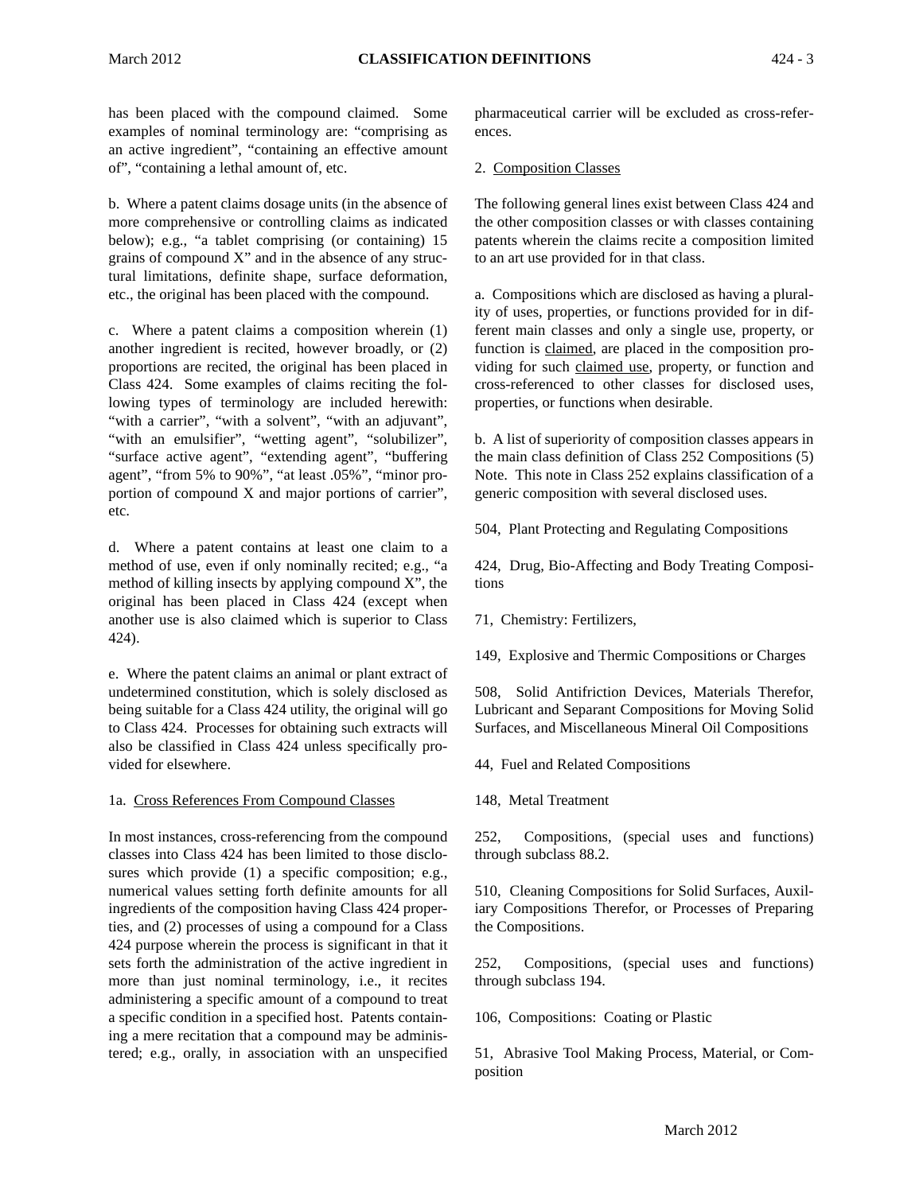has been placed with the compound claimed. Some examples of nominal terminology are: "comprising as an active ingredient", "containing an effective amount of", "containing a lethal amount of, etc.

b. Where a patent claims dosage units (in the absence of more comprehensive or controlling claims as indicated below); e.g., "a tablet comprising (or containing) 15 grains of compound X" and in the absence of any structural limitations, definite shape, surface deformation, etc., the original has been placed with the compound.

c. Where a patent claims a composition wherein (1) another ingredient is recited, however broadly, or (2) proportions are recited, the original has been placed in Class 424. Some examples of claims reciting the following types of terminology are included herewith: "with a carrier", "with a solvent", "with an adjuvant", "with an emulsifier", "wetting agent", "solubilizer", "surface active agent", "extending agent", "buffering agent", "from 5% to 90%", "at least .05%", "minor proportion of compound X and major portions of carrier", etc.

d. Where a patent contains at least one claim to a method of use, even if only nominally recited; e.g., "a method of killing insects by applying compound X", the original has been placed in Class 424 (except when another use is also claimed which is superior to Class 424).

e. Where the patent claims an animal or plant extract of undetermined constitution, which is solely disclosed as being suitable for a Class 424 utility, the original will go to Class 424. Processes for obtaining such extracts will also be classified in Class 424 unless specifically provided for elsewhere.

1a. Cross References From Compound Classes

In most instances, cross-referencing from the compound classes into Class 424 has been limited to those disclosures which provide (1) a specific composition; e.g., numerical values setting forth definite amounts for all ingredients of the composition having Class 424 properties, and (2) processes of using a compound for a Class 424 purpose wherein the process is significant in that it sets forth the administration of the active ingredient in more than just nominal terminology, i.e., it recites administering a specific amount of a compound to treat a specific condition in a specified host. Patents containing a mere recitation that a compound may be administered; e.g., orally, in association with an unspecified pharmaceutical carrier will be excluded as cross-references.

2. Composition Classes

The following general lines exist between Class 424 and the other composition classes or with classes containing patents wherein the claims recite a composition limited to an art use provided for in that class.

a. Compositions which are disclosed as having a plurality of uses, properties, or functions provided for in different main classes and only a single use, property, or function is claimed, are placed in the composition providing for such claimed use, property, or function and cross-referenced to other classes for disclosed uses, properties, or functions when desirable.

b. A list of superiority of composition classes appears in the main class definition of Class 252 Compositions (5) Note. This note in Class 252 explains classification of a generic composition with several disclosed uses.

504, Plant Protecting and Regulating Compositions

424, Drug, Bio-Affecting and Body Treating Compositions

71, Chemistry: Fertilizers,

149, Explosive and Thermic Compositions or Charges

508, Solid Antifriction Devices, Materials Therefor, Lubricant and Separant Compositions for Moving Solid Surfaces, and Miscellaneous Mineral Oil Compositions

44, Fuel and Related Compositions

148, Metal Treatment

252, Compositions, (special uses and functions) through subclass 88.2.

510, Cleaning Compositions for Solid Surfaces, Auxiliary Compositions Therefor, or Processes of Preparing the Compositions.

252, Compositions, (special uses and functions) through subclass 194.

106, Compositions: Coating or Plastic

51, Abrasive Tool Making Process, Material, or Composition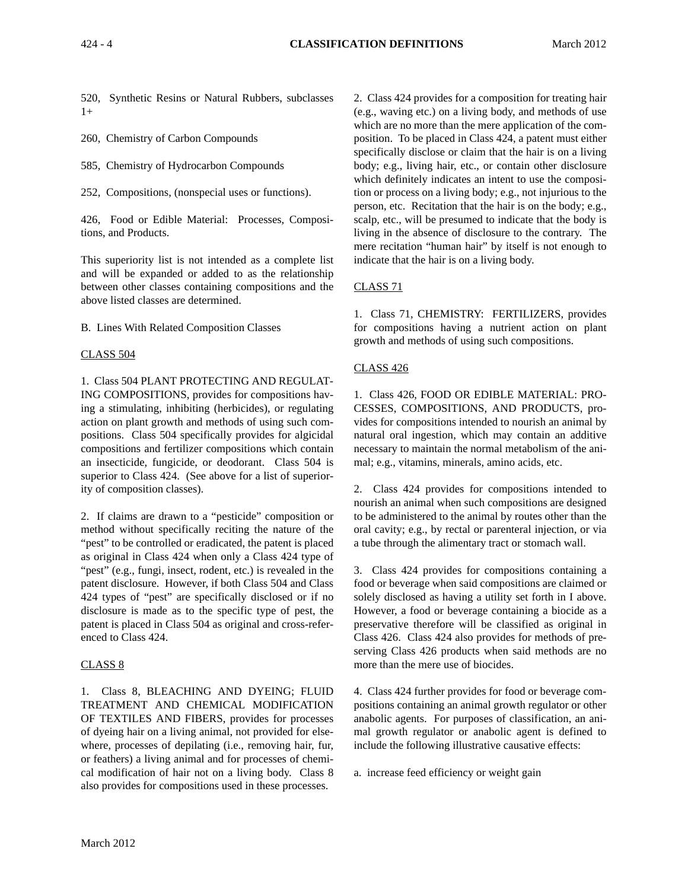520, Synthetic Resins or Natural Rubbers, subclasses 1+

260, Chemistry of Carbon Compounds

585, Chemistry of Hydrocarbon Compounds

252, Compositions, (nonspecial uses or functions).

426, Food or Edible Material: Processes, Compositions, and Products.

This superiority list is not intended as a complete list and will be expanded or added to as the relationship between other classes containing compositions and the above listed classes are determined.

B. Lines With Related Composition Classes

CLASS 504

1. Class 504 PLANT PROTECTING AND REGULATING COMPOSITIONS, provides for compositions having a stimulating, inhibiting (herbicides), or regulating action on plant growth and methods of using such compositions. Class 504 specifically provides for algicidal compositions and fertilizer compositions which contain an insecticide, fungicide, or deodorant. Class 504 is superior to Class 424. (See above for a list of superiority of composition classes).

2. If claims are drawn to a "pesticide" composition or method without specifically reciting the nature of the "pest" to be controlled or eradicated, the patent is placed as original in Class 424 when only a Class 424 type of "pest" (e.g., fungi, insect, rodent, etc.) is revealed in the patent disclosure. However, if both Class 504 and Class 424 types of "pest" are specifically disclosed or if no disclosure is made as to the specific type of pest, the patent is placed in Class 504 as original and cross-referenced to Class 424.

CLASS 8

1. Class 8, BLEACHING AND DYEING; FLUID TREATMENT AND CHEMICAL MODIFICATION OF TEXTILES AND FIBERS, provides for processes of dyeing hair on a living animal, not provided for elsewhere, processes of depilating (i.e., removing hair, fur, or feathers) a living animal and for processes of chemical modification of hair not on a living body. Class 8 also provides for compositions used in these processes.

2. Class 424 provides for a composition for treating hair (e.g., waving etc.) on a living body, and methods of use which are no more than the mere application of the composition. To be placed in Class 424, a patent must either specifically disclose or claim that the hair is on a living body; e.g., living hair, etc., or contain other disclosure which definitely indicates an intent to use the composition or process on a living body; e.g., not injurious to the person, etc. Recitation that the hair is on the body; e.g., scalp, etc., will be presumed to indicate that the body is living in the absence of disclosure to the contrary. The mere recitation "human hair" by itself is not enough to indicate that the hair is on a living body.

CLASS 71

1. Class 71, CHEMISTRY: FERTILIZERS, provides for compositions having a nutrient action on plant growth and methods of using such compositions.

CLASS 426

1. Class 426, FOOD OR EDIBLE MATERIAL: PROCESSES, COMPOSITIONS, AND PRODUCTS, provides for compositions intended to nourish an animal by natural oral ingestion, which may contain an additive necessary to maintain the normal metabolism of the animal; e.g., vitamins, minerals, amino acids, etc.

2. Class 424 provides for compositions intended to nourish an animal when such compositions are designed to be administered to the animal by routes other than the oral cavity; e.g., by rectal or parenteral injection, or via a tube through the alimentary tract or stomach wall.

3. Class 424 provides for compositions containing a food or beverage when said compositions are claimed or solely disclosed as having a utility set forth in I above. However, a food or beverage containing a biocide as a preservative therefore will be classified as original in Class 426. Class 424 also provides for methods of preserving Class 426 products when said methods are no more than the mere use of biocides.

4. Class 424 further provides for food or beverage compositions containing an animal growth regulator or other anabolic agents. For purposes of classification, an animal growth regulator or anabolic agent is defined to include the following illustrative causative effects:

a. increase feed efficiency or weight gain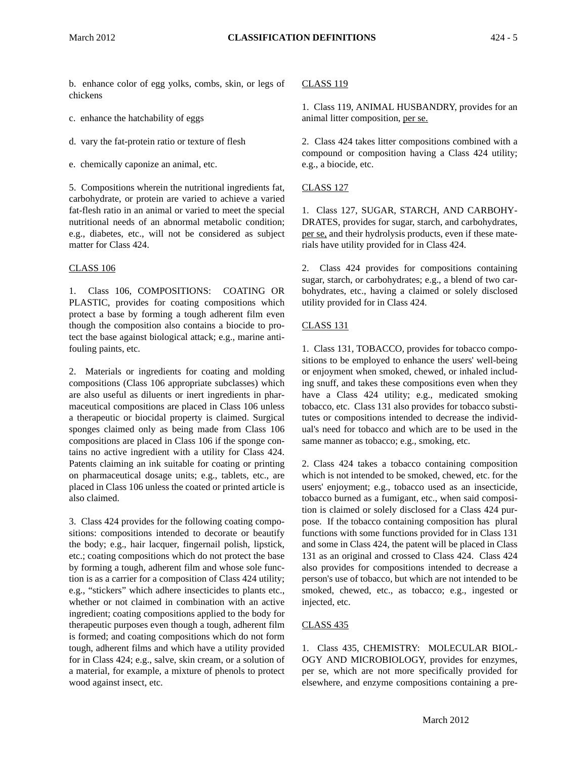b. enhance color of egg yolks, combs, skin, or legs of chickens

c. enhance the hatchability of eggs

d. vary the fat-protein ratio or texture of flesh

e. chemically caponize an animal, etc.

5. Compositions wherein the nutritional ingredients fat, carbohydrate, or protein are varied to achieve a varied fat-flesh ratio in an animal or varied to meet the special nutritional needs of an abnormal metabolic condition; e.g., diabetes, etc., will not be considered as subject matter for Class 424.

CLASS 106

1. Class 106, COMPOSITIONS: COATING OR PLASTIC, provides for coating compositions which protect a base by forming a tough adherent film even though the composition also contains a biocide to protect the base against biological attack; e.g., marine anti-fouling paints, etc.

2. Materials or ingredients for coating and molding compositions (Class 106 appropriate subclasses) which are also useful as diluents or inert ingredients in pharmaceutical compositions are placed in Class 106 unless a therapeutic or biocidal property is claimed. Surgical sponges claimed only as being made from Class 106 compositions are placed in Class 106 if the sponge contains no active ingredient with a utility for Class 424. Patents claiming an ink suitable for coating or printing on pharmaceutical dosage units; e.g., tablets, etc., are placed in Class 106 unless the coated or printed article is also claimed.

3. Class 424 provides for the following coating compositions: compositions intended to decorate or beautify the body; e.g., hair lacquer, fingernail polish, lipstick, etc.; coating compositions which do not protect the base by forming a tough, adherent film and whose sole function is as a carrier for a composition of Class 424 utility; e.g., "stickers" which adhere insecticides to plants etc., whether or not claimed in combination with an active ingredient; coating compositions applied to the body for therapeutic purposes even though a tough, adherent film is formed; and coating compositions which do not form tough, adherent films and which have a utility provided for in Class 424; e.g., salve, skin cream, or a solution of a material, for example, a mixture of phenols to protect wood against insect, etc.

CLASS 119

1. Class 119, ANIMAL HUSBANDRY, provides for an animal litter composition, per se.

2. Class 424 takes litter compositions combined with a compound or composition having a Class 424 utility; e.g., a biocide, etc.

CLASS 127

1. Class 127, SUGAR, STARCH, AND CARBOHYDRATES, provides for sugar, starch, and carbohydrates, per se, and their hydrolysis products, even if these materials have utility provided for in Class 424.

2. Class 424 provides for compositions containing sugar, starch, or carbohydrates; e.g., a blend of two carbohydrates, etc., having a claimed or solely disclosed utility provided for in Class 424.

CLASS 131

1. Class 131, TOBACCO, provides for tobacco compositions to be employed to enhance the users' well-being or enjoyment when smoked, chewed, or inhaled including snuff, and takes these compositions even when they have a Class 424 utility; e.g., medicated smoking tobacco, etc. Class 131 also provides for tobacco substitutes or compositions intended to decrease the individual's need for tobacco and which are to be used in the same manner as tobacco; e.g., smoking, etc.

2. Class 424 takes a tobacco containing composition which is not intended to be smoked, chewed, etc. for the users' enjoyment; e.g., tobacco used as an insecticide, tobacco burned as a fumigant, etc., when said composition is claimed or solely disclosed for a Class 424 purpose. If the tobacco containing composition has plural functions with some functions provided for in Class 131 and some in Class 424, the patent will be placed in Class 131 as an original and crossed to Class 424. Class 424 also provides for compositions intended to decrease a person's use of tobacco, but which are not intended to be smoked, chewed, etc., as tobacco; e.g., ingested or injected, etc.

CLASS 435

1. Class 435, CHEMISTRY: MOLECULAR BIOLOGY AND MICROBIOLOGY, provides for enzymes, per se, which are not more specifically provided for elsewhere, and enzyme compositions containing a pre-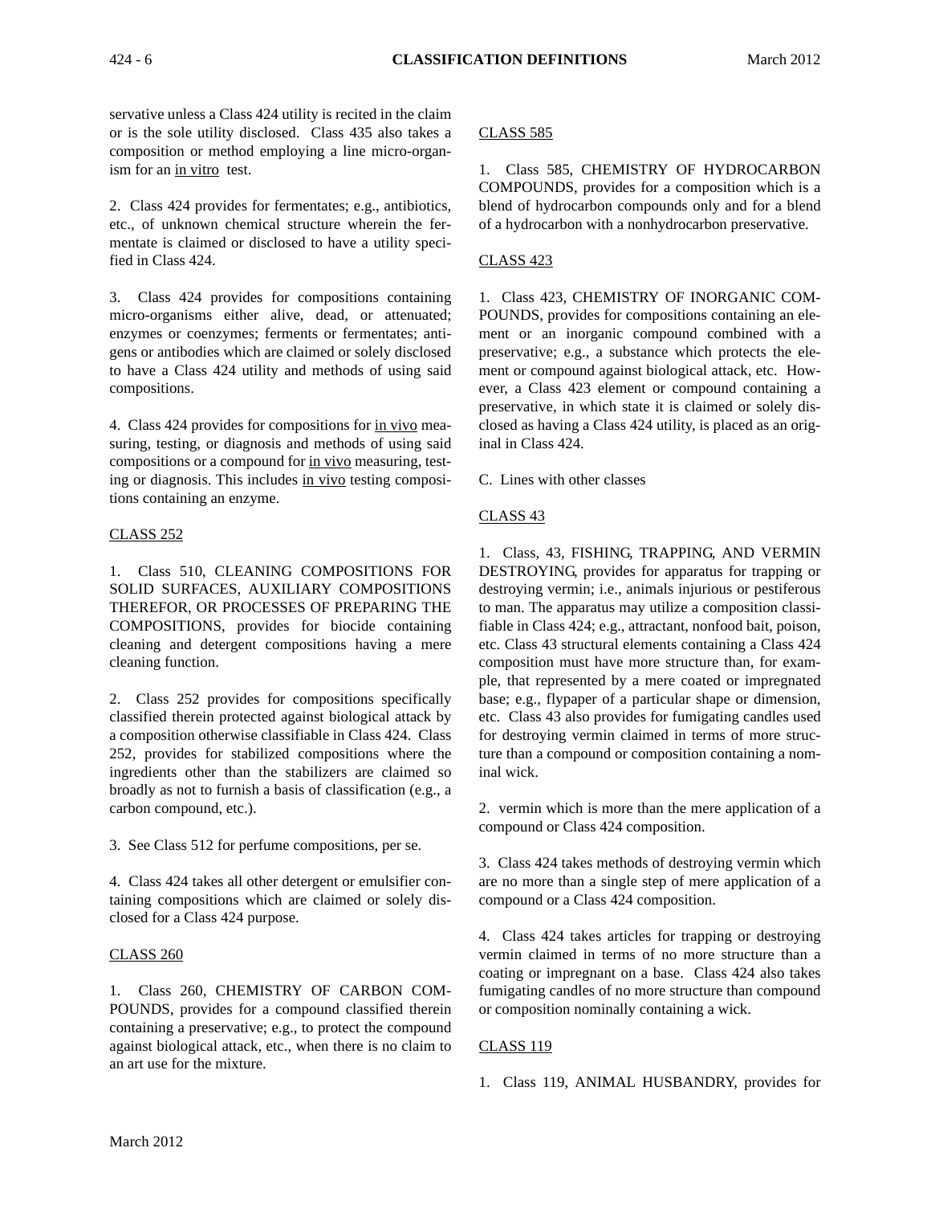servative unless a Class 424 utility is recited in the claim or is the sole utility disclosed. Class 435 also takes a composition or method employing a line micro-organism for an in vitro test.

2. Class 424 provides for fermentates; e.g., antibiotics, etc., of unknown chemical structure wherein the fermentate is claimed or disclosed to have a utility specified in Class 424.

3. Class 424 provides for compositions containing micro-organisms either alive, dead, or attenuated; enzymes or coenzymes; ferments or fermentates; antigens or antibodies which are claimed or solely disclosed to have a Class 424 utility and methods of using said compositions.

4. Class 424 provides for compositions for in vivo measuring, testing, or diagnosis and methods of using said compositions or a compound for in vivo measuring, testing or diagnosis. This includes in vivo testing compositions containing an enzyme.

CLASS 252

1. Class 510, CLEANING COMPOSITIONS FOR SOLID SURFACES, AUXILIARY COMPOSITIONS THEREFOR, OR PROCESSES OF PREPARING THE COMPOSITIONS, provides for biocide containing cleaning and detergent compositions having a mere cleaning function.

2. Class 252 provides for compositions specifically classified therein protected against biological attack by a composition otherwise classifiable in Class 424. Class 252, provides for stabilized compositions where the ingredients other than the stabilizers are claimed so broadly as not to furnish a basis of classification (e.g., a carbon compound, etc.).

3. See Class 512 for perfume compositions, per se.

4. Class 424 takes all other detergent or emulsifier containing compositions which are claimed or solely disclosed for a Class 424 purpose.

CLASS 260

1. Class 260, CHEMISTRY OF CARBON COMPOUNDS, provides for a compound classified therein containing a preservative; e.g., to protect the compound against biological attack, etc., when there is no claim to an art use for the mixture.

CLASS 585

1. Class 585, CHEMISTRY OF HYDROCARBON COMPOUNDS, provides for a composition which is a blend of hydrocarbon compounds only and for a blend of a hydrocarbon with a nonhydrocarbon preservative.

CLASS 423

1. Class 423, CHEMISTRY OF INORGANIC COMPOUNDS, provides for compositions containing an element or an inorganic compound combined with a preservative; e.g., a substance which protects the element or compound against biological attack, etc. However, a Class 423 element or compound containing a preservative, in which state it is claimed or solely disclosed as having a Class 424 utility, is placed as an original in Class 424.

C. Lines with other classes

CLASS 43

1. Class, 43, FISHING, TRAPPING, AND VERMIN DESTROYING, provides for apparatus for trapping or destroying vermin; i.e., animals injurious or pestiferous to man. The apparatus may utilize a composition classifiable in Class 424; e.g., attractant, nonfood bait, poison, etc. Class 43 structural elements containing a Class 424 composition must have more structure than, for example, that represented by a mere coated or impregnated base; e.g., flypaper of a particular shape or dimension, etc. Class 43 also provides for fumigating candles used for destroying vermin claimed in terms of more structure than a compound or composition containing a nominal wick.

2. vermin which is more than the mere application of a compound or Class 424 composition.

3. Class 424 takes methods of destroying vermin which are no more than a single step of mere application of a compound or a Class 424 composition.

4. Class 424 takes articles for trapping or destroying vermin claimed in terms of no more structure than a coating or impregnant on a base. Class 424 also takes fumigating candles of no more structure than compound or composition nominally containing a wick.

CLASS 119

1. Class 119, ANIMAL HUSBANDRY, provides for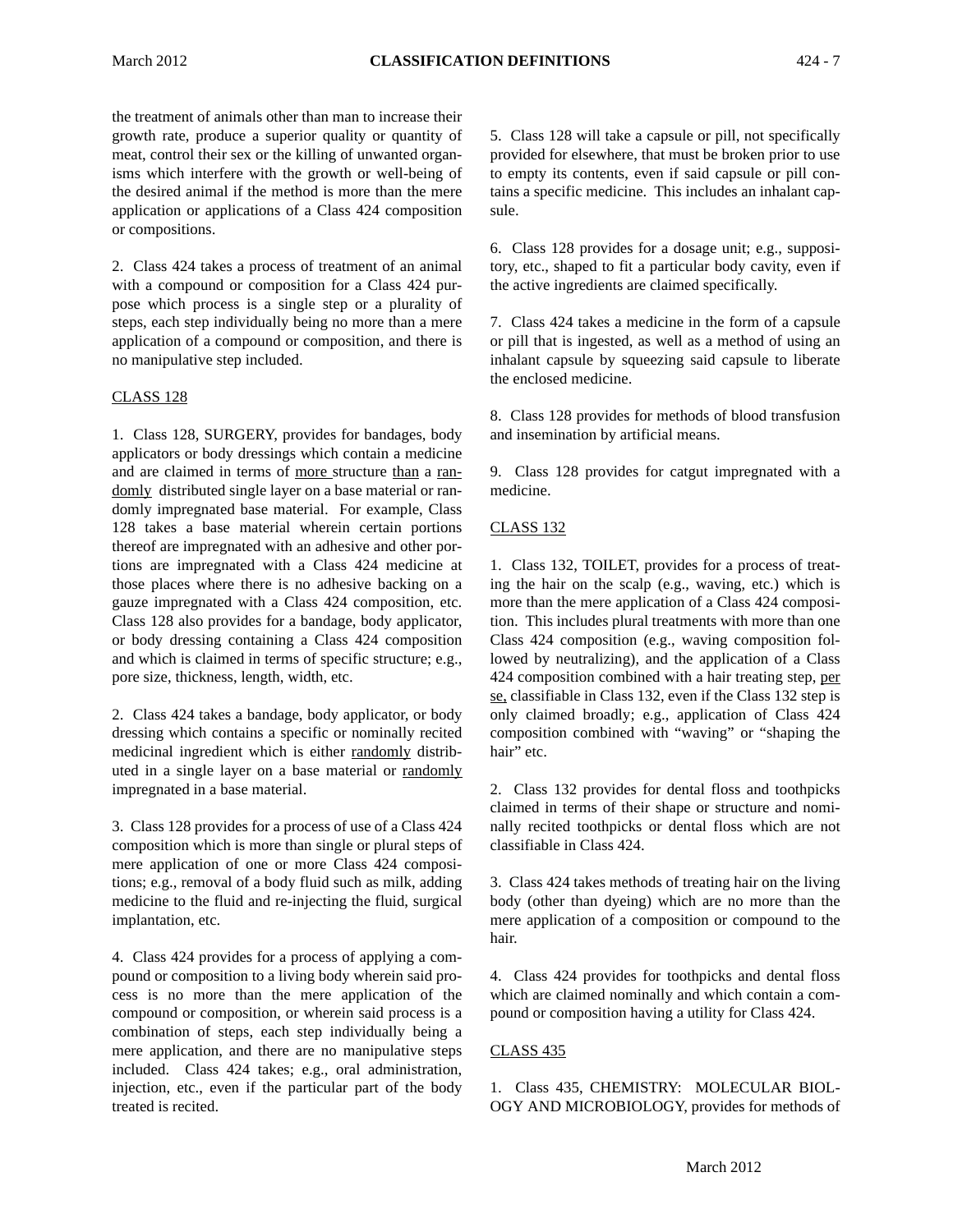the treatment of animals other than man to increase their growth rate, produce a superior quality or quantity of meat, control their sex or the killing of unwanted organisms which interfere with the growth or well-being of the desired animal if the method is more than the mere application or applications of a Class 424 composition or compositions.

2. Class 424 takes a process of treatment of an animal with a compound or composition for a Class 424 purpose which process is a single step or a plurality of steps, each step individually being no more than a mere application of a compound or composition, and there is no manipulative step included.

CLASS 128

1. Class 128, SURGERY, provides for bandages, body applicators or body dressings which contain a medicine and are claimed in terms of more structure than a randomly distributed single layer on a base material or randomly impregnated base material. For example, Class 128 takes a base material wherein certain portions thereof are impregnated with an adhesive and other portions are impregnated with a Class 424 medicine at those places where there is no adhesive backing on a gauze impregnated with a Class 424 composition, etc. Class 128 also provides for a bandage, body applicator, or body dressing containing a Class 424 composition and which is claimed in terms of specific structure; e.g., pore size, thickness, length, width, etc.

2. Class 424 takes a bandage, body applicator, or body dressing which contains a specific or nominally recited medicinal ingredient which is either randomly distributed in a single layer on a base material or randomly impregnated in a base material.

3. Class 128 provides for a process of use of a Class 424 composition which is more than single or plural steps of mere application of one or more Class 424 compositions; e.g., removal of a body fluid such as milk, adding medicine to the fluid and re-injecting the fluid, surgical implantation, etc.

4. Class 424 provides for a process of applying a compound or composition to a living body wherein said process is no more than the mere application of the compound or composition, or wherein said process is a combination of steps, each step individually being a mere application, and there are no manipulative steps included. Class 424 takes; e.g., oral administration, injection, etc., even if the particular part of the body treated is recited.

5. Class 128 will take a capsule or pill, not specifically provided for elsewhere, that must be broken prior to use to empty its contents, even if said capsule or pill contains a specific medicine. This includes an inhalant capsule.

6. Class 128 provides for a dosage unit; e.g., suppository, etc., shaped to fit a particular body cavity, even if the active ingredients are claimed specifically.

7. Class 424 takes a medicine in the form of a capsule or pill that is ingested, as well as a method of using an inhalant capsule by squeezing said capsule to liberate the enclosed medicine.

8. Class 128 provides for methods of blood transfusion and insemination by artificial means.

9. Class 128 provides for catgut impregnated with a medicine.

CLASS 132

1. Class 132, TOILET, provides for a process of treating the hair on the scalp (e.g., waving, etc.) which is more than the mere application of a Class 424 composition. This includes plural treatments with more than one Class 424 composition (e.g., waving composition followed by neutralizing), and the application of a Class 424 composition combined with a hair treating step, per se, classifiable in Class 132, even if the Class 132 step is only claimed broadly; e.g., application of Class 424 composition combined with "waving" or "shaping the hair" etc.

2. Class 132 provides for dental floss and toothpicks claimed in terms of their shape or structure and nominally recited toothpicks or dental floss which are not classifiable in Class 424.

3. Class 424 takes methods of treating hair on the living body (other than dyeing) which are no more than the mere application of a composition or compound to the hair.

4. Class 424 provides for toothpicks and dental floss which are claimed nominally and which contain a compound or composition having a utility for Class 424.

CLASS 435

1. Class 435, CHEMISTRY: MOLECULAR BIOLOGY AND MICROBIOLOGY, provides for methods of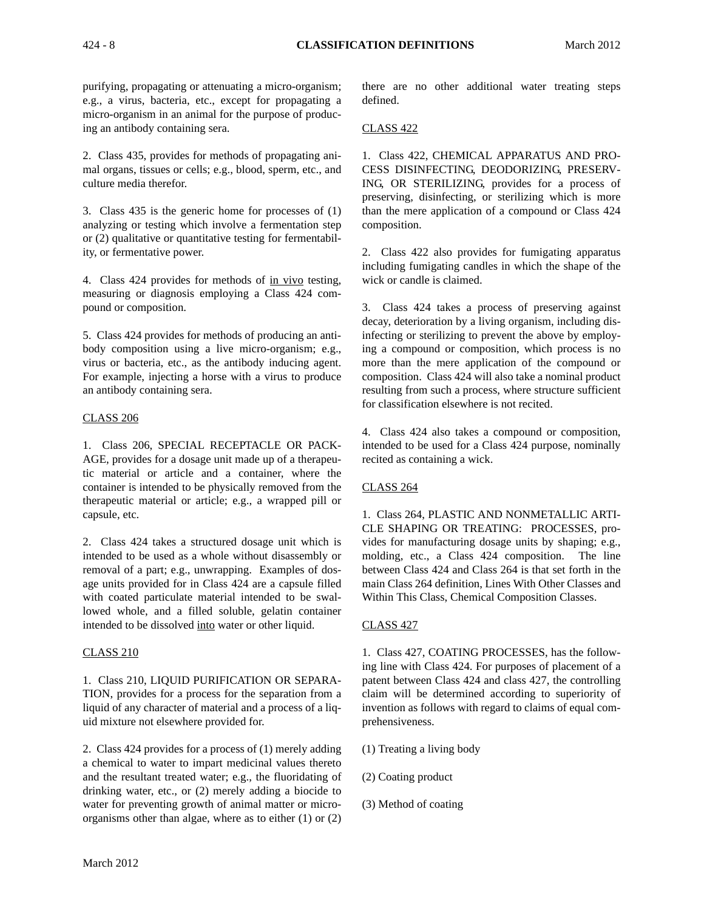purifying, propagating or attenuating a micro-organism; e.g., a virus, bacteria, etc., except for propagating a micro-organism in an animal for the purpose of producing an antibody containing sera.

2. Class 435, provides for methods of propagating animal organs, tissues or cells; e.g., blood, sperm, etc., and culture media therefor.

3. Class 435 is the generic home for processes of (1) analyzing or testing which involve a fermentation step or (2) qualitative or quantitative testing for fermentability, or fermentative power.

4. Class 424 provides for methods of in vivo testing, measuring or diagnosis employing a Class 424 compound or composition.

5. Class 424 provides for methods of producing an antibody composition using a live micro-organism; e.g., virus or bacteria, etc., as the antibody inducing agent. For example, injecting a horse with a virus to produce an antibody containing sera.

CLASS 206

1. Class 206, SPECIAL RECEPTACLE OR PACKAGE, provides for a dosage unit made up of a therapeutic material or article and a container, where the container is intended to be physically removed from the therapeutic material or article; e.g., a wrapped pill or capsule, etc.

2. Class 424 takes a structured dosage unit which is intended to be used as a whole without disassembly or removal of a part; e.g., unwrapping. Examples of dosage units provided for in Class 424 are a capsule filled with coated particulate material intended to be swallowed whole, and a filled soluble, gelatin container intended to be dissolved into water or other liquid.

CLASS 210

1. Class 210, LIQUID PURIFICATION OR SEPARATION, provides for a process for the separation from a liquid of any character of material and a process of a liquid mixture not elsewhere provided for.

2. Class 424 provides for a process of (1) merely adding a chemical to water to impart medicinal values thereto and the resultant treated water; e.g., the fluoridating of drinking water, etc., or (2) merely adding a biocide to water for preventing growth of animal matter or micro-organisms other than algae, where as to either (1) or (2) there are no other additional water treating steps defined.

CLASS 422

1. Class 422, CHEMICAL APPARATUS AND PROCESS DISINFECTING, DEODORIZING, PRESERVING, OR STERILIZING, provides for a process of preserving, disinfecting, or sterilizing which is more than the mere application of a compound or Class 424 composition.

2. Class 422 also provides for fumigating apparatus including fumigating candles in which the shape of the wick or candle is claimed.

3. Class 424 takes a process of preserving against decay, deterioration by a living organism, including disinfecting or sterilizing to prevent the above by employing a compound or composition, which process is no more than the mere application of the compound or composition. Class 424 will also take a nominal product resulting from such a process, where structure sufficient for classification elsewhere is not recited.

4. Class 424 also takes a compound or composition, intended to be used for a Class 424 purpose, nominally recited as containing a wick.

CLASS 264

1. Class 264, PLASTIC AND NONMETALLIC ARTICLE SHAPING OR TREATING: PROCESSES, provides for manufacturing dosage units by shaping; e.g., molding, etc., a Class 424 composition. The line between Class 424 and Class 264 is that set forth in the main Class 264 definition, Lines With Other Classes and Within This Class, Chemical Composition Classes.

CLASS 427

1. Class 427, COATING PROCESSES, has the following line with Class 424. For purposes of placement of a patent between Class 424 and class 427, the controlling claim will be determined according to superiority of invention as follows with regard to claims of equal comprehensiveness.

(1) Treating a living body

(2) Coating product

(3) Method of coating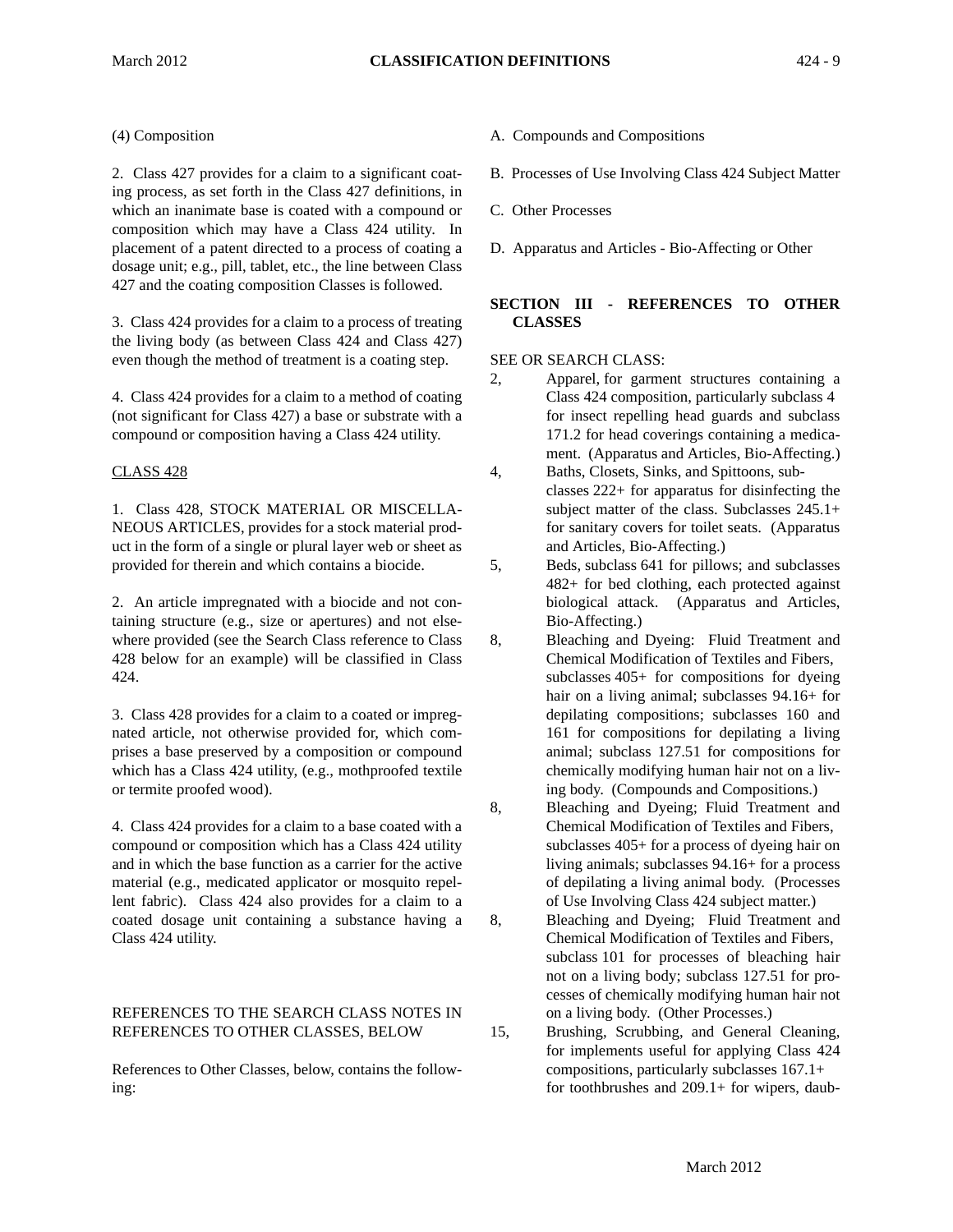(4) Composition

2. Class 427 provides for a claim to a significant coating process, as set forth in the Class 427 definitions, in which an inanimate base is coated with a compound or composition which may have a Class 424 utility. In placement of a patent directed to a process of coating a dosage unit; e.g., pill, tablet, etc., the line between Class 427 and the coating composition Classes is followed.

3. Class 424 provides for a claim to a process of treating the living body (as between Class 424 and Class 427) even though the method of treatment is a coating step.

4. Class 424 provides for a claim to a method of coating (not significant for Class 427) a base or substrate with a compound or composition having a Class 424 utility.

CLASS 428

1. Class 428, STOCK MATERIAL OR MISCELLANEOUS ARTICLES, provides for a stock material product in the form of a single or plural layer web or sheet as provided for therein and which contains a biocide.

2. An article impregnated with a biocide and not containing structure (e.g., size or apertures) and not elsewhere provided (see the Search Class reference to Class 428 below for an example) will be classified in Class 424.

3. Class 428 provides for a claim to a coated or impregnated article, not otherwise provided for, which comprises a base preserved by a composition or compound which has a Class 424 utility, (e.g., mothproofed textile or termite proofed wood).

4. Class 424 provides for a claim to a base coated with a compound or composition which has a Class 424 utility and in which the base function as a carrier for the active material (e.g., medicated applicator or mosquito repellent fabric). Class 424 also provides for a claim to a coated dosage unit containing a substance having a Class 424 utility.

REFERENCES TO THE SEARCH CLASS NOTES IN REFERENCES TO OTHER CLASSES, BELOW

References to Other Classes, below, contains the following:

A. Compounds and Compositions

B. Processes of Use Involving Class 424 Subject Matter

C. Other Processes

D. Apparatus and Articles - Bio-Affecting or Other

## SECTION III - REFERENCES TO OTHER CLASSES

SEE OR SEARCH CLASS:

2, Apparel, for garment structures containing a Class 424 composition, particularly subclass 4 for insect repelling head guards and subclass 171.2 for head coverings containing a medicament. (Apparatus and Articles, Bio-Affecting.)

4, Baths, Closets, Sinks, and Spittoons, subclasses 222+ for apparatus for disinfecting the subject matter of the class. Subclasses 245.1+ for sanitary covers for toilet seats. (Apparatus and Articles, Bio-Affecting.)

5, Beds, subclass 641 for pillows; and subclasses 482+ for bed clothing, each protected against biological attack. (Apparatus and Articles, Bio-Affecting.)

8, Bleaching and Dyeing: Fluid Treatment and Chemical Modification of Textiles and Fibers, subclasses 405+ for compositions for dyeing hair on a living animal; subclasses 94.16+ for depilating compositions; subclasses 160 and 161 for compositions for depilating a living animal; subclass 127.51 for compositions for chemically modifying human hair not on a living body. (Compounds and Compositions.)

8, Bleaching and Dyeing; Fluid Treatment and Chemical Modification of Textiles and Fibers, subclasses 405+ for a process of dyeing hair on living animals; subclasses 94.16+ for a process of depilating a living animal body. (Processes of Use Involving Class 424 subject matter.)

8, Bleaching and Dyeing; Fluid Treatment and Chemical Modification of Textiles and Fibers, subclass 101 for processes of bleaching hair not on a living body; subclass 127.51 for processes of chemically modifying human hair not on a living body. (Other Processes.)

15, Brushing, Scrubbing, and General Cleaning, for implements useful for applying Class 424 compositions, particularly subclasses 167.1+ for toothbrushes and 209.1+ for wipers, daub-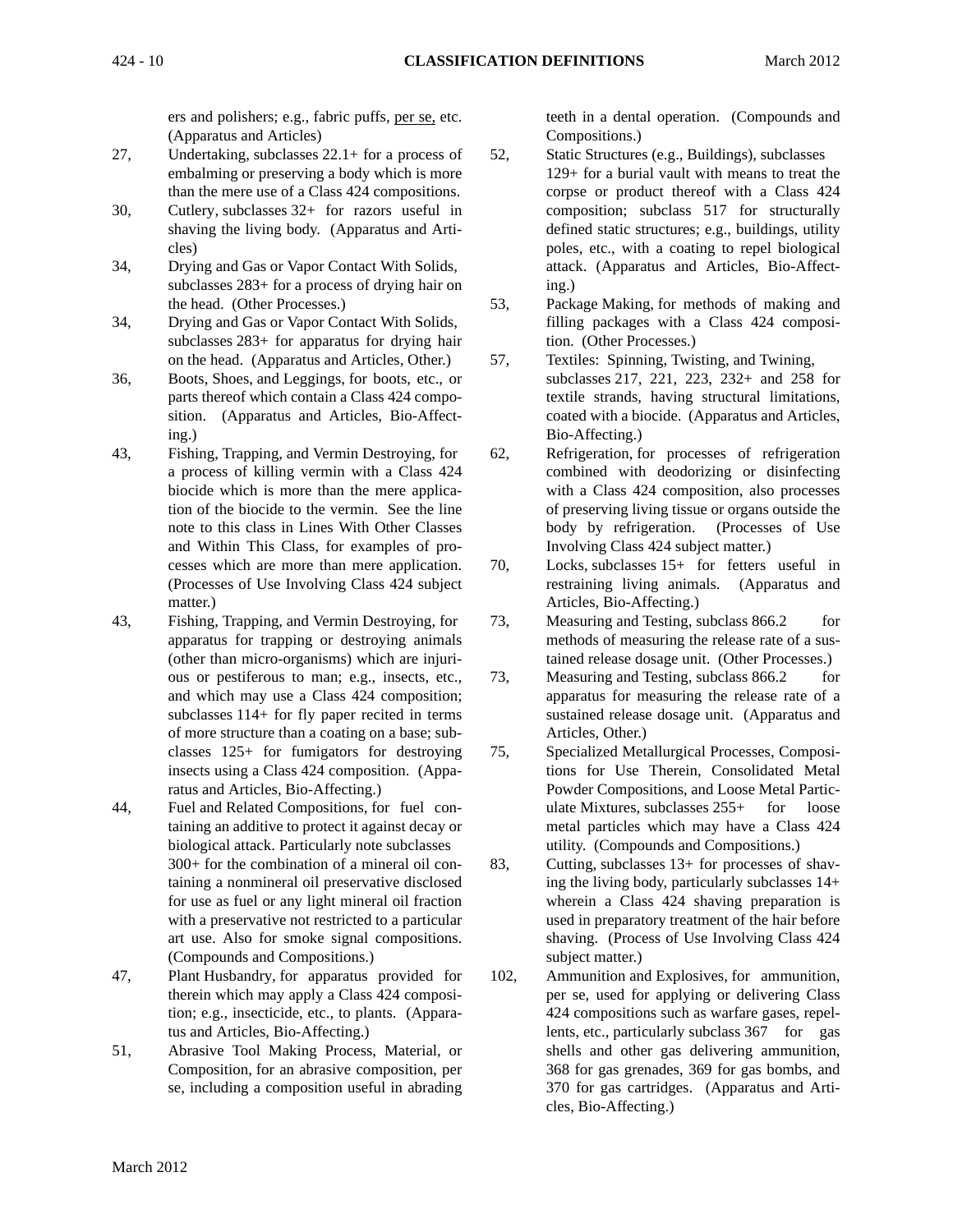ers and polishers; e.g., fabric puffs, per se, etc. (Apparatus and Articles)

27, Undertaking, subclasses 22.1+ for a process of embalming or preserving a body which is more than the mere use of a Class 424 compositions.

30, Cutlery, subclasses 32+ for razors useful in shaving the living body. (Apparatus and Articles)

34, Drying and Gas or Vapor Contact With Solids, subclasses 283+ for a process of drying hair on the head. (Other Processes.)

34, Drying and Gas or Vapor Contact With Solids, subclasses 283+ for apparatus for drying hair on the head. (Apparatus and Articles, Other.)

36, Boots, Shoes, and Leggings, for boots, etc., or parts thereof which contain a Class 424 composition. (Apparatus and Articles, Bio-Affecting.)

43, Fishing, Trapping, and Vermin Destroying, for a process of killing vermin with a Class 424 biocide which is more than the mere application of the biocide to the vermin. See the line note to this class in Lines With Other Classes and Within This Class, for examples of processes which are more than mere application. (Processes of Use Involving Class 424 subject matter.)

43, Fishing, Trapping, and Vermin Destroying, for apparatus for trapping or destroying animals (other than micro-organisms) which are injurious or pestiferous to man; e.g., insects, etc., and which may use a Class 424 composition; subclasses 114+ for fly paper recited in terms of more structure than a coating on a base; subclasses 125+ for fumigators for destroying insects using a Class 424 composition. (Apparatus and Articles, Bio-Affecting.)

44, Fuel and Related Compositions, for fuel containing an additive to protect it against decay or biological attack. Particularly note subclasses 300+ for the combination of a mineral oil containing a nonmineral oil preservative disclosed for use as fuel or any light mineral oil fraction with a preservative not restricted to a particular art use. Also for smoke signal compositions. (Compounds and Compositions.)

47, Plant Husbandry, for apparatus provided for therein which may apply a Class 424 composition; e.g., insecticide, etc., to plants. (Apparatus and Articles, Bio-Affecting.)

51, Abrasive Tool Making Process, Material, or Composition, for an abrasive composition, per se, including a composition useful in abrading teeth in a dental operation. (Compounds and Compositions.)

52, Static Structures (e.g., Buildings), subclasses 129+ for a burial vault with means to treat the corpse or product thereof with a Class 424 composition; subclass 517 for structurally defined static structures; e.g., buildings, utility poles, etc., with a coating to repel biological attack. (Apparatus and Articles, Bio-Affecting.)

53, Package Making, for methods of making and filling packages with a Class 424 composition. (Other Processes.)

57, Textiles: Spinning, Twisting, and Twining, subclasses 217, 221, 223, 232+ and 258 for textile strands, having structural limitations, coated with a biocide. (Apparatus and Articles, Bio-Affecting.)

62, Refrigeration, for processes of refrigeration combined with deodorizing or disinfecting with a Class 424 composition, also processes of preserving living tissue or organs outside the body by refrigeration. (Processes of Use Involving Class 424 subject matter.)

70, Locks, subclasses 15+ for fetters useful in restraining living animals. (Apparatus and Articles, Bio-Affecting.)

73, Measuring and Testing, subclass 866.2 for methods of measuring the release rate of a sustained release dosage unit. (Other Processes.)

73, Measuring and Testing, subclass 866.2 for apparatus for measuring the release rate of a sustained release dosage unit. (Apparatus and Articles, Other.)

75, Specialized Metallurgical Processes, Compositions for Use Therein, Consolidated Metal Powder Compositions, and Loose Metal Particulate Mixtures, subclasses 255+ for loose metal particles which may have a Class 424 utility. (Compounds and Compositions.)

83, Cutting, subclasses 13+ for processes of shaving the living body, particularly subclasses 14+ wherein a Class 424 shaving preparation is used in preparatory treatment of the hair before shaving. (Process of Use Involving Class 424 subject matter.)

102, Ammunition and Explosives, for ammunition, per se, used for applying or delivering Class 424 compositions such as warfare gases, repellents, etc., particularly subclass 367 for gas shells and other gas delivering ammunition, 368 for gas grenades, 369 for gas bombs, and 370 for gas cartridges. (Apparatus and Articles, Bio-Affecting.)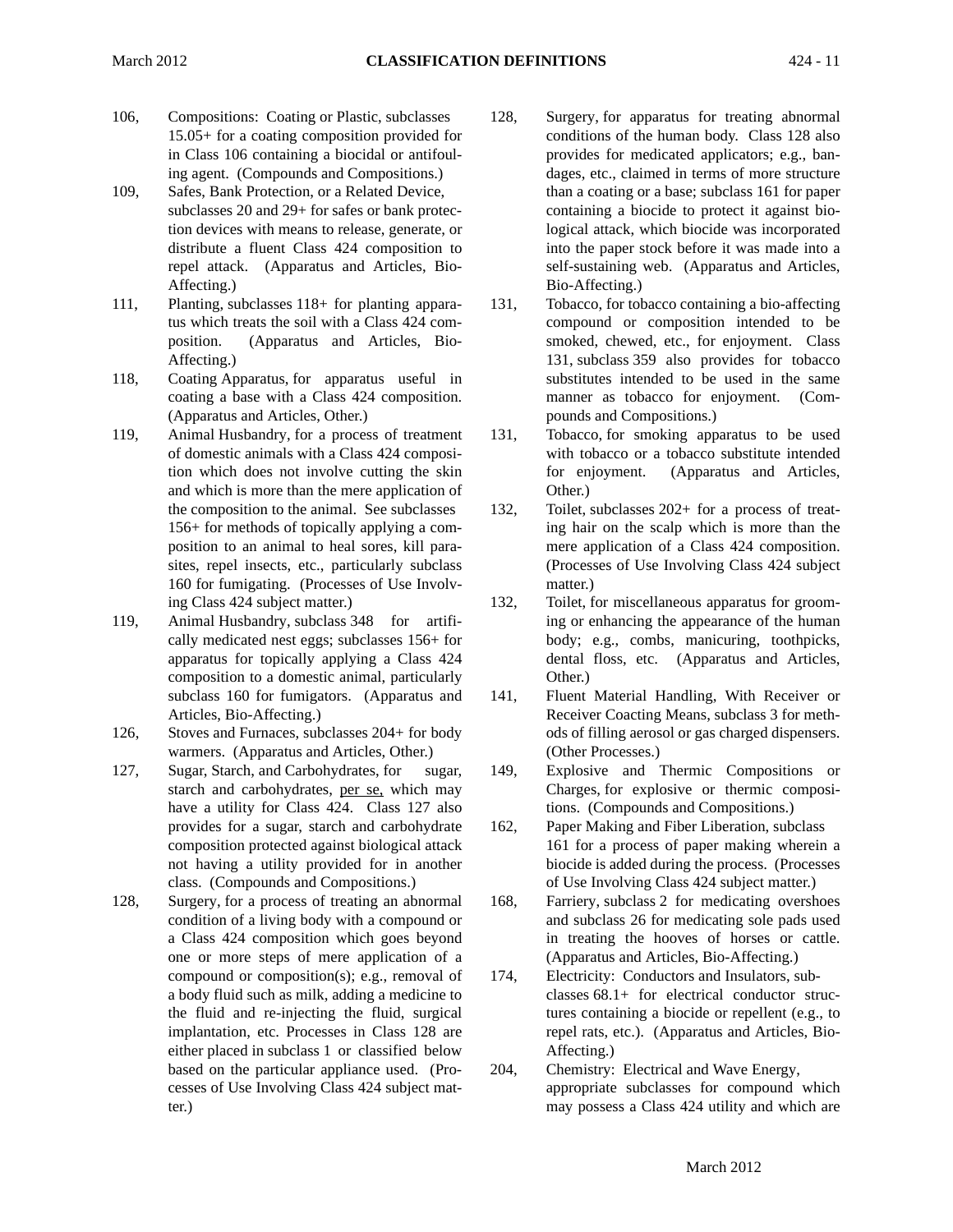106, Compositions: Coating or Plastic, subclasses 15.05+ for a coating composition provided for in Class 106 containing a biocidal or antifouling agent. (Compounds and Compositions.)

109, Safes, Bank Protection, or a Related Device, subclasses 20 and 29+ for safes or bank protection devices with means to release, generate, or distribute a fluent Class 424 composition to repel attack. (Apparatus and Articles, Bio-Affecting.)

111, Planting, subclasses 118+ for planting apparatus which treats the soil with a Class 424 composition. (Apparatus and Articles, Bio-Affecting.)

118, Coating Apparatus, for apparatus useful in coating a base with a Class 424 composition. (Apparatus and Articles, Other.)

119, Animal Husbandry, for a process of treatment of domestic animals with a Class 424 composition which does not involve cutting the skin and which is more than the mere application of the composition to the animal. See subclasses 156+ for methods of topically applying a composition to an animal to heal sores, kill parasites, repel insects, etc., particularly subclass 160 for fumigating. (Processes of Use Involving Class 424 subject matter.)

119, Animal Husbandry, subclass 348 for artifically medicated nest eggs; subclasses 156+ for apparatus for topically applying a Class 424 composition to a domestic animal, particularly subclass 160 for fumigators. (Apparatus and Articles, Bio-Affecting.)

126, Stoves and Furnaces, subclasses 204+ for body warmers. (Apparatus and Articles, Other.)

127, Sugar, Starch, and Carbohydrates, for sugar, starch and carbohydrates, <u>per se,</u> which may have a utility for Class 424. Class 127 also provides for a sugar, starch and carbohydrate composition protected against biological attack not having a utility provided for in another class. (Compounds and Compositions.)

128, Surgery, for a process of treating an abnormal condition of a living body with a compound or a Class 424 composition which goes beyond one or more steps of mere application of a compound or composition(s); e.g., removal of a body fluid such as milk, adding a medicine to the fluid and re-injecting the fluid, surgical implantation, etc. Processes in Class 128 are either placed in subclass 1 or classified below based on the particular appliance used. (Processes of Use Involving Class 424 subject matter.)

128, Surgery, for apparatus for treating abnormal conditions of the human body. Class 128 also provides for medicated applicators; e.g., bandages, etc., claimed in terms of more structure than a coating or a base; subclass 161 for paper containing a biocide to protect it against biological attack, which biocide was incorporated into the paper stock before it was made into a self-sustaining web. (Apparatus and Articles, Bio-Affecting.)

131, Tobacco, for tobacco containing a bio-affecting compound or composition intended to be smoked, chewed, etc., for enjoyment. Class 131, subclass 359 also provides for tobacco substitutes intended to be used in the same manner as tobacco for enjoyment. (Compounds and Compositions.)

131, Tobacco, for smoking apparatus to be used with tobacco or a tobacco substitute intended for enjoyment. (Apparatus and Articles, Other.)

132, Toilet, subclasses 202+ for a process of treating hair on the scalp which is more than the mere application of a Class 424 composition. (Processes of Use Involving Class 424 subject matter.)

132, Toilet, for miscellaneous apparatus for grooming or enhancing the appearance of the human body; e.g., combs, manicuring, toothpicks, dental floss, etc. (Apparatus and Articles, Other.)

141, Fluent Material Handling, With Receiver or Receiver Coacting Means, subclass 3 for methods of filling aerosol or gas charged dispensers. (Other Processes.)

149, Explosive and Thermic Compositions or Charges, for explosive or thermic compositions. (Compounds and Compositions.)

162, Paper Making and Fiber Liberation, subclass 161 for a process of paper making wherein a biocide is added during the process. (Processes of Use Involving Class 424 subject matter.)

168, Farriery, subclass 2 for medicating overshoes and subclass 26 for medicating sole pads used in treating the hooves of horses or cattle. (Apparatus and Articles, Bio-Affecting.)

174, Electricity: Conductors and Insulators, subclasses 68.1+ for electrical conductor structures containing a biocide or repellent (e.g., to repel rats, etc.). (Apparatus and Articles, Bio-Affecting.)

204, Chemistry: Electrical and Wave Energy, appropriate subclasses for compound which may possess a Class 424 utility and which are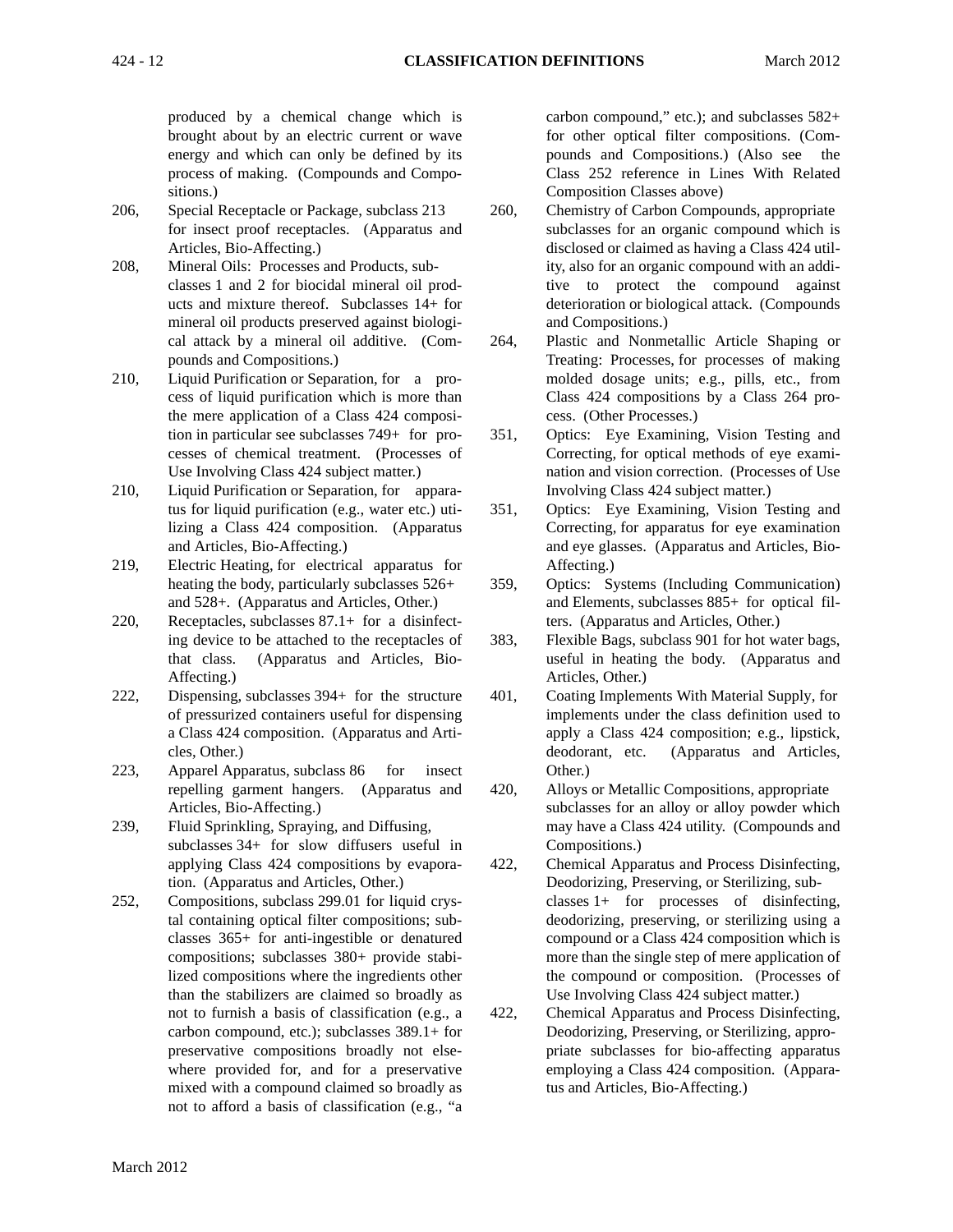produced by a chemical change which is brought about by an electric current or wave energy and which can only be defined by its process of making. (Compounds and Compositions.)

206, Special Receptacle or Package, subclass 213 for insect proof receptacles. (Apparatus and Articles, Bio-Affecting.)

208, Mineral Oils: Processes and Products, subclasses 1 and 2 for biocidal mineral oil products and mixture thereof. Subclasses 14+ for mineral oil products preserved against biological attack by a mineral oil additive. (Compounds and Compositions.)

210, Liquid Purification or Separation, for a process of liquid purification which is more than the mere application of a Class 424 composition in particular see subclasses 749+ for processes of chemical treatment. (Processes of Use Involving Class 424 subject matter.)

210, Liquid Purification or Separation, for apparatus for liquid purification (e.g., water etc.) utilizing a Class 424 composition. (Apparatus and Articles, Bio-Affecting.)

219, Electric Heating, for electrical apparatus for heating the body, particularly subclasses 526+ and 528+. (Apparatus and Articles, Other.)

220, Receptacles, subclasses 87.1+ for a disinfecting device to be attached to the receptacles of that class. (Apparatus and Articles, Bio-Affecting.)

222, Dispensing, subclasses 394+ for the structure of pressurized containers useful for dispensing a Class 424 composition. (Apparatus and Articles, Other.)

223, Apparel Apparatus, subclass 86 for insect repelling garment hangers. (Apparatus and Articles, Bio-Affecting.)

239, Fluid Sprinkling, Spraying, and Diffusing, subclasses 34+ for slow diffusers useful in applying Class 424 compositions by evaporation. (Apparatus and Articles, Other.)

252, Compositions, subclass 299.01 for liquid crystal containing optical filter compositions; subclasses 365+ for anti-ingestible or denatured compositions; subclasses 380+ provide stabilized compositions where the ingredients other than the stabilizers are claimed so broadly as not to furnish a basis of classification (e.g., a carbon compound, etc.); subclasses 389.1+ for preservative compositions broadly not elsewhere provided for, and for a preservative mixed with a compound claimed so broadly as not to afford a basis of classification (e.g., "a carbon compound," etc.); and subclasses 582+ for other optical filter compositions. (Compounds and Compositions.) (Also see the Class 252 reference in Lines With Related Composition Classes above)

260, Chemistry of Carbon Compounds, appropriate subclasses for an organic compound which is disclosed or claimed as having a Class 424 utility, also for an organic compound with an additive to protect the compound against deterioration or biological attack. (Compounds and Compositions.)

264, Plastic and Nonmetallic Article Shaping or Treating: Processes, for processes of making molded dosage units; e.g., pills, etc., from Class 424 compositions by a Class 264 process. (Other Processes.)

351, Optics: Eye Examining, Vision Testing and Correcting, for optical methods of eye examination and vision correction. (Processes of Use Involving Class 424 subject matter.)

351, Optics: Eye Examining, Vision Testing and Correcting, for apparatus for eye examination and eye glasses. (Apparatus and Articles, Bio-Affecting.)

359, Optics: Systems (Including Communication) and Elements, subclasses 885+ for optical filters. (Apparatus and Articles, Other.)

383, Flexible Bags, subclass 901 for hot water bags, useful in heating the body. (Apparatus and Articles, Other.)

401, Coating Implements With Material Supply, for implements under the class definition used to apply a Class 424 composition; e.g., lipstick, deodorant, etc. (Apparatus and Articles, Other.)

420, Alloys or Metallic Compositions, appropriate subclasses for an alloy or alloy powder which may have a Class 424 utility. (Compounds and Compositions.)

422, Chemical Apparatus and Process Disinfecting, Deodorizing, Preserving, or Sterilizing, subclasses 1+ for processes of disinfecting, deodorizing, preserving, or sterilizing using a compound or a Class 424 composition which is more than the single step of mere application of the compound or composition. (Processes of Use Involving Class 424 subject matter.)

422, Chemical Apparatus and Process Disinfecting, Deodorizing, Preserving, or Sterilizing, appropriate subclasses for bio-affecting apparatus employing a Class 424 composition. (Apparatus and Articles, Bio-Affecting.)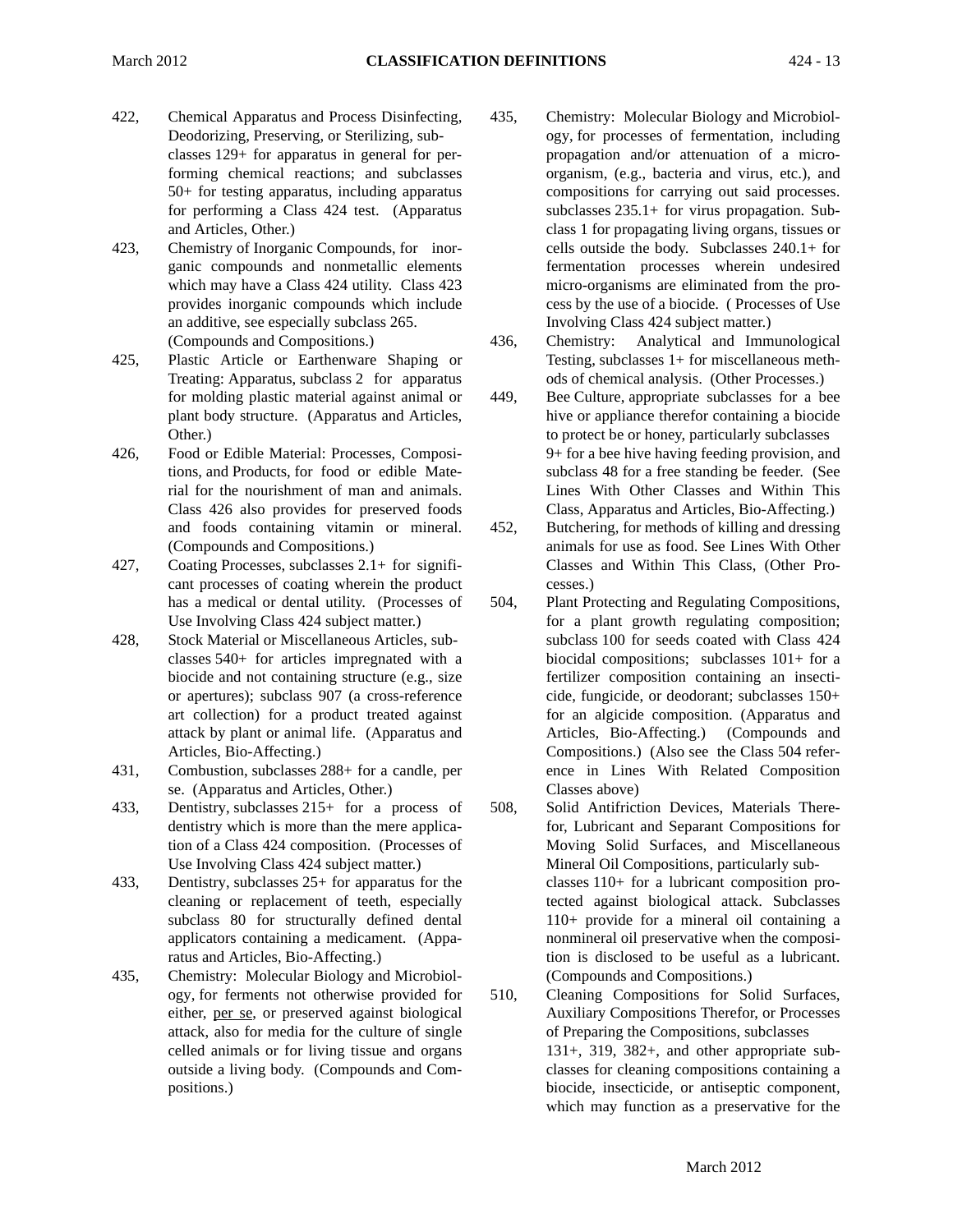422, Chemical Apparatus and Process Disinfecting, Deodorizing, Preserving, or Sterilizing, subclasses 129+ for apparatus in general for performing chemical reactions; and subclasses 50+ for testing apparatus, including apparatus for performing a Class 424 test. (Apparatus and Articles, Other.)

423, Chemistry of Inorganic Compounds, for inorganic compounds and nonmetallic elements which may have a Class 424 utility. Class 423 provides inorganic compounds which include an additive, see especially subclass 265. (Compounds and Compositions.)

425, Plastic Article or Earthenware Shaping or Treating: Apparatus, subclass 2 for apparatus for molding plastic material against animal or plant body structure. (Apparatus and Articles, Other.)

426, Food or Edible Material: Processes, Compositions, and Products, for food or edible Material for the nourishment of man and animals. Class 426 also provides for preserved foods and foods containing vitamin or mineral. (Compounds and Compositions.)

427, Coating Processes, subclasses 2.1+ for significant processes of coating wherein the product has a medical or dental utility. (Processes of Use Involving Class 424 subject matter.)

428, Stock Material or Miscellaneous Articles, subclasses 540+ for articles impregnated with a biocide and not containing structure (e.g., size or apertures); subclass 907 (a cross-reference art collection) for a product treated against attack by plant or animal life. (Apparatus and Articles, Bio-Affecting.)

431, Combustion, subclasses 288+ for a candle, per se. (Apparatus and Articles, Other.)

433, Dentistry, subclasses 215+ for a process of dentistry which is more than the mere application of a Class 424 composition. (Processes of Use Involving Class 424 subject matter.)

433, Dentistry, subclasses 25+ for apparatus for the cleaning or replacement of teeth, especially subclass 80 for structurally defined dental applicators containing a medicament. (Apparatus and Articles, Bio-Affecting.)

435, Chemistry: Molecular Biology and Microbiology, for ferments not otherwise provided for either, per se, or preserved against biological attack, also for media for the culture of single celled animals or for living tissue and organs outside a living body. (Compounds and Compositions.)

435, Chemistry: Molecular Biology and Microbiology, for processes of fermentation, including propagation and/or attenuation of a microorganism, (e.g., bacteria and virus, etc.), and compositions for carrying out said processes. subclasses 235.1+ for virus propagation. Subclass 1 for propagating living organs, tissues or cells outside the body. Subclasses 240.1+ for fermentation processes wherein undesired micro-organisms are eliminated from the process by the use of a biocide. ( Processes of Use Involving Class 424 subject matter.)

436, Chemistry: Analytical and Immunological Testing, subclasses 1+ for miscellaneous methods of chemical analysis. (Other Processes.)

449, Bee Culture, appropriate subclasses for a bee hive or appliance therefor containing a biocide to protect be or honey, particularly subclasses 9+ for a bee hive having feeding provision, and subclass 48 for a free standing be feeder. (See Lines With Other Classes and Within This Class, Apparatus and Articles, Bio-Affecting.)

452, Butchering, for methods of killing and dressing animals for use as food. See Lines With Other Classes and Within This Class, (Other Processes.)

504, Plant Protecting and Regulating Compositions, for a plant growth regulating composition; subclass 100 for seeds coated with Class 424 biocidal compositions; subclasses 101+ for a fertilizer composition containing an insecticide, fungicide, or deodorant; subclasses 150+ for an algicide composition. (Apparatus and Articles, Bio-Affecting.) (Compounds and Compositions.) (Also see the Class 504 reference in Lines With Related Composition Classes above)

508, Solid Antifriction Devices, Materials Therefor, Lubricant and Separant Compositions for Moving Solid Surfaces, and Miscellaneous Mineral Oil Compositions, particularly subclasses 110+ for a lubricant composition protected against biological attack. Subclasses 110+ provide for a mineral oil containing a nonmineral oil preservative when the composition is disclosed to be useful as a lubricant. (Compounds and Compositions.)

510, Cleaning Compositions for Solid Surfaces, Auxiliary Compositions Therefor, or Processes of Preparing the Compositions, subclasses 131+, 319, 382+, and other appropriate subclasses for cleaning compositions containing a biocide, insecticide, or antiseptic component, which may function as a preservative for the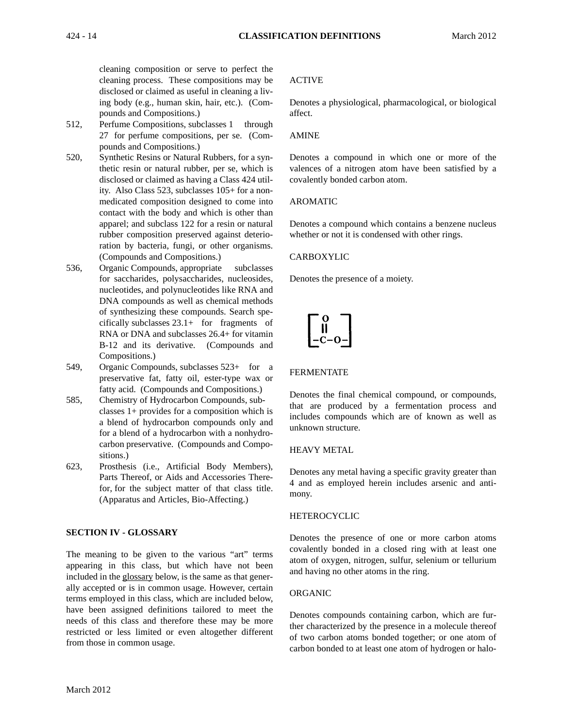cleaning composition or serve to perfect the cleaning process. These compositions may be disclosed or claimed as useful in cleaning a living body (e.g., human skin, hair, etc.). (Compounds and Compositions.)

512, Perfume Compositions, subclasses 1 through 27 for perfume compositions, per se. (Compounds and Compositions.)

520, Synthetic Resins or Natural Rubbers, for a synthetic resin or natural rubber, per se, which is disclosed or claimed as having a Class 424 utility. Also Class 523, subclasses 105+ for a nonmedicated composition designed to come into contact with the body and which is other than apparel; and subclass 122 for a resin or natural rubber composition preserved against deterioration by bacteria, fungi, or other organisms. (Compounds and Compositions.)

536, Organic Compounds, appropriate subclasses for saccharides, polysaccharides, nucleosides, nucleotides, and polynucleotides like RNA and DNA compounds as well as chemical methods of synthesizing these compounds. Search specifically subclasses 23.1+ for fragments of RNA or DNA and subclasses 26.4+ for vitamin B-12 and its derivative. (Compounds and Compositions.)

549, Organic Compounds, subclasses 523+ for a preservative fat, fatty oil, ester-type wax or fatty acid. (Compounds and Compositions.)

585, Chemistry of Hydrocarbon Compounds, subclasses 1+ provides for a composition which is a blend of hydrocarbon compounds only and for a blend of a hydrocarbon with a nonhydrocarbon preservative. (Compounds and Compositions.)

623, Prosthesis (i.e., Artificial Body Members), Parts Thereof, or Aids and Accessories Therefor, for the subject matter of that class title. (Apparatus and Articles, Bio-Affecting.)

## SECTION IV - GLOSSARY

The meaning to be given to the various "art" terms appearing in this class, but which have not been included in the glossary below, is the same as that generally accepted or is in common usage. However, certain terms employed in this class, which are included below, have been assigned definitions tailored to meet the needs of this class and therefore these may be more restricted or less limited or even altogether different from those in common usage.

ACTIVE

Denotes a physiological, pharmacological, or biological affect.

AMINE

Denotes a compound in which one or more of the valences of a nitrogen atom have been satisfied by a covalently bonded carbon atom.

AROMATIC

Denotes a compound which contains a benzene nucleus whether or not it is condensed with other rings.

CARBOXYLIC

Denotes the presence of a moiety.

$$\left[\begin{array}{c} \mathrm{O} \\ \| \\ -\mathrm{C}-\mathrm{O}- \end{array}\right]$$

FERMENTATE

Denotes the final chemical compound, or compounds, that are produced by a fermentation process and includes compounds which are of known as well as unknown structure.

HEAVY METAL

Denotes any metal having a specific gravity greater than 4 and as employed herein includes arsenic and antimony.

HETEROCYCLIC

Denotes the presence of one or more carbon atoms covalently bonded in a closed ring with at least one atom of oxygen, nitrogen, sulfur, selenium or tellurium and having no other atoms in the ring.

ORGANIC

Denotes compounds containing carbon, which are further characterized by the presence in a molecule thereof of two carbon atoms bonded together; or one atom of carbon bonded to at least one atom of hydrogen or halo-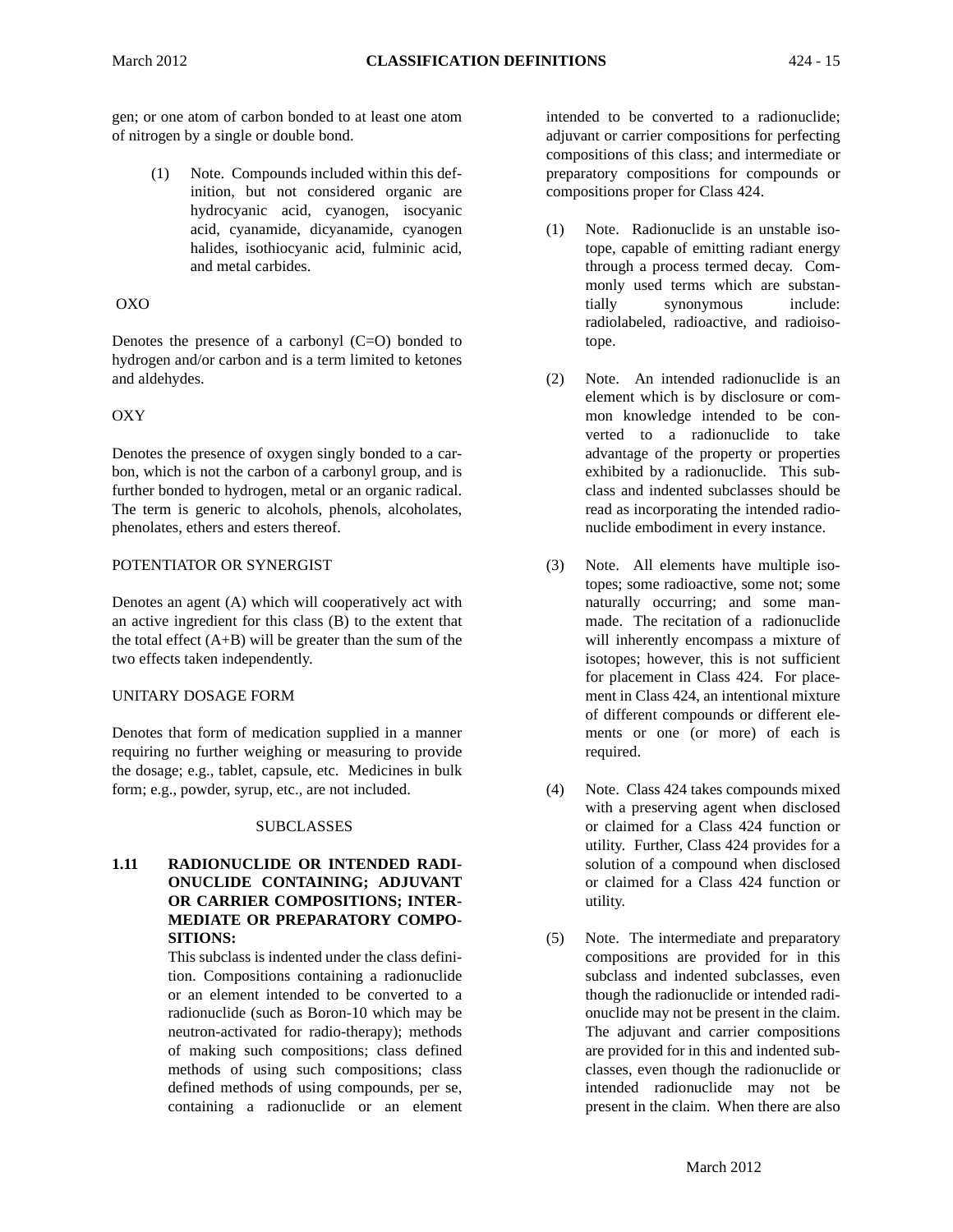gen; or one atom of carbon bonded to at least one atom of nitrogen by a single or double bond.

(1) Note. Compounds included within this definition, but not considered organic are hydrocyanic acid, cyanogen, isocyanic acid, cyanamide, dicyanamide, cyanogen halides, isothiocyanic acid, fulminic acid, and metal carbides.

OXO

Denotes the presence of a carbonyl (C=O) bonded to hydrogen and/or carbon and is a term limited to ketones and aldehydes.

OXY

Denotes the presence of oxygen singly bonded to a carbon, which is not the carbon of a carbonyl group, and is further bonded to hydrogen, metal or an organic radical. The term is generic to alcohols, phenols, alcoholates, phenolates, ethers and esters thereof.

POTENTIATOR OR SYNERGIST

Denotes an agent (A) which will cooperatively act with an active ingredient for this class (B) to the extent that the total effect (A+B) will be greater than the sum of the two effects taken independently.

UNITARY DOSAGE FORM

Denotes that form of medication supplied in a manner requiring no further weighing or measuring to provide the dosage; e.g., tablet, capsule, etc. Medicines in bulk form; e.g., powder, syrup, etc., are not included.

SUBCLASSES

**1.11 RADIONUCLIDE OR INTENDED RADIONUCLIDE CONTAINING; ADJUVANT OR CARRIER COMPOSITIONS; INTERMEDIATE OR PREPARATORY COMPOSITIONS:**

This subclass is indented under the class definition. Compositions containing a radionuclide or an element intended to be converted to a radionuclide (such as Boron-10 which may be neutron-activated for radio-therapy); methods of making such compositions; class defined methods of using such compositions; class defined methods of using compounds, per se, containing a radionuclide or an element intended to be converted to a radionuclide; adjuvant or carrier compositions for perfecting compositions of this class; and intermediate or preparatory compositions for compounds or compositions proper for Class 424.

(1) Note. Radionuclide is an unstable isotope, capable of emitting radiant energy through a process termed decay. Commonly used terms which are substantially synonymous include: radiolabeled, radioactive, and radioisotope.

(2) Note. An intended radionuclide is an element which is by disclosure or common knowledge intended to be converted to a radionuclide to take advantage of the property or properties exhibited by a radionuclide. This subclass and indented subclasses should be read as incorporating the intended radionuclide embodiment in every instance.

(3) Note. All elements have multiple isotopes; some radioactive, some not; some naturally occurring; and some manmade. The recitation of a radionuclide will inherently encompass a mixture of isotopes; however, this is not sufficient for placement in Class 424. For placement in Class 424, an intentional mixture of different compounds or different elements or one (or more) of each is required.

(4) Note. Class 424 takes compounds mixed with a preserving agent when disclosed or claimed for a Class 424 function or utility. Further, Class 424 provides for a solution of a compound when disclosed or claimed for a Class 424 function or utility.

(5) Note. The intermediate and preparatory compositions are provided for in this subclass and indented subclasses, even though the radionuclide or intended radionuclide may not be present in the claim. The adjuvant and carrier compositions are provided for in this and indented subclasses, even though the radionuclide or intended radionuclide may not be present in the claim. When there are also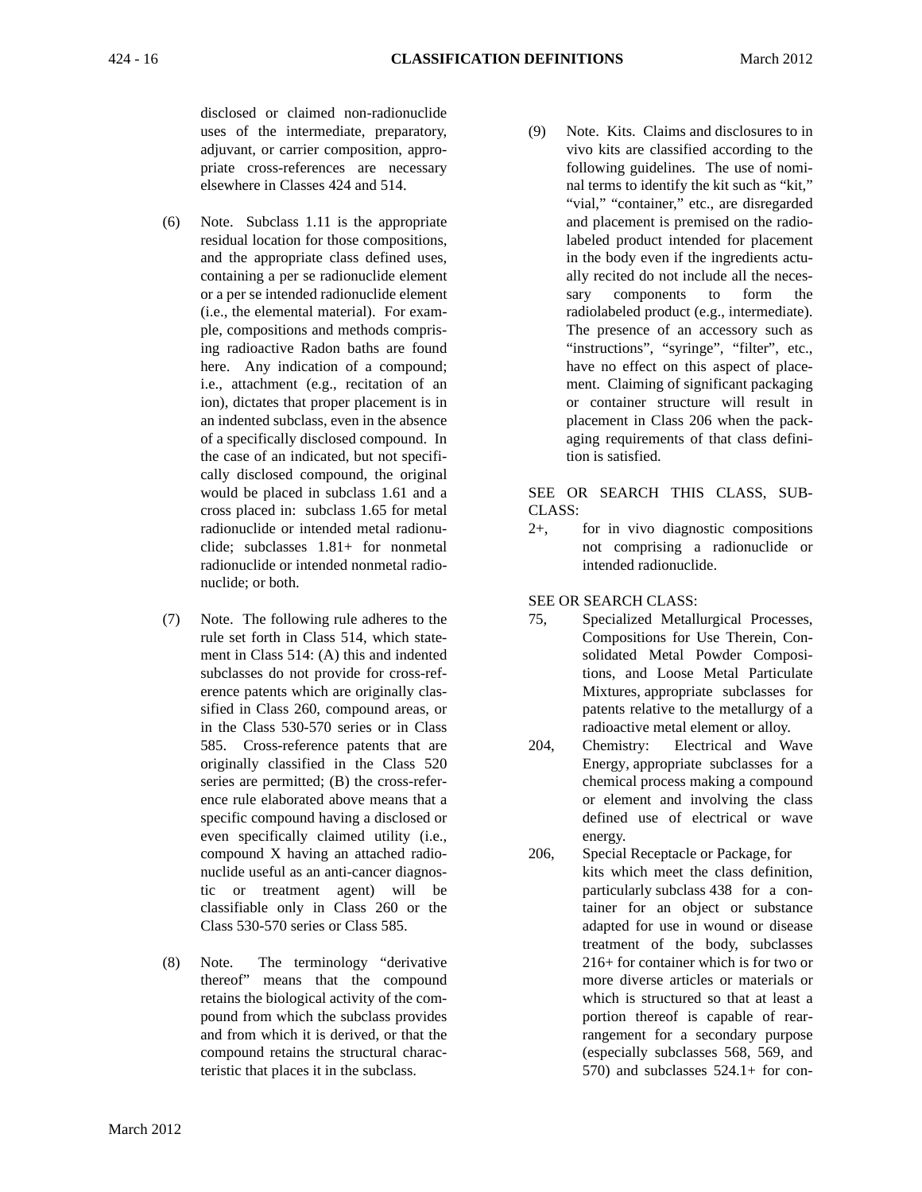disclosed or claimed non-radionuclide uses of the intermediate, preparatory, adjuvant, or carrier composition, appropriate cross-references are necessary elsewhere in Classes 424 and 514.

(6) Note. Subclass 1.11 is the appropriate residual location for those compositions, and the appropriate class defined uses, containing a per se radionuclide element or a per se intended radionuclide element (i.e., the elemental material). For example, compositions and methods comprising radioactive Radon baths are found here. Any indication of a compound; i.e., attachment (e.g., recitation of an ion), dictates that proper placement is in an indented subclass, even in the absence of a specifically disclosed compound. In the case of an indicated, but not specifically disclosed compound, the original would be placed in subclass 1.61 and a cross placed in: subclass 1.65 for metal radionuclide or intended metal radionuclide; subclasses 1.81+ for nonmetal radionuclide or intended nonmetal radionuclide; or both.

(7) Note. The following rule adheres to the rule set forth in Class 514, which statement in Class 514: (A) this and indented subclasses do not provide for cross-reference patents which are originally classified in Class 260, compound areas, or in the Class 530-570 series or in Class 585. Cross-reference patents that are originally classified in the Class 520 series are permitted; (B) the cross-reference rule elaborated above means that a specific compound having a disclosed or even specifically claimed utility (i.e., compound X having an attached radionuclide useful as an anti-cancer diagnostic or treatment agent) will be classifiable only in Class 260 or the Class 530-570 series or Class 585.

(8) Note. The terminology "derivative thereof" means that the compound retains the biological activity of the compound from which the subclass provides and from which it is derived, or that the compound retains the structural characteristic that places it in the subclass.

(9) Note. Kits. Claims and disclosures to in vivo kits are classified according to the following guidelines. The use of nominal terms to identify the kit such as "kit," "vial," "container," etc., are disregarded and placement is premised on the radiolabeled product intended for placement in the body even if the ingredients actually recited do not include all the necessary components to form the radiolabeled product (e.g., intermediate). The presence of an accessory such as "instructions", "syringe", "filter", etc., have no effect on this aspect of placement. Claiming of significant packaging or container structure will result in placement in Class 206 when the packaging requirements of that class definition is satisfied.

SEE OR SEARCH THIS CLASS, SUBCLASS:

2+, for in vivo diagnostic compositions not comprising a radionuclide or intended radionuclide.

SEE OR SEARCH CLASS:

75, Specialized Metallurgical Processes, Compositions for Use Therein, Consolidated Metal Powder Compositions, and Loose Metal Particulate Mixtures, appropriate subclasses for patents relative to the metallurgy of a radioactive metal element or alloy.

204, Chemistry: Electrical and Wave Energy, appropriate subclasses for a chemical process making a compound or element and involving the class defined use of electrical or wave energy.

206, Special Receptacle or Package, for kits which meet the class definition, particularly subclass 438 for a container for an object or substance adapted for use in wound or disease treatment of the body, subclasses 216+ for container which is for two or more diverse articles or materials or which is structured so that at least a portion thereof is capable of rearrangement for a secondary purpose (especially subclasses 568, 569, and 570) and subclasses 524.1+ for con-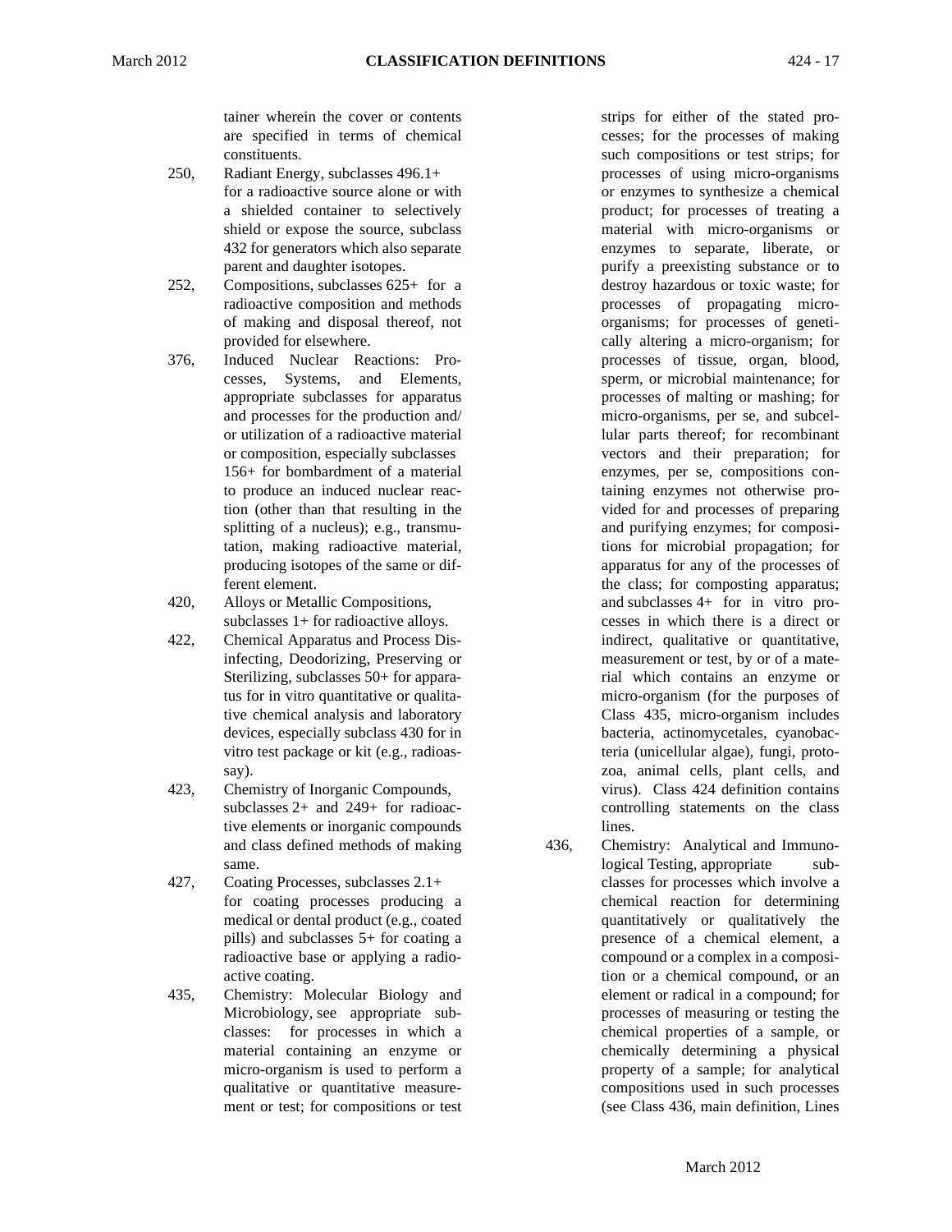tainer wherein the cover or contents are specified in terms of chemical constituents.

250, Radiant Energy, subclasses 496.1+ for a radioactive source alone or with a shielded container to selectively shield or expose the source, subclass 432 for generators which also separate parent and daughter isotopes.

252, Compositions, subclasses 625+ for a radioactive composition and methods of making and disposal thereof, not provided for elsewhere.

376, Induced Nuclear Reactions: Processes, Systems, and Elements, appropriate subclasses for apparatus and processes for the production and/ or utilization of a radioactive material or composition, especially subclasses 156+ for bombardment of a material to produce an induced nuclear reaction (other than that resulting in the splitting of a nucleus); e.g., transmutation, making radioactive material, producing isotopes of the same or different element.

420, Alloys or Metallic Compositions, subclasses 1+ for radioactive alloys.

422, Chemical Apparatus and Process Disinfecting, Deodorizing, Preserving or Sterilizing, subclasses 50+ for apparatus for in vitro quantitative or qualitative chemical analysis and laboratory devices, especially subclass 430 for in vitro test package or kit (e.g., radioassay).

423, Chemistry of Inorganic Compounds, subclasses 2+ and 249+ for radioactive elements or inorganic compounds and class defined methods of making same.

427, Coating Processes, subclasses 2.1+ for coating processes producing a medical or dental product (e.g., coated pills) and subclasses 5+ for coating a radioactive base or applying a radioactive coating.

435, Chemistry: Molecular Biology and Microbiology, see appropriate subclasses: for processes in which a material containing an enzyme or micro-organism is used to perform a qualitative or quantitative measurement or test; for compositions or test strips for either of the stated processes; for the processes of making such compositions or test strips; for processes of using micro-organisms or enzymes to synthesize a chemical product; for processes of treating a material with micro-organisms or enzymes to separate, liberate, or purify a preexisting substance or to destroy hazardous or toxic waste; for processes of propagating micro-organisms; for processes of genetically altering a micro-organism; for processes of tissue, organ, blood, sperm, or microbial maintenance; for processes of malting or mashing; for micro-organisms, per se, and subcellular parts thereof; for recombinant vectors and their preparation; for enzymes, per se, compositions containing enzymes not otherwise provided for and processes of preparing and purifying enzymes; for compositions for microbial propagation; for apparatus for any of the processes of the class; for composting apparatus; and subclasses 4+ for in vitro processes in which there is a direct or indirect, qualitative or quantitative, measurement or test, by or of a material which contains an enzyme or micro-organism (for the purposes of Class 435, micro-organism includes bacteria, actinomycetales, cyanobacteria (unicellular algae), fungi, protozoa, animal cells, plant cells, and virus). Class 424 definition contains controlling statements on the class lines.

436, Chemistry: Analytical and Immunological Testing, appropriate subclasses for processes which involve a chemical reaction for determining quantitatively or qualitatively the presence of a chemical element, a compound or a complex in a composition or a chemical compound, or an element or radical in a compound; for processes of measuring or testing the chemical properties of a sample, or chemically determining a physical property of a sample; for analytical compositions used in such processes (see Class 436, main definition, Lines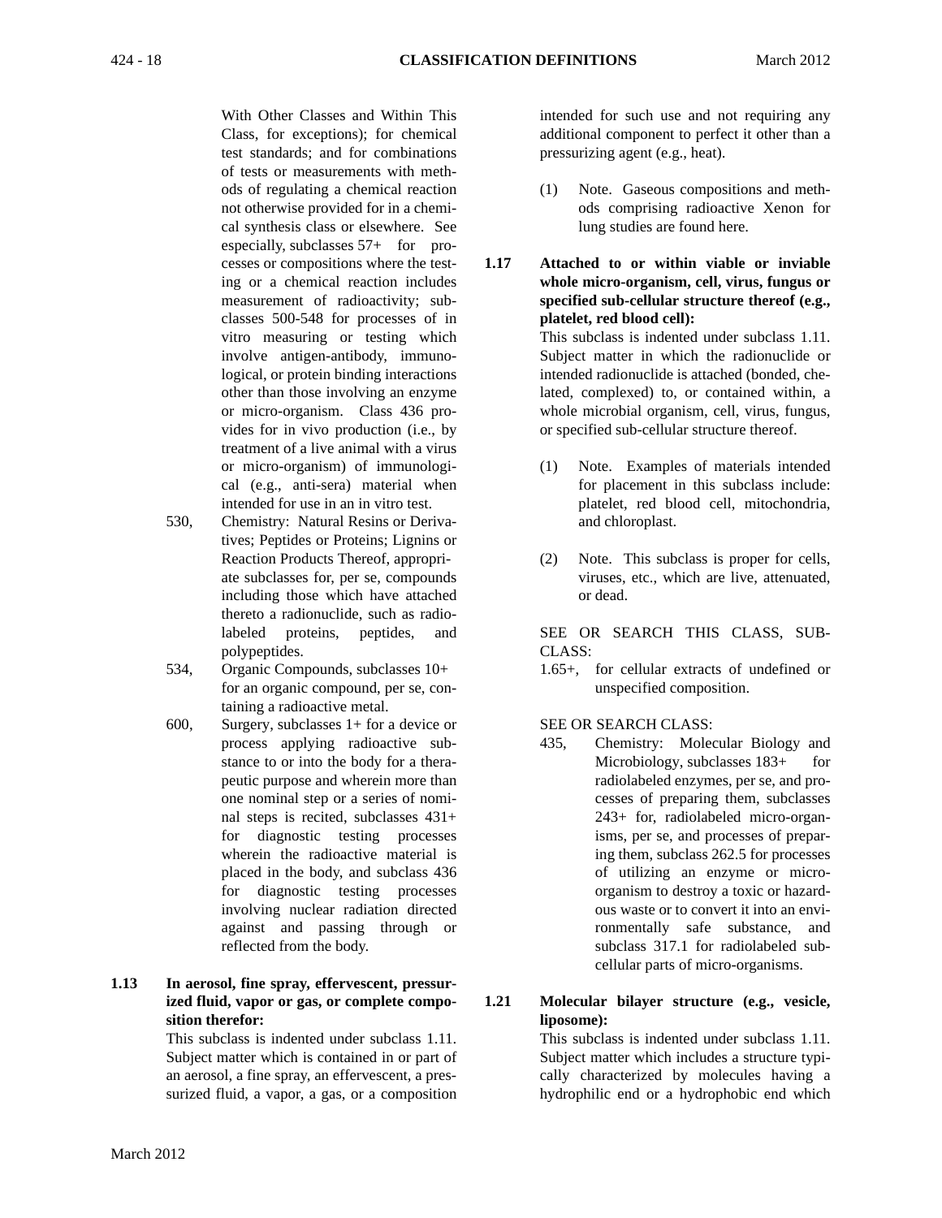With Other Classes and Within This Class, for exceptions); for chemical test standards; and for combinations of tests or measurements with methods of regulating a chemical reaction not otherwise provided for in a chemical synthesis class or elsewhere. See especially, subclasses 57+ for processes or compositions where the testing or a chemical reaction includes measurement of radioactivity; subclasses 500-548 for processes of in vitro measuring or testing which involve antigen-antibody, immunological, or protein binding interactions other than those involving an enzyme or micro-organism. Class 436 provides for in vivo production (i.e., by treatment of a live animal with a virus or micro-organism) of immunological (e.g., anti-sera) material when intended for use in an in vitro test.

530, Chemistry: Natural Resins or Derivatives; Peptides or Proteins; Lignins or Reaction Products Thereof, appropriate subclasses for, per se, compounds including those which have attached thereto a radionuclide, such as radiolabeled proteins, peptides, and polypeptides.

534, Organic Compounds, subclasses 10+ for an organic compound, per se, containing a radioactive metal.

600, Surgery, subclasses 1+ for a device or process applying radioactive substance to or into the body for a therapeutic purpose and wherein more than one nominal step or a series of nominal steps is recited, subclasses 431+ for diagnostic testing processes wherein the radioactive material is placed in the body, and subclass 436 for diagnostic testing processes involving nuclear radiation directed against and passing through or reflected from the body.

**1.13 In aerosol, fine spray, effervescent, pressurized fluid, vapor or gas, or complete composition therefor:**

This subclass is indented under subclass 1.11. Subject matter which is contained in or part of an aerosol, a fine spray, an effervescent, a pressurized fluid, a vapor, a gas, or a composition intended for such use and not requiring any additional component to perfect it other than a pressurizing agent (e.g., heat).

(1) Note. Gaseous compositions and methods comprising radioactive Xenon for lung studies are found here.

**1.17 Attached to or within viable or inviable whole micro-organism, cell, virus, fungus or specified sub-cellular structure thereof (e.g., platelet, red blood cell):**

This subclass is indented under subclass 1.11. Subject matter in which the radionuclide or intended radionuclide is attached (bonded, chelated, complexed) to, or contained within, a whole microbial organism, cell, virus, fungus, or specified sub-cellular structure thereof.

(1) Note. Examples of materials intended for placement in this subclass include: platelet, red blood cell, mitochondria, and chloroplast.

(2) Note. This subclass is proper for cells, viruses, etc., which are live, attenuated, or dead.

SEE OR SEARCH THIS CLASS, SUBCLASS:

1.65+, for cellular extracts of undefined or unspecified composition.

SEE OR SEARCH CLASS:

435, Chemistry: Molecular Biology and Microbiology, subclasses 183+ for radiolabeled enzymes, per se, and processes of preparing them, subclasses 243+ for, radiolabeled micro-organisms, per se, and processes of preparing them, subclass 262.5 for processes of utilizing an enzyme or micro-organism to destroy a toxic or hazardous waste or to convert it into an environmentally safe substance, and subclass 317.1 for radiolabeled subcellular parts of micro-organisms.

**1.21 Molecular bilayer structure (e.g., vesicle, liposome):**

This subclass is indented under subclass 1.11. Subject matter which includes a structure typically characterized by molecules having a hydrophilic end or a hydrophobic end which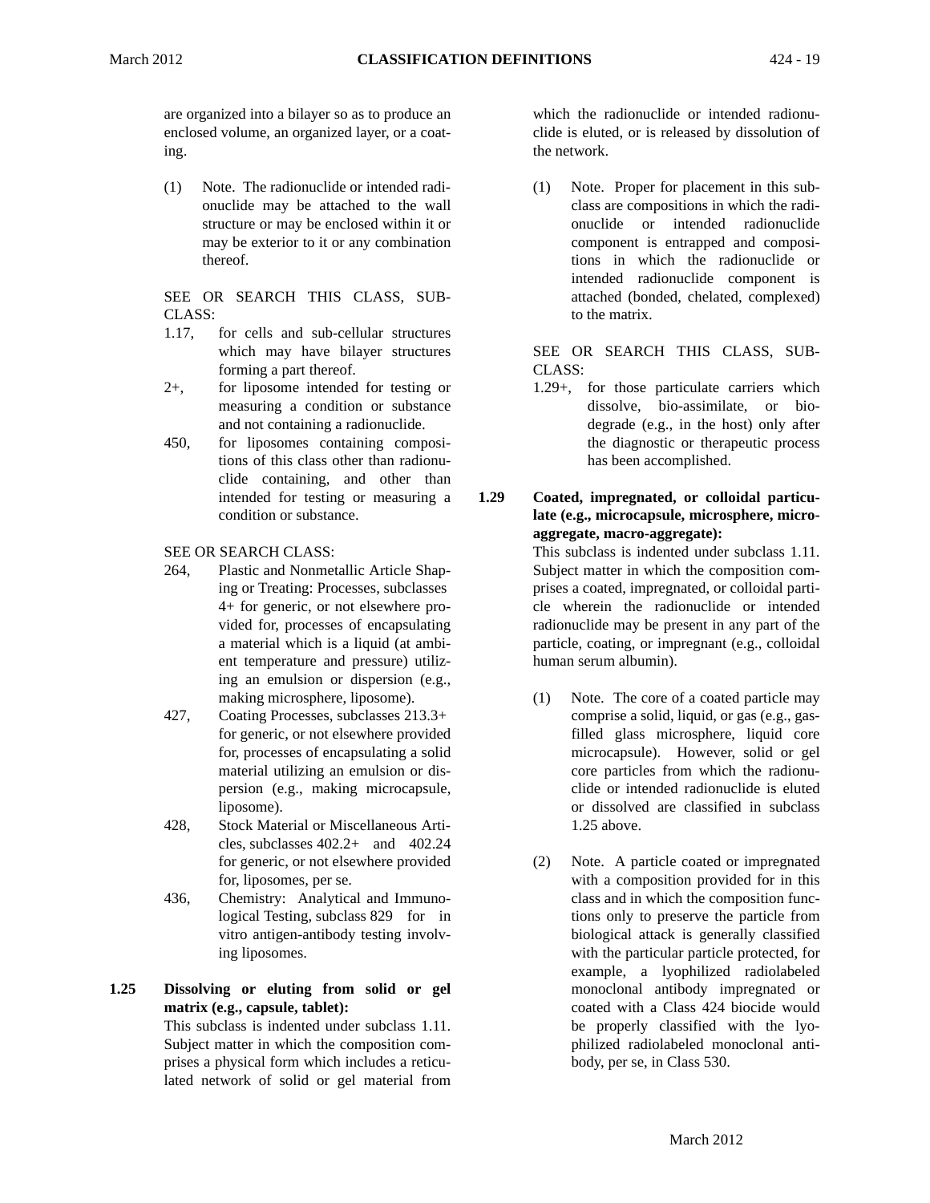are organized into a bilayer so as to produce an enclosed volume, an organized layer, or a coating.

(1) Note. The radionuclide or intended radionuclide may be attached to the wall structure or may be enclosed within it or may be exterior to it or any combination thereof.

SEE OR SEARCH THIS CLASS, SUBCLASS:

1.17, for cells and sub-cellular structures which may have bilayer structures forming a part thereof.

2+, for liposome intended for testing or measuring a condition or substance and not containing a radionuclide.

450, for liposomes containing compositions of this class other than radionuclide containing, and other than intended for testing or measuring a condition or substance.

SEE OR SEARCH CLASS:

264, Plastic and Nonmetallic Article Shaping or Treating: Processes, subclasses 4+ for generic, or not elsewhere provided for, processes of encapsulating a material which is a liquid (at ambient temperature and pressure) utilizing an emulsion or dispersion (e.g., making microsphere, liposome).

427, Coating Processes, subclasses 213.3+ for generic, or not elsewhere provided for, processes of encapsulating a solid material utilizing an emulsion or dispersion (e.g., making microcapsule, liposome).

428, Stock Material or Miscellaneous Articles, subclasses 402.2+ and 402.24 for generic, or not elsewhere provided for, liposomes, per se.

436, Chemistry: Analytical and Immunological Testing, subclass 829 for in vitro antigen-antibody testing involving liposomes.

**1.25 Dissolving or eluting from solid or gel matrix (e.g., capsule, tablet):**

This subclass is indented under subclass 1.11. Subject matter in which the composition comprises a physical form which includes a reticulated network of solid or gel material from which the radionuclide or intended radionuclide is eluted, or is released by dissolution of the network.

(1) Note. Proper for placement in this subclass are compositions in which the radionuclide or intended radionuclide component is entrapped and compositions in which the radionuclide or intended radionuclide component is attached (bonded, chelated, complexed) to the matrix.

SEE OR SEARCH THIS CLASS, SUBCLASS:

1.29+, for those particulate carriers which dissolve, bio-assimilate, or biodegrade (e.g., in the host) only after the diagnostic or therapeutic process has been accomplished.

**1.29 Coated, impregnated, or colloidal particulate (e.g., microcapsule, microsphere, microaggregate, macro-aggregate):**

This subclass is indented under subclass 1.11. Subject matter in which the composition comprises a coated, impregnated, or colloidal particle wherein the radionuclide or intended radionuclide may be present in any part of the particle, coating, or impregnant (e.g., colloidal human serum albumin).

(1) Note. The core of a coated particle may comprise a solid, liquid, or gas (e.g., gas-filled glass microsphere, liquid core microcapsule). However, solid or gel core particles from which the radionuclide or intended radionuclide is eluted or dissolved are classified in subclass 1.25 above.

(2) Note. A particle coated or impregnated with a composition provided for in this class and in which the composition functions only to preserve the particle from biological attack is generally classified with the particular particle protected, for example, a lyophilized radiolabeled monoclonal antibody impregnated or coated with a Class 424 biocide would be properly classified with the lyophilized radiolabeled monoclonal antibody, per se, in Class 530.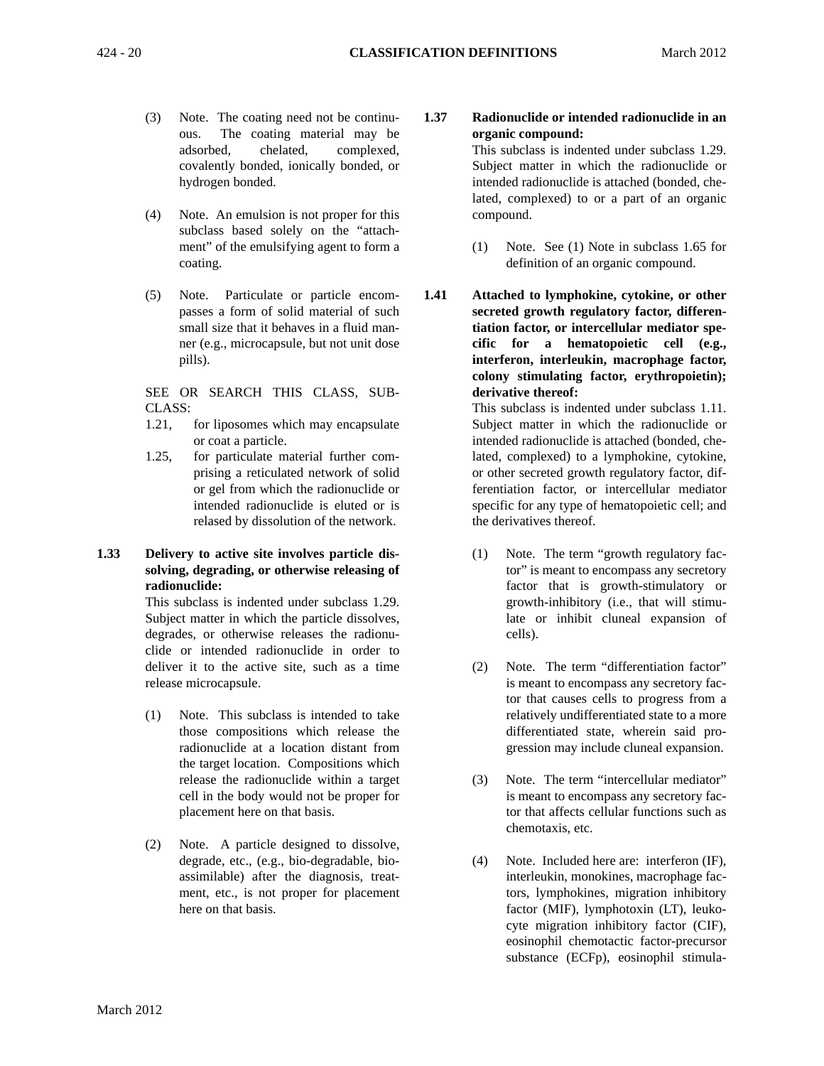(3) Note. The coating need not be continuous. The coating material may be adsorbed, chelated, complexed, covalently bonded, ionically bonded, or hydrogen bonded.

(4) Note. An emulsion is not proper for this subclass based solely on the "attachment" of the emulsifying agent to form a coating.

(5) Note. Particulate or particle encompasses a form of solid material of such small size that it behaves in a fluid manner (e.g., microcapsule, but not unit dose pills).

SEE OR SEARCH THIS CLASS, SUBCLASS:

- 1.21, for liposomes which may encapsulate or coat a particle.
- 1.25, for particulate material further comprising a reticulated network of solid or gel from which the radionuclide or intended radionuclide is eluted or is relased by dissolution of the network.

**1.33 Delivery to active site involves particle dissolving, degrading, or otherwise releasing of radionuclide:**

This subclass is indented under subclass 1.29. Subject matter in which the particle dissolves, degrades, or otherwise releases the radionuclide or intended radionuclide in order to deliver it to the active site, such as a time release microcapsule.

(1) Note. This subclass is intended to take those compositions which release the radionuclide at a location distant from the target location. Compositions which release the radionuclide within a target cell in the body would not be proper for placement here on that basis.

(2) Note. A particle designed to dissolve, degrade, etc., (e.g., bio-degradable, bioassimilable) after the diagnosis, treatment, etc., is not proper for placement here on that basis.

**1.37 Radionuclide or intended radionuclide in an organic compound:**

This subclass is indented under subclass 1.29. Subject matter in which the radionuclide or intended radionuclide is attached (bonded, chelated, complexed) to or a part of an organic compound.

(1) Note. See (1) Note in subclass 1.65 for definition of an organic compound.

**1.41 Attached to lymphokine, cytokine, or other secreted growth regulatory factor, differentiation factor, or intercellular mediator specific for a hematopoietic cell (e.g., interferon, interleukin, macrophage factor, colony stimulating factor, erythropoietin); derivative thereof:**

This subclass is indented under subclass 1.11. Subject matter in which the radionuclide or intended radionuclide is attached (bonded, chelated, complexed) to a lymphokine, cytokine, or other secreted growth regulatory factor, differentiation factor, or intercellular mediator specific for any type of hematopoietic cell; and the derivatives thereof.

(1) Note. The term "growth regulatory factor" is meant to encompass any secretory factor that is growth-stimulatory or growth-inhibitory (i.e., that will stimulate or inhibit cluneal expansion of cells).

(2) Note. The term "differentiation factor" is meant to encompass any secretory factor that causes cells to progress from a relatively undifferentiated state to a more differentiated state, wherein said progression may include cluneal expansion.

(3) Note. The term "intercellular mediator" is meant to encompass any secretory factor that affects cellular functions such as chemotaxis, etc.

(4) Note. Included here are: interferon (IF), interleukin, monokines, macrophage factors, lymphokines, migration inhibitory factor (MIF), lymphotoxin (LT), leukocyte migration inhibitory factor (CIF), eosinophil chemotactic factor-precursor substance (ECFp), eosinophil stimula-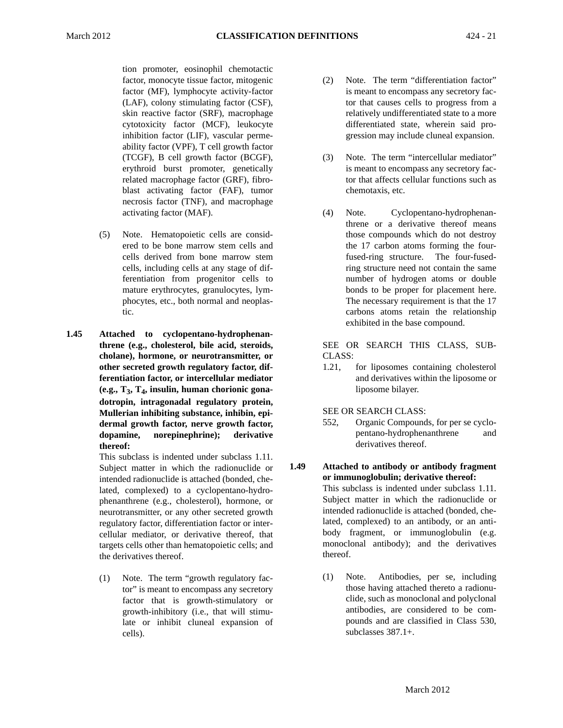tion promoter, eosinophil chemotactic factor, monocyte tissue factor, mitogenic factor (MF), lymphocyte activity-factor (LAF), colony stimulating factor (CSF), skin reactive factor (SRF), macrophage cytotoxicity factor (MCF), leukocyte inhibition factor (LIF), vascular permeability factor (VPF), T cell growth factor (TCGF), B cell growth factor (BCGF), erythroid burst promoter, genetically related macrophage factor (GRF), fibroblast activating factor (FAF), tumor necrosis factor (TNF), and macrophage activating factor (MAF).

(5) Note. Hematopoietic cells are considered to be bone marrow stem cells and cells derived from bone marrow stem cells, including cells at any stage of differentiation from progenitor cells to mature erythrocytes, granulocytes, lymphocytes, etc., both normal and neoplastic.

**1.45 Attached to cyclopentano-hydrophenanthrene (e.g., cholesterol, bile acid, steroids, cholane), hormone, or neurotransmitter, or other secreted growth regulatory factor, differentiation factor, or intercellular mediator (e.g., $T_3$, $T_4$, insulin, human chorionic gonadotropin, intragonadal regulatory protein, Mullerian inhibiting substance, inhibin, epidermal growth factor, nerve growth factor, dopamine, norepinephrine); derivative thereof:**

This subclass is indented under subclass 1.11. Subject matter in which the radionuclide or intended radionuclide is attached (bonded, chelated, complexed) to a cyclopentano-hydrophenanthrene (e.g., cholesterol), hormone, or neurotransmitter, or any other secreted growth regulatory factor, differentiation factor or intercellular mediator, or derivative thereof, that targets cells other than hematopoietic cells; and the derivatives thereof.

(1) Note. The term "growth regulatory factor" is meant to encompass any secretory factor that is growth-stimulatory or growth-inhibitory (i.e., that will stimulate or inhibit cluneal expansion of cells).

(2) Note. The term "differentiation factor" is meant to encompass any secretory factor that causes cells to progress from a relatively undifferentiated state to a more differentiated state, wherein said progression may include cluneal expansion.

(3) Note. The term "intercellular mediator" is meant to encompass any secretory factor that affects cellular functions such as chemotaxis, etc.

(4) Note. Cyclopentano-hydrophenanthrene or a derivative thereof means those compounds which do not destroy the 17 carbon atoms forming the four-fused-ring structure. The four-fused-ring structure need not contain the same number of hydrogen atoms or double bonds to be proper for placement here. The necessary requirement is that the 17 carbons atoms retain the relationship exhibited in the base compound.

SEE OR SEARCH THIS CLASS, SUBCLASS:

1.21, for liposomes containing cholesterol and derivatives within the liposome or liposome bilayer.

SEE OR SEARCH CLASS:

552, Organic Compounds, for per se cyclopentano-hydrophenanthrene and derivatives thereof.

**1.49 Attached to antibody or antibody fragment or immunoglobulin; derivative thereof:**

This subclass is indented under subclass 1.11. Subject matter in which the radionuclide or intended radionuclide is attached (bonded, chelated, complexed) to an antibody, or an antibody fragment, or immunoglobulin (e.g. monoclonal antibody); and the derivatives thereof.

(1) Note. Antibodies, per se, including those having attached thereto a radionuclide, such as monoclonal and polyclonal antibodies, are considered to be compounds and are classified in Class 530, subclasses 387.1+.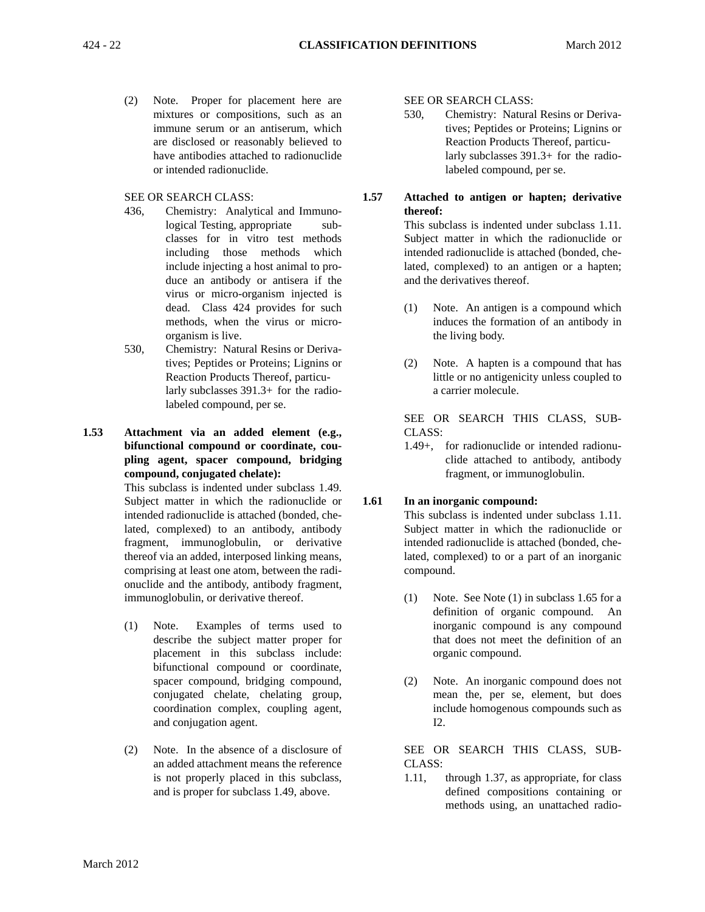(2) Note. Proper for placement here are mixtures or compositions, such as an immune serum or an antiserum, which are disclosed or reasonably believed to have antibodies attached to radionuclide or intended radionuclide.

SEE OR SEARCH CLASS:

436, Chemistry: Analytical and Immunological Testing, appropriate subclasses for in vitro test methods including those methods which include injecting a host animal to produce an antibody or antisera if the virus or micro-organism injected is dead. Class 424 provides for such methods, when the virus or micro-organism is live.

530, Chemistry: Natural Resins or Derivatives; Peptides or Proteins; Lignins or Reaction Products Thereof, particularly subclasses 391.3+ for the radiolabeled compound, per se.

**1.53 Attachment via an added element (e.g., bifunctional compound or coordinate, coupling agent, spacer compound, bridging compound, conjugated chelate):**

This subclass is indented under subclass 1.49. Subject matter in which the radionuclide or intended radionuclide is attached (bonded, chelated, complexed) to an antibody, antibody fragment, immunoglobulin, or derivative thereof via an added, interposed linking means, comprising at least one atom, between the radionuclide and the antibody, antibody fragment, immunoglobulin, or derivative thereof.

(1) Note. Examples of terms used to describe the subject matter proper for placement in this subclass include: bifunctional compound or coordinate, spacer compound, bridging compound, conjugated chelate, chelating group, coordination complex, coupling agent, and conjugation agent.

(2) Note. In the absence of a disclosure of an added attachment means the reference is not properly placed in this subclass, and is proper for subclass 1.49, above.

SEE OR SEARCH CLASS:

530, Chemistry: Natural Resins or Derivatives; Peptides or Proteins; Lignins or Reaction Products Thereof, particularly subclasses 391.3+ for the radiolabeled compound, per se.

**1.57 Attached to antigen or hapten; derivative thereof:**

This subclass is indented under subclass 1.11. Subject matter in which the radionuclide or intended radionuclide is attached (bonded, chelated, complexed) to an antigen or a hapten; and the derivatives thereof.

(1) Note. An antigen is a compound which induces the formation of an antibody in the living body.

(2) Note. A hapten is a compound that has little or no antigenicity unless coupled to a carrier molecule.

SEE OR SEARCH THIS CLASS, SUBCLASS:

1.49+, for radionuclide or intended radionuclide attached to antibody, antibody fragment, or immunoglobulin.

**1.61 In an inorganic compound:**

This subclass is indented under subclass 1.11. Subject matter in which the radionuclide or intended radionuclide is attached (bonded, chelated, complexed) to or a part of an inorganic compound.

(1) Note. See Note (1) in subclass 1.65 for a definition of organic compound. An inorganic compound is any compound that does not meet the definition of an organic compound.

(2) Note. An inorganic compound does not mean the, per se, element, but does include homogenous compounds such as $I_2$.

SEE OR SEARCH THIS CLASS, SUBCLASS:

1.11, through 1.37, as appropriate, for class defined compositions containing or methods using, an unattached radio-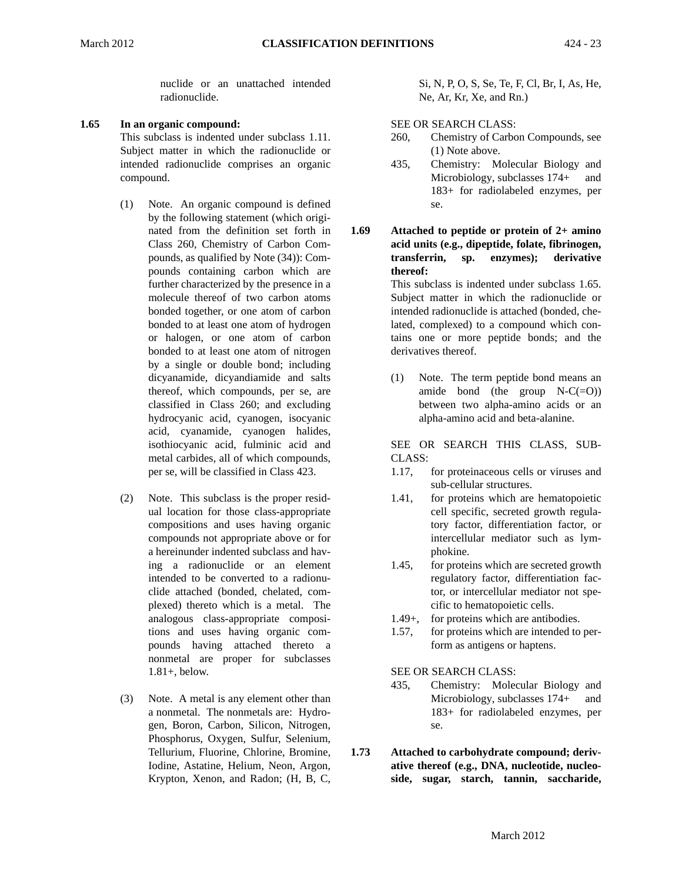nuclide or an unattached intended radionuclide.

**1.65 In an organic compound:**

This subclass is indented under subclass 1.11. Subject matter in which the radionuclide or intended radionuclide comprises an organic compound.

(1) Note. An organic compound is defined by the following statement (which originated from the definition set forth in Class 260, Chemistry of Carbon Compounds, as qualified by Note (34)): Compounds containing carbon which are further characterized by the presence in a molecule thereof of two carbon atoms bonded together, or one atom of carbon bonded to at least one atom of hydrogen or halogen, or one atom of carbon bonded to at least one atom of nitrogen by a single or double bond; including dicyanamide, dicyandiamide and salts thereof, which compounds, per se, are classified in Class 260; and excluding hydrocyanic acid, cyanogen, isocyanic acid, cyanamide, cyanogen halides, isothiocyanic acid, fulminic acid and metal carbides, all of which compounds, per se, will be classified in Class 423.

(2) Note. This subclass is the proper residual location for those class-appropriate compositions and uses having organic compounds not appropriate above or for a hereinunder indented subclass and having a radionuclide or an element intended to be converted to a radionuclide attached (bonded, chelated, complexed) thereto which is a metal. The analogous class-appropriate compositions and uses having organic compounds having attached thereto a nonmetal are proper for subclasses 1.81+, below.

(3) Note. A metal is any element other than a nonmetal. The nonmetals are: Hydrogen, Boron, Carbon, Silicon, Nitrogen, Phosphorus, Oxygen, Sulfur, Selenium, Tellurium, Fluorine, Chlorine, Bromine, Iodine, Astatine, Helium, Neon, Argon, Krypton, Xenon, and Radon; (H, B, C, Si, N, P, O, S, Se, Te, F, Cl, Br, I, As, He, Ne, Ar, Kr, Xe, and Rn.)

SEE OR SEARCH CLASS:

260, Chemistry of Carbon Compounds, see (1) Note above.

435, Chemistry: Molecular Biology and Microbiology, subclasses 174+ and 183+ for radiolabeled enzymes, per se.

**1.69 Attached to peptide or protein of 2+ amino acid units (e.g., dipeptide, folate, fibrinogen, transferrin, sp. enzymes); derivative thereof:**

This subclass is indented under subclass 1.65. Subject matter in which the radionuclide or intended radionuclide is attached (bonded, chelated, complexed) to a compound which contains one or more peptide bonds; and the derivatives thereof.

(1) Note. The term peptide bond means an amide bond (the group N-C(=O)) between two alpha-amino acids or an alpha-amino acid and beta-alanine.

SEE OR SEARCH THIS CLASS, SUBCLASS:

1.17, for proteinaceous cells or viruses and sub-cellular structures.

1.41, for proteins which are hematopoietic cell specific, secreted growth regulatory factor, differentiation factor, or intercellular mediator such as lymphokine.

1.45, for proteins which are secreted growth regulatory factor, differentiation factor, or intercellular mediator not specific to hematopoietic cells.

1.49+, for proteins which are antibodies.

1.57, for proteins which are intended to perform as antigens or haptens.

SEE OR SEARCH CLASS:

435, Chemistry: Molecular Biology and Microbiology, subclasses 174+ and 183+ for radiolabeled enzymes, per se.

**1.73 Attached to carbohydrate compound; derivative thereof (e.g., DNA, nucleotide, nucleoside, sugar, starch, tannin, saccharide,**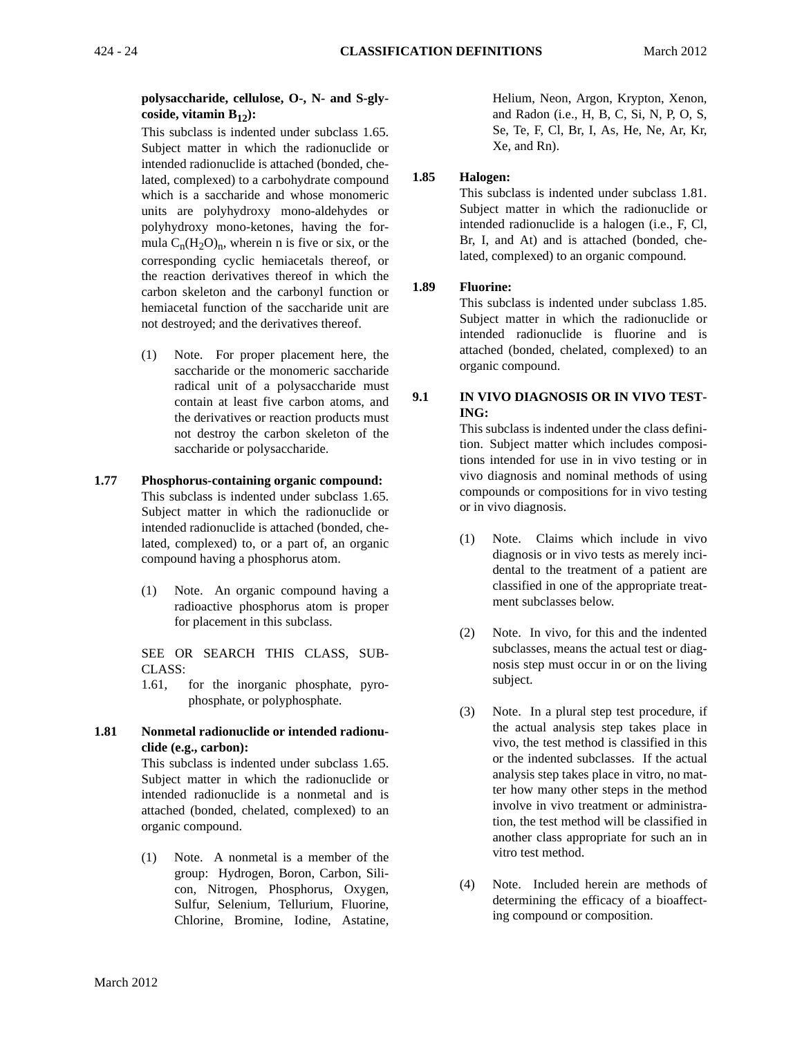**polysaccharide, cellulose, O-, N- and S-glycoside, vitamin $B_{12}$):**

This subclass is indented under subclass 1.65. Subject matter in which the radionuclide or intended radionuclide is attached (bonded, chelated, complexed) to a carbohydrate compound which is a saccharide and whose monomeric units are polyhydroxy mono-aldehydes or polyhydroxy mono-ketones, having the formula $C_n(H_2O)_n$, wherein n is five or six, or the corresponding cyclic hemiacetals thereof, or the reaction derivatives thereof in which the carbon skeleton and the carbonyl function or hemiacetal function of the saccharide unit are not destroyed; and the derivatives thereof.

(1) Note. For proper placement here, the saccharide or the monomeric saccharide radical unit of a polysaccharide must contain at least five carbon atoms, and the derivatives or reaction products must not destroy the carbon skeleton of the saccharide or polysaccharide.

**1.77 Phosphorus-containing organic compound:**

This subclass is indented under subclass 1.65. Subject matter in which the radionuclide or intended radionuclide is attached (bonded, chelated, complexed) to, or a part of, an organic compound having a phosphorus atom.

(1) Note. An organic compound having a radioactive phosphorus atom is proper for placement in this subclass.

SEE OR SEARCH THIS CLASS, SUBCLASS:

1.61, for the inorganic phosphate, pyrophosphate, or polyphosphate.

**1.81 Nonmetal radionuclide or intended radionuclide (e.g., carbon):**

This subclass is indented under subclass 1.65. Subject matter in which the radionuclide or intended radionuclide is a nonmetal and is attached (bonded, chelated, complexed) to an organic compound.

(1) Note. A nonmetal is a member of the group: Hydrogen, Boron, Carbon, Silicon, Nitrogen, Phosphorus, Oxygen, Sulfur, Selenium, Tellurium, Fluorine, Chlorine, Bromine, Iodine, Astatine, Helium, Neon, Argon, Krypton, Xenon, and Radon (i.e., H, B, C, Si, N, P, O, S, Se, Te, F, Cl, Br, I, As, He, Ne, Ar, Kr, Xe, and Rn).

**1.85 Halogen:**

This subclass is indented under subclass 1.81. Subject matter in which the radionuclide or intended radionuclide is a halogen (i.e., F, Cl, Br, I, and At) and is attached (bonded, chelated, complexed) to an organic compound.

**1.89 Fluorine:**

This subclass is indented under subclass 1.85. Subject matter in which the radionuclide or intended radionuclide is fluorine and is attached (bonded, chelated, complexed) to an organic compound.

**9.1 IN VIVO DIAGNOSIS OR IN VIVO TESTING:**

This subclass is indented under the class definition. Subject matter which includes compositions intended for use in in vivo testing or in vivo diagnosis and nominal methods of using compounds or compositions for in vivo testing or in vivo diagnosis.

(1) Note. Claims which include in vivo diagnosis or in vivo tests as merely incidental to the treatment of a patient are classified in one of the appropriate treatment subclasses below.

(2) Note. In vivo, for this and the indented subclasses, means the actual test or diagnosis step must occur in or on the living subject.

(3) Note. In a plural step test procedure, if the actual analysis step takes place in vivo, the test method is classified in this or the indented subclasses. If the actual analysis step takes place in vitro, no matter how many other steps in the method involve in vivo treatment or administration, the test method will be classified in another class appropriate for such an in vitro test method.

(4) Note. Included herein are methods of determining the efficacy of a bioaffecting compound or composition.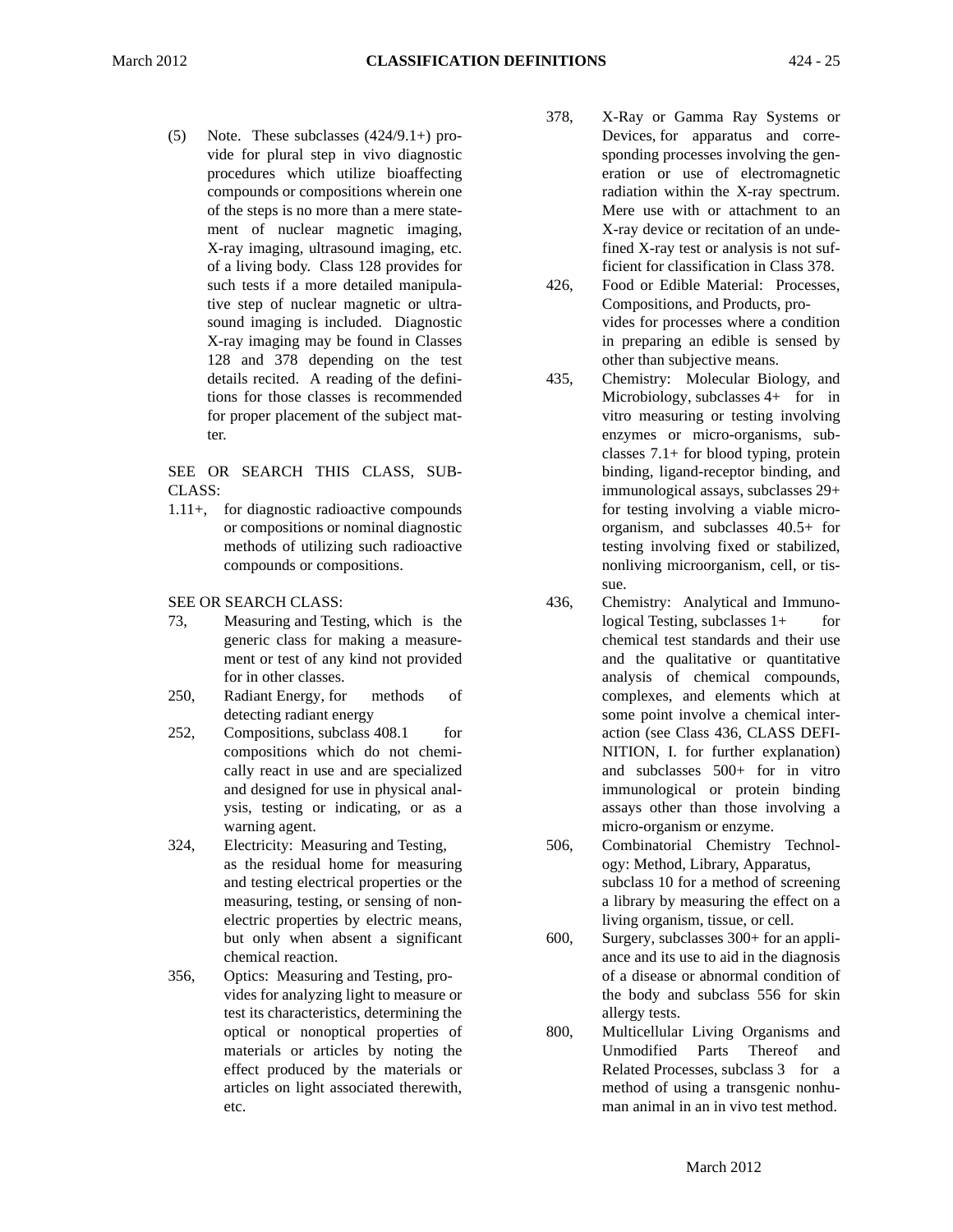(5) Note. These subclasses (424/9.1+) provide for plural step in vivo diagnostic procedures which utilize bioaffecting compounds or compositions wherein one of the steps is no more than a mere statement of nuclear magnetic imaging, X-ray imaging, ultrasound imaging, etc. of a living body. Class 128 provides for such tests if a more detailed manipulative step of nuclear magnetic or ultrasound imaging is included. Diagnostic X-ray imaging may be found in Classes 128 and 378 depending on the test details recited. A reading of the definitions for those classes is recommended for proper placement of the subject matter.

SEE OR SEARCH THIS CLASS, SUBCLASS:

- 1.11+, for diagnostic radioactive compounds or compositions or nominal diagnostic methods of utilizing such radioactive compounds or compositions.

SEE OR SEARCH CLASS:

- 73, Measuring and Testing, which is the generic class for making a measurement or test of any kind not provided for in other classes.
- 250, Radiant Energy, for methods of detecting radiant energy
- 252, Compositions, subclass 408.1 for compositions which do not chemically react in use and are specialized and designed for use in physical analysis, testing or indicating, or as a warning agent.
- 324, Electricity: Measuring and Testing, as the residual home for measuring and testing electrical properties or the measuring, testing, or sensing of nonelectric properties by electric means, but only when absent a significant chemical reaction.
- 356, Optics: Measuring and Testing, provides for analyzing light to measure or test its characteristics, determining the optical or nonoptical properties of materials or articles by noting the effect produced by the materials or articles on light associated therewith, etc.
- 378, X-Ray or Gamma Ray Systems or Devices, for apparatus and corresponding processes involving the generation or use of electromagnetic radiation within the X-ray spectrum. Mere use with or attachment to an X-ray device or recitation of an undefined X-ray test or analysis is not sufficient for classification in Class 378.
- 426, Food or Edible Material: Processes, Compositions, and Products, provides for processes where a condition in preparing an edible is sensed by other than subjective means.
- 435, Chemistry: Molecular Biology, and Microbiology, subclasses 4+ for in vitro measuring or testing involving enzymes or micro-organisms, subclasses 7.1+ for blood typing, protein binding, ligand-receptor binding, and immunological assays, subclasses 29+ for testing involving a viable microorganism, and subclasses 40.5+ for testing involving fixed or stabilized, nonliving microorganism, cell, or tissue.
- 436, Chemistry: Analytical and Immunological Testing, subclasses 1+ for chemical test standards and their use and the qualitative or quantitative analysis of chemical compounds, complexes, and elements which at some point involve a chemical interaction (see Class 436, CLASS DEFINITION, I. for further explanation) and subclasses 500+ for in vitro immunological or protein binding assays other than those involving a micro-organism or enzyme.
- 506, Combinatorial Chemistry Technology: Method, Library, Apparatus, subclass 10 for a method of screening a library by measuring the effect on a living organism, tissue, or cell.
- 600, Surgery, subclasses 300+ for an appliance and its use to aid in the diagnosis of a disease or abnormal condition of the body and subclass 556 for skin allergy tests.
- 800, Multicellular Living Organisms and Unmodified Parts Thereof and Related Processes, subclass 3 for a method of using a transgenic nonhuman animal in an in vivo test method.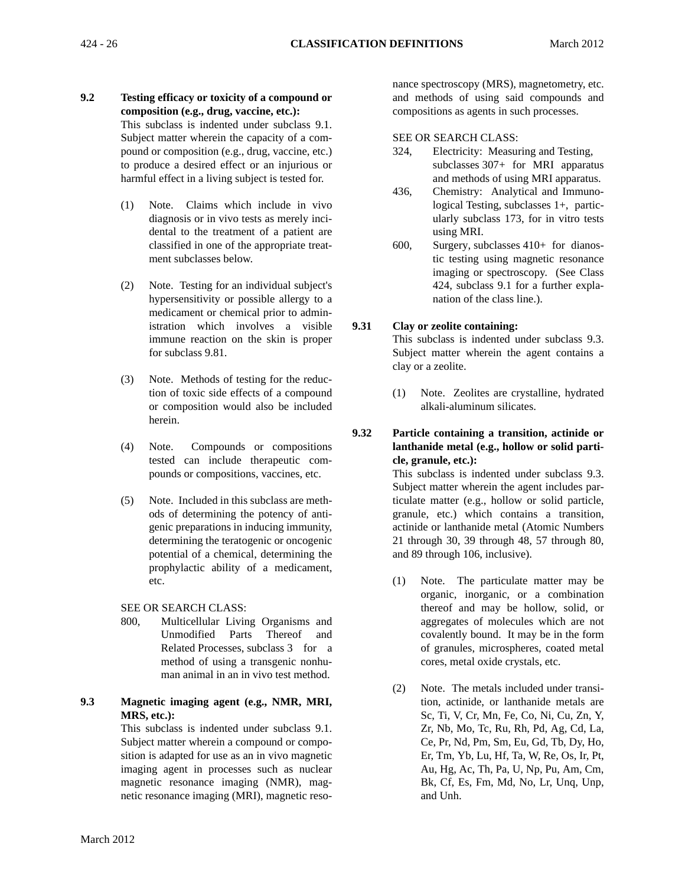**9.2 Testing efficacy or toxicity of a compound or composition (e.g., drug, vaccine, etc.):**

This subclass is indented under subclass 9.1. Subject matter wherein the capacity of a compound or composition (e.g., drug, vaccine, etc.) to produce a desired effect or an injurious or harmful effect in a living subject is tested for.

(1) Note. Claims which include in vivo diagnosis or in vivo tests as merely incidental to the treatment of a patient are classified in one of the appropriate treatment subclasses below.

(2) Note. Testing for an individual subject's hypersensitivity or possible allergy to a medicament or chemical prior to administration which involves a visible immune reaction on the skin is proper for subclass 9.81.

(3) Note. Methods of testing for the reduction of toxic side effects of a compound or composition would also be included herein.

(4) Note. Compounds or compositions tested can include therapeutic compounds or compositions, vaccines, etc.

(5) Note. Included in this subclass are methods of determining the potency of antigenic preparations in inducing immunity, determining the teratogenic or oncogenic potential of a chemical, determining the prophylactic ability of a medicament, etc.

SEE OR SEARCH CLASS:

800, Multicellular Living Organisms and Unmodified Parts Thereof and Related Processes, subclass 3 for a method of using a transgenic nonhuman animal in an in vivo test method.

**9.3 Magnetic imaging agent (e.g., NMR, MRI, MRS, etc.):**

This subclass is indented under subclass 9.1. Subject matter wherein a compound or composition is adapted for use as an in vivo magnetic imaging agent in processes such as nuclear magnetic resonance imaging (NMR), magnetic resonance imaging (MRI), magnetic resonance spectroscopy (MRS), magnetometry, etc. and methods of using said compounds and compositions as agents in such processes.

SEE OR SEARCH CLASS:

324, Electricity: Measuring and Testing, subclasses 307+ for MRI apparatus and methods of using MRI apparatus.

436, Chemistry: Analytical and Immunological Testing, subclasses 1+, particularly subclass 173, for in vitro tests using MRI.

600, Surgery, subclasses 410+ for dianostic testing using magnetic resonance imaging or spectroscopy. (See Class 424, subclass 9.1 for a further explanation of the class line.).

**9.31 Clay or zeolite containing:**

This subclass is indented under subclass 9.3. Subject matter wherein the agent contains a clay or a zeolite.

(1) Note. Zeolites are crystalline, hydrated alkali-aluminum silicates.

**9.32 Particle containing a transition, actinide or lanthanide metal (e.g., hollow or solid particle, granule, etc.):**

This subclass is indented under subclass 9.3. Subject matter wherein the agent includes particulate matter (e.g., hollow or solid particle, granule, etc.) which contains a transition, actinide or lanthanide metal (Atomic Numbers 21 through 30, 39 through 48, 57 through 80, and 89 through 106, inclusive).

(1) Note. The particulate matter may be organic, inorganic, or a combination thereof and may be hollow, solid, or aggregates of molecules which are not covalently bound. It may be in the form of granules, microspheres, coated metal cores, metal oxide crystals, etc.

(2) Note. The metals included under transition, actinide, or lanthanide metals are Sc, Ti, V, Cr, Mn, Fe, Co, Ni, Cu, Zn, Y, Zr, Nb, Mo, Tc, Ru, Rh, Pd, Ag, Cd, La, Ce, Pr, Nd, Pm, Sm, Eu, Gd, Tb, Dy, Ho, Er, Tm, Yb, Lu, Hf, Ta, W, Re, Os, Ir, Pt, Au, Hg, Ac, Th, Pa, U, Np, Pu, Am, Cm, Bk, Cf, Es, Fm, Md, No, Lr, Unq, Unp, and Unh.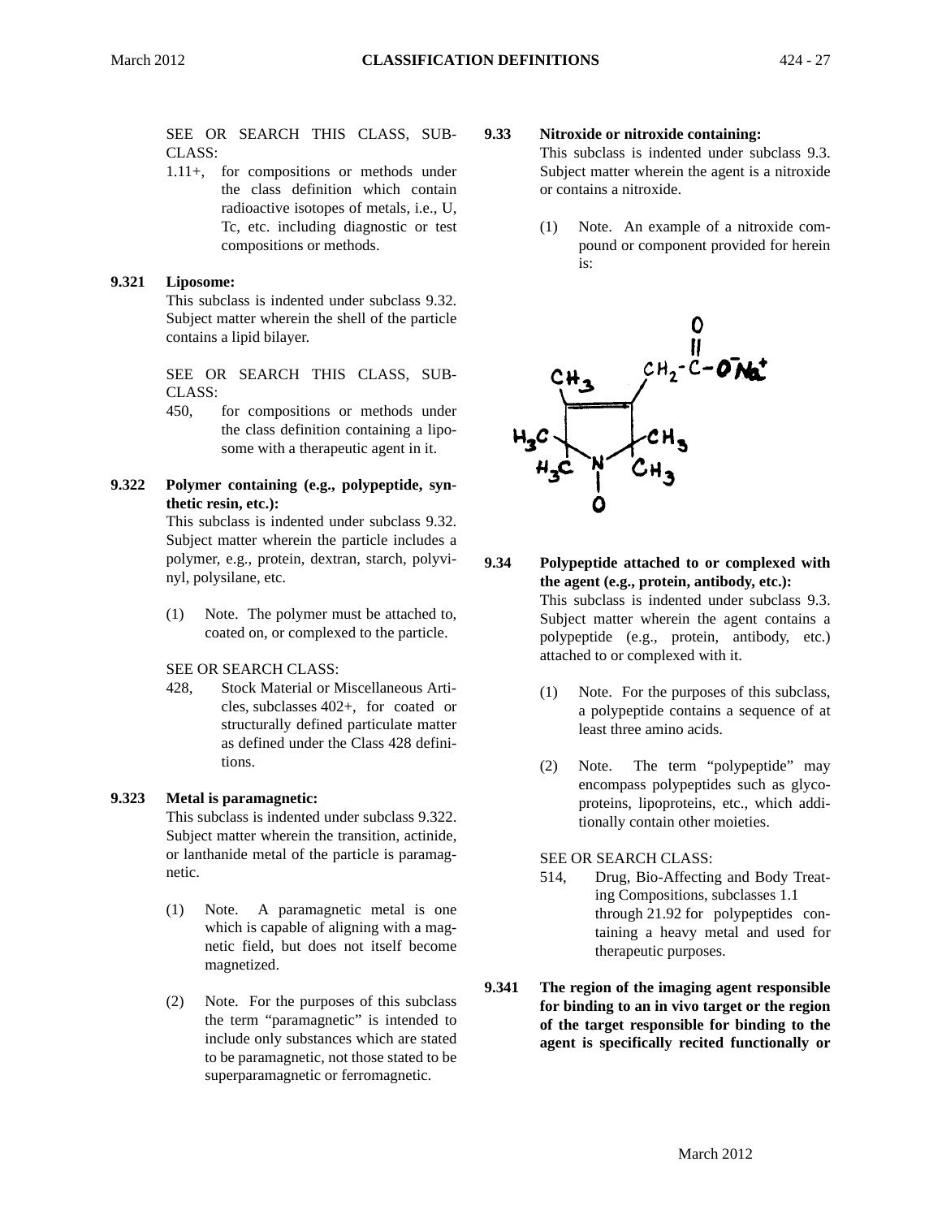SEE OR SEARCH THIS CLASS, SUBCLASS:

1.11+, for compositions or methods under the class definition which contain radioactive isotopes of metals, i.e., U, Tc, etc. including diagnostic or test compositions or methods.

**9.321 Liposome:**

This subclass is indented under subclass 9.32. Subject matter wherein the shell of the particle contains a lipid bilayer.

SEE OR SEARCH THIS CLASS, SUBCLASS:

450, for compositions or methods under the class definition containing a liposome with a therapeutic agent in it.

**9.322 Polymer containing (e.g., polypeptide, synthetic resin, etc.):**

This subclass is indented under subclass 9.32. Subject matter wherein the particle includes a polymer, e.g., protein, dextran, starch, polyvinyl, polysilane, etc.

(1) Note. The polymer must be attached to, coated on, or complexed to the particle.

SEE OR SEARCH CLASS:

428, Stock Material or Miscellaneous Articles, subclasses 402+, for coated or structurally defined particulate matter as defined under the Class 428 definitions.

**9.323 Metal is paramagnetic:**

This subclass is indented under subclass 9.322. Subject matter wherein the transition, actinide, or lanthanide metal of the particle is paramagnetic.

(1) Note. A paramagnetic metal is one which is capable of aligning with a magnetic field, but does not itself become magnetized.

(2) Note. For the purposes of this subclass the term "paramagnetic" is intended to include only substances which are stated to be paramagnetic, not those stated to be superparamagnetic or ferromagnetic.

**9.33 Nitroxide or nitroxide containing:**

This subclass is indented under subclass 9.3. Subject matter wherein the agent is a nitroxide or contains a nitroxide.

(1) Note. An example of a nitroxide compound or component provided for herein is:

**9.34 Polypeptide attached to or complexed with the agent (e.g., protein, antibody, etc.):**

This subclass is indented under subclass 9.3. Subject matter wherein the agent contains a polypeptide (e.g., protein, antibody, etc.) attached to or complexed with it.

(1) Note. For the purposes of this subclass, a polypeptide contains a sequence of at least three amino acids.

(2) Note. The term "polypeptide" may encompass polypeptides such as glycoproteins, lipoproteins, etc., which additionally contain other moieties.

SEE OR SEARCH CLASS:

514, Drug, Bio-Affecting and Body Treating Compositions, subclasses 1.1 through 21.92 for polypeptides containing a heavy metal and used for therapeutic purposes.

**9.341 The region of the imaging agent responsible for binding to an in vivo target or the region of the target responsible for binding to the agent is specifically recited functionally or**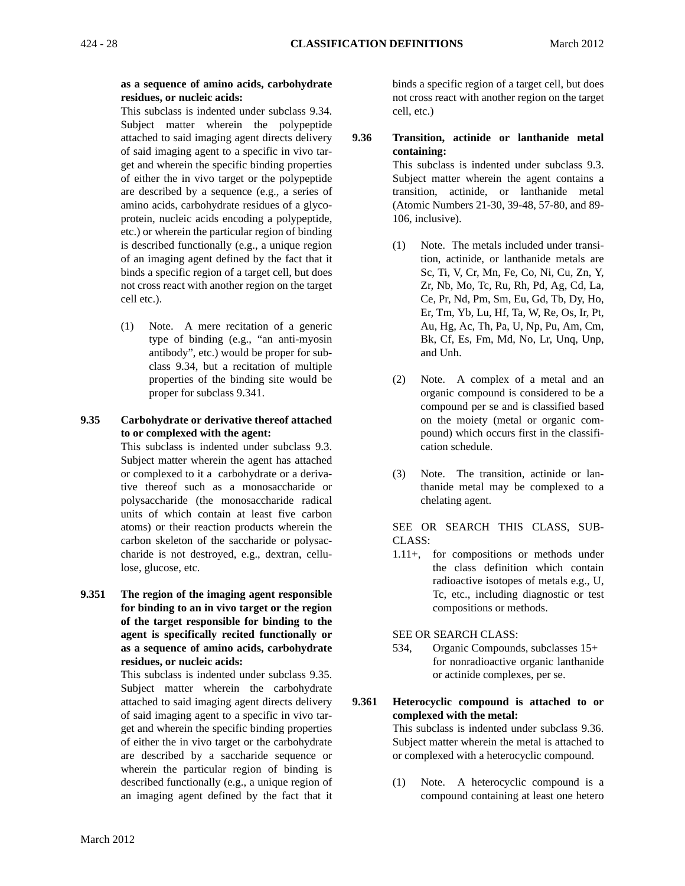**as a sequence of amino acids, carbohydrate residues, or nucleic acids:**

This subclass is indented under subclass 9.34. Subject matter wherein the polypeptide attached to said imaging agent directs delivery of said imaging agent to a specific in vivo target and wherein the specific binding properties of either the in vivo target or the polypeptide are described by a sequence (e.g., a series of amino acids, carbohydrate residues of a glycoprotein, nucleic acids encoding a polypeptide, etc.) or wherein the particular region of binding is described functionally (e.g., a unique region of an imaging agent defined by the fact that it binds a specific region of a target cell, but does not cross react with another region on the target cell etc.).

(1) Note. A mere recitation of a generic type of binding (e.g., "an anti-myosin antibody", etc.) would be proper for subclass 9.34, but a recitation of multiple properties of the binding site would be proper for subclass 9.341.

**9.35 Carbohydrate or derivative thereof attached to or complexed with the agent:**

This subclass is indented under subclass 9.3. Subject matter wherein the agent has attached or complexed to it a carbohydrate or a derivative thereof such as a monosaccharide or polysaccharide (the monosaccharide radical units of which contain at least five carbon atoms) or their reaction products wherein the carbon skeleton of the saccharide or polysaccharide is not destroyed, e.g., dextran, cellulose, glucose, etc.

**9.351 The region of the imaging agent responsible for binding to an in vivo target or the region of the target responsible for binding to the agent is specifically recited functionally or as a sequence of amino acids, carbohydrate residues, or nucleic acids:**

This subclass is indented under subclass 9.35. Subject matter wherein the carbohydrate attached to said imaging agent directs delivery of said imaging agent to a specific in vivo target and wherein the specific binding properties of either the in vivo target or the carbohydrate are described by a saccharide sequence or wherein the particular region of binding is described functionally (e.g., a unique region of an imaging agent defined by the fact that it binds a specific region of a target cell, but does not cross react with another region on the target cell, etc.)

**9.36 Transition, actinide or lanthanide metal containing:**

This subclass is indented under subclass 9.3. Subject matter wherein the agent contains a transition, actinide, or lanthanide metal (Atomic Numbers 21-30, 39-48, 57-80, and 89-106, inclusive).

(1) Note. The metals included under transition, actinide, or lanthanide metals are Sc, Ti, V, Cr, Mn, Fe, Co, Ni, Cu, Zn, Y, Zr, Nb, Mo, Tc, Ru, Rh, Pd, Ag, Cd, La, Ce, Pr, Nd, Pm, Sm, Eu, Gd, Tb, Dy, Ho, Er, Tm, Yb, Lu, Hf, Ta, W, Re, Os, Ir, Pt, Au, Hg, Ac, Th, Pa, U, Np, Pu, Am, Cm, Bk, Cf, Es, Fm, Md, No, Lr, Unq, Unp, and Unh.

(2) Note. A complex of a metal and an organic compound is considered to be a compound per se and is classified based on the moiety (metal or organic compound) which occurs first in the classification schedule.

(3) Note. The transition, actinide or lanthanide metal may be complexed to a chelating agent.

SEE OR SEARCH THIS CLASS, SUBCLASS:

1.11+, for compositions or methods under the class definition which contain radioactive isotopes of metals e.g., U, Tc, etc., including diagnostic or test compositions or methods.

SEE OR SEARCH CLASS:

534, Organic Compounds, subclasses 15+ for nonradioactive organic lanthanide or actinide complexes, per se.

**9.361 Heterocyclic compound is attached to or complexed with the metal:**

This subclass is indented under subclass 9.36. Subject matter wherein the metal is attached to or complexed with a heterocyclic compound.

(1) Note. A heterocyclic compound is a compound containing at least one hetero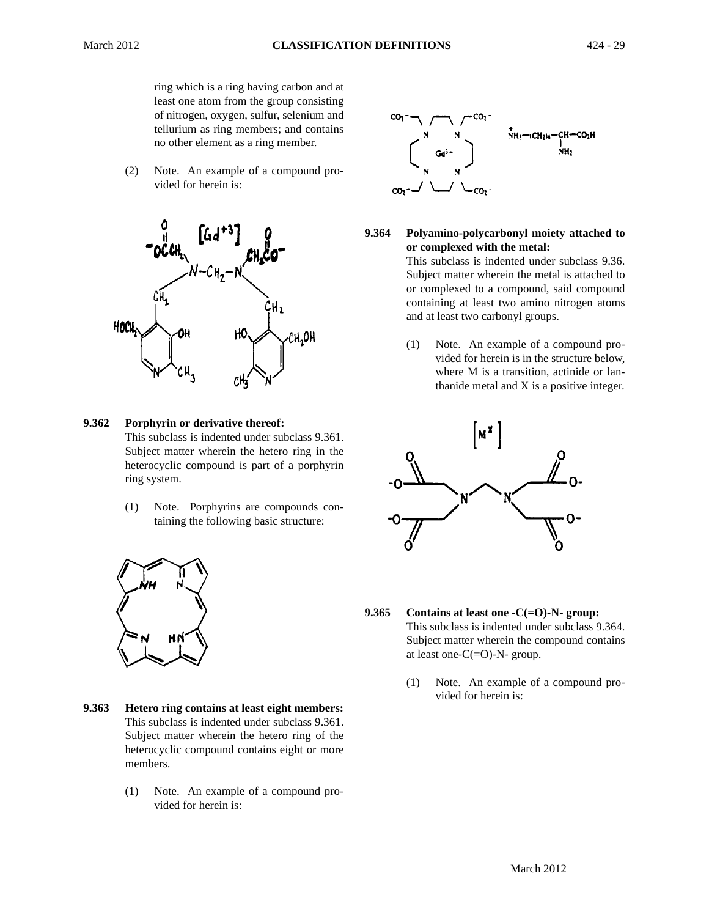ring which is a ring having carbon and at least one atom from the group consisting of nitrogen, oxygen, sulfur, selenium and tellurium as ring members; and contains no other element as a ring member.

(2) Note. An example of a compound provided for herein is:

**9.362 Porphyrin or derivative thereof:**
This subclass is indented under subclass 9.361. Subject matter wherein the hetero ring in the heterocyclic compound is part of a porphyrin ring system.

(1) Note. Porphyrins are compounds containing the following basic structure:

**9.363 Hetero ring contains at least eight members:**
This subclass is indented under subclass 9.361. Subject matter wherein the hetero ring of the heterocyclic compound contains eight or more members.

(1) Note. An example of a compound provided for herein is:

**9.364 Polyamino-polycarbonyl moiety attached to or complexed with the metal:**
This subclass is indented under subclass 9.36. Subject matter wherein the metal is attached to or complexed to a compound, said compound containing at least two amino nitrogen atoms and at least two carbonyl groups.

(1) Note. An example of a compound provided for herein is in the structure below, where M is a transition, actinide or lanthanide metal and X is a positive integer.

**9.365 Contains at least one -C(=O)-N- group:**
This subclass is indented under subclass 9.364. Subject matter wherein the compound contains at least one-C(=O)-N- group.

(1) Note. An example of a compound provided for herein is: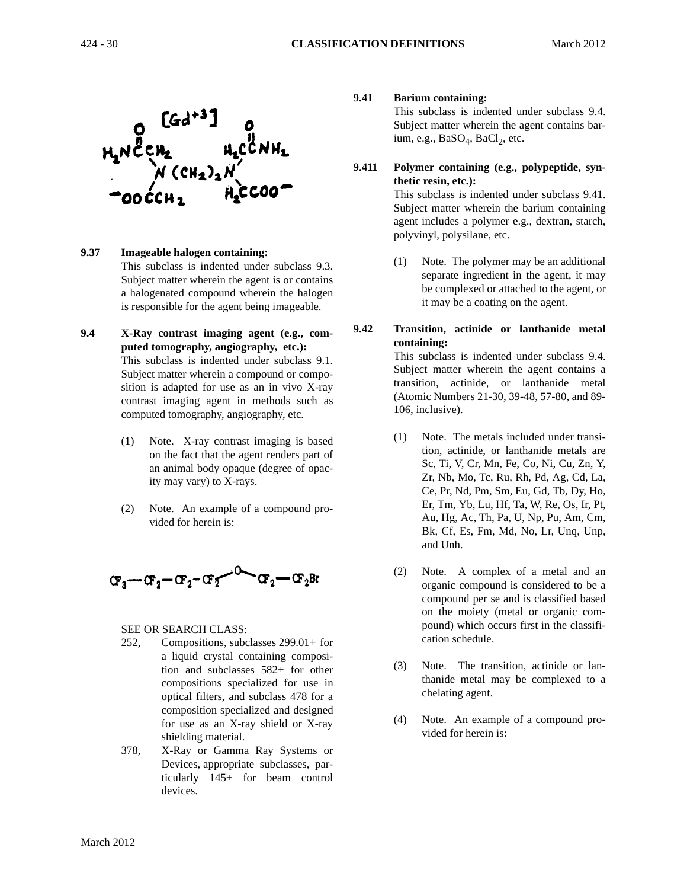9.37 **Imageable halogen containing:**
This subclass is indented under subclass 9.3. Subject matter wherein the agent is or contains a halogenated compound wherein the halogen is responsible for the agent being imageable.

9.4 **X-Ray contrast imaging agent (e.g., computed tomography, angiography, etc.):**
This subclass is indented under subclass 9.1. Subject matter wherein a compound or composition is adapted for use as an in vivo X-ray contrast imaging agent in methods such as computed tomography, angiography, etc.

(1) Note. X-ray contrast imaging is based on the fact that the agent renders part of an animal body opaque (degree of opacity may vary) to X-rays.

(2) Note. An example of a compound provided for herein is:

$CF_3-CF_2-CF_2-CF_2-O-CF_2-CF_2Br$

SEE OR SEARCH CLASS:

252, Compositions, subclasses 299.01+ for a liquid crystal containing composition and subclasses 582+ for other compositions specialized for use in optical filters, and subclass 478 for a composition specialized and designed for use as an X-ray shield or X-ray shielding material.

378, X-Ray or Gamma Ray Systems or Devices, appropriate subclasses, particularly 145+ for beam control devices.

9.41 **Barium containing:**
This subclass is indented under subclass 9.4. Subject matter wherein the agent contains barium, e.g., $BaSO_4$, $BaCl_2$, etc.

9.411 **Polymer containing (e.g., polypeptide, synthetic resin, etc.):**
This subclass is indented under subclass 9.41. Subject matter wherein the barium containing agent includes a polymer e.g., dextran, starch, polyvinyl, polysilane, etc.

(1) Note. The polymer may be an additional separate ingredient in the agent, it may be complexed or attached to the agent, or it may be a coating on the agent.

9.42 **Transition, actinide or lanthanide metal containing:**
This subclass is indented under subclass 9.4. Subject matter wherein the agent contains a transition, actinide, or lanthanide metal (Atomic Numbers 21-30, 39-48, 57-80, and 89-106, inclusive).

(1) Note. The metals included under transition, actinide, or lanthanide metals are Sc, Ti, V, Cr, Mn, Fe, Co, Ni, Cu, Zn, Y, Zr, Nb, Mo, Tc, Ru, Rh, Pd, Ag, Cd, La, Ce, Pr, Nd, Pm, Sm, Eu, Gd, Tb, Dy, Ho, Er, Tm, Yb, Lu, Hf, Ta, W, Re, Os, Ir, Pt, Au, Hg, Ac, Th, Pa, U, Np, Pu, Am, Cm, Bk, Cf, Es, Fm, Md, No, Lr, Unq, Unp, and Unh.

(2) Note. A complex of a metal and an organic compound is considered to be a compound per se and is classified based on the moiety (metal or organic compound) which occurs first in the classification schedule.

(3) Note. The transition, actinide or lanthanide metal may be complexed to a chelating agent.

(4) Note. An example of a compound provided for herein is: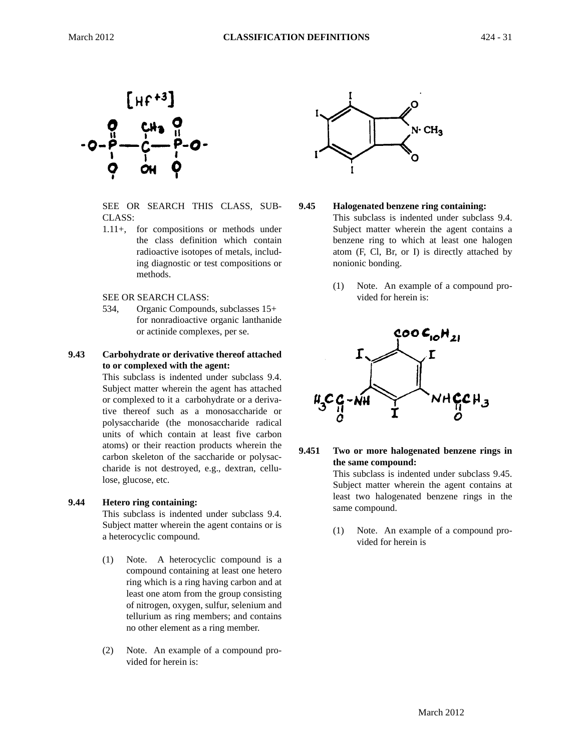SEE OR SEARCH THIS CLASS, SUBCLASS:

1.11+, for compositions or methods under the class definition which contain radioactive isotopes of metals, including diagnostic or test compositions or methods.

SEE OR SEARCH CLASS:

534, Organic Compounds, subclasses 15+ for nonradioactive organic lanthanide or actinide complexes, per se.

**9.43 Carbohydrate or derivative thereof attached to or complexed with the agent:**

This subclass is indented under subclass 9.4. Subject matter wherein the agent has attached or complexed to it a carbohydrate or a derivative thereof such as a monosaccharide or polysaccharide (the monosaccharide radical units of which contain at least five carbon atoms) or their reaction products wherein the carbon skeleton of the saccharide or polysaccharide is not destroyed, e.g., dextran, cellulose, glucose, etc.

**9.44 Hetero ring containing:**

This subclass is indented under subclass 9.4. Subject matter wherein the agent contains or is a heterocyclic compound.

(1) Note. A heterocyclic compound is a compound containing at least one hetero ring which is a ring having carbon and at least one atom from the group consisting of nitrogen, oxygen, sulfur, selenium and tellurium as ring members; and contains no other element as a ring member.

(2) Note. An example of a compound provided for herein is:

**9.45 Halogenated benzene ring containing:**

This subclass is indented under subclass 9.4. Subject matter wherein the agent contains a benzene ring to which at least one halogen atom (F, Cl, Br, or I) is directly attached by nonionic bonding.

(1) Note. An example of a compound provided for herein is:

**9.451 Two or more halogenated benzene rings in the same compound:**

This subclass is indented under subclass 9.45. Subject matter wherein the agent contains at least two halogenated benzene rings in the same compound.

(1) Note. An example of a compound provided for herein is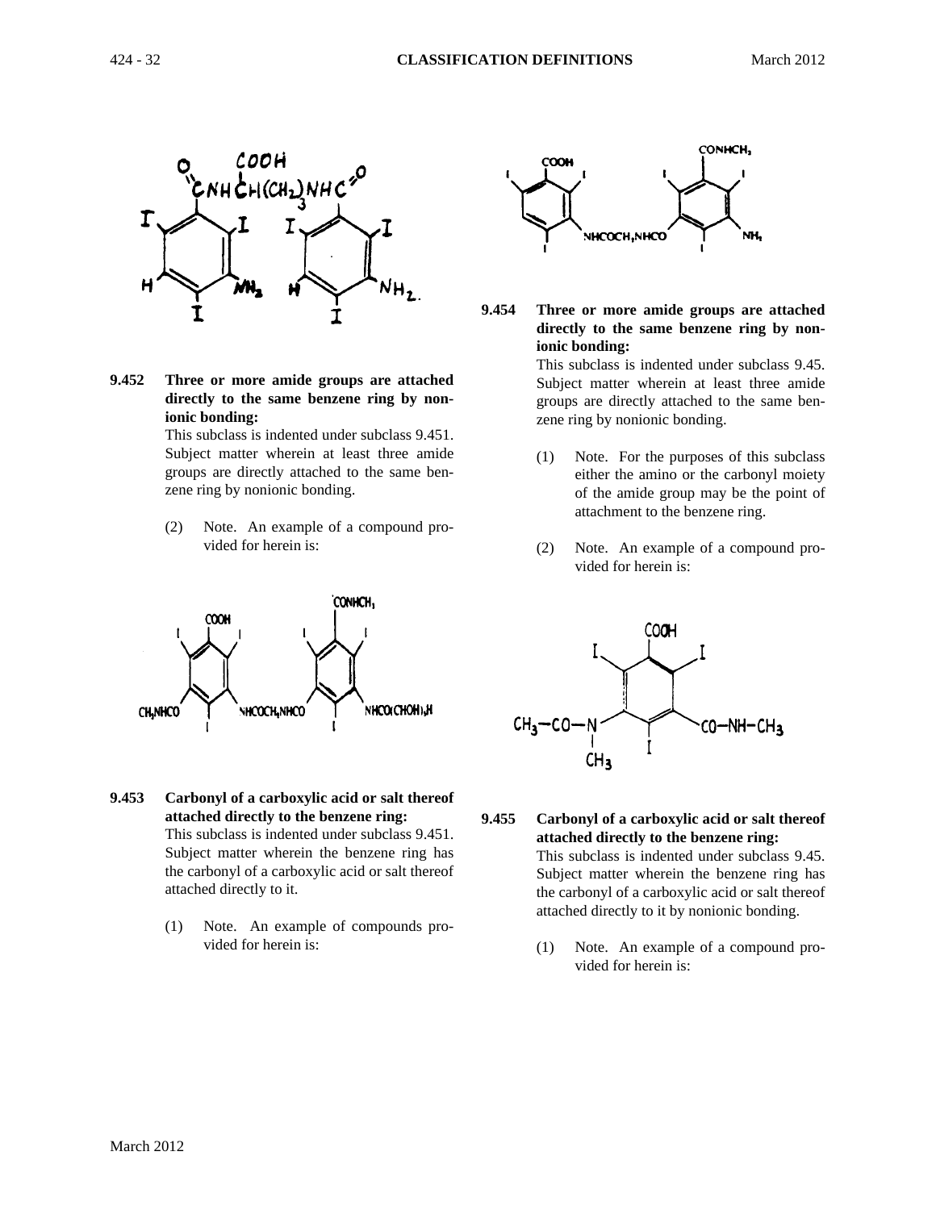**9.452 Three or more amide groups are attached directly to the same benzene ring by nonionic bonding:**

This subclass is indented under subclass 9.451. Subject matter wherein at least three amide groups are directly attached to the same benzene ring by nonionic bonding.

(2) Note. An example of a compound provided for herein is:

**9.453 Carbonyl of a carboxylic acid or salt thereof attached directly to the benzene ring:**

This subclass is indented under subclass 9.451. Subject matter wherein the benzene ring has the carbonyl of a carboxylic acid or salt thereof attached directly to it.

(1) Note. An example of compounds provided for herein is:

**9.454 Three or more amide groups are attached directly to the same benzene ring by nonionic bonding:**

This subclass is indented under subclass 9.45. Subject matter wherein at least three amide groups are directly attached to the same benzene ring by nonionic bonding.

(1) Note. For the purposes of this subclass either the amino or the carbonyl moiety of the amide group may be the point of attachment to the benzene ring.

(2) Note. An example of a compound provided for herein is:

**9.455 Carbonyl of a carboxylic acid or salt thereof attached directly to the benzene ring:**

This subclass is indented under subclass 9.45. Subject matter wherein the benzene ring has the carbonyl of a carboxylic acid or salt thereof attached directly to it by nonionic bonding.

(1) Note. An example of a compound provided for herein is: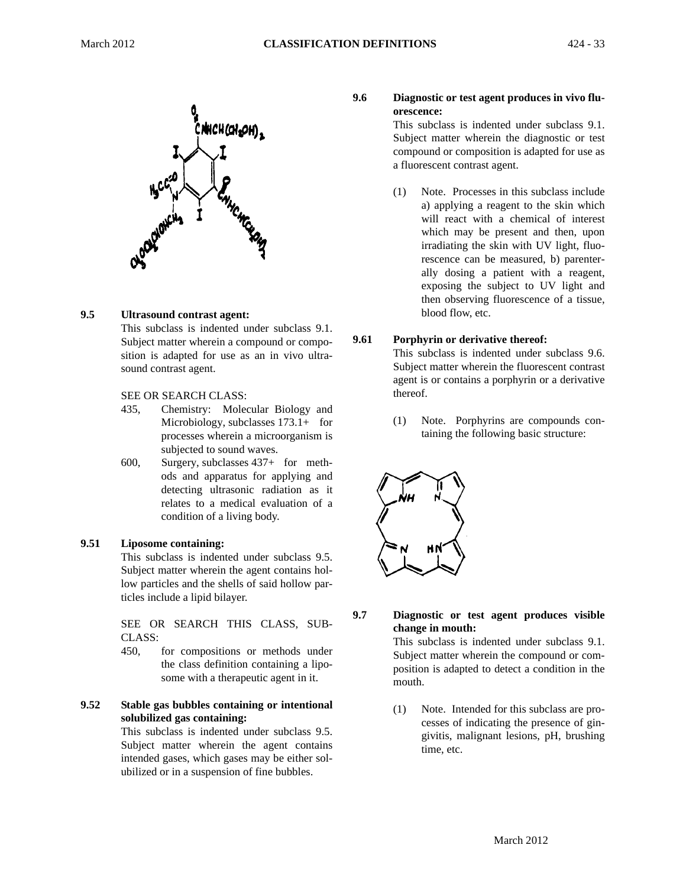**9.5 Ultrasound contrast agent:**

This subclass is indented under subclass 9.1. Subject matter wherein a compound or composition is adapted for use as an in vivo ultrasound contrast agent.

SEE OR SEARCH CLASS:

- 435, Chemistry: Molecular Biology and Microbiology, subclasses 173.1+ for processes wherein a microorganism is subjected to sound waves.
- 600, Surgery, subclasses 437+ for methods and apparatus for applying and detecting ultrasonic radiation as it relates to a medical evaluation of a condition of a living body.

**9.51 Liposome containing:**

This subclass is indented under subclass 9.5. Subject matter wherein the agent contains hollow particles and the shells of said hollow particles include a lipid bilayer.

SEE OR SEARCH THIS CLASS, SUBCLASS:

- 450, for compositions or methods under the class definition containing a liposome with a therapeutic agent in it.

**9.52 Stable gas bubbles containing or intentional solubilized gas containing:**

This subclass is indented under subclass 9.5. Subject matter wherein the agent contains intended gases, which gases may be either solubilized or in a suspension of fine bubbles.

**9.6 Diagnostic or test agent produces in vivo fluorescence:**

This subclass is indented under subclass 9.1. Subject matter wherein the diagnostic or test compound or composition is adapted for use as a fluorescent contrast agent.

(1) Note. Processes in this subclass include a) applying a reagent to the skin which will react with a chemical of interest which may be present and then, upon irradiating the skin with UV light, fluorescence can be measured, b) parenterally dosing a patient with a reagent, exposing the subject to UV light and then observing fluorescence of a tissue, blood flow, etc.

**9.61 Porphyrin or derivative thereof:**

This subclass is indented under subclass 9.6. Subject matter wherein the fluorescent contrast agent is or contains a porphyrin or a derivative thereof.

(1) Note. Porphyrins are compounds containing the following basic structure:

**9.7 Diagnostic or test agent produces visible change in mouth:**

This subclass is indented under subclass 9.1. Subject matter wherein the compound or composition is adapted to detect a condition in the mouth.

(1) Note. Intended for this subclass are processes of indicating the presence of gingivitis, malignant lesions, pH, brushing time, etc.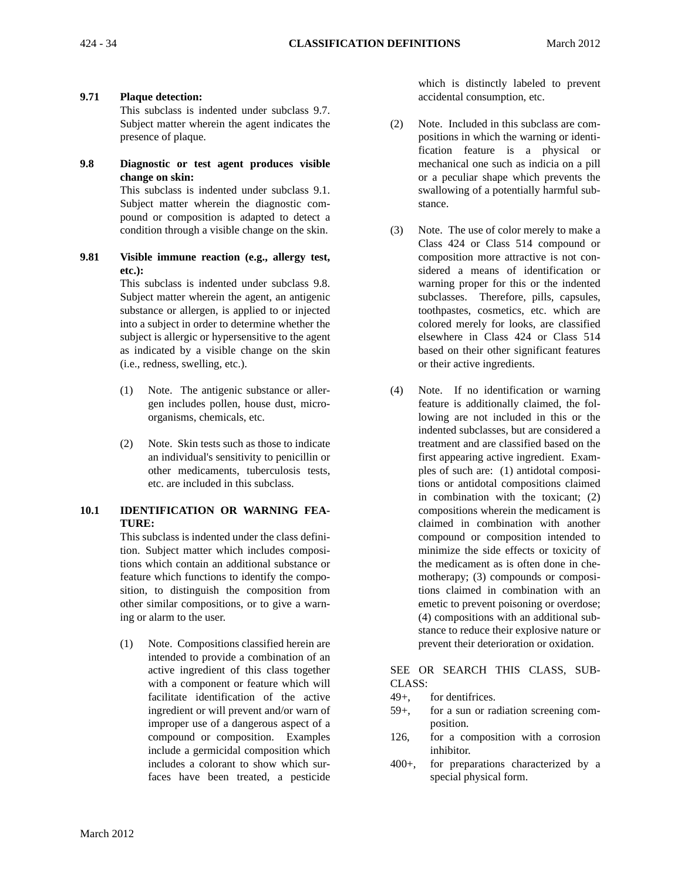**9.71 Plaque detection:**

This subclass is indented under subclass 9.7. Subject matter wherein the agent indicates the presence of plaque.

**9.8 Diagnostic or test agent produces visible change on skin:**

This subclass is indented under subclass 9.1. Subject matter wherein the diagnostic compound or composition is adapted to detect a condition through a visible change on the skin.

**9.81 Visible immune reaction (e.g., allergy test, etc.):**

This subclass is indented under subclass 9.8. Subject matter wherein the agent, an antigenic substance or allergen, is applied to or injected into a subject in order to determine whether the subject is allergic or hypersensitive to the agent as indicated by a visible change on the skin (i.e., redness, swelling, etc.).

(1) Note. The antigenic substance or allergen includes pollen, house dust, microorganisms, chemicals, etc.

(2) Note. Skin tests such as those to indicate an individual's sensitivity to penicillin or other medicaments, tuberculosis tests, etc. are included in this subclass.

**10.1 IDENTIFICATION OR WARNING FEATURE:**

This subclass is indented under the class definition. Subject matter which includes compositions which contain an additional substance or feature which functions to identify the composition, to distinguish the composition from other similar compositions, or to give a warning or alarm to the user.

(1) Note. Compositions classified herein are intended to provide a combination of an active ingredient of this class together with a component or feature which will facilitate identification of the active ingredient or will prevent and/or warn of improper use of a dangerous aspect of a compound or composition. Examples include a germicidal composition which includes a colorant to show which surfaces have been treated, a pesticide which is distinctly labeled to prevent accidental consumption, etc.

(2) Note. Included in this subclass are compositions in which the warning or identification feature is a physical or mechanical one such as indicia on a pill or a peculiar shape which prevents the swallowing of a potentially harmful substance.

(3) Note. The use of color merely to make a Class 424 or Class 514 compound or composition more attractive is not considered a means of identification or warning proper for this or the indented subclasses. Therefore, pills, capsules, toothpastes, cosmetics, etc. which are colored merely for looks, are classified elsewhere in Class 424 or Class 514 based on their other significant features or their active ingredients.

(4) Note. If no identification or warning feature is additionally claimed, the following are not included in this or the indented subclasses, but are considered a treatment and are classified based on the first appearing active ingredient. Examples of such are: (1) antidotal compositions or antidotal compositions claimed in combination with the toxicant; (2) compositions wherein the medicament is claimed in combination with another compound or composition intended to minimize the side effects or toxicity of the medicament as is often done in chemotherapy; (3) compounds or compositions claimed in combination with an emetic to prevent poisoning or overdose; (4) compositions with an additional substance to reduce their explosive nature or prevent their deterioration or oxidation.

SEE OR SEARCH THIS CLASS, SUBCLASS:

49+, for dentifrices.
59+, for a sun or radiation screening composition.
126, for a composition with a corrosion inhibitor.
400+, for preparations characterized by a special physical form.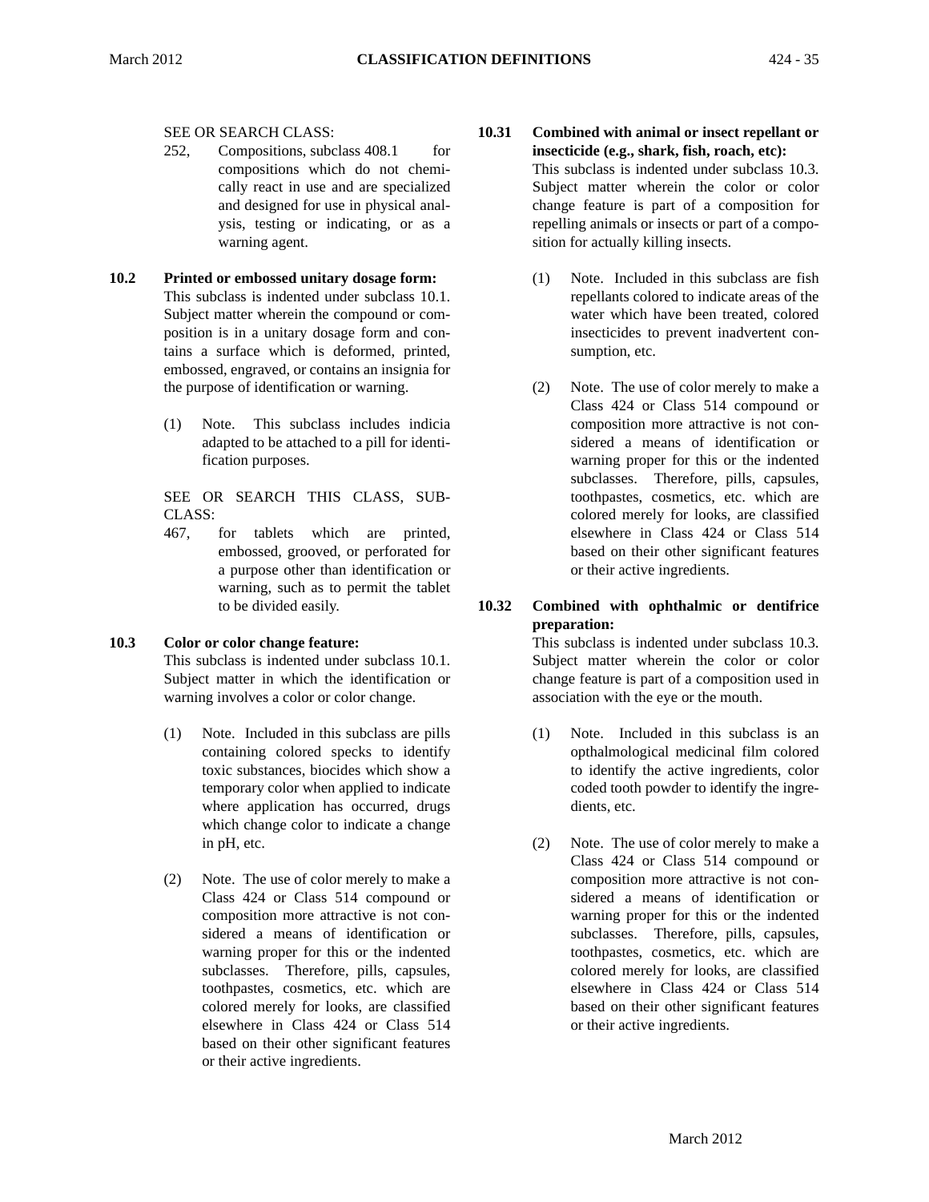SEE OR SEARCH CLASS:

252, Compositions, subclass 408.1 for compositions which do not chemically react in use and are specialized and designed for use in physical analysis, testing or indicating, or as a warning agent.

**10.2 Printed or embossed unitary dosage form:**
This subclass is indented under subclass 10.1. Subject matter wherein the compound or composition is in a unitary dosage form and contains a surface which is deformed, printed, embossed, engraved, or contains an insignia for the purpose of identification or warning.

(1) Note. This subclass includes indicia adapted to be attached to a pill for identification purposes.

SEE OR SEARCH THIS CLASS, SUBCLASS:

467, for tablets which are printed, embossed, grooved, or perforated for a purpose other than identification or warning, such as to permit the tablet to be divided easily.

**10.3 Color or color change feature:**
This subclass is indented under subclass 10.1. Subject matter in which the identification or warning involves a color or color change.

(1) Note. Included in this subclass are pills containing colored specks to identify toxic substances, biocides which show a temporary color when applied to indicate where application has occurred, drugs which change color to indicate a change in pH, etc.

(2) Note. The use of color merely to make a Class 424 or Class 514 compound or composition more attractive is not considered a means of identification or warning proper for this or the indented subclasses. Therefore, pills, capsules, toothpastes, cosmetics, etc. which are colored merely for looks, are classified elsewhere in Class 424 or Class 514 based on their other significant features or their active ingredients.

**10.31 Combined with animal or insect repellant or insecticide (e.g., shark, fish, roach, etc):**
This subclass is indented under subclass 10.3. Subject matter wherein the color or color change feature is part of a composition for repelling animals or insects or part of a composition for actually killing insects.

(1) Note. Included in this subclass are fish repellants colored to indicate areas of the water which have been treated, colored insecticides to prevent inadvertent consumption, etc.

(2) Note. The use of color merely to make a Class 424 or Class 514 compound or composition more attractive is not considered a means of identification or warning proper for this or the indented subclasses. Therefore, pills, capsules, toothpastes, cosmetics, etc. which are colored merely for looks, are classified elsewhere in Class 424 or Class 514 based on their other significant features or their active ingredients.

**10.32 Combined with ophthalmic or dentifrice preparation:**
This subclass is indented under subclass 10.3. Subject matter wherein the color or color change feature is part of a composition used in association with the eye or the mouth.

(1) Note. Included in this subclass is an opthalmological medicinal film colored to identify the active ingredients, color coded tooth powder to identify the ingredients, etc.

(2) Note. The use of color merely to make a Class 424 or Class 514 compound or composition more attractive is not considered a means of identification or warning proper for this or the indented subclasses. Therefore, pills, capsules, toothpastes, cosmetics, etc. which are colored merely for looks, are classified elsewhere in Class 424 or Class 514 based on their other significant features or their active ingredients.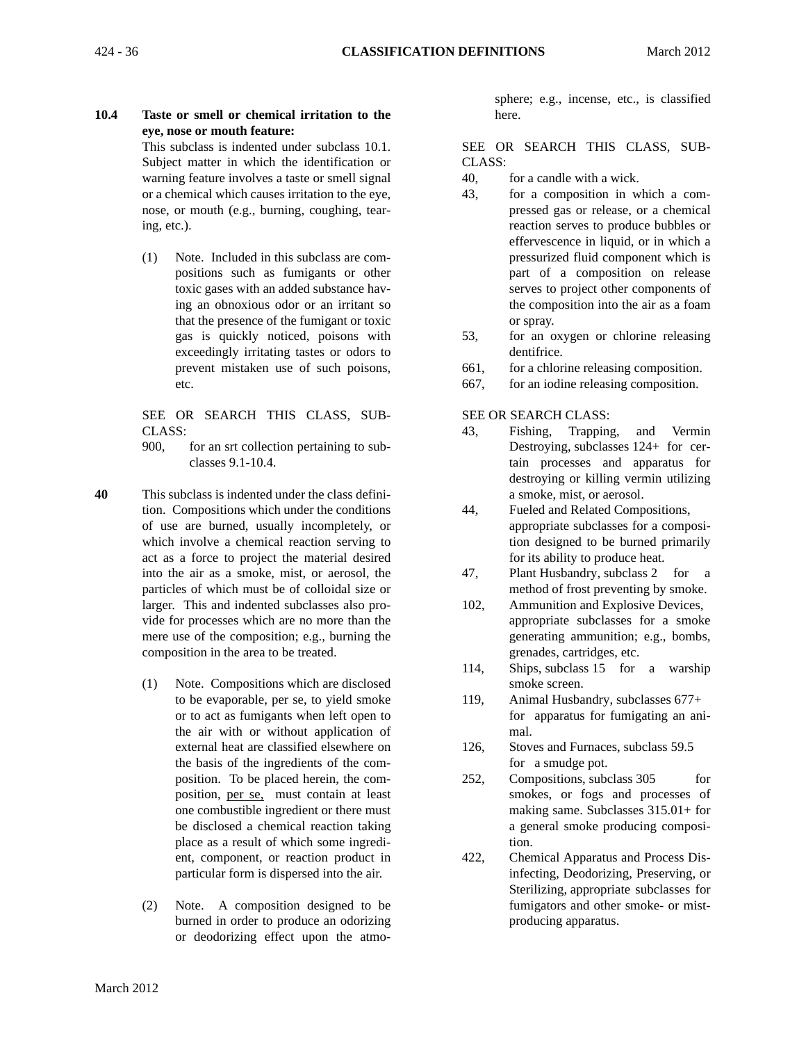**10.4 Taste or smell or chemical irritation to the eye, nose or mouth feature:**

This subclass is indented under subclass 10.1. Subject matter in which the identification or warning feature involves a taste or smell signal or a chemical which causes irritation to the eye, nose, or mouth (e.g., burning, coughing, tearing, etc.).

(1) Note. Included in this subclass are compositions such as fumigants or other toxic gases with an added substance having an obnoxious odor or an irritant so that the presence of the fumigant or toxic gas is quickly noticed, poisons with exceedingly irritating tastes or odors to prevent mistaken use of such poisons, etc.

SEE OR SEARCH THIS CLASS, SUBCLASS:

900, for an srt collection pertaining to subclasses 9.1-10.4.

**40** This subclass is indented under the class definition. Compositions which under the conditions of use are burned, usually incompletely, or which involve a chemical reaction serving to act as a force to project the material desired into the air as a smoke, mist, or aerosol, the particles of which must be of colloidal size or larger. This and indented subclasses also provide for processes which are no more than the mere use of the composition; e.g., burning the composition in the area to be treated.

(1) Note. Compositions which are disclosed to be evaporable, per se, to yield smoke or to act as fumigants when left open to the air with or without application of external heat are classified elsewhere on the basis of the ingredients of the composition. To be placed herein, the composition, per se, must contain at least one combustible ingredient or there must be disclosed a chemical reaction taking place as a result of which some ingredient, component, or reaction product in particular form is dispersed into the air.

(2) Note. A composition designed to be burned in order to produce an odorizing or deodorizing effect upon the atmosphere; e.g., incense, etc., is classified here.

SEE OR SEARCH THIS CLASS, SUBCLASS:

40, for a candle with a wick.

43, for a composition in which a compressed gas or release, or a chemical reaction serves to produce bubbles or effervescence in liquid, or in which a pressurized fluid component which is part of a composition on release serves to project other components of the composition into the air as a foam or spray.

53, for an oxygen or chlorine releasing dentifrice.

661, for a chlorine releasing composition.

667, for an iodine releasing composition.

SEE OR SEARCH CLASS:

43, Fishing, Trapping, and Vermin Destroying, subclasses 124+ for certain processes and apparatus for destroying or killing vermin utilizing a smoke, mist, or aerosol.

44, Fueled and Related Compositions, appropriate subclasses for a composition designed to be burned primarily for its ability to produce heat.

47, Plant Husbandry, subclass 2 for a method of frost preventing by smoke.

102, Ammunition and Explosive Devices, appropriate subclasses for a smoke generating ammunition; e.g., bombs, grenades, cartridges, etc.

114, Ships, subclass 15 for a warship smoke screen.

119, Animal Husbandry, subclasses 677+ for apparatus for fumigating an animal.

126, Stoves and Furnaces, subclass 59.5 for a smudge pot.

252, Compositions, subclass 305 for smokes, or fogs and processes of making same. Subclasses 315.01+ for a general smoke producing composition.

422, Chemical Apparatus and Process Disinfecting, Deodorizing, Preserving, or Sterilizing, appropriate subclasses for fumigators and other smoke- or mist-producing apparatus.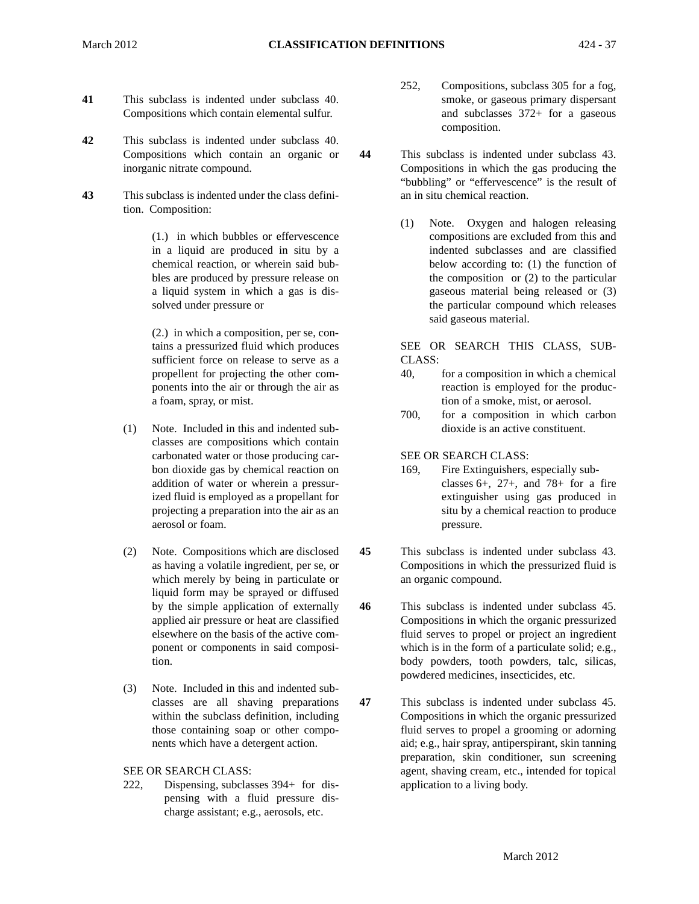**41** This subclass is indented under subclass 40. Compositions which contain elemental sulfur.

**42** This subclass is indented under subclass 40. Compositions which contain an organic or inorganic nitrate compound.

**43** This subclass is indented under the class definition. Composition:

(1.) in which bubbles or effervescence in a liquid are produced in situ by a chemical reaction, or wherein said bubbles are produced by pressure release on a liquid system in which a gas is dissolved under pressure or

(2.) in which a composition, per se, contains a pressurized fluid which produces sufficient force on release to serve as a propellent for projecting the other components into the air or through the air as a foam, spray, or mist.

(1) Note. Included in this and indented subclasses are compositions which contain carbonated water or those producing carbon dioxide gas by chemical reaction on addition of water or wherein a pressurized fluid is employed as a propellant for projecting a preparation into the air as an aerosol or foam.

(2) Note. Compositions which are disclosed as having a volatile ingredient, per se, or which merely by being in particulate or liquid form may be sprayed or diffused by the simple application of externally applied air pressure or heat are classified elsewhere on the basis of the active component or components in said composition.

(3) Note. Included in this and indented subclasses are all shaving preparations within the subclass definition, including those containing soap or other components which have a detergent action.

SEE OR SEARCH CLASS:

222, Dispensing, subclasses 394+ for dispensing with a fluid pressure discharge assistant; e.g., aerosols, etc.

252, Compositions, subclass 305 for a fog, smoke, or gaseous primary dispersant and subclasses 372+ for a gaseous composition.

**44** This subclass is indented under subclass 43. Compositions in which the gas producing the "bubbling" or "effervescence" is the result of an in situ chemical reaction.

(1) Note. Oxygen and halogen releasing compositions are excluded from this and indented subclasses and are classified below according to: (1) the function of the composition or (2) to the particular gaseous material being released or (3) the particular compound which releases said gaseous material.

SEE OR SEARCH THIS CLASS, SUBCLASS:

40, for a composition in which a chemical reaction is employed for the production of a smoke, mist, or aerosol.

700, for a composition in which carbon dioxide is an active constituent.

SEE OR SEARCH CLASS:

169, Fire Extinguishers, especially subclasses 6+, 27+, and 78+ for a fire extinguisher using gas produced in situ by a chemical reaction to produce pressure.

**45** This subclass is indented under subclass 43. Compositions in which the pressurized fluid is an organic compound.

**46** This subclass is indented under subclass 45. Compositions in which the organic pressurized fluid serves to propel or project an ingredient which is in the form of a particulate solid; e.g., body powders, tooth powders, talc, silicas, powdered medicines, insecticides, etc.

**47** This subclass is indented under subclass 45. Compositions in which the organic pressurized fluid serves to propel a grooming or adorning aid; e.g., hair spray, antiperspirant, skin tanning preparation, skin conditioner, sun screening agent, shaving cream, etc., intended for topical application to a living body.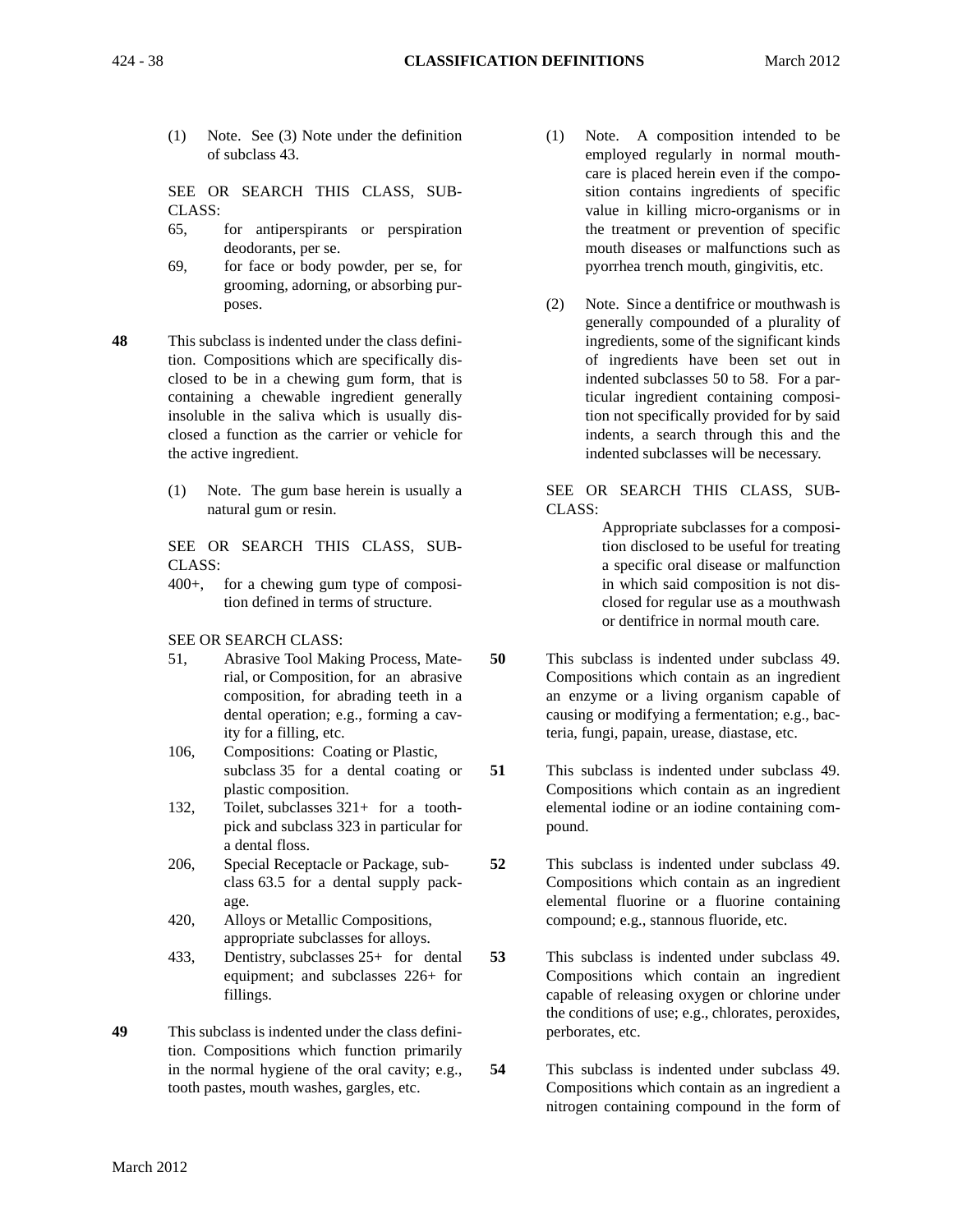(1) Note. See (3) Note under the definition of subclass 43.

SEE OR SEARCH THIS CLASS, SUBCLASS:

- 65, for antiperspirants or perspiration deodorants, per se.
- 69, for face or body powder, per se, for grooming, adorning, or absorbing purposes.

**48** This subclass is indented under the class definition. Compositions which are specifically disclosed to be in a chewing gum form, that is containing a chewable ingredient generally insoluble in the saliva which is usually disclosed a function as the carrier or vehicle for the active ingredient.

(1) Note. The gum base herein is usually a natural gum or resin.

SEE OR SEARCH THIS CLASS, SUBCLASS:

- 400+, for a chewing gum type of composition defined in terms of structure.

SEE OR SEARCH CLASS:

- 51, Abrasive Tool Making Process, Material, or Composition, for an abrasive composition, for abrading teeth in a dental operation; e.g., forming a cavity for a filling, etc.
- 106, Compositions: Coating or Plastic, subclass 35 for a dental coating or plastic composition.
- 132, Toilet, subclasses 321+ for a toothpick and subclass 323 in particular for a dental floss.
- 206, Special Receptacle or Package, subclass 63.5 for a dental supply package.
- 420, Alloys or Metallic Compositions, appropriate subclasses for alloys.
- 433, Dentistry, subclasses 25+ for dental equipment; and subclasses 226+ for fillings.

**49** This subclass is indented under the class definition. Compositions which function primarily in the normal hygiene of the oral cavity; e.g., tooth pastes, mouth washes, gargles, etc.

(1) Note. A composition intended to be employed regularly in normal mouthcare is placed herein even if the composition contains ingredients of specific value in killing micro-organisms or in the treatment or prevention of specific mouth diseases or malfunctions such as pyorrhea trench mouth, gingivitis, etc.

(2) Note. Since a dentifrice or mouthwash is generally compounded of a plurality of ingredients, some of the significant kinds of ingredients have been set out in indented subclasses 50 to 58. For a particular ingredient containing composition not specifically provided for by said indents, a search through this and the indented subclasses will be necessary.

SEE OR SEARCH THIS CLASS, SUBCLASS:

Appropriate subclasses for a composition disclosed to be useful for treating a specific oral disease or malfunction in which said composition is not disclosed for regular use as a mouthwash or dentifrice in normal mouth care.

**50** This subclass is indented under subclass 49. Compositions which contain as an ingredient an enzyme or a living organism capable of causing or modifying a fermentation; e.g., bacteria, fungi, papain, urease, diastase, etc.

**51** This subclass is indented under subclass 49. Compositions which contain as an ingredient elemental iodine or an iodine containing compound.

**52** This subclass is indented under subclass 49. Compositions which contain as an ingredient elemental fluorine or a fluorine containing compound; e.g., stannous fluoride, etc.

**53** This subclass is indented under subclass 49. Compositions which contain an ingredient capable of releasing oxygen or chlorine under the conditions of use; e.g., chlorates, peroxides, perborates, etc.

**54** This subclass is indented under subclass 49. Compositions which contain as an ingredient a nitrogen containing compound in the form of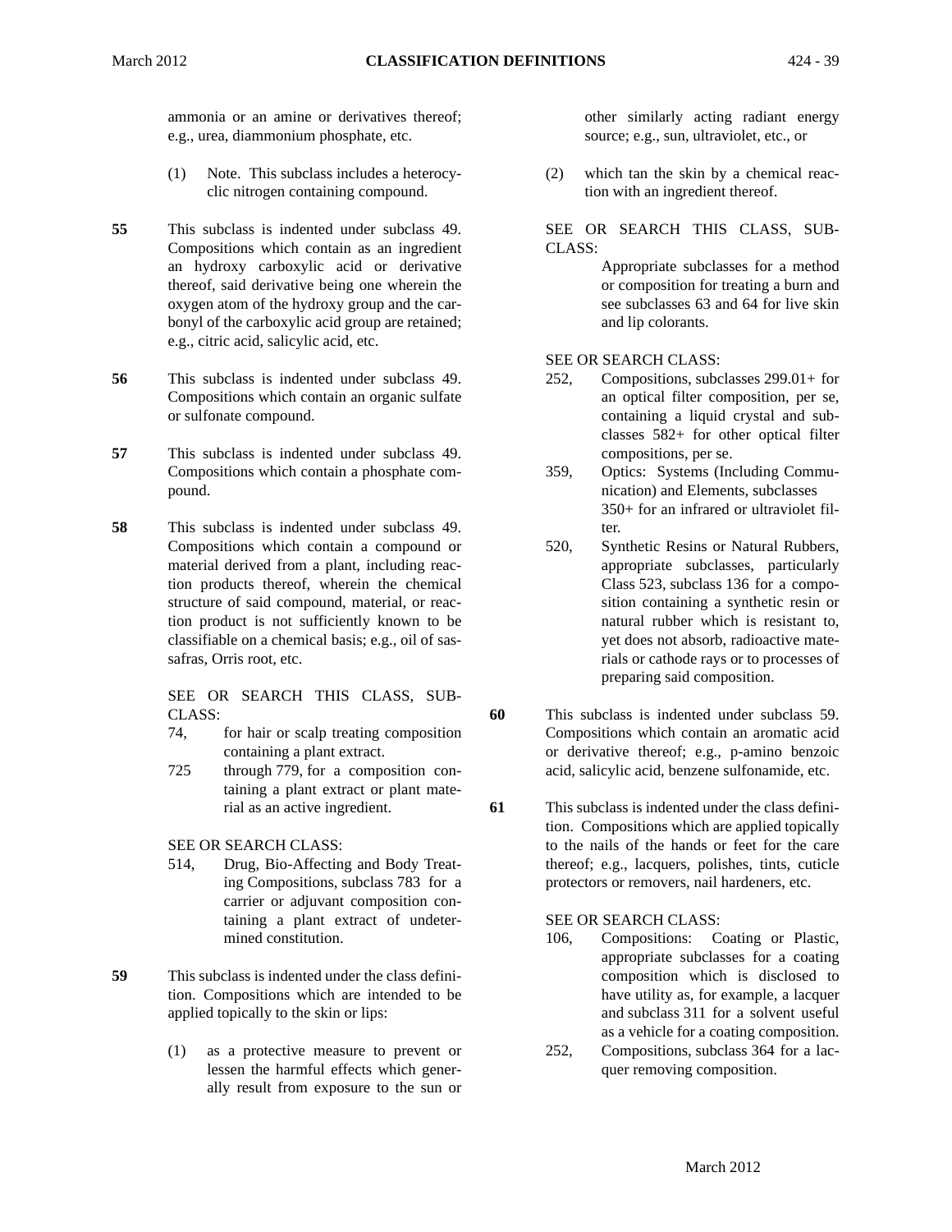ammonia or an amine or derivatives thereof; e.g., urea, diammonium phosphate, etc.

(1) Note. This subclass includes a heterocyclic nitrogen containing compound.

**55** This subclass is indented under subclass 49. Compositions which contain as an ingredient an hydroxy carboxylic acid or derivative thereof, said derivative being one wherein the oxygen atom of the hydroxy group and the carbonyl of the carboxylic acid group are retained; e.g., citric acid, salicylic acid, etc.

**56** This subclass is indented under subclass 49. Compositions which contain an organic sulfate or sulfonate compound.

**57** This subclass is indented under subclass 49. Compositions which contain a phosphate compound.

**58** This subclass is indented under subclass 49. Compositions which contain a compound or material derived from a plant, including reaction products thereof, wherein the chemical structure of said compound, material, or reaction product is not sufficiently known to be classifiable on a chemical basis; e.g., oil of sassafras, Orris root, etc.

SEE OR SEARCH THIS CLASS, SUBCLASS:

74, for hair or scalp treating composition containing a plant extract.

725 through 779, for a composition containing a plant extract or plant material as an active ingredient.

SEE OR SEARCH CLASS:

514, Drug, Bio-Affecting and Body Treating Compositions, subclass 783 for a carrier or adjuvant composition containing a plant extract of undetermined constitution.

**59** This subclass is indented under the class definition. Compositions which are intended to be applied topically to the skin or lips:

(1) as a protective measure to prevent or lessen the harmful effects which generally result from exposure to the sun or other similarly acting radiant energy source; e.g., sun, ultraviolet, etc., or

(2) which tan the skin by a chemical reaction with an ingredient thereof.

SEE OR SEARCH THIS CLASS, SUBCLASS:

Appropriate subclasses for a method or composition for treating a burn and see subclasses 63 and 64 for live skin and lip colorants.

SEE OR SEARCH CLASS:

252, Compositions, subclasses 299.01+ for an optical filter composition, per se, containing a liquid crystal and subclasses 582+ for other optical filter compositions, per se.

359, Optics: Systems (Including Communication) and Elements, subclasses 350+ for an infrared or ultraviolet filter.

520, Synthetic Resins or Natural Rubbers, appropriate subclasses, particularly Class 523, subclass 136 for a composition containing a synthetic resin or natural rubber which is resistant to, yet does not absorb, radioactive materials or cathode rays or to processes of preparing said composition.

**60** This subclass is indented under subclass 59. Compositions which contain an aromatic acid or derivative thereof; e.g., p-amino benzoic acid, salicylic acid, benzene sulfonamide, etc.

**61** This subclass is indented under the class definition. Compositions which are applied topically to the nails of the hands or feet for the care thereof; e.g., lacquers, polishes, tints, cuticle protectors or removers, nail hardeners, etc.

SEE OR SEARCH CLASS:

106, Compositions: Coating or Plastic, appropriate subclasses for a coating composition which is disclosed to have utility as, for example, a lacquer and subclass 311 for a solvent useful as a vehicle for a coating composition.

252, Compositions, subclass 364 for a lacquer removing composition.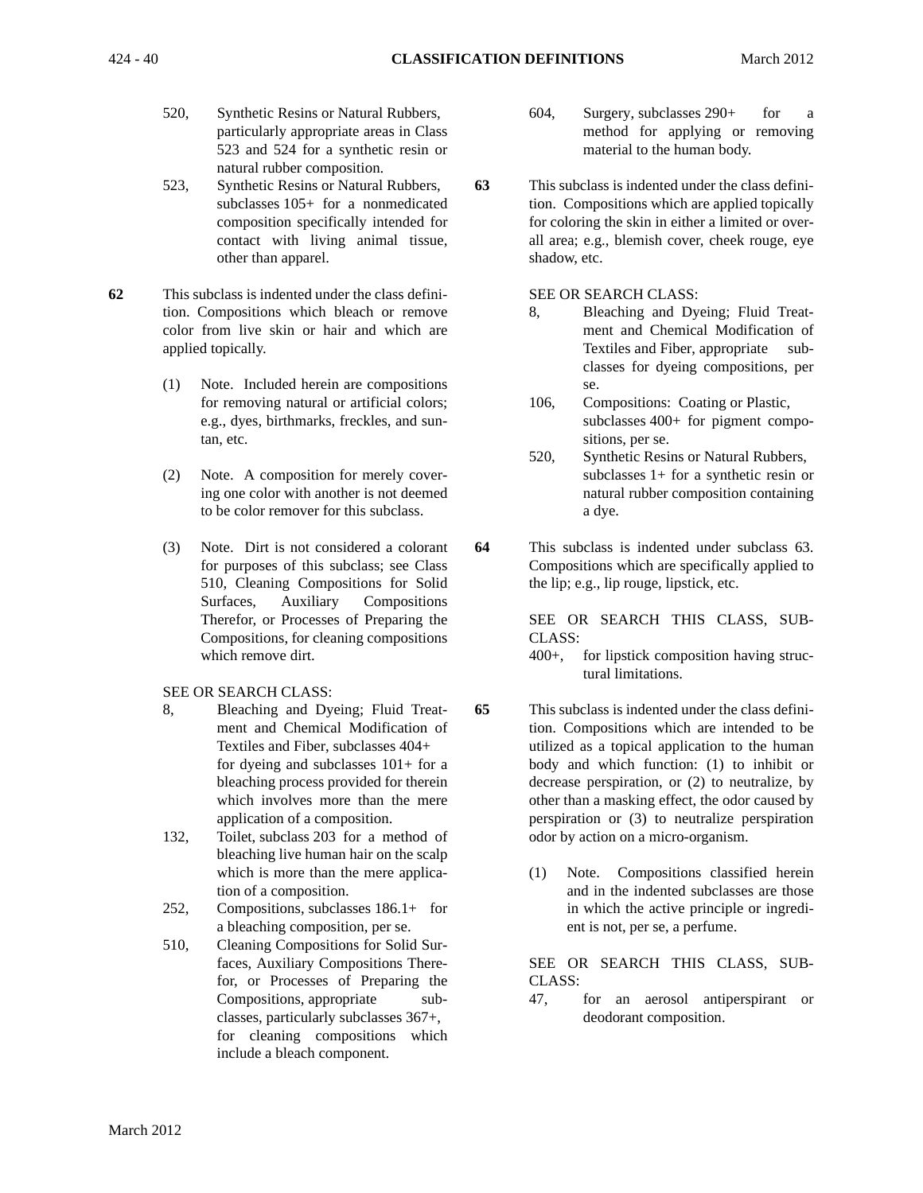520, Synthetic Resins or Natural Rubbers, particularly appropriate areas in Class 523 and 524 for a synthetic resin or natural rubber composition.

523, Synthetic Resins or Natural Rubbers, subclasses 105+ for a nonmedicated composition specifically intended for contact with living animal tissue, other than apparel.

**62** This subclass is indented under the class definition. Compositions which bleach or remove color from live skin or hair and which are applied topically.

(1) Note. Included herein are compositions for removing natural or artificial colors; e.g., dyes, birthmarks, freckles, and suntan, etc.

(2) Note. A composition for merely covering one color with another is not deemed to be color remover for this subclass.

(3) Note. Dirt is not considered a colorant for purposes of this subclass; see Class 510, Cleaning Compositions for Solid Surfaces, Auxiliary Compositions Therefor, or Processes of Preparing the Compositions, for cleaning compositions which remove dirt.

SEE OR SEARCH CLASS:

8, Bleaching and Dyeing; Fluid Treatment and Chemical Modification of Textiles and Fiber, subclasses 404+ for dyeing and subclasses 101+ for a bleaching process provided for therein which involves more than the mere application of a composition.

132, Toilet, subclass 203 for a method of bleaching live human hair on the scalp which is more than the mere application of a composition.

252, Compositions, subclasses 186.1+ for a bleaching composition, per se.

510, Cleaning Compositions for Solid Surfaces, Auxiliary Compositions Therefor, or Processes of Preparing the Compositions, appropriate subclasses, particularly subclasses 367+, for cleaning compositions which include a bleach component.

604, Surgery, subclasses 290+ for a method for applying or removing material to the human body.

**63** This subclass is indented under the class definition. Compositions which are applied topically for coloring the skin in either a limited or overall area; e.g., blemish cover, cheek rouge, eye shadow, etc.

SEE OR SEARCH CLASS:

8, Bleaching and Dyeing; Fluid Treatment and Chemical Modification of Textiles and Fiber, appropriate subclasses for dyeing compositions, per se.

106, Compositions: Coating or Plastic, subclasses 400+ for pigment compositions, per se.

520, Synthetic Resins or Natural Rubbers, subclasses 1+ for a synthetic resin or natural rubber composition containing a dye.

**64** This subclass is indented under subclass 63. Compositions which are specifically applied to the lip; e.g., lip rouge, lipstick, etc.

SEE OR SEARCH THIS CLASS, SUBCLASS:

400+, for lipstick composition having structural limitations.

**65** This subclass is indented under the class definition. Compositions which are intended to be utilized as a topical application to the human body and which function: (1) to inhibit or decrease perspiration, or (2) to neutralize, by other than a masking effect, the odor caused by perspiration or (3) to neutralize perspiration odor by action on a micro-organism.

(1) Note. Compositions classified herein and in the indented subclasses are those in which the active principle or ingredient is not, per se, a perfume.

SEE OR SEARCH THIS CLASS, SUBCLASS:

47, for an aerosol antiperspirant or deodorant composition.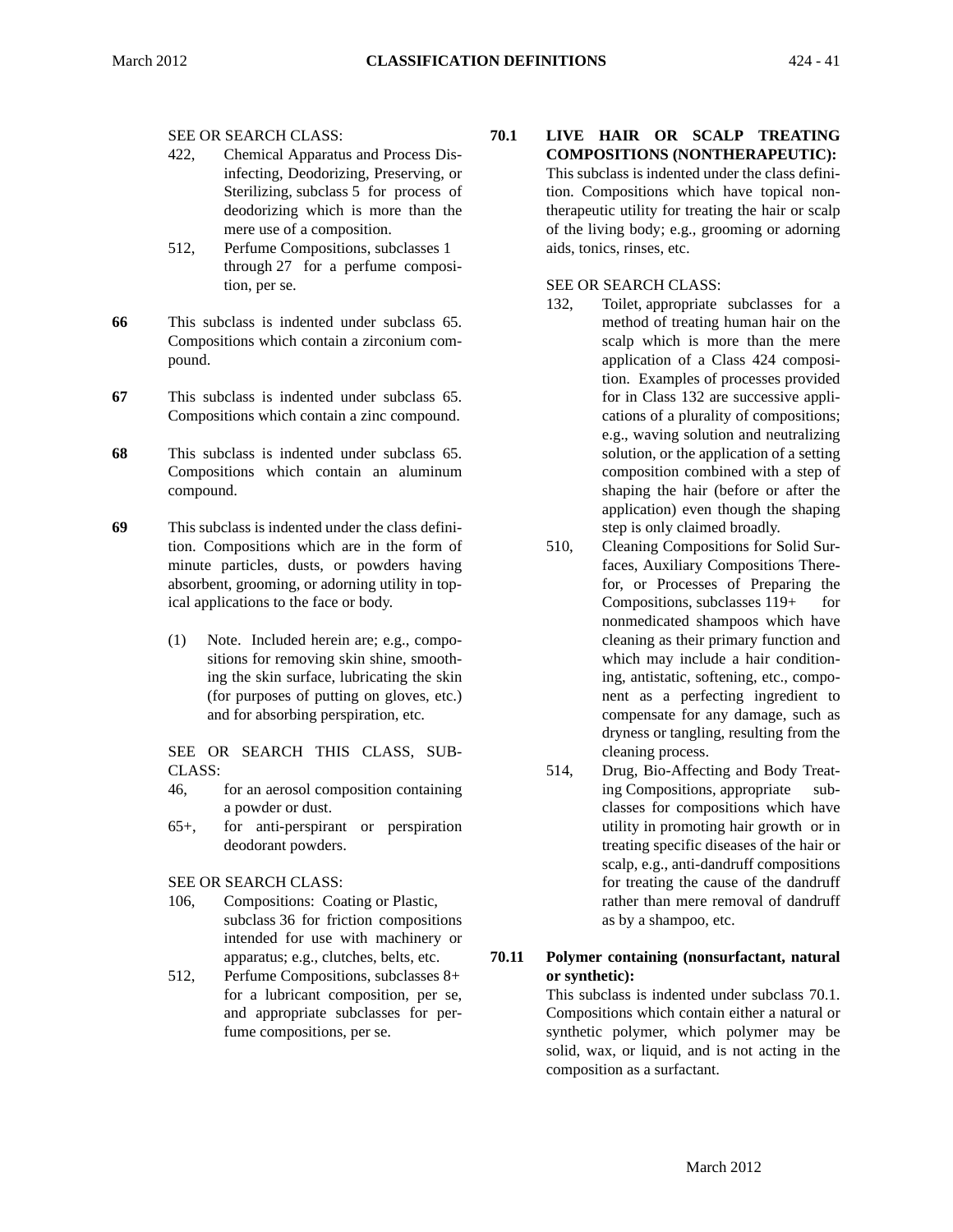SEE OR SEARCH CLASS:

- 422, Chemical Apparatus and Process Disinfecting, Deodorizing, Preserving, or Sterilizing, subclass 5 for process of deodorizing which is more than the mere use of a composition.
- 512, Perfume Compositions, subclasses 1 through 27 for a perfume composition, per se.

**66** This subclass is indented under subclass 65. Compositions which contain a zirconium compound.

**67** This subclass is indented under subclass 65. Compositions which contain a zinc compound.

**68** This subclass is indented under subclass 65. Compositions which contain an aluminum compound.

**69** This subclass is indented under the class definition. Compositions which are in the form of minute particles, dusts, or powders having absorbent, grooming, or adorning utility in topical applications to the face or body.

(1) Note. Included herein are; e.g., compositions for removing skin shine, smoothing the skin surface, lubricating the skin (for purposes of putting on gloves, etc.) and for absorbing perspiration, etc.

SEE OR SEARCH THIS CLASS, SUBCLASS:

- 46, for an aerosol composition containing a powder or dust.
- 65+, for anti-perspirant or perspiration deodorant powders.

SEE OR SEARCH CLASS:

- 106, Compositions: Coating or Plastic, subclass 36 for friction compositions intended for use with machinery or apparatus; e.g., clutches, belts, etc.
- 512, Perfume Compositions, subclasses 8+ for a lubricant composition, per se, and appropriate subclasses for perfume compositions, per se.

**70.1 LIVE HAIR OR SCALP TREATING COMPOSITIONS (NONTHERAPEUTIC):** This subclass is indented under the class definition. Compositions which have topical nontherapeutic utility for treating the hair or scalp of the living body; e.g., grooming or adorning aids, tonics, rinses, etc.

SEE OR SEARCH CLASS:

- 132, Toilet, appropriate subclasses for a method of treating human hair on the scalp which is more than the mere application of a Class 424 composition. Examples of processes provided for in Class 132 are successive applications of a plurality of compositions; e.g., waving solution and neutralizing solution, or the application of a setting composition combined with a step of shaping the hair (before or after the application) even though the shaping step is only claimed broadly.
- 510, Cleaning Compositions for Solid Surfaces, Auxiliary Compositions Therefor, or Processes of Preparing the Compositions, subclasses 119+ for nonmedicated shampoos which have cleaning as their primary function and which may include a hair conditioning, antistatic, softening, etc., component as a perfecting ingredient to compensate for any damage, such as dryness or tangling, resulting from the cleaning process.
- 514, Drug, Bio-Affecting and Body Treating Compositions, appropriate subclasses for compositions which have utility in promoting hair growth or in treating specific diseases of the hair or scalp, e.g., anti-dandruff compositions for treating the cause of the dandruff rather than mere removal of dandruff as by a shampoo, etc.

**70.11 Polymer containing (nonsurfactant, natural or synthetic):** This subclass is indented under subclass 70.1. Compositions which contain either a natural or synthetic polymer, which polymer may be solid, wax, or liquid, and is not acting in the composition as a surfactant.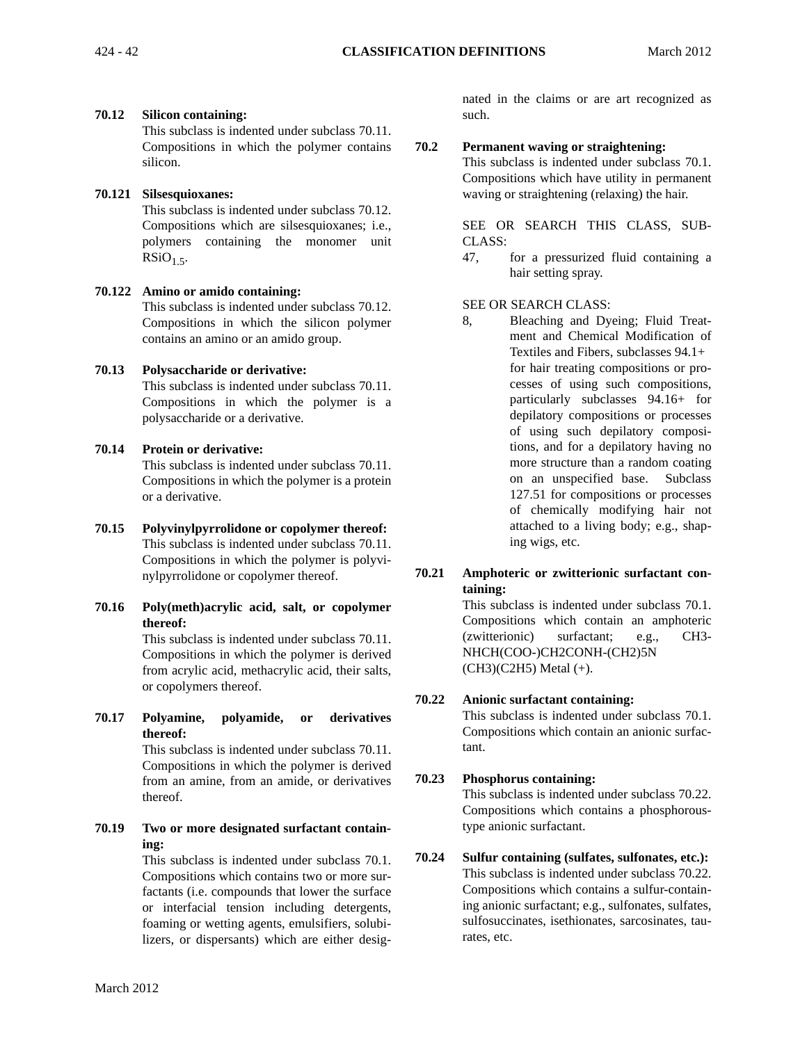**70.12 Silicon containing:**
This subclass is indented under subclass 70.11. Compositions in which the polymer contains silicon.

**70.121 Silsesquioxanes:**
This subclass is indented under subclass 70.12. Compositions which are silsesquioxanes; i.e., polymers containing the monomer unit $RSiO_{1.5}$.

**70.122 Amino or amido containing:**
This subclass is indented under subclass 70.12. Compositions in which the silicon polymer contains an amino or an amido group.

**70.13 Polysaccharide or derivative:**
This subclass is indented under subclass 70.11. Compositions in which the polymer is a polysaccharide or a derivative.

**70.14 Protein or derivative:**
This subclass is indented under subclass 70.11. Compositions in which the polymer is a protein or a derivative.

**70.15 Polyvinylpyrrolidone or copolymer thereof:**
This subclass is indented under subclass 70.11. Compositions in which the polymer is polyvinylpyrrolidone or copolymer thereof.

**70.16 Poly(meth)acrylic acid, salt, or copolymer thereof:**
This subclass is indented under subclass 70.11. Compositions in which the polymer is derived from acrylic acid, methacrylic acid, their salts, or copolymers thereof.

**70.17 Polyamine, polyamide, or derivatives thereof:**
This subclass is indented under subclass 70.11. Compositions in which the polymer is derived from an amine, from an amide, or derivatives thereof.

**70.19 Two or more designated surfactant containing:**
This subclass is indented under subclass 70.1. Compositions which contains two or more surfactants (i.e. compounds that lower the surface or interfacial tension including detergents, foaming or wetting agents, emulsifiers, solubilizers, or dispersants) which are either designated in the claims or are art recognized as such.

**70.2 Permanent waving or straightening:**
This subclass is indented under subclass 70.1. Compositions which have utility in permanent waving or straightening (relaxing) the hair.

SEE OR SEARCH THIS CLASS, SUBCLASS:

47, for a pressurized fluid containing a hair setting spray.

SEE OR SEARCH CLASS:

8, Bleaching and Dyeing; Fluid Treatment and Chemical Modification of Textiles and Fibers, subclasses 94.1+ for hair treating compositions or processes of using such compositions, particularly subclasses 94.16+ for depilatory compositions or processes of using such depilatory compositions, and for a depilatory having no more structure than a random coating on an unspecified base. Subclass 127.51 for compositions or processes of chemically modifying hair not attached to a living body; e.g., shaping wigs, etc.

**70.21 Amphoteric or zwitterionic surfactant containing:**
This subclass is indented under subclass 70.1. Compositions which contain an amphoteric (zwitterionic) surfactant; e.g., CH3-NHCH(COO-)CH2CONH-(CH2)5N (CH3)(C2H5) Metal (+).

**70.22 Anionic surfactant containing:**
This subclass is indented under subclass 70.1. Compositions which contain an anionic surfactant.

**70.23 Phosphorus containing:**
This subclass is indented under subclass 70.22. Compositions which contains a phosphorous-type anionic surfactant.

**70.24 Sulfur containing (sulfates, sulfonates, etc.):**
This subclass is indented under subclass 70.22. Compositions which contains a sulfur-containing anionic surfactant; e.g., sulfonates, sulfates, sulfosuccinates, isethionates, sarcosinates, taurates, etc.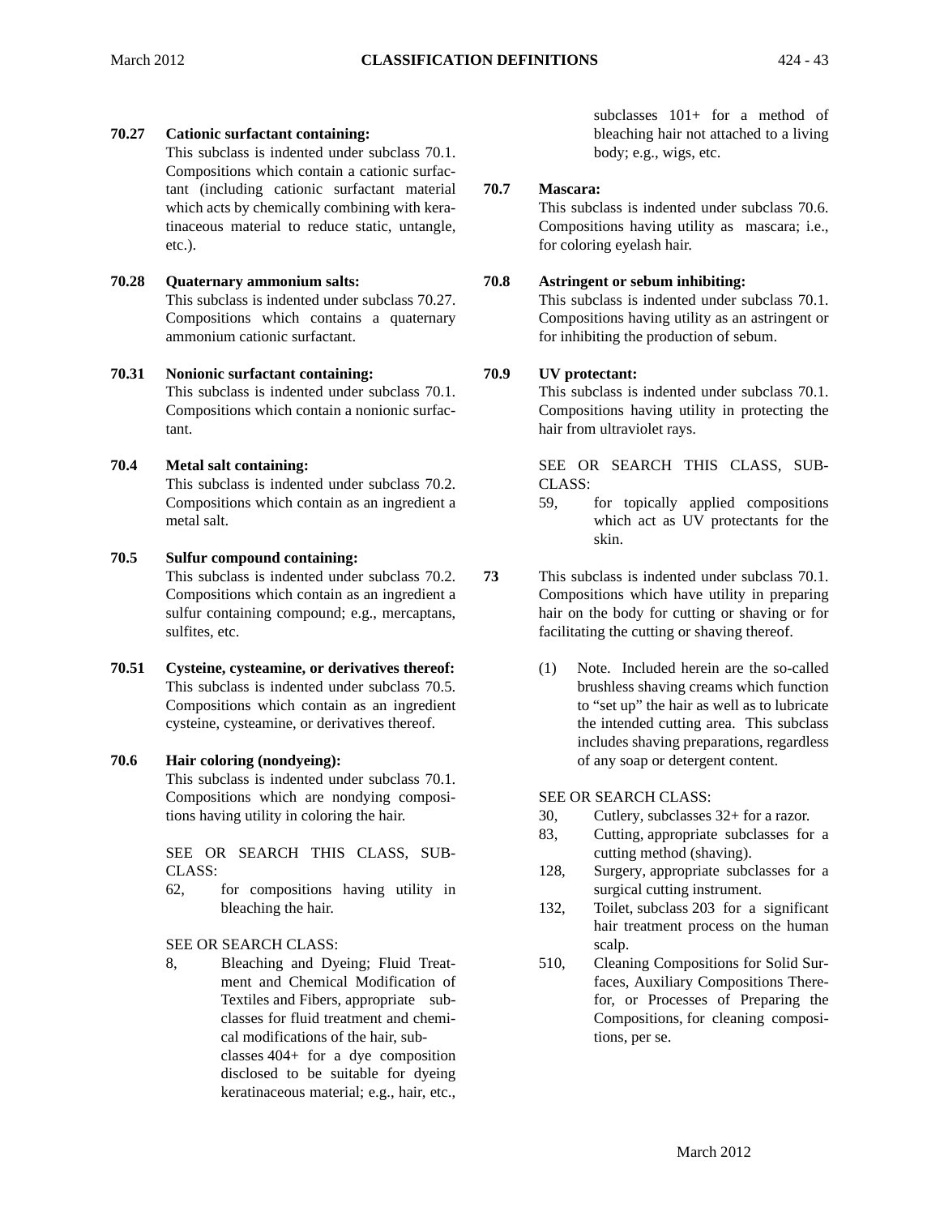**70.27 Cationic surfactant containing:**
This subclass is indented under subclass 70.1. Compositions which contain a cationic surfactant (including cationic surfactant material which acts by chemically combining with keratinaceous material to reduce static, untangle, etc.).

**70.28 Quaternary ammonium salts:**
This subclass is indented under subclass 70.27. Compositions which contains a quaternary ammonium cationic surfactant.

**70.31 Nonionic surfactant containing:**
This subclass is indented under subclass 70.1. Compositions which contain a nonionic surfactant.

**70.4 Metal salt containing:**
This subclass is indented under subclass 70.2. Compositions which contain as an ingredient a metal salt.

**70.5 Sulfur compound containing:**
This subclass is indented under subclass 70.2. Compositions which contain as an ingredient a sulfur containing compound; e.g., mercaptans, sulfites, etc.

**70.51 Cysteine, cysteamine, or derivatives thereof:**
This subclass is indented under subclass 70.5. Compositions which contain as an ingredient cysteine, cysteamine, or derivatives thereof.

**70.6 Hair coloring (nondyeing):**
This subclass is indented under subclass 70.1. Compositions which are nondying compositions having utility in coloring the hair.

SEE OR SEARCH THIS CLASS, SUBCLASS:

- 62, for compositions having utility in bleaching the hair.

SEE OR SEARCH CLASS:

- 8, Bleaching and Dyeing; Fluid Treatment and Chemical Modification of Textiles and Fibers, appropriate subclasses for fluid treatment and chemical modifications of the hair, subclasses 404+ for a dye composition disclosed to be suitable for dyeing keratinaceous material; e.g., hair, etc., subclasses 101+ for a method of bleaching hair not attached to a living body; e.g., wigs, etc.

**70.7 Mascara:**
This subclass is indented under subclass 70.6. Compositions having utility as mascara; i.e., for coloring eyelash hair.

**70.8 Astringent or sebum inhibiting:**
This subclass is indented under subclass 70.1. Compositions having utility as an astringent or for inhibiting the production of sebum.

**70.9 UV protectant:**
This subclass is indented under subclass 70.1. Compositions having utility in protecting the hair from ultraviolet rays.

SEE OR SEARCH THIS CLASS, SUBCLASS:

- 59, for topically applied compositions which act as UV protectants for the skin.

**73**
This subclass is indented under subclass 70.1. Compositions which have utility in preparing hair on the body for cutting or shaving or for facilitating the cutting or shaving thereof.

(1) Note. Included herein are the so-called brushless shaving creams which function to "set up" the hair as well as to lubricate the intended cutting area. This subclass includes shaving preparations, regardless of any soap or detergent content.

SEE OR SEARCH CLASS:

- 30, Cutlery, subclasses 32+ for a razor.
- 83, Cutting, appropriate subclasses for a cutting method (shaving).
- 128, Surgery, appropriate subclasses for a surgical cutting instrument.
- 132, Toilet, subclass 203 for a significant hair treatment process on the human scalp.
- 510, Cleaning Compositions for Solid Surfaces, Auxiliary Compositions Therefor, or Processes of Preparing the Compositions, for cleaning compositions, per se.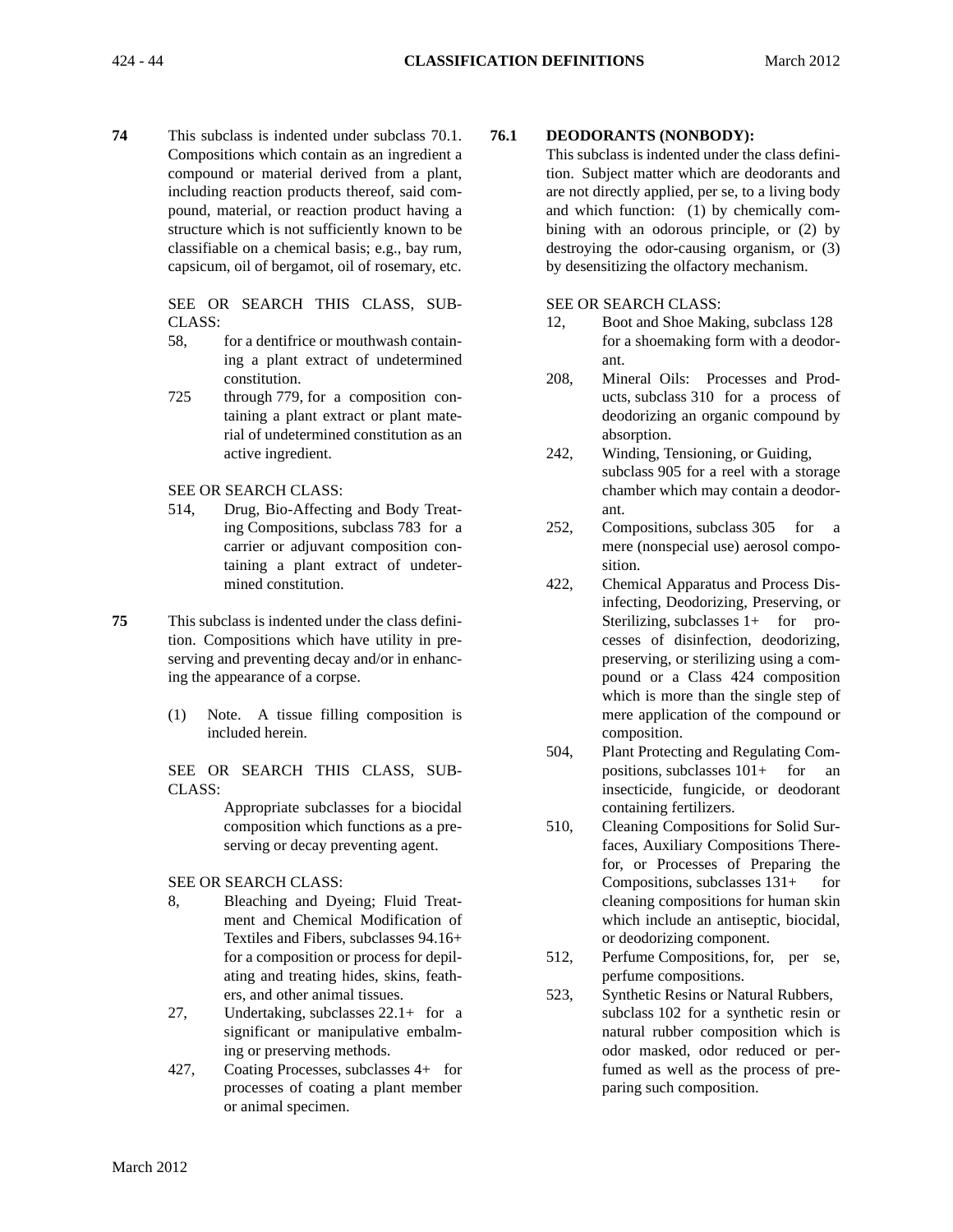**74** This subclass is indented under subclass 70.1. Compositions which contain as an ingredient a compound or material derived from a plant, including reaction products thereof, said compound, material, or reaction product having a structure which is not sufficiently known to be classifiable on a chemical basis; e.g., bay rum, capsicum, oil of bergamot, oil of rosemary, etc.

SEE OR SEARCH THIS CLASS, SUBCLASS:

- 58, for a dentifrice or mouthwash containing a plant extract of undetermined constitution.
- 725 through 779, for a composition containing a plant extract or plant material of undetermined constitution as an active ingredient.

SEE OR SEARCH CLASS:

- 514, Drug, Bio-Affecting and Body Treating Compositions, subclass 783 for a carrier or adjuvant composition containing a plant extract of undetermined constitution.

**75** This subclass is indented under the class definition. Compositions which have utility in preserving and preventing decay and/or in enhancing the appearance of a corpse.

(1) Note. A tissue filling composition is included herein.

SEE OR SEARCH THIS CLASS, SUBCLASS:

Appropriate subclasses for a biocidal composition which functions as a preserving or decay preventing agent.

SEE OR SEARCH CLASS:

- 8, Bleaching and Dyeing; Fluid Treatment and Chemical Modification of Textiles and Fibers, subclasses 94.16+ for a composition or process for depilating and treating hides, skins, feathers, and other animal tissues.
- 27, Undertaking, subclasses 22.1+ for a significant or manipulative embalming or preserving methods.
- 427, Coating Processes, subclasses 4+ for processes of coating a plant member or animal specimen.

**76.1 DEODORANTS (NONBODY):**

This subclass is indented under the class definition. Subject matter which are deodorants and are not directly applied, per se, to a living body and which function: (1) by chemically combining with an odorous principle, or (2) by destroying the odor-causing organism, or (3) by desensitizing the olfactory mechanism.

SEE OR SEARCH CLASS:

- 12, Boot and Shoe Making, subclass 128 for a shoemaking form with a deodorant.
- 208, Mineral Oils: Processes and Products, subclass 310 for a process of deodorizing an organic compound by absorption.
- 242, Winding, Tensioning, or Guiding, subclass 905 for a reel with a storage chamber which may contain a deodorant.
- 252, Compositions, subclass 305 for a mere (nonspecial use) aerosol composition.
- 422, Chemical Apparatus and Process Disinfecting, Deodorizing, Preserving, or Sterilizing, subclasses 1+ for processes of disinfection, deodorizing, preserving, or sterilizing using a compound or a Class 424 composition which is more than the single step of mere application of the compound or composition.
- 504, Plant Protecting and Regulating Compositions, subclasses 101+ for an insecticide, fungicide, or deodorant containing fertilizers.
- 510, Cleaning Compositions for Solid Surfaces, Auxiliary Compositions Therefor, or Processes of Preparing the Compositions, subclasses 131+ for cleaning compositions for human skin which include an antiseptic, biocidal, or deodorizing component.
- 512, Perfume Compositions, for, per se, perfume compositions.
- 523, Synthetic Resins or Natural Rubbers, subclass 102 for a synthetic resin or natural rubber composition which is odor masked, odor reduced or perfumed as well as the process of preparing such composition.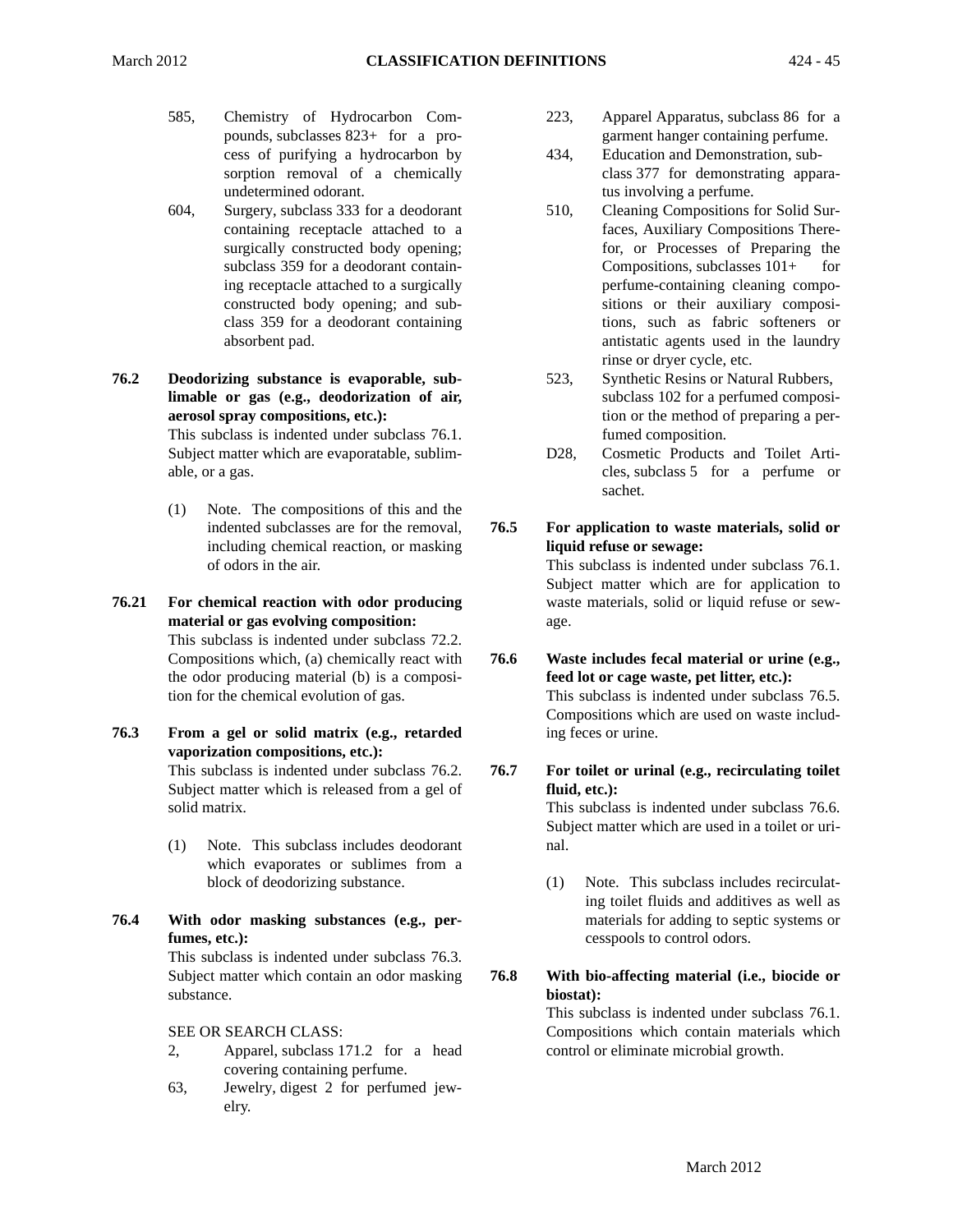585, Chemistry of Hydrocarbon Compounds, subclasses 823+ for a process of purifying a hydrocarbon by sorption removal of a chemically undetermined odorant.

604, Surgery, subclass 333 for a deodorant containing receptacle attached to a surgically constructed body opening; subclass 359 for a deodorant containing receptacle attached to a surgically constructed body opening; and subclass 359 for a deodorant containing absorbent pad.

**76.2 Deodorizing substance is evaporable, sublimable or gas (e.g., deodorization of air, aerosol spray compositions, etc.):**

This subclass is indented under subclass 76.1. Subject matter which are evaporatable, sublimable, or a gas.

(1) Note. The compositions of this and the indented subclasses are for the removal, including chemical reaction, or masking of odors in the air.

**76.21 For chemical reaction with odor producing material or gas evolving composition:**

This subclass is indented under subclass 72.2. Compositions which, (a) chemically react with the odor producing material (b) is a composition for the chemical evolution of gas.

**76.3 From a gel or solid matrix (e.g., retarded vaporization compositions, etc.):**

This subclass is indented under subclass 76.2. Subject matter which is released from a gel of solid matrix.

(1) Note. This subclass includes deodorant which evaporates or sublimes from a block of deodorizing substance.

**76.4 With odor masking substances (e.g., perfumes, etc.):**

This subclass is indented under subclass 76.3. Subject matter which contain an odor masking substance.

SEE OR SEARCH CLASS:

2, Apparel, subclass 171.2 for a head covering containing perfume.

63, Jewelry, digest 2 for perfumed jewelry.

223, Apparel Apparatus, subclass 86 for a garment hanger containing perfume.

434, Education and Demonstration, subclass 377 for demonstrating apparatus involving a perfume.

510, Cleaning Compositions for Solid Surfaces, Auxiliary Compositions Therefor, or Processes of Preparing the Compositions, subclasses 101+ for perfume-containing cleaning compositions or their auxiliary compositions, such as fabric softeners or antistatic agents used in the laundry rinse or dryer cycle, etc.

523, Synthetic Resins or Natural Rubbers, subclass 102 for a perfumed composition or the method of preparing a perfumed composition.

D28, Cosmetic Products and Toilet Articles, subclass 5 for a perfume or sachet.

**76.5 For application to waste materials, solid or liquid refuse or sewage:**

This subclass is indented under subclass 76.1. Subject matter which are for application to waste materials, solid or liquid refuse or sewage.

**76.6 Waste includes fecal material or urine (e.g., feed lot or cage waste, pet litter, etc.):**

This subclass is indented under subclass 76.5. Compositions which are used on waste including feces or urine.

**76.7 For toilet or urinal (e.g., recirculating toilet fluid, etc.):**

This subclass is indented under subclass 76.6. Subject matter which are used in a toilet or urinal.

(1) Note. This subclass includes recirculating toilet fluids and additives as well as materials for adding to septic systems or cesspools to control odors.

**76.8 With bio-affecting material (i.e., biocide or biostat):**

This subclass is indented under subclass 76.1. Compositions which contain materials which control or eliminate microbial growth.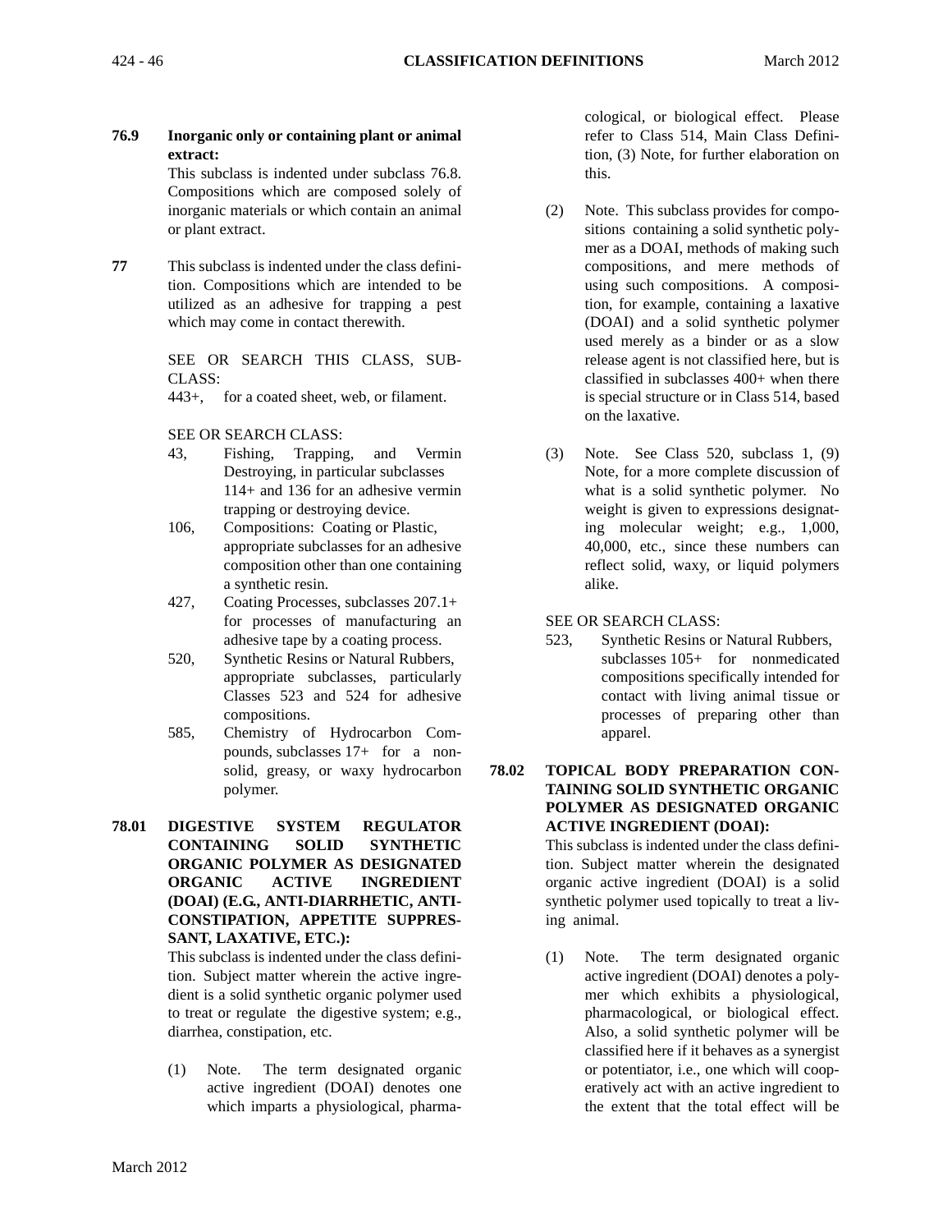**76.9 Inorganic only or containing plant or animal extract:**

This subclass is indented under subclass 76.8. Compositions which are composed solely of inorganic materials or which contain an animal or plant extract.

**77** This subclass is indented under the class definition. Compositions which are intended to be utilized as an adhesive for trapping a pest which may come in contact therewith.

SEE OR SEARCH THIS CLASS, SUBCLASS:

443+, for a coated sheet, web, or filament.

SEE OR SEARCH CLASS:

- 43, Fishing, Trapping, and Vermin Destroying, in particular subclasses 114+ and 136 for an adhesive vermin trapping or destroying device.
- 106, Compositions: Coating or Plastic, appropriate subclasses for an adhesive composition other than one containing a synthetic resin.
- 427, Coating Processes, subclasses 207.1+ for processes of manufacturing an adhesive tape by a coating process.
- 520, Synthetic Resins or Natural Rubbers, appropriate subclasses, particularly Classes 523 and 524 for adhesive compositions.
- 585, Chemistry of Hydrocarbon Compounds, subclasses 17+ for a nonsolid, greasy, or waxy hydrocarbon polymer.

**78.01 DIGESTIVE SYSTEM REGULATOR CONTAINING SOLID SYNTHETIC ORGANIC POLYMER AS DESIGNATED ORGANIC ACTIVE INGREDIENT (DOAI) (E.G., ANTI-DIARRHETIC, ANTI-CONSTIPATION, APPETITE SUPPRESSANT, LAXATIVE, ETC.):**

This subclass is indented under the class definition. Subject matter wherein the active ingredient is a solid synthetic organic polymer used to treat or regulate the digestive system; e.g., diarrhea, constipation, etc.

(1) Note. The term designated organic active ingredient (DOAI) denotes one which imparts a physiological, pharmacological, or biological effect. Please refer to Class 514, Main Class Definition, (3) Note, for further elaboration on this.

(2) Note. This subclass provides for compositions containing a solid synthetic polymer as a DOAI, methods of making such compositions, and mere methods of using such compositions. A composition, for example, containing a laxative (DOAI) and a solid synthetic polymer used merely as a binder or as a slow release agent is not classified here, but is classified in subclasses 400+ when there is special structure or in Class 514, based on the laxative.

(3) Note. See Class 520, subclass 1, (9) Note, for a more complete discussion of what is a solid synthetic polymer. No weight is given to expressions designating molecular weight; e.g., 1,000, 40,000, etc., since these numbers can reflect solid, waxy, or liquid polymers alike.

SEE OR SEARCH CLASS:

- 523, Synthetic Resins or Natural Rubbers, subclasses 105+ for nonmedicated compositions specifically intended for contact with living animal tissue or processes of preparing other than apparel.

**78.02 TOPICAL BODY PREPARATION CONTAINING SOLID SYNTHETIC ORGANIC POLYMER AS DESIGNATED ORGANIC ACTIVE INGREDIENT (DOAI):**

This subclass is indented under the class definition. Subject matter wherein the designated organic active ingredient (DOAI) is a solid synthetic polymer used topically to treat a living animal.

(1) Note. The term designated organic active ingredient (DOAI) denotes a polymer which exhibits a physiological, pharmacological, or biological effect. Also, a solid synthetic polymer will be classified here if it behaves as a synergist or potentiator, i.e., one which will cooperatively act with an active ingredient to the extent that the total effect will be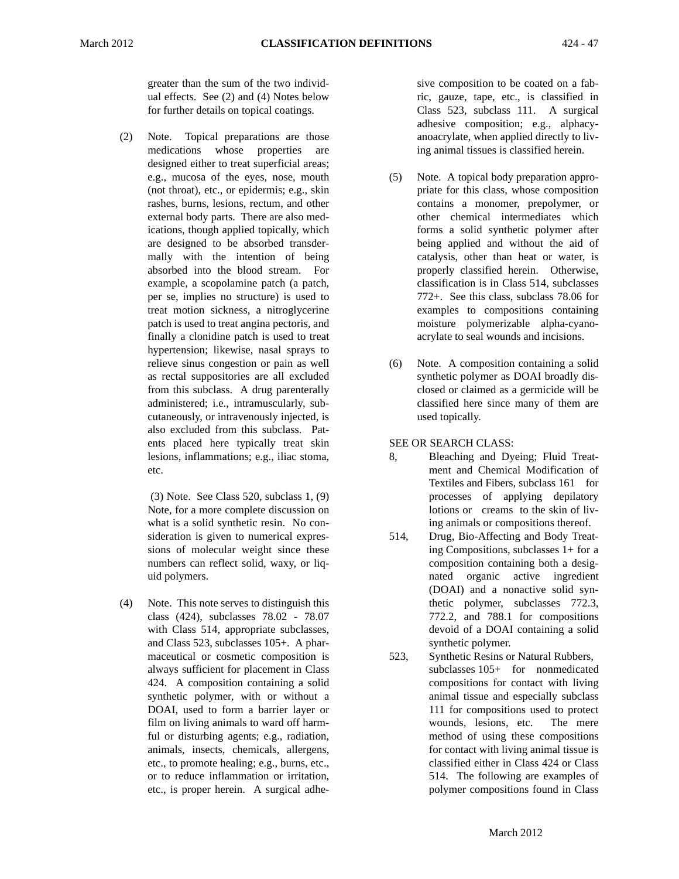greater than the sum of the two individual effects. See (2) and (4) Notes below for further details on topical coatings.

(2) Note. Topical preparations are those medications whose properties are designed either to treat superficial areas; e.g., mucosa of the eyes, nose, mouth (not throat), etc., or epidermis; e.g., skin rashes, burns, lesions, rectum, and other external body parts. There are also medications, though applied topically, which are designed to be absorbed transdermally with the intention of being absorbed into the blood stream. For example, a scopolamine patch (a patch, per se, implies no structure) is used to treat motion sickness, a nitroglycerine patch is used to treat angina pectoris, and finally a clonidine patch is used to treat hypertension; likewise, nasal sprays to relieve sinus congestion or pain as well as rectal suppositories are all excluded from this subclass. A drug parenterally administered; i.e., intramuscularly, subcutaneously, or intravenously injected, is also excluded from this subclass. Patents placed here typically treat skin lesions, inflammations; e.g., iliac stoma, etc.

(3) Note. See Class 520, subclass 1, (9) Note, for a more complete discussion on what is a solid synthetic resin. No consideration is given to numerical expressions of molecular weight since these numbers can reflect solid, waxy, or liquid polymers.

(4) Note. This note serves to distinguish this class (424), subclasses 78.02 - 78.07 with Class 514, appropriate subclasses, and Class 523, subclasses 105+. A pharmaceutical or cosmetic composition is always sufficient for placement in Class 424. A composition containing a solid synthetic polymer, with or without a DOAI, used to form a barrier layer or film on living animals to ward off harmful or disturbing agents; e.g., radiation, animals, insects, chemicals, allergens, etc., to promote healing; e.g., burns, etc., or to reduce inflammation or irritation, etc., is proper herein. A surgical adhesive composition to be coated on a fabric, gauze, tape, etc., is classified in Class 523, subclass 111. A surgical adhesive composition; e.g., alphacyanoacrylate, when applied directly to living animal tissues is classified herein.

(5) Note. A topical body preparation appropriate for this class, whose composition contains a monomer, prepolymer, or other chemical intermediates which forms a solid synthetic polymer after being applied and without the aid of catalysis, other than heat or water, is properly classified herein. Otherwise, classification is in Class 514, subclasses 772+. See this class, subclass 78.06 for examples to compositions containing moisture polymerizable alpha-cyanoacrylate to seal wounds and incisions.

(6) Note. A composition containing a solid synthetic polymer as DOAI broadly disclosed or claimed as a germicide will be classified here since many of them are used topically.

SEE OR SEARCH CLASS:

8, Bleaching and Dyeing; Fluid Treatment and Chemical Modification of Textiles and Fibers, subclass 161 for processes of applying depilatory lotions or creams to the skin of living animals or compositions thereof.

514, Drug, Bio-Affecting and Body Treating Compositions, subclasses 1+ for a composition containing both a designated organic active ingredient (DOAI) and a nonactive solid synthetic polymer, subclasses 772.3, 772.2, and 788.1 for compositions devoid of a DOAI containing a solid synthetic polymer.

523, Synthetic Resins or Natural Rubbers, subclasses 105+ for nonmedicated compositions for contact with living animal tissue and especially subclass 111 for compositions used to protect wounds, lesions, etc. The mere method of using these compositions for contact with living animal tissue is classified either in Class 424 or Class 514. The following are examples of polymer compositions found in Class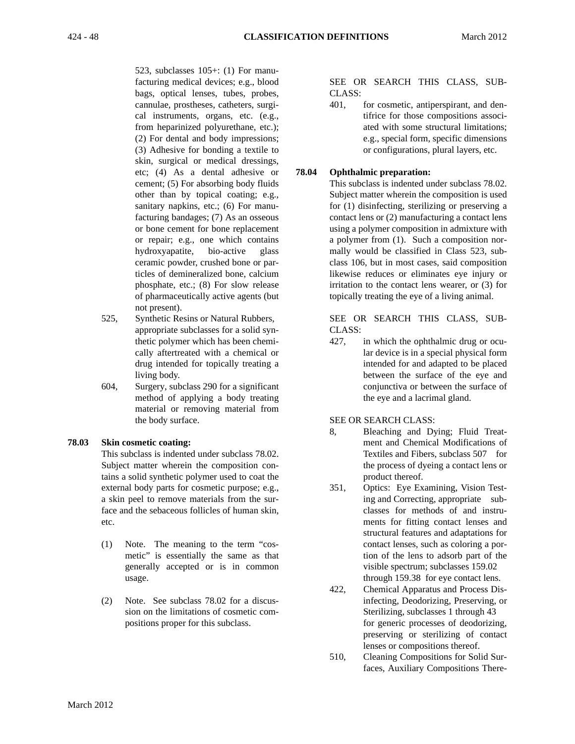523, subclasses 105+: (1) For manufacturing medical devices; e.g., blood bags, optical lenses, tubes, probes, cannulae, prostheses, catheters, surgical instruments, organs, etc. (e.g., from heparinized polyurethane, etc.); (2) For dental and body impressions; (3) Adhesive for bonding a textile to skin, surgical or medical dressings, etc; (4) As a dental adhesive or cement; (5) For absorbing body fluids other than by topical coating; e.g., sanitary napkins, etc.; (6) For manufacturing bandages; (7) As an osseous or bone cement for bone replacement or repair; e.g., one which contains hydroxyapatite, bio-active glass ceramic powder, crushed bone or particles of demineralized bone, calcium phosphate, etc.; (8) For slow release of pharmaceutically active agents (but not present).

525, Synthetic Resins or Natural Rubbers, appropriate subclasses for a solid synthetic polymer which has been chemically aftertreated with a chemical or drug intended for topically treating a living body.

604, Surgery, subclass 290 for a significant method of applying a body treating material or removing material from the body surface.

**78.03 Skin cosmetic coating:**

This subclass is indented under subclass 78.02. Subject matter wherein the composition contains a solid synthetic polymer used to coat the external body parts for cosmetic purpose; e.g., a skin peel to remove materials from the surface and the sebaceous follicles of human skin, etc.

(1) Note. The meaning to the term "cosmetic" is essentially the same as that generally accepted or is in common usage.

(2) Note. See subclass 78.02 for a discussion on the limitations of cosmetic compositions proper for this subclass.

SEE OR SEARCH THIS CLASS, SUBCLASS:

401, for cosmetic, antiperspirant, and dentifrice for those compositions associated with some structural limitations; e.g., special form, specific dimensions or configurations, plural layers, etc.

**78.04 Ophthalmic preparation:**

This subclass is indented under subclass 78.02. Subject matter wherein the composition is used for (1) disinfecting, sterilizing or preserving a contact lens or (2) manufacturing a contact lens using a polymer composition in admixture with a polymer from (1). Such a composition normally would be classified in Class 523, subclass 106, but in most cases, said composition likewise reduces or eliminates eye injury or irritation to the contact lens wearer, or (3) for topically treating the eye of a living animal.

SEE OR SEARCH THIS CLASS, SUBCLASS:

427, in which the ophthalmic drug or ocular device is in a special physical form intended for and adapted to be placed between the surface of the eye and conjunctiva or between the surface of the eye and a lacrimal gland.

SEE OR SEARCH CLASS:

8, Bleaching and Dying; Fluid Treatment and Chemical Modifications of Textiles and Fibers, subclass 507 for the process of dyeing a contact lens or product thereof.

351, Optics: Eye Examining, Vision Testing and Correcting, appropriate subclasses for methods of and instruments for fitting contact lenses and structural features and adaptations for contact lenses, such as coloring a portion of the lens to adsorb part of the visible spectrum; subclasses 159.02 through 159.38 for eye contact lens.

422, Chemical Apparatus and Process Disinfecting, Deodorizing, Preserving, or Sterilizing, subclasses 1 through 43 for generic processes of deodorizing, preserving or sterilizing of contact lenses or compositions thereof.

510, Cleaning Compositions for Solid Surfaces, Auxiliary Compositions There-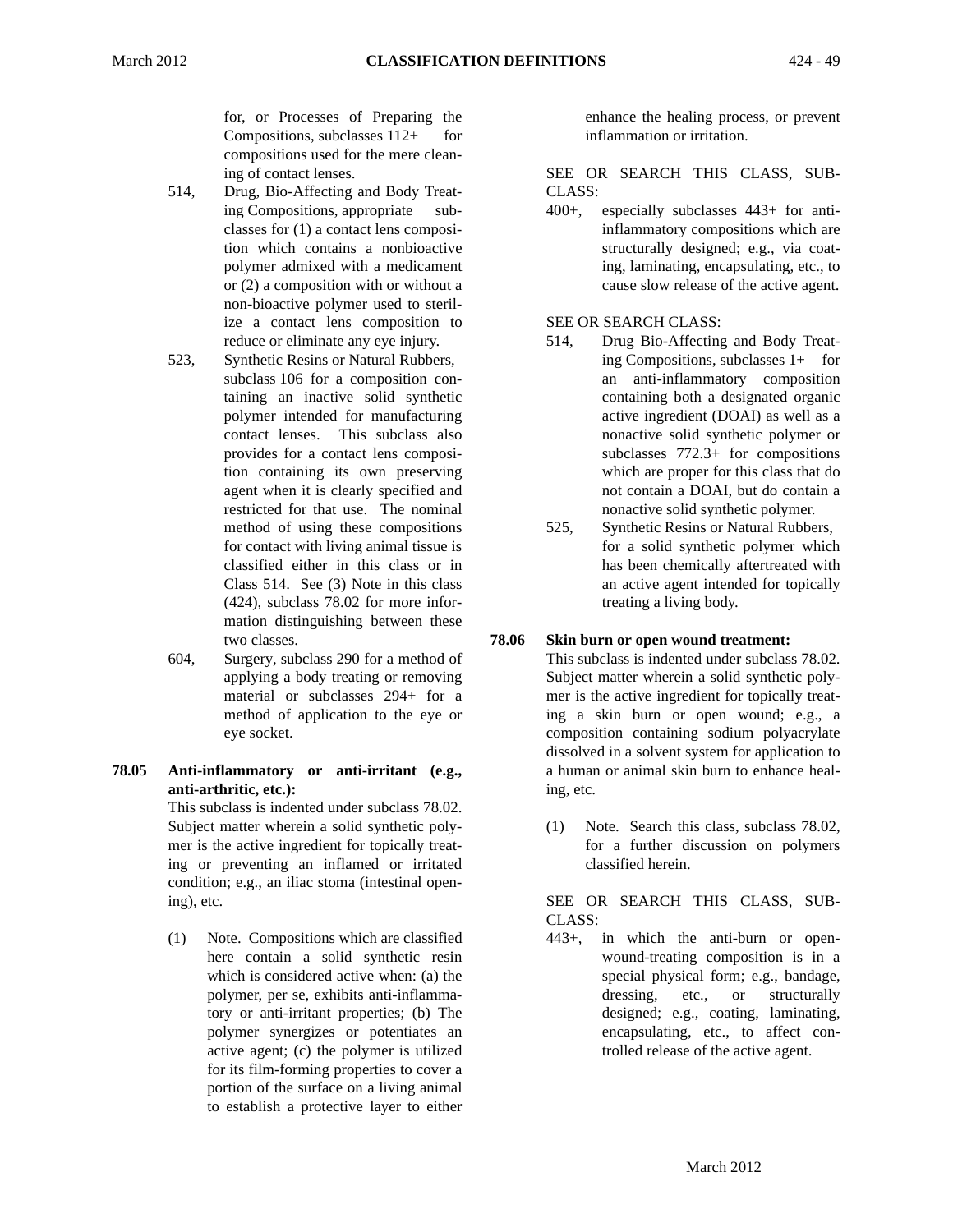for, or Processes of Preparing the Compositions, subclasses 112+ for compositions used for the mere cleaning of contact lenses.

514, Drug, Bio-Affecting and Body Treating Compositions, appropriate subclasses for (1) a contact lens composition which contains a nonbioactive polymer admixed with a medicament or (2) a composition with or without a non-bioactive polymer used to sterilize a contact lens composition to reduce or eliminate any eye injury.

523, Synthetic Resins or Natural Rubbers, subclass 106 for a composition containing an inactive solid synthetic polymer intended for manufacturing contact lenses. This subclass also provides for a contact lens composition containing its own preserving agent when it is clearly specified and restricted for that use. The nominal method of using these compositions for contact with living animal tissue is classified either in this class or in Class 514. See (3) Note in this class (424), subclass 78.02 for more information distinguishing between these two classes.

604, Surgery, subclass 290 for a method of applying a body treating or removing material or subclasses 294+ for a method of application to the eye or eye socket.

**78.05 Anti-inflammatory or anti-irritant (e.g., anti-arthritic, etc.):**

This subclass is indented under subclass 78.02. Subject matter wherein a solid synthetic polymer is the active ingredient for topically treating or preventing an inflamed or irritated condition; e.g., an iliac stoma (intestinal opening), etc.

(1) Note. Compositions which are classified here contain a solid synthetic resin which is considered active when: (a) the polymer, per se, exhibits anti-inflammatory or anti-irritant properties; (b) The polymer synergizes or potentiates an active agent; (c) the polymer is utilized for its film-forming properties to cover a portion of the surface on a living animal to establish a protective layer to either enhance the healing process, or prevent inflammation or irritation.

SEE OR SEARCH THIS CLASS, SUBCLASS:

400+, especially subclasses 443+ for anti-inflammatory compositions which are structurally designed; e.g., via coating, laminating, encapsulating, etc., to cause slow release of the active agent.

SEE OR SEARCH CLASS:

514, Drug Bio-Affecting and Body Treating Compositions, subclasses 1+ for an anti-inflammatory composition containing both a designated organic active ingredient (DOAI) as well as a nonactive solid synthetic polymer or subclasses 772.3+ for compositions which are proper for this class that do not contain a DOAI, but do contain a nonactive solid synthetic polymer.

525, Synthetic Resins or Natural Rubbers, for a solid synthetic polymer which has been chemically aftertreated with an active agent intended for topically treating a living body.

**78.06 Skin burn or open wound treatment:**

This subclass is indented under subclass 78.02. Subject matter wherein a solid synthetic polymer is the active ingredient for topically treating a skin burn or open wound; e.g., a composition containing sodium polyacrylate dissolved in a solvent system for application to a human or animal skin burn to enhance healing, etc.

(1) Note. Search this class, subclass 78.02, for a further discussion on polymers classified herein.

SEE OR SEARCH THIS CLASS, SUBCLASS:

443+, in which the anti-burn or open-wound-treating composition is in a special physical form; e.g., bandage, dressing, etc., or structurally designed; e.g., coating, laminating, encapsulating, etc., to affect controlled release of the active agent.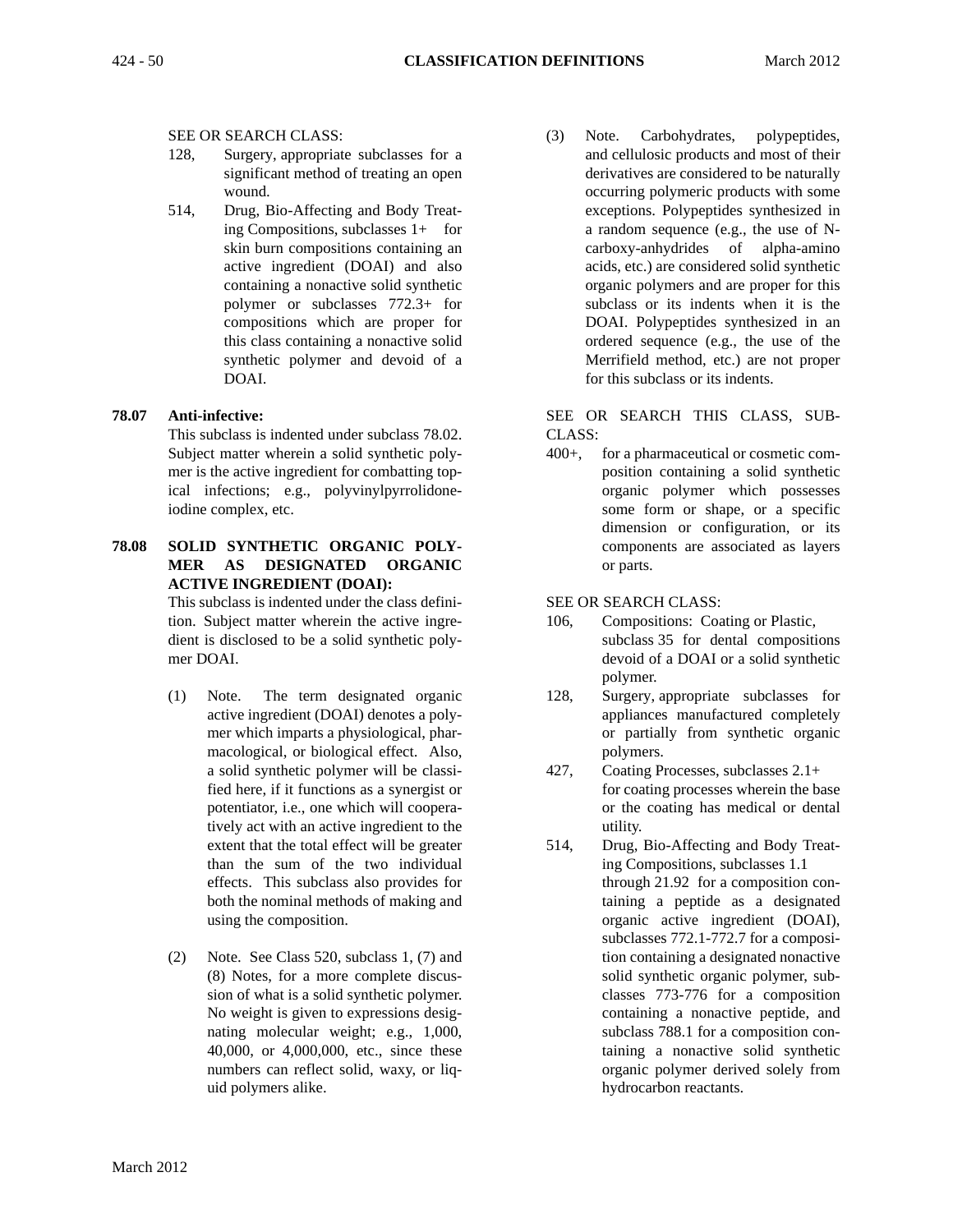SEE OR SEARCH CLASS:

128, Surgery, appropriate subclasses for a significant method of treating an open wound.

514, Drug, Bio-Affecting and Body Treating Compositions, subclasses 1+ for skin burn compositions containing an active ingredient (DOAI) and also containing a nonactive solid synthetic polymer or subclasses 772.3+ for compositions which are proper for this class containing a nonactive solid synthetic polymer and devoid of a DOAI.

**78.07 Anti-infective:**

This subclass is indented under subclass 78.02. Subject matter wherein a solid synthetic polymer is the active ingredient for combatting topical infections; e.g., polyvinylpyrrolidone-iodine complex, etc.

**78.08 SOLID SYNTHETIC ORGANIC POLYMER AS DESIGNATED ORGANIC ACTIVE INGREDIENT (DOAI):**

This subclass is indented under the class definition. Subject matter wherein the active ingredient is disclosed to be a solid synthetic polymer DOAI.

(1) Note. The term designated organic active ingredient (DOAI) denotes a polymer which imparts a physiological, pharmacological, or biological effect. Also, a solid synthetic polymer will be classified here, if it functions as a synergist or potentiator, i.e., one which will cooperatively act with an active ingredient to the extent that the total effect will be greater than the sum of the two individual effects. This subclass also provides for both the nominal methods of making and using the composition.

(2) Note. See Class 520, subclass 1, (7) and (8) Notes, for a more complete discussion of what is a solid synthetic polymer. No weight is given to expressions designating molecular weight; e.g., 1,000, 40,000, or 4,000,000, etc., since these numbers can reflect solid, waxy, or liquid polymers alike.

(3) Note. Carbohydrates, polypeptides, and cellulosic products and most of their derivatives are considered to be naturally occurring polymeric products with some exceptions. Polypeptides synthesized in a random sequence (e.g., the use of N-carboxy-anhydrides of alpha-amino acids, etc.) are considered solid synthetic organic polymers and are proper for this subclass or its indents when it is the DOAI. Polypeptides synthesized in an ordered sequence (e.g., the use of the Merrifield method, etc.) are not proper for this subclass or its indents.

SEE OR SEARCH THIS CLASS, SUBCLASS:

400+, for a pharmaceutical or cosmetic composition containing a solid synthetic organic polymer which possesses some form or shape, or a specific dimension or configuration, or its components are associated as layers or parts.

SEE OR SEARCH CLASS:

106, Compositions: Coating or Plastic, subclass 35 for dental compositions devoid of a DOAI or a solid synthetic polymer.

128, Surgery, appropriate subclasses for appliances manufactured completely or partially from synthetic organic polymers.

427, Coating Processes, subclasses 2.1+ for coating processes wherein the base or the coating has medical or dental utility.

514, Drug, Bio-Affecting and Body Treating Compositions, subclasses 1.1 through 21.92 for a composition containing a peptide as a designated organic active ingredient (DOAI), subclasses 772.1-772.7 for a composition containing a designated nonactive solid synthetic organic polymer, subclasses 773-776 for a composition containing a nonactive peptide, and subclass 788.1 for a composition containing a nonactive solid synthetic organic polymer derived solely from hydrocarbon reactants.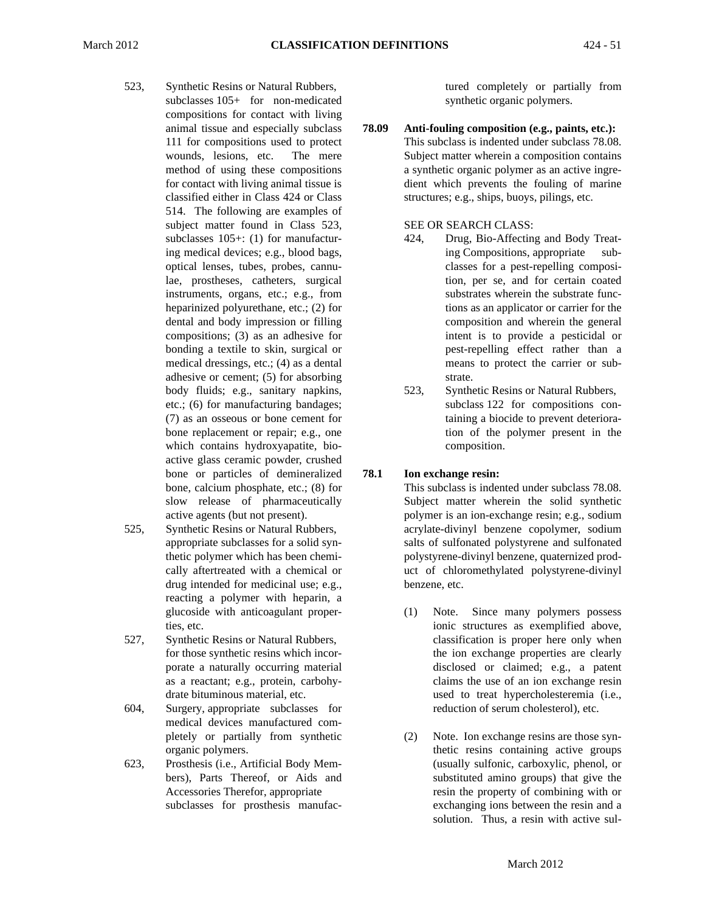523, Synthetic Resins or Natural Rubbers, subclasses 105+ for non-medicated compositions for contact with living animal tissue and especially subclass 111 for compositions used to protect wounds, lesions, etc. The mere method of using these compositions for contact with living animal tissue is classified either in Class 424 or Class 514. The following are examples of subject matter found in Class 523, subclasses 105+: (1) for manufacturing medical devices; e.g., blood bags, optical lenses, tubes, probes, cannulae, prostheses, catheters, surgical instruments, organs, etc.; e.g., from heparinized polyurethane, etc.; (2) for dental and body impression or filling compositions; (3) as an adhesive for bonding a textile to skin, surgical or medical dressings, etc.; (4) as a dental adhesive or cement; (5) for absorbing body fluids; e.g., sanitary napkins, etc.; (6) for manufacturing bandages; (7) as an osseous or bone cement for bone replacement or repair; e.g., one which contains hydroxyapatite, bioactive glass ceramic powder, crushed bone or particles of demineralized bone, calcium phosphate, etc.; (8) for slow release of pharmaceutically active agents (but not present).

525, Synthetic Resins or Natural Rubbers, appropriate subclasses for a solid synthetic polymer which has been chemically aftertreated with a chemical or drug intended for medicinal use; e.g., reacting a polymer with heparin, a glucoside with anticoagulant properties, etc.

527, Synthetic Resins or Natural Rubbers, for those synthetic resins which incorporate a naturally occurring material as a reactant; e.g., protein, carbohydrate bituminous material, etc.

604, Surgery, appropriate subclasses for medical devices manufactured completely or partially from synthetic organic polymers.

623, Prosthesis (i.e., Artificial Body Members), Parts Thereof, or Aids and Accessories Therefor, appropriate subclasses for prosthesis manufactured completely or partially from synthetic organic polymers.

**78.09 Anti-fouling composition (e.g., paints, etc.):**

This subclass is indented under subclass 78.08. Subject matter wherein a composition contains a synthetic organic polymer as an active ingredient which prevents the fouling of marine structures; e.g., ships, buoys, pilings, etc.

SEE OR SEARCH CLASS:

424, Drug, Bio-Affecting and Body Treating Compositions, appropriate subclasses for a pest-repelling composition, per se, and for certain coated substrates wherein the substrate functions as an applicator or carrier for the composition and wherein the general intent is to provide a pesticidal or pest-repelling effect rather than a means to protect the carrier or substrate.

523, Synthetic Resins or Natural Rubbers, subclass 122 for compositions containing a biocide to prevent deterioration of the polymer present in the composition.

**78.1 Ion exchange resin:**

This subclass is indented under subclass 78.08. Subject matter wherein the solid synthetic polymer is an ion-exchange resin; e.g., sodium acrylate-divinyl benzene copolymer, sodium salts of sulfonated polystyrene and sulfonated polystyrene-divinyl benzene, quaternized product of chloromethylated polystyrene-divinyl benzene, etc.

(1) Note. Since many polymers possess ionic structures as exemplified above, classification is proper here only when the ion exchange properties are clearly disclosed or claimed; e.g., a patent claims the use of an ion exchange resin used to treat hypercholesteremia (i.e., reduction of serum cholesterol), etc.

(2) Note. Ion exchange resins are those synthetic resins containing active groups (usually sulfonic, carboxylic, phenol, or substituted amino groups) that give the resin the property of combining with or exchanging ions between the resin and a solution. Thus, a resin with active sul-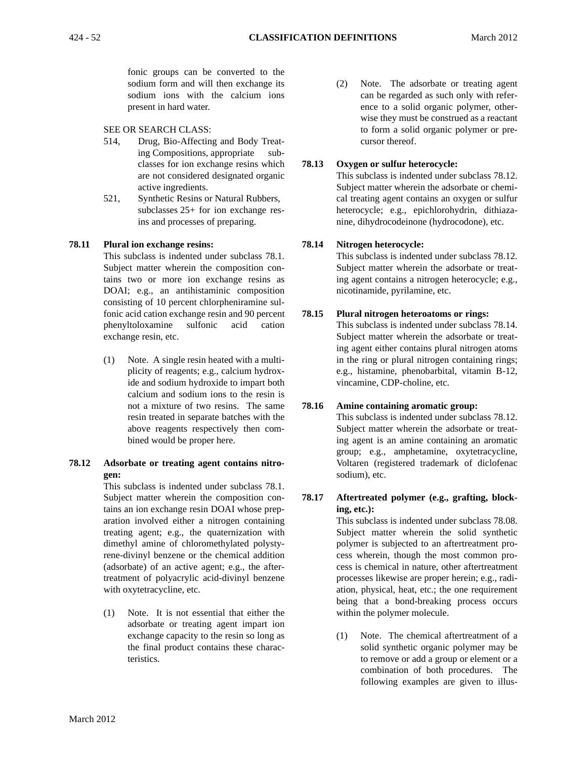fonic groups can be converted to the sodium form and will then exchange its sodium ions with the calcium ions present in hard water.

SEE OR SEARCH CLASS:

514, Drug, Bio-Affecting and Body Treating Compositions, appropriate subclasses for ion exchange resins which are not considered designated organic active ingredients.

521, Synthetic Resins or Natural Rubbers, subclasses 25+ for ion exchange resins and processes of preparing.

**78.11 Plural ion exchange resins:**

This subclass is indented under subclass 78.1. Subject matter wherein the composition contains two or more ion exchange resins as DOAI; e.g., an antihistaminic composition consisting of 10 percent chlorpheniramine sulfonic acid cation exchange resin and 90 percent phenyltoloxamine sulfonic acid cation exchange resin, etc.

(1) Note. A single resin heated with a multiplicity of reagents; e.g., calcium hydroxide and sodium hydroxide to impart both calcium and sodium ions to the resin is not a mixture of two resins. The same resin treated in separate batches with the above reagents respectively then combined would be proper here.

**78.12 Adsorbate or treating agent contains nitrogen:**

This subclass is indented under subclass 78.1. Subject matter wherein the composition contains an ion exchange resin DOAI whose preparation involved either a nitrogen containing treating agent; e.g., the quaternization with dimethyl amine of chloromethylated polystyrene-divinyl benzene or the chemical addition (adsorbate) of an active agent; e.g., the aftertreatment of polyacrylic acid-divinyl benzene with oxytetracycline, etc.

(1) Note. It is not essential that either the adsorbate or treating agent impart ion exchange capacity to the resin so long as the final product contains these characteristics.

(2) Note. The adsorbate or treating agent can be regarded as such only with reference to a solid organic polymer, otherwise they must be construed as a reactant to form a solid organic polymer or precursor thereof.

**78.13 Oxygen or sulfur heterocycle:**

This subclass is indented under subclass 78.12. Subject matter wherein the adsorbate or chemical treating agent contains an oxygen or sulfur heterocycle; e.g., epichlorohydrin, dithiazanine, dihydrocodeinone (hydrocodone), etc.

**78.14 Nitrogen heterocycle:**

This subclass is indented under subclass 78.12. Subject matter wherein the adsorbate or treating agent contains a nitrogen heterocycle; e.g., nicotinamide, pyrilamine, etc.

**78.15 Plural nitrogen heteroatoms or rings:**

This subclass is indented under subclass 78.14. Subject matter wherein the adsorbate or treating agent either contains plural nitrogen atoms in the ring or plural nitrogen containing rings; e.g., histamine, phenobarbital, vitamin B-12, vincamine, CDP-choline, etc.

**78.16 Amine containing aromatic group:**

This subclass is indented under subclass 78.12. Subject matter wherein the adsorbate or treating agent is an amine containing an aromatic group; e.g., amphetamine, oxytetracycline, Voltaren (registered trademark of diclofenac sodium), etc.

**78.17 Aftertreated polymer (e.g., grafting, blocking, etc.):**

This subclass is indented under subclass 78.08. Subject matter wherein the solid synthetic polymer is subjected to an aftertreatment process wherein, though the most common process is chemical in nature, other aftertreatment processes likewise are proper herein; e.g., radiation, physical, heat, etc.; the one requirement being that a bond-breaking process occurs within the polymer molecule.

(1) Note. The chemical aftertreatment of a solid synthetic organic polymer may be to remove or add a group or element or a combination of both procedures. The following examples are given to illus-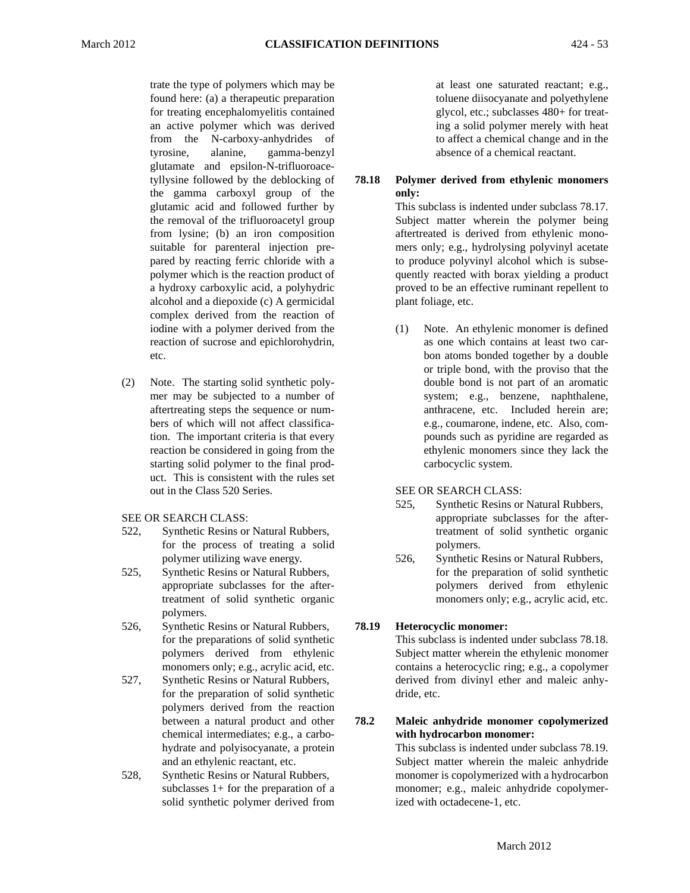trate the type of polymers which may be found here: (a) a therapeutic preparation for treating encephalomyelitis contained an active polymer which was derived from the N-carboxy-anhydrides of tyrosine, alanine, gamma-benzyl glutamate and epsilon-N-trifluoroacetyllysine followed by the deblocking of the gamma carboxyl group of the glutamic acid and followed further by the removal of the trifluoroacetyl group from lysine; (b) an iron composition suitable for parenteral injection prepared by reacting ferric chloride with a polymer which is the reaction product of a hydroxy carboxylic acid, a polyhydric alcohol and a diepoxide (c) A germicidal complex derived from the reaction of iodine with a polymer derived from the reaction of sucrose and epichlorohydrin, etc.

(2) Note. The starting solid synthetic polymer may be subjected to a number of aftertreating steps the sequence or numbers of which will not affect classification. The important criteria is that every reaction be considered in going from the starting solid polymer to the final product. This is consistent with the rules set out in the Class 520 Series.

SEE OR SEARCH CLASS:

- 522, Synthetic Resins or Natural Rubbers, for the process of treating a solid polymer utilizing wave energy.
- 525, Synthetic Resins or Natural Rubbers, appropriate subclasses for the aftertreatment of solid synthetic organic polymers.
- 526, Synthetic Resins or Natural Rubbers, for the preparations of solid synthetic polymers derived from ethylenic monomers only; e.g., acrylic acid, etc.
- 527, Synthetic Resins or Natural Rubbers, for the preparation of solid synthetic polymers derived from the reaction between a natural product and other chemical intermediates; e.g., a carbohydrate and polyisocyanate, a protein and an ethylenic reactant, etc.
- 528, Synthetic Resins or Natural Rubbers, subclasses 1+ for the preparation of a solid synthetic polymer derived from at least one saturated reactant; e.g., toluene diisocyanate and polyethylene glycol, etc.; subclasses 480+ for treating a solid polymer merely with heat to affect a chemical change and in the absence of a chemical reactant.

**78.18 Polymer derived from ethylenic monomers only:**

This subclass is indented under subclass 78.17. Subject matter wherein the polymer being aftertreated is derived from ethylenic monomers only; e.g., hydrolysing polyvinyl acetate to produce polyvinyl alcohol which is subsequently reacted with borax yielding a product proved to be an effective ruminant repellent to plant foliage, etc.

(1) Note. An ethylenic monomer is defined as one which contains at least two carbon atoms bonded together by a double or triple bond, with the proviso that the double bond is not part of an aromatic system; e.g., benzene, naphthalene, anthracene, etc. Included herein are; e.g., coumarone, indene, etc. Also, compounds such as pyridine are regarded as ethylenic monomers since they lack the carbocyclic system.

SEE OR SEARCH CLASS:

- 525, Synthetic Resins or Natural Rubbers, appropriate subclasses for the aftertreatment of solid synthetic organic polymers.
- 526, Synthetic Resins or Natural Rubbers, for the preparation of solid synthetic polymers derived from ethylenic monomers only; e.g., acrylic acid, etc.

**78.19 Heterocyclic monomer:**

This subclass is indented under subclass 78.18. Subject matter wherein the ethylenic monomer contains a heterocyclic ring; e.g., a copolymer derived from divinyl ether and maleic anhydride, etc.

**78.2 Maleic anhydride monomer copolymerized with hydrocarbon monomer:**

This subclass is indented under subclass 78.19. Subject matter wherein the maleic anhydride monomer is copolymerized with a hydrocarbon monomer; e.g., maleic anhydride copolymerized with octadecene-1, etc.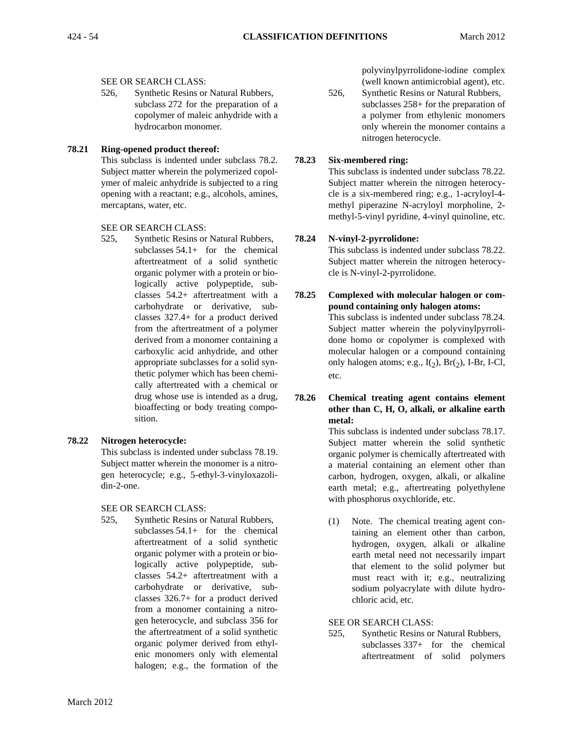SEE OR SEARCH CLASS:

526, Synthetic Resins or Natural Rubbers, subclass 272 for the preparation of a copolymer of maleic anhydride with a hydrocarbon monomer.

**78.21 Ring-opened product thereof:**

This subclass is indented under subclass 78.2. Subject matter wherein the polymerized copolymer of maleic anhydride is subjected to a ring opening with a reactant; e.g., alcohols, amines, mercaptans, water, etc.

SEE OR SEARCH CLASS:

525, Synthetic Resins or Natural Rubbers, subclasses 54.1+ for the chemical aftertreatment of a solid synthetic organic polymer with a protein or biologically active polypeptide, subclasses 54.2+ aftertreatment with a carbohydrate or derivative, subclasses 327.4+ for a product derived from the aftertreatment of a polymer derived from a monomer containing a carboxylic acid anhydride, and other appropriate subclasses for a solid synthetic polymer which has been chemically aftertreated with a chemical or drug whose use is intended as a drug, bioaffecting or body treating composition.

**78.22 Nitrogen heterocycle:**

This subclass is indented under subclass 78.19. Subject matter wherein the monomer is a nitrogen heterocycle; e.g., 5-ethyl-3-vinyloxazolidin-2-one.

SEE OR SEARCH CLASS:

525, Synthetic Resins or Natural Rubbers, subclasses 54.1+ for the chemical aftertreatment of a solid synthetic organic polymer with a protein or biologically active polypeptide, subclasses 54.2+ aftertreatment with a carbohydrate or derivative, subclasses 326.7+ for a product derived from a monomer containing a nitrogen heterocycle, and subclass 356 for the aftertreatment of a solid synthetic organic polymer derived from ethylenic monomers only with elemental halogen; e.g., the formation of the polyvinylpyrrolidone-iodine complex (well known antimicrobial agent), etc.

526, Synthetic Resins or Natural Rubbers, subclasses 258+ for the preparation of a polymer from ethylenic monomers only wherein the monomer contains a nitrogen heterocycle.

**78.23 Six-membered ring:**

This subclass is indented under subclass 78.22. Subject matter wherein the nitrogen heterocycle is a six-membered ring; e.g., 1-acryloyl-4-methyl piperazine N-acryloyl morpholine, 2-methyl-5-vinyl pyridine, 4-vinyl quinoline, etc.

**78.24 N-vinyl-2-pyrrolidone:**

This subclass is indented under subclass 78.22. Subject matter wherein the nitrogen heterocycle is N-vinyl-2-pyrrolidone.

**78.25 Complexed with molecular halogen or compound containing only halogen atoms:**

This subclass is indented under subclass 78.24. Subject matter wherein the polyvinylpyrrolidone homo or copolymer is complexed with molecular halogen or a compound containing only halogen atoms; e.g., $I_{(2)}$, $Br_{(2)}$, I-Br, I-Cl, etc.

**78.26 Chemical treating agent contains element other than C, H, O, alkali, or alkaline earth metal:**

This subclass is indented under subclass 78.17. Subject matter wherein the solid synthetic organic polymer is chemically aftertreated with a material containing an element other than carbon, hydrogen, oxygen, alkali, or alkaline earth metal; e.g., aftertreating polyethylene with phosphorus oxychloride, etc.

(1) Note. The chemical treating agent containing an element other than carbon, hydrogen, oxygen, alkali or alkaline earth metal need not necessarily impart that element to the solid polymer but must react with it; e.g., neutralizing sodium polyacrylate with dilute hydrochloric acid, etc.

SEE OR SEARCH CLASS:

525, Synthetic Resins or Natural Rubbers, subclasses 337+ for the chemical aftertreatment of solid polymers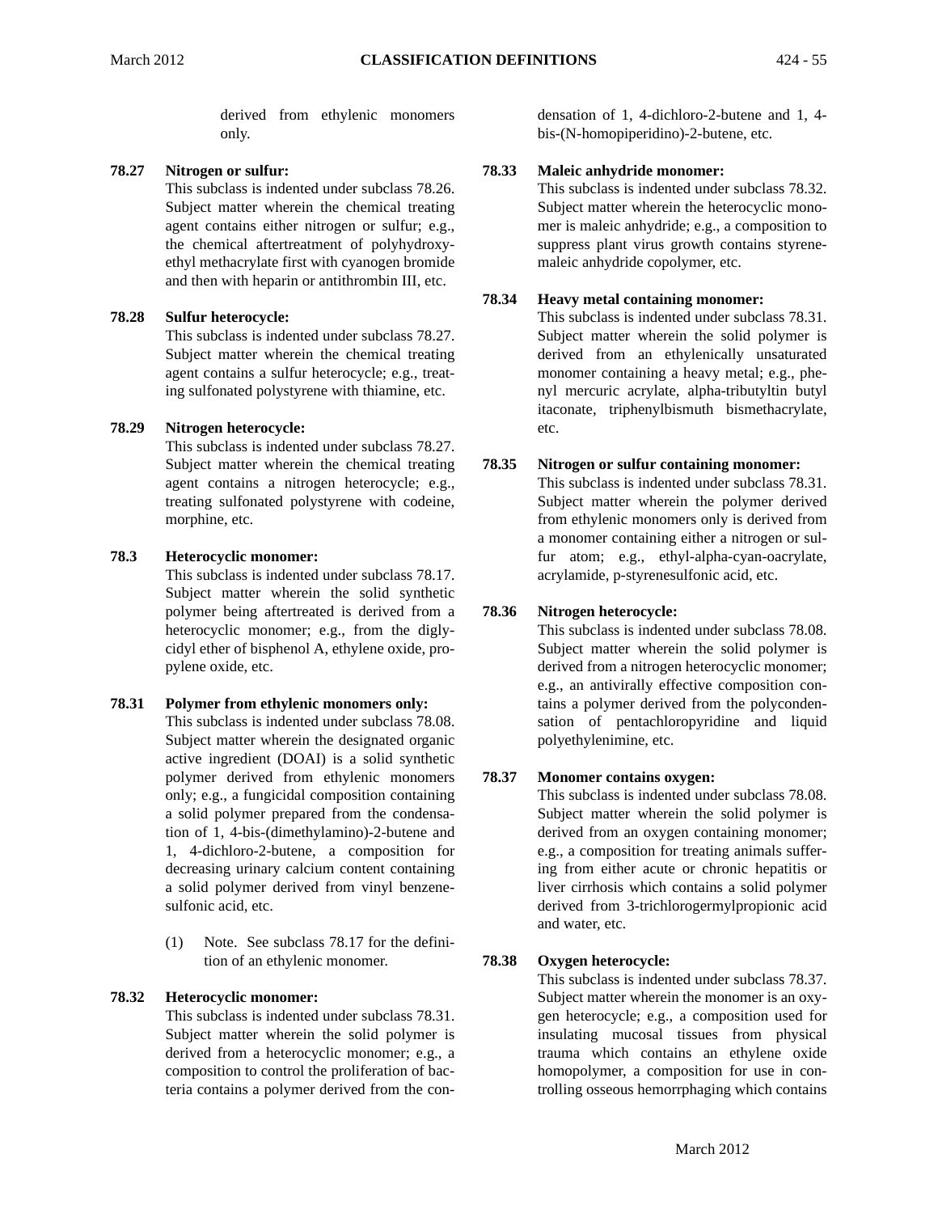derived from ethylenic monomers only.

**78.27 Nitrogen or sulfur:**
This subclass is indented under subclass 78.26. Subject matter wherein the chemical treating agent contains either nitrogen or sulfur; e.g., the chemical aftertreatment of polyhydroxyethyl methacrylate first with cyanogen bromide and then with heparin or antithrombin III, etc.

**78.28 Sulfur heterocycle:**
This subclass is indented under subclass 78.27. Subject matter wherein the chemical treating agent contains a sulfur heterocycle; e.g., treating sulfonated polystyrene with thiamine, etc.

**78.29 Nitrogen heterocycle:**
This subclass is indented under subclass 78.27. Subject matter wherein the chemical treating agent contains a nitrogen heterocycle; e.g., treating sulfonated polystyrene with codeine, morphine, etc.

**78.3 Heterocyclic monomer:**
This subclass is indented under subclass 78.17. Subject matter wherein the solid synthetic polymer being aftertreated is derived from a heterocyclic monomer; e.g., from the diglycidyl ether of bisphenol A, ethylene oxide, propylene oxide, etc.

**78.31 Polymer from ethylenic monomers only:**
This subclass is indented under subclass 78.08. Subject matter wherein the designated organic active ingredient (DOAI) is a solid synthetic polymer derived from ethylenic monomers only; e.g., a fungicidal composition containing a solid polymer prepared from the condensation of 1, 4-bis-(dimethylamino)-2-butene and 1, 4-dichloro-2-butene, a composition for decreasing urinary calcium content containing a solid polymer derived from vinyl benzenesulfonic acid, etc.

(1) Note. See subclass 78.17 for the definition of an ethylenic monomer.

**78.32 Heterocyclic monomer:**
This subclass is indented under subclass 78.31. Subject matter wherein the solid polymer is derived from a heterocyclic monomer; e.g., a composition to control the proliferation of bacteria contains a polymer derived from the condensation of 1, 4-dichloro-2-butene and 1, 4-bis-(N-homopiperidino)-2-butene, etc.

**78.33 Maleic anhydride monomer:**
This subclass is indented under subclass 78.32. Subject matter wherein the heterocyclic monomer is maleic anhydride; e.g., a composition to suppress plant virus growth contains styrene-maleic anhydride copolymer, etc.

**78.34 Heavy metal containing monomer:**
This subclass is indented under subclass 78.31. Subject matter wherein the solid polymer is derived from an ethylenically unsaturated monomer containing a heavy metal; e.g., phenyl mercuric acrylate, alpha-tributyltin butyl itaconate, triphenylbismuth bismethacrylate, etc.

**78.35 Nitrogen or sulfur containing monomer:**
This subclass is indented under subclass 78.31. Subject matter wherein the polymer derived from ethylenic monomers only is derived from a monomer containing either a nitrogen or sulfur atom; e.g., ethyl-alpha-cyan-oacrylate, acrylamide, p-styrenesulfonic acid, etc.

**78.36 Nitrogen heterocycle:**
This subclass is indented under subclass 78.08. Subject matter wherein the solid polymer is derived from a nitrogen heterocyclic monomer; e.g., an antivirally effective composition contains a polymer derived from the polycondensation of pentachloropyridine and liquid polyethylenimine, etc.

**78.37 Monomer contains oxygen:**
This subclass is indented under subclass 78.08. Subject matter wherein the solid polymer is derived from an oxygen containing monomer; e.g., a composition for treating animals suffering from either acute or chronic hepatitis or liver cirrhosis which contains a solid polymer derived from 3-trichlorogermylpropionic acid and water, etc.

**78.38 Oxygen heterocycle:**
This subclass is indented under subclass 78.37. Subject matter wherein the monomer is an oxygen heterocycle; e.g., a composition used for insulating mucosal tissues from physical trauma which contains an ethylene oxide homopolymer, a composition for use in controlling osseous hemorrphaging which contains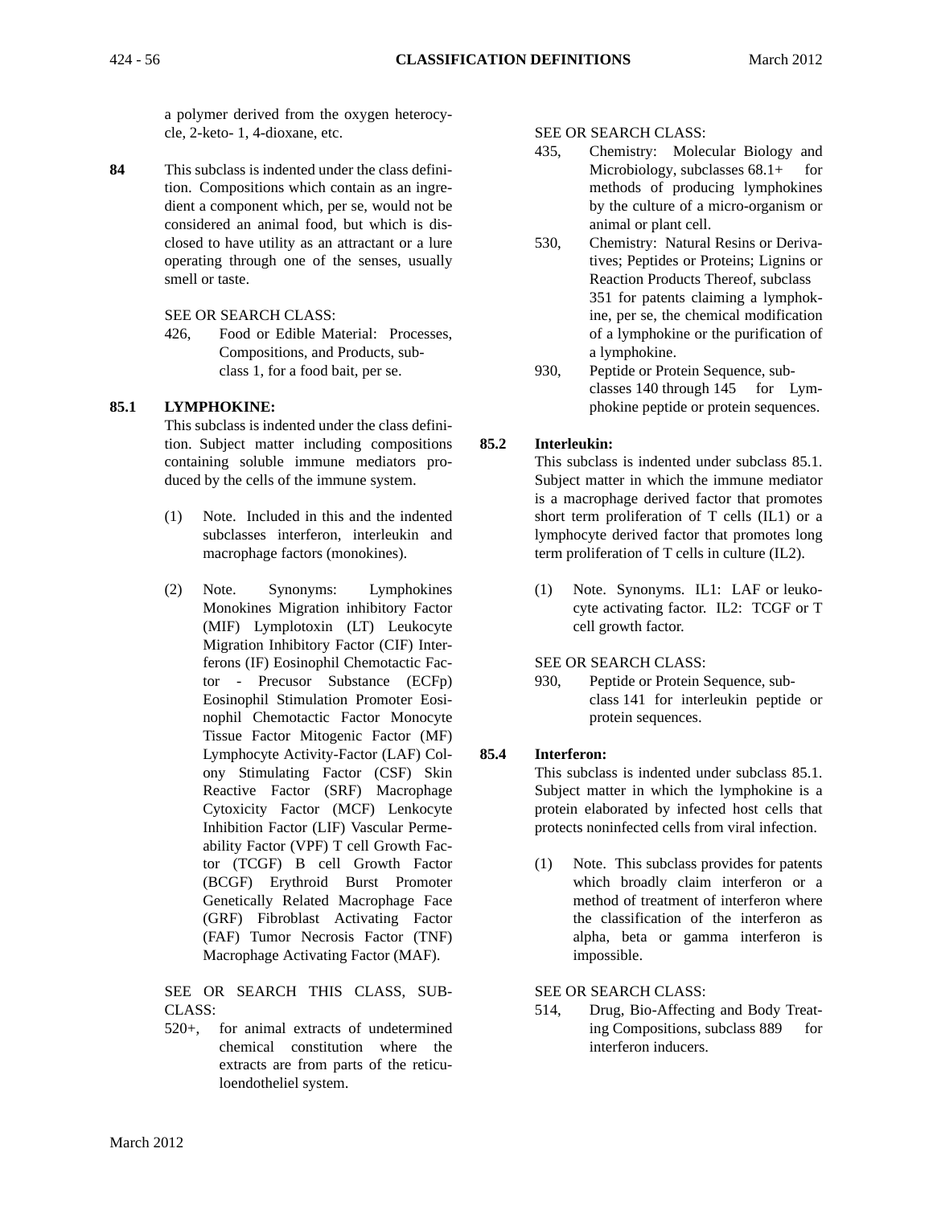a polymer derived from the oxygen heterocycle, 2-keto- 1, 4-dioxane, etc.

**84** This subclass is indented under the class definition. Compositions which contain as an ingredient a component which, per se, would not be considered an animal food, but which is disclosed to have utility as an attractant or a lure operating through one of the senses, usually smell or taste.

SEE OR SEARCH CLASS:

426, Food or Edible Material: Processes, Compositions, and Products, subclass 1, for a food bait, per se.

**85.1 LYMPHOKINE:**

This subclass is indented under the class definition. Subject matter including compositions containing soluble immune mediators produced by the cells of the immune system.

(1) Note. Included in this and the indented subclasses interferon, interleukin and macrophage factors (monokines).

(2) Note. Synonyms: Lymphokines Monokines Migration inhibitory Factor (MIF) Lymplotoxin (LT) Leukocyte Migration Inhibitory Factor (CIF) Interferons (IF) Eosinophil Chemotactic Factor - Precusor Substance (ECFp) Eosinophil Stimulation Promoter Eosinophil Chemotactic Factor Monocyte Tissue Factor Mitogenic Factor (MF) Lymphocyte Activity-Factor (LAF) Colony Stimulating Factor (CSF) Skin Reactive Factor (SRF) Macrophage Cytoxicity Factor (MCF) Lenkocyte Inhibition Factor (LIF) Vascular Permeability Factor (VPF) T cell Growth Factor (TCGF) B cell Growth Factor (BCGF) Erythroid Burst Promoter Genetically Related Macrophage Face (GRF) Fibroblast Activating Factor (FAF) Tumor Necrosis Factor (TNF) Macrophage Activating Factor (MAF).

SEE OR SEARCH THIS CLASS, SUBCLASS:

520+, for animal extracts of undetermined chemical constitution where the extracts are from parts of the reticuloendotheliel system.

SEE OR SEARCH CLASS:

435, Chemistry: Molecular Biology and Microbiology, subclasses 68.1+ for methods of producing lymphokines by the culture of a micro-organism or animal or plant cell.

530, Chemistry: Natural Resins or Derivatives; Peptides or Proteins; Lignins or Reaction Products Thereof, subclass 351 for patents claiming a lymphokine, per se, the chemical modification of a lymphokine or the purification of a lymphokine.

930, Peptide or Protein Sequence, subclasses 140 through 145 for Lymphokine peptide or protein sequences.

**85.2 Interleukin:**

This subclass is indented under subclass 85.1. Subject matter in which the immune mediator is a macrophage derived factor that promotes short term proliferation of T cells (IL1) or a lymphocyte derived factor that promotes long term proliferation of T cells in culture (IL2).

(1) Note. Synonyms. IL1: LAF or leukocyte activating factor. IL2: TCGF or T cell growth factor.

SEE OR SEARCH CLASS:

930, Peptide or Protein Sequence, subclass 141 for interleukin peptide or protein sequences.

**85.4 Interferon:**

This subclass is indented under subclass 85.1. Subject matter in which the lymphokine is a protein elaborated by infected host cells that protects noninfected cells from viral infection.

(1) Note. This subclass provides for patents which broadly claim interferon or a method of treatment of interferon where the classification of the interferon as alpha, beta or gamma interferon is impossible.

SEE OR SEARCH CLASS:

514, Drug, Bio-Affecting and Body Treating Compositions, subclass 889 for interferon inducers.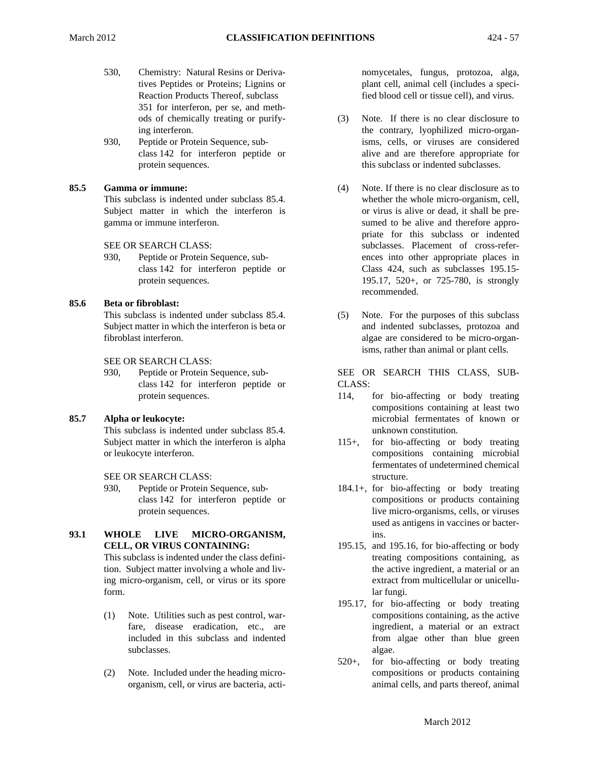530, Chemistry: Natural Resins or Derivatives Peptides or Proteins; Lignins or Reaction Products Thereof, subclass 351 for interferon, per se, and methods of chemically treating or purifying interferon.

930, Peptide or Protein Sequence, subclass 142 for interferon peptide or protein sequences.

**85.5 Gamma or immune:**

This subclass is indented under subclass 85.4. Subject matter in which the interferon is gamma or immune interferon.

SEE OR SEARCH CLASS:

930, Peptide or Protein Sequence, subclass 142 for interferon peptide or protein sequences.

**85.6 Beta or fibroblast:**

This subclass is indented under subclass 85.4. Subject matter in which the interferon is beta or fibroblast interferon.

SEE OR SEARCH CLASS:

930, Peptide or Protein Sequence, subclass 142 for interferon peptide or protein sequences.

**85.7 Alpha or leukocyte:**

This subclass is indented under subclass 85.4. Subject matter in which the interferon is alpha or leukocyte interferon.

SEE OR SEARCH CLASS:

930, Peptide or Protein Sequence, subclass 142 for interferon peptide or protein sequences.

**93.1 WHOLE LIVE MICRO-ORGANISM, CELL, OR VIRUS CONTAINING:**

This subclass is indented under the class definition. Subject matter involving a whole and living micro-organism, cell, or virus or its spore form.

(1) Note. Utilities such as pest control, warfare, disease eradication, etc., are included in this subclass and indented subclasses.

(2) Note. Included under the heading micro-organism, cell, or virus are bacteria, actinomycetales, fungus, protozoa, alga, plant cell, animal cell (includes a specified blood cell or tissue cell), and virus.

(3) Note. If there is no clear disclosure to the contrary, lyophilized micro-organisms, cells, or viruses are considered alive and are therefore appropriate for this subclass or indented subclasses.

(4) Note. If there is no clear disclosure as to whether the whole micro-organism, cell, or virus is alive or dead, it shall be presumed to be alive and therefore appropriate for this subclass or indented subclasses. Placement of cross-references into other appropriate places in Class 424, such as subclasses 195.15-195.17, 520+, or 725-780, is strongly recommended.

(5) Note. For the purposes of this subclass and indented subclasses, protozoa and algae are considered to be micro-organisms, rather than animal or plant cells.

SEE OR SEARCH THIS CLASS, SUBCLASS:

114, for bio-affecting or body treating compositions containing at least two microbial fermentates of known or unknown constitution.

115+, for bio-affecting or body treating compositions containing microbial fermentates of undetermined chemical structure.

184.1+, for bio-affecting or body treating compositions or products containing live micro-organisms, cells, or viruses used as antigens in vaccines or bacterins.

195.15, and 195.16, for bio-affecting or body treating compositions containing, as the active ingredient, a material or an extract from multicellular or unicellular fungi.

195.17, for bio-affecting or body treating compositions containing, as the active ingredient, a material or an extract from algae other than blue green algae.

520+, for bio-affecting or body treating compositions or products containing animal cells, and parts thereof, animal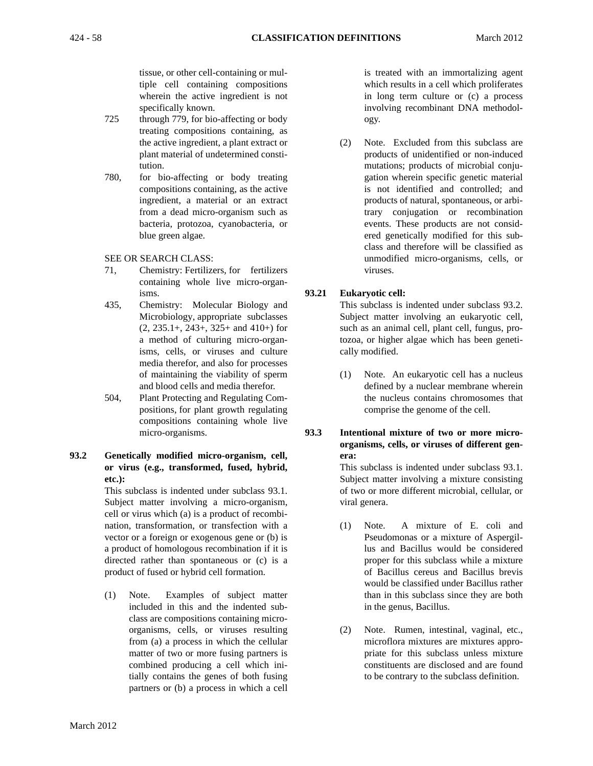tissue, or other cell-containing or multiple cell containing compositions wherein the active ingredient is not specifically known.

725 through 779, for bio-affecting or body treating compositions containing, as the active ingredient, a plant extract or plant material of undetermined constitution.

780, for bio-affecting or body treating compositions containing, as the active ingredient, a material or an extract from a dead micro-organism such as bacteria, protozoa, cyanobacteria, or blue green algae.

SEE OR SEARCH CLASS:

71, Chemistry: Fertilizers, for fertilizers containing whole live micro-organisms.

435, Chemistry: Molecular Biology and Microbiology, appropriate subclasses (2, 235.1+, 243+, 325+ and 410+) for a method of culturing micro-organisms, cells, or viruses and culture media therefor, and also for processes of maintaining the viability of sperm and blood cells and media therefor.

504, Plant Protecting and Regulating Compositions, for plant growth regulating compositions containing whole live micro-organisms.

**93.2 Genetically modified micro-organism, cell, or virus (e.g., transformed, fused, hybrid, etc.):**

This subclass is indented under subclass 93.1. Subject matter involving a micro-organism, cell or virus which (a) is a product of recombination, transformation, or transfection with a vector or a foreign or exogenous gene or (b) is a product of homologous recombination if it is directed rather than spontaneous or (c) is a product of fused or hybrid cell formation.

(1) Note. Examples of subject matter included in this and the indented subclass are compositions containing micro-organisms, cells, or viruses resulting from (a) a process in which the cellular matter of two or more fusing partners is combined producing a cell which initially contains the genes of both fusing partners or (b) a process in which a cell is treated with an immortalizing agent which results in a cell which proliferates in long term culture or (c) a process involving recombinant DNA methodology.

(2) Note. Excluded from this subclass are products of unidentified or non-induced mutations; products of microbial conjugation wherein specific genetic material is not identified and controlled; and products of natural, spontaneous, or arbitrary conjugation or recombination events. These products are not considered genetically modified for this subclass and therefore will be classified as unmodified micro-organisms, cells, or viruses.

**93.21 Eukaryotic cell:**

This subclass is indented under subclass 93.2. Subject matter involving an eukaryotic cell, such as an animal cell, plant cell, fungus, protozoa, or higher algae which has been genetically modified.

(1) Note. An eukaryotic cell has a nucleus defined by a nuclear membrane wherein the nucleus contains chromosomes that comprise the genome of the cell.

**93.3 Intentional mixture of two or more micro-organisms, cells, or viruses of different genera:**

This subclass is indented under subclass 93.1. Subject matter involving a mixture consisting of two or more different microbial, cellular, or viral genera.

(1) Note. A mixture of E. coli and Pseudomonas or a mixture of Aspergillus and Bacillus would be considered proper for this subclass while a mixture of Bacillus cereus and Bacillus brevis would be classified under Bacillus rather than in this subclass since they are both in the genus, Bacillus.

(2) Note. Rumen, intestinal, vaginal, etc., microflora mixtures are mixtures appropriate for this subclass unless mixture constituents are disclosed and are found to be contrary to the subclass definition.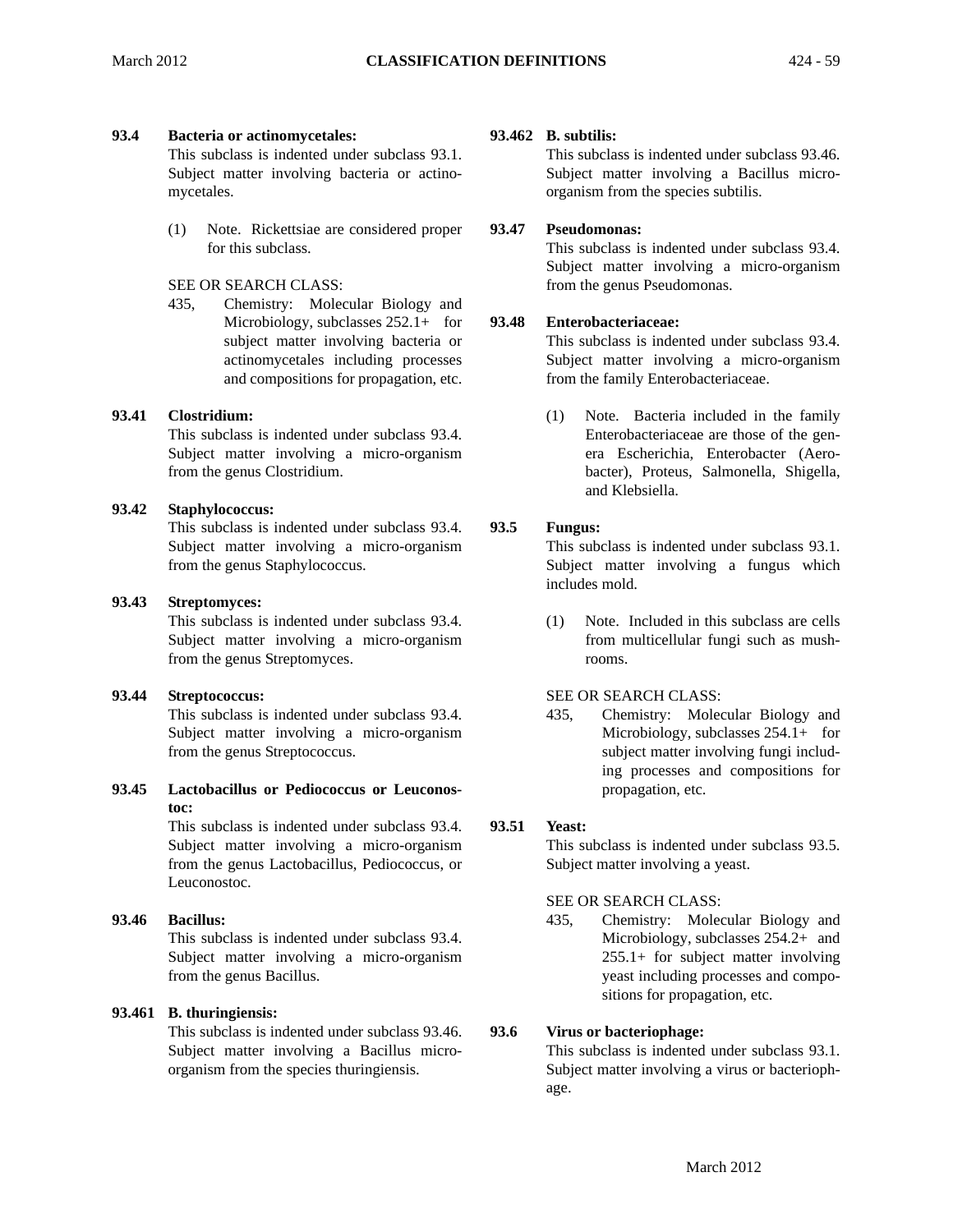**93.4 Bacteria or actinomycetales:**
This subclass is indented under subclass 93.1. Subject matter involving bacteria or actinomycetales.

(1) Note. Rickettsiae are considered proper for this subclass.

SEE OR SEARCH CLASS:

435, Chemistry: Molecular Biology and Microbiology, subclasses 252.1+ for subject matter involving bacteria or actinomycetales including processes and compositions for propagation, etc.

**93.41 Clostridium:**
This subclass is indented under subclass 93.4. Subject matter involving a micro-organism from the genus Clostridium.

**93.42 Staphylococcus:**
This subclass is indented under subclass 93.4. Subject matter involving a micro-organism from the genus Staphylococcus.

**93.43 Streptomyces:**
This subclass is indented under subclass 93.4. Subject matter involving a micro-organism from the genus Streptomyces.

**93.44 Streptococcus:**
This subclass is indented under subclass 93.4. Subject matter involving a micro-organism from the genus Streptococcus.

**93.45 Lactobacillus or Pediococcus or Leuconostoc:**
This subclass is indented under subclass 93.4. Subject matter involving a micro-organism from the genus Lactobacillus, Pediococcus, or Leuconostoc.

**93.46 Bacillus:**
This subclass is indented under subclass 93.4. Subject matter involving a micro-organism from the genus Bacillus.

**93.461 B. thuringiensis:**
This subclass is indented under subclass 93.46. Subject matter involving a Bacillus micro-organism from the species thuringiensis.

**93.462 B. subtilis:**
This subclass is indented under subclass 93.46. Subject matter involving a Bacillus micro-organism from the species subtilis.

**93.47 Pseudomonas:**
This subclass is indented under subclass 93.4. Subject matter involving a micro-organism from the genus Pseudomonas.

**93.48 Enterobacteriaceae:**
This subclass is indented under subclass 93.4. Subject matter involving a micro-organism from the family Enterobacteriaceae.

(1) Note. Bacteria included in the family Enterobacteriaceae are those of the genera Escherichia, Enterobacter (Aerobacter), Proteus, Salmonella, Shigella, and Klebsiella.

**93.5 Fungus:**
This subclass is indented under subclass 93.1. Subject matter involving a fungus which includes mold.

(1) Note. Included in this subclass are cells from multicellular fungi such as mushrooms.

SEE OR SEARCH CLASS:

435, Chemistry: Molecular Biology and Microbiology, subclasses 254.1+ for subject matter involving fungi including processes and compositions for propagation, etc.

**93.51 Yeast:**
This subclass is indented under subclass 93.5. Subject matter involving a yeast.

SEE OR SEARCH CLASS:

435, Chemistry: Molecular Biology and Microbiology, subclasses 254.2+ and 255.1+ for subject matter involving yeast including processes and compositions for propagation, etc.

**93.6 Virus or bacteriophage:**
This subclass is indented under subclass 93.1. Subject matter involving a virus or bacteriophage.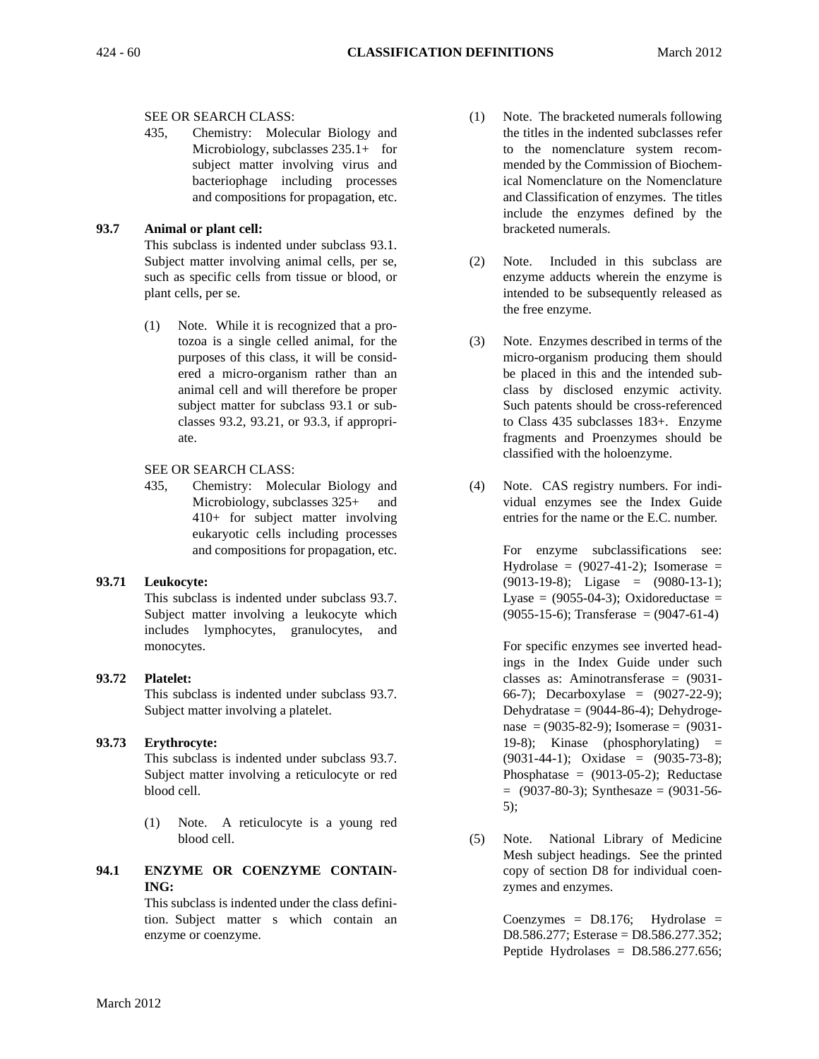SEE OR SEARCH CLASS:

435, Chemistry: Molecular Biology and Microbiology, subclasses 235.1+ for subject matter involving virus and bacteriophage including processes and compositions for propagation, etc.

**93.7 Animal or plant cell:**

This subclass is indented under subclass 93.1. Subject matter involving animal cells, per se, such as specific cells from tissue or blood, or plant cells, per se.

(1) Note. While it is recognized that a protozoa is a single celled animal, for the purposes of this class, it will be considered a micro-organism rather than an animal cell and will therefore be proper subject matter for subclass 93.1 or subclasses 93.2, 93.21, or 93.3, if appropriate.

SEE OR SEARCH CLASS:

435, Chemistry: Molecular Biology and Microbiology, subclasses 325+ and 410+ for subject matter involving eukaryotic cells including processes and compositions for propagation, etc.

**93.71 Leukocyte:**

This subclass is indented under subclass 93.7. Subject matter involving a leukocyte which includes lymphocytes, granulocytes, and monocytes.

**93.72 Platelet:**

This subclass is indented under subclass 93.7. Subject matter involving a platelet.

**93.73 Erythrocyte:**

This subclass is indented under subclass 93.7. Subject matter involving a reticulocyte or red blood cell.

(1) Note. A reticulocyte is a young red blood cell.

**94.1 ENZYME OR COENZYME CONTAINING:**

This subclass is indented under the class definition. Subject matter s which contain an enzyme or coenzyme.

(1) Note. The bracketed numerals following the titles in the indented subclasses refer to the nomenclature system recommended by the Commission of Biochemical Nomenclature on the Nomenclature and Classification of enzymes. The titles include the enzymes defined by the bracketed numerals.

(2) Note. Included in this subclass are enzyme adducts wherein the enzyme is intended to be subsequently released as the free enzyme.

(3) Note. Enzymes described in terms of the micro-organism producing them should be placed in this and the intended subclass by disclosed enzymic activity. Such patents should be cross-referenced to Class 435 subclasses 183+. Enzyme fragments and Proenzymes should be classified with the holoenzyme.

(4) Note. CAS registry numbers. For individual enzymes see the Index Guide entries for the name or the E.C. number.

For enzyme subclassifications see: Hydrolase = (9027-41-2); Isomerase = (9013-19-8); Ligase = (9080-13-1); Lyase = (9055-04-3); Oxidoreductase = (9055-15-6); Transferase = (9047-61-4)

For specific enzymes see inverted headings in the Index Guide under such classes as: Aminotransferase = (9031-66-7); Decarboxylase = (9027-22-9); Dehydratase = (9044-86-4); Dehydrogenase = (9035-82-9); Isomerase = (9031-19-8); Kinase (phosphorylating) = (9031-44-1); Oxidase = (9035-73-8); Phosphatase = (9013-05-2); Reductase = (9037-80-3); Synthesaze = (9031-56-5);

(5) Note. National Library of Medicine Mesh subject headings. See the printed copy of section D8 for individual coenzymes and enzymes.

Coenzymes = D8.176; Hydrolase = D8.586.277; Esterase = D8.586.277.352; Peptide Hydrolases = D8.586.277.656;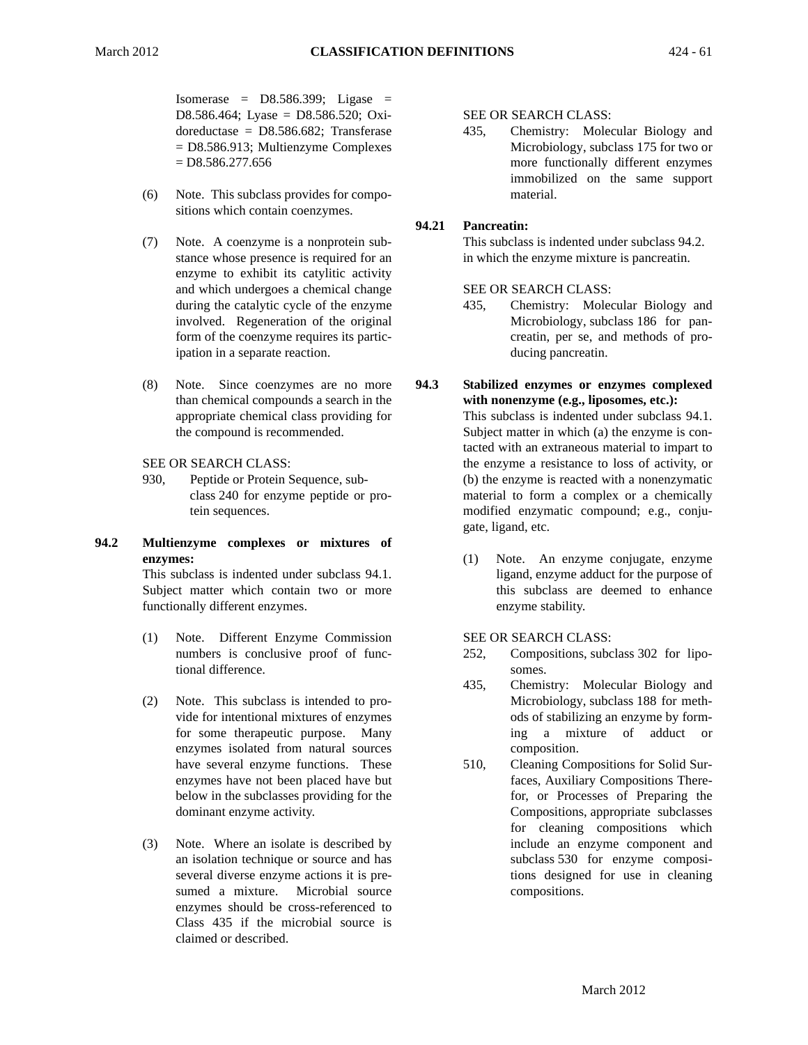Isomerase = D8.586.399; Ligase = D8.586.464; Lyase = D8.586.520; Oxidoreductase = D8.586.682; Transferase = D8.586.913; Multienzyme Complexes = D8.586.277.656

(6) Note. This subclass provides for compositions which contain coenzymes.

(7) Note. A coenzyme is a nonprotein substance whose presence is required for an enzyme to exhibit its catylitic activity and which undergoes a chemical change during the catalytic cycle of the enzyme involved. Regeneration of the original form of the coenzyme requires its participation in a separate reaction.

(8) Note. Since coenzymes are no more than chemical compounds a search in the appropriate chemical class providing for the compound is recommended.

SEE OR SEARCH CLASS:

930, Peptide or Protein Sequence, subclass 240 for enzyme peptide or protein sequences.

**94.2 Multienzyme complexes or mixtures of enzymes:**

This subclass is indented under subclass 94.1. Subject matter which contain two or more functionally different enzymes.

(1) Note. Different Enzyme Commission numbers is conclusive proof of functional difference.

(2) Note. This subclass is intended to provide for intentional mixtures of enzymes for some therapeutic purpose. Many enzymes isolated from natural sources have several enzyme functions. These enzymes have not been placed have but below in the subclasses providing for the dominant enzyme activity.

(3) Note. Where an isolate is described by an isolation technique or source and has several diverse enzyme actions it is presumed a mixture. Microbial source enzymes should be cross-referenced to Class 435 if the microbial source is claimed or described.

SEE OR SEARCH CLASS:

435, Chemistry: Molecular Biology and Microbiology, subclass 175 for two or more functionally different enzymes immobilized on the same support material.

**94.21 Pancreatin:**

This subclass is indented under subclass 94.2. in which the enzyme mixture is pancreatin.

SEE OR SEARCH CLASS:

435, Chemistry: Molecular Biology and Microbiology, subclass 186 for pancreatin, per se, and methods of producing pancreatin.

**94.3 Stabilized enzymes or enzymes complexed with nonenzyme (e.g., liposomes, etc.):**

This subclass is indented under subclass 94.1. Subject matter in which (a) the enzyme is contacted with an extraneous material to impart to the enzyme a resistance to loss of activity, or (b) the enzyme is reacted with a nonenzymatic material to form a complex or a chemically modified enzymatic compound; e.g., conjugate, ligand, etc.

(1) Note. An enzyme conjugate, enzyme ligand, enzyme adduct for the purpose of this subclass are deemed to enhance enzyme stability.

SEE OR SEARCH CLASS:

252, Compositions, subclass 302 for liposomes.

435, Chemistry: Molecular Biology and Microbiology, subclass 188 for methods of stabilizing an enzyme by forming a mixture of adduct or composition.

510, Cleaning Compositions for Solid Surfaces, Auxiliary Compositions Therefor, or Processes of Preparing the Compositions, appropriate subclasses for cleaning compositions which include an enzyme component and subclass 530 for enzyme compositions designed for use in cleaning compositions.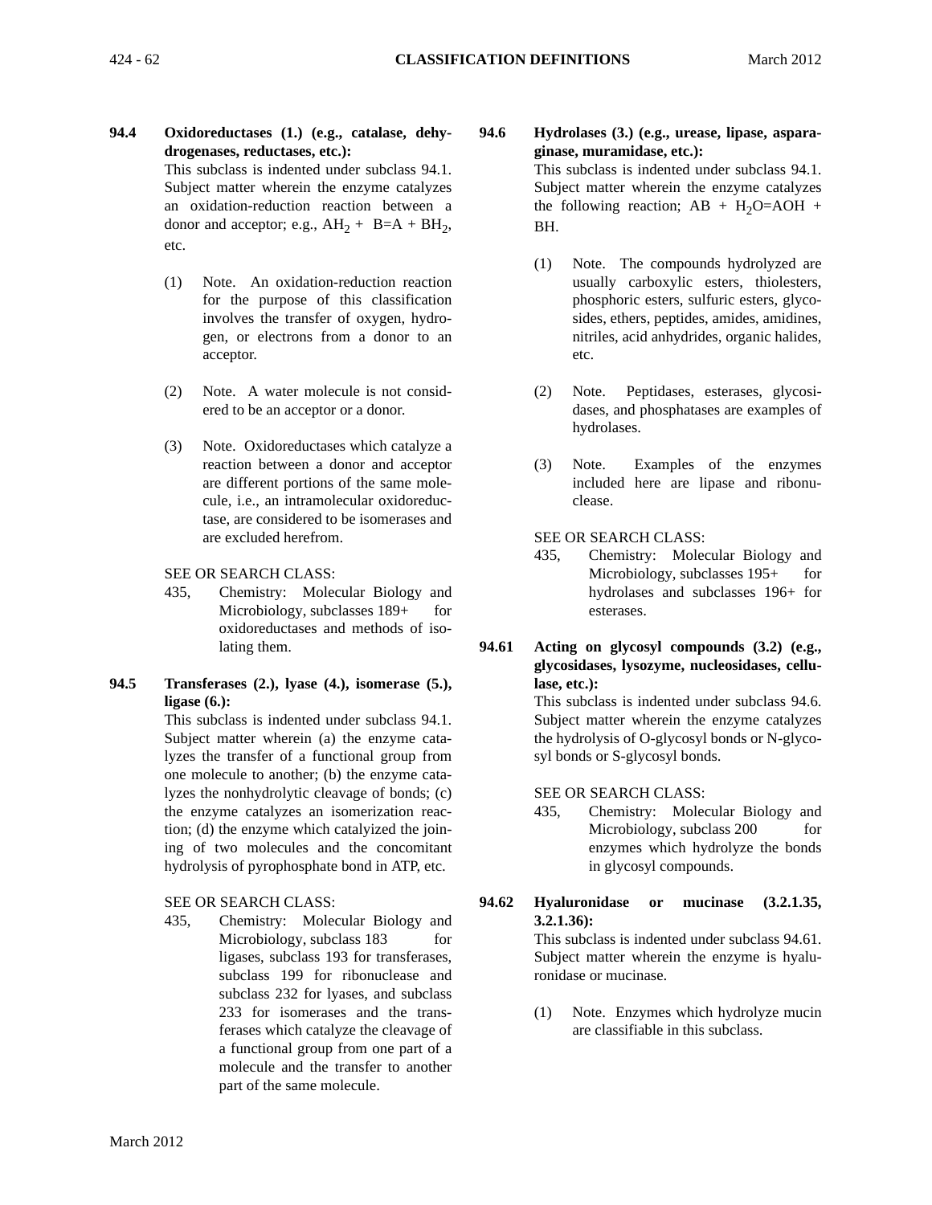**94.4 Oxidoreductases (1.) (e.g., catalase, dehydrogenases, reductases, etc.):**

This subclass is indented under subclass 94.1. Subject matter wherein the enzyme catalyzes an oxidation-reduction reaction between a donor and acceptor; e.g., $AH_2$ + B=A + $BH_2$, etc.

(1) Note. An oxidation-reduction reaction for the purpose of this classification involves the transfer of oxygen, hydrogen, or electrons from a donor to an acceptor.

(2) Note. A water molecule is not considered to be an acceptor or a donor.

(3) Note. Oxidoreductases which catalyze a reaction between a donor and acceptor are different portions of the same molecule, i.e., an intramolecular oxidoreductase, are considered to be isomerases and are excluded herefrom.

SEE OR SEARCH CLASS:

435, Chemistry: Molecular Biology and Microbiology, subclasses 189+ for oxidoreductases and methods of isolating them.

**94.5 Transferases (2.), lyase (4.), isomerase (5.), ligase (6.):**

This subclass is indented under subclass 94.1. Subject matter wherein (a) the enzyme catalyzes the transfer of a functional group from one molecule to another; (b) the enzyme catalyzes the nonhydrolytic cleavage of bonds; (c) the enzyme catalyzes an isomerization reaction; (d) the enzyme which catalyized the joining of two molecules and the concomitant hydrolysis of pyrophosphate bond in ATP, etc.

SEE OR SEARCH CLASS:

435, Chemistry: Molecular Biology and Microbiology, subclass 183 for ligases, subclass 193 for transferases, subclass 199 for ribonuclease and subclass 232 for lyases, and subclass 233 for isomerases and the transferases which catalyze the cleavage of a functional group from one part of a molecule and the transfer to another part of the same molecule.

**94.6 Hydrolases (3.) (e.g., urease, lipase, asparaginase, muramidase, etc.):**

This subclass is indented under subclass 94.1. Subject matter wherein the enzyme catalyzes the following reaction; AB + $H_2O$=AOH + BH.

(1) Note. The compounds hydrolyzed are usually carboxylic esters, thiolesters, phosphoric esters, sulfuric esters, glycosides, ethers, peptides, amides, amidines, nitriles, acid anhydrides, organic halides, etc.

(2) Note. Peptidases, esterases, glycosidases, and phosphatases are examples of hydrolases.

(3) Note. Examples of the enzymes included here are lipase and ribonuclease.

SEE OR SEARCH CLASS:

435, Chemistry: Molecular Biology and Microbiology, subclasses 195+ for hydrolases and subclasses 196+ for esterases.

**94.61 Acting on glycosyl compounds (3.2) (e.g., glycosidases, lysozyme, nucleosidases, cellulase, etc.):**

This subclass is indented under subclass 94.6. Subject matter wherein the enzyme catalyzes the hydrolysis of O-glycosyl bonds or N-glycosyl bonds or S-glycosyl bonds.

SEE OR SEARCH CLASS:

435, Chemistry: Molecular Biology and Microbiology, subclass 200 for enzymes which hydrolyze the bonds in glycosyl compounds.

**94.62 Hyaluronidase or mucinase (3.2.1.35, 3.2.1.36):**

This subclass is indented under subclass 94.61. Subject matter wherein the enzyme is hyaluronidase or mucinase.

(1) Note. Enzymes which hydrolyze mucin are classifiable in this subclass.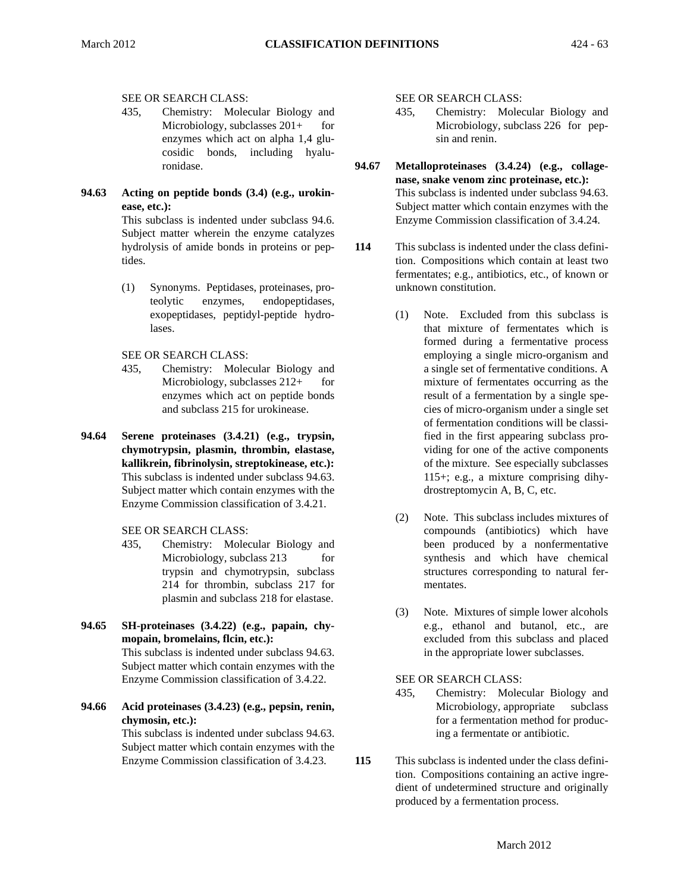SEE OR SEARCH CLASS:

435, Chemistry: Molecular Biology and Microbiology, subclasses 201+ for enzymes which act on alpha 1,4 glucosidic bonds, including hyaluronidase.

**94.63 Acting on peptide bonds (3.4) (e.g., urokinease, etc.):**
This subclass is indented under subclass 94.6. Subject matter wherein the enzyme catalyzes hydrolysis of amide bonds in proteins or peptides.

(1) Synonyms. Peptidases, proteinases, proteolytic enzymes, endopeptidases, exopeptidases, peptidyl-peptide hydrolases.

SEE OR SEARCH CLASS:

435, Chemistry: Molecular Biology and Microbiology, subclasses 212+ for enzymes which act on peptide bonds and subclass 215 for urokinease.

**94.64 Serene proteinases (3.4.21) (e.g., trypsin, chymotrypsin, plasmin, thrombin, elastase, kallikrein, fibrinolysin, streptokinease, etc.):**
This subclass is indented under subclass 94.63. Subject matter which contain enzymes with the Enzyme Commission classification of 3.4.21.

SEE OR SEARCH CLASS:

435, Chemistry: Molecular Biology and Microbiology, subclass 213 for trypsin and chymotrypsin, subclass 214 for thrombin, subclass 217 for plasmin and subclass 218 for elastase.

**94.65 SH-proteinases (3.4.22) (e.g., papain, chymopain, bromelains, flcin, etc.):**
This subclass is indented under subclass 94.63. Subject matter which contain enzymes with the Enzyme Commission classification of 3.4.22.

**94.66 Acid proteinases (3.4.23) (e.g., pepsin, renin, chymosin, etc.):**
This subclass is indented under subclass 94.63. Subject matter which contain enzymes with the Enzyme Commission classification of 3.4.23.

SEE OR SEARCH CLASS:

435, Chemistry: Molecular Biology and Microbiology, subclass 226 for pepsin and renin.

**94.67 Metalloproteinases (3.4.24) (e.g., collagenase, snake venom zinc proteinase, etc.):**
This subclass is indented under subclass 94.63. Subject matter which contain enzymes with the Enzyme Commission classification of 3.4.24.

**114** This subclass is indented under the class definition. Compositions which contain at least two fermentates; e.g., antibiotics, etc., of known or unknown constitution.

(1) Note. Excluded from this subclass is that mixture of fermentates which is formed during a fermentative process employing a single micro-organism and a single set of fermentative conditions. A mixture of fermentates occurring as the result of a fermentation by a single species of micro-organism under a single set of fermentation conditions will be classified in the first appearing subclass providing for one of the active components of the mixture. See especially subclasses 115+; e.g., a mixture comprising dihydrostreptomycin A, B, C, etc.

(2) Note. This subclass includes mixtures of compounds (antibiotics) which have been produced by a nonfermentative synthesis and which have chemical structures corresponding to natural fermentates.

(3) Note. Mixtures of simple lower alcohols e.g., ethanol and butanol, etc., are excluded from this subclass and placed in the appropriate lower subclasses.

SEE OR SEARCH CLASS:

435, Chemistry: Molecular Biology and Microbiology, appropriate subclass for a fermentation method for producing a fermentate or antibiotic.

**115** This subclass is indented under the class definition. Compositions containing an active ingredient of undetermined structure and originally produced by a fermentation process.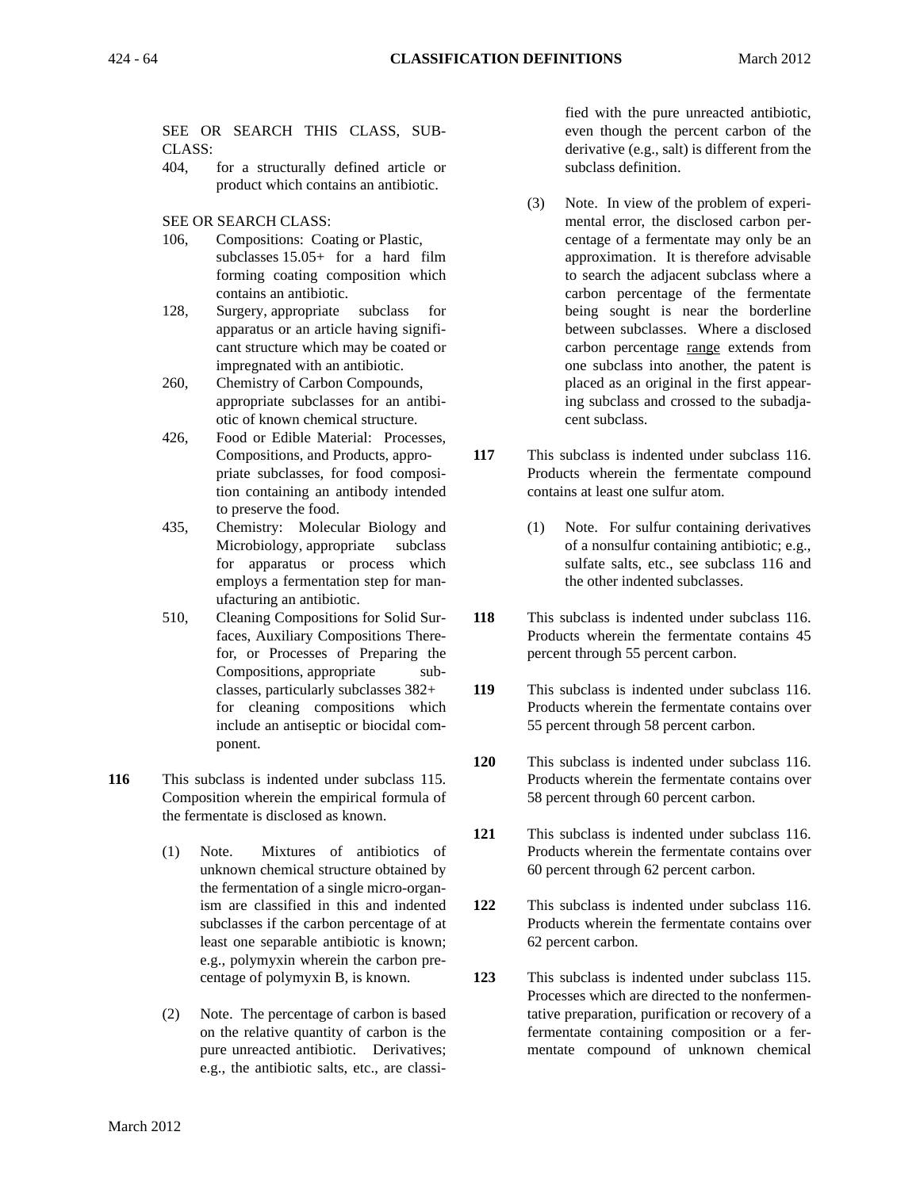SEE OR SEARCH THIS CLASS, SUBCLASS:

404, for a structurally defined article or product which contains an antibiotic.

SEE OR SEARCH CLASS:

106, Compositions: Coating or Plastic, subclasses 15.05+ for a hard film forming coating composition which contains an antibiotic.

128, Surgery, appropriate subclass for apparatus or an article having significant structure which may be coated or impregnated with an antibiotic.

260, Chemistry of Carbon Compounds, appropriate subclasses for an antibiotic of known chemical structure.

426, Food or Edible Material: Processes, Compositions, and Products, appropriate subclasses, for food composition containing an antibody intended to preserve the food.

435, Chemistry: Molecular Biology and Microbiology, appropriate subclass for apparatus or process which employs a fermentation step for manufacturing an antibiotic.

510, Cleaning Compositions for Solid Surfaces, Auxiliary Compositions Therefor, or Processes of Preparing the Compositions, appropriate subclasses, particularly subclasses 382+ for cleaning compositions which include an antiseptic or biocidal component.

**116** This subclass is indented under subclass 115. Composition wherein the empirical formula of the fermentate is disclosed as known.

(1) Note. Mixtures of antibiotics of unknown chemical structure obtained by the fermentation of a single micro-organism are classified in this and indented subclasses if the carbon percentage of at least one separable antibiotic is known; e.g., polymyxin wherein the carbon precentage of polymyxin B, is known.

(2) Note. The percentage of carbon is based on the relative quantity of carbon is the pure unreacted antibiotic. Derivatives; e.g., the antibiotic salts, etc., are classified with the pure unreacted antibiotic, even though the percent carbon of the derivative (e.g., salt) is different from the subclass definition.

(3) Note. In view of the problem of experimental error, the disclosed carbon percentage of a fermentate may only be an approximation. It is therefore advisable to search the adjacent subclass where a carbon percentage of the fermentate being sought is near the borderline between subclasses. Where a disclosed carbon percentage range extends from one subclass into another, the patent is placed as an original in the first appearing subclass and crossed to the subadjacent subclass.

**117** This subclass is indented under subclass 116. Products wherein the fermentate compound contains at least one sulfur atom.

(1) Note. For sulfur containing derivatives of a nonsulfur containing antibiotic; e.g., sulfate salts, etc., see subclass 116 and the other indented subclasses.

**118** This subclass is indented under subclass 116. Products wherein the fermentate contains 45 percent through 55 percent carbon.

**119** This subclass is indented under subclass 116. Products wherein the fermentate contains over 55 percent through 58 percent carbon.

**120** This subclass is indented under subclass 116. Products wherein the fermentate contains over 58 percent through 60 percent carbon.

**121** This subclass is indented under subclass 116. Products wherein the fermentate contains over 60 percent through 62 percent carbon.

**122** This subclass is indented under subclass 116. Products wherein the fermentate contains over 62 percent carbon.

**123** This subclass is indented under subclass 115. Processes which are directed to the nonfermentative preparation, purification or recovery of a fermentate containing composition or a fermentate compound of unknown chemical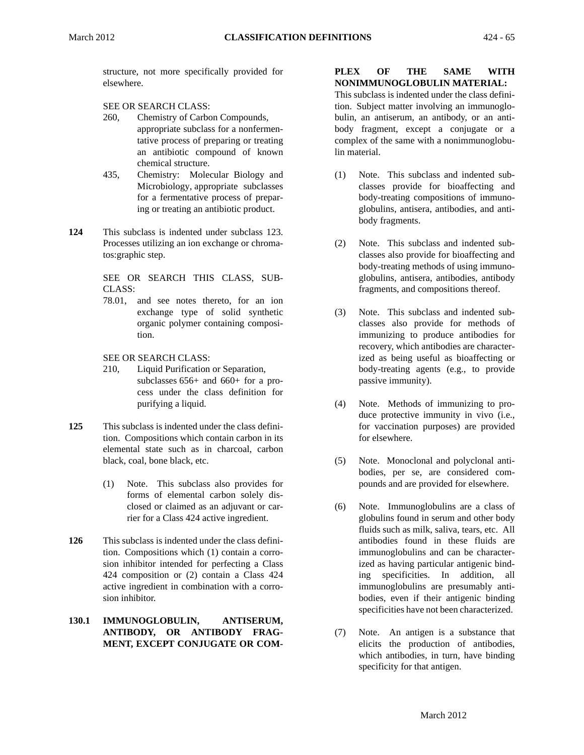structure, not more specifically provided for elsewhere.

SEE OR SEARCH CLASS:

260, Chemistry of Carbon Compounds, appropriate subclass for a nonfermentative process of preparing or treating an antibiotic compound of known chemical structure.

435, Chemistry: Molecular Biology and Microbiology, appropriate subclasses for a fermentative process of preparing or treating an antibiotic product.

**124** This subclass is indented under subclass 123. Processes utilizing an ion exchange or chromatos:graphic step.

SEE OR SEARCH THIS CLASS, SUBCLASS:

78.01, and see notes thereto, for an ion exchange type of solid synthetic organic polymer containing composition.

SEE OR SEARCH CLASS:

210, Liquid Purification or Separation, subclasses 656+ and 660+ for a process under the class definition for purifying a liquid.

**125** This subclass is indented under the class definition. Compositions which contain carbon in its elemental state such as in charcoal, carbon black, coal, bone black, etc.

(1) Note. This subclass also provides for forms of elemental carbon solely disclosed or claimed as an adjuvant or carrier for a Class 424 active ingredient.

**126** This subclass is indented under the class definition. Compositions which (1) contain a corrosion inhibitor intended for perfecting a Class 424 composition or (2) contain a Class 424 active ingredient in combination with a corrosion inhibitor.

**130.1 IMMUNOGLOBULIN, ANTISERUM, ANTIBODY, OR ANTIBODY FRAGMENT, EXCEPT CONJUGATE OR COMPLEX OF THE SAME WITH NONIMMUNOGLOBULIN MATERIAL:**

This subclass is indented under the class definition. Subject matter involving an immunoglobulin, an antiserum, an antibody, or an antibody fragment, except a conjugate or a complex of the same with a nonimmunoglobulin material.

(1) Note. This subclass and indented subclasses provide for bioaffecting and body-treating compositions of immunoglobulins, antisera, antibodies, and antibody fragments.

(2) Note. This subclass and indented subclasses also provide for bioaffecting and body-treating methods of using immunoglobulins, antisera, antibodies, antibody fragments, and compositions thereof.

(3) Note. This subclass and indented subclasses also provide for methods of immunizing to produce antibodies for recovery, which antibodies are characterized as being useful as bioaffecting or body-treating agents (e.g., to provide passive immunity).

(4) Note. Methods of immunizing to produce protective immunity in vivo (i.e., for vaccination purposes) are provided for elsewhere.

(5) Note. Monoclonal and polyclonal antibodies, per se, are considered compounds and are provided for elsewhere.

(6) Note. Immunoglobulins are a class of globulins found in serum and other body fluids such as milk, saliva, tears, etc. All antibodies found in these fluids are immunoglobulins and can be characterized as having particular antigenic binding specificities. In addition, all immunoglobulins are presumably antibodies, even if their antigenic binding specificities have not been characterized.

(7) Note. An antigen is a substance that elicits the production of antibodies, which antibodies, in turn, have binding specificity for that antigen.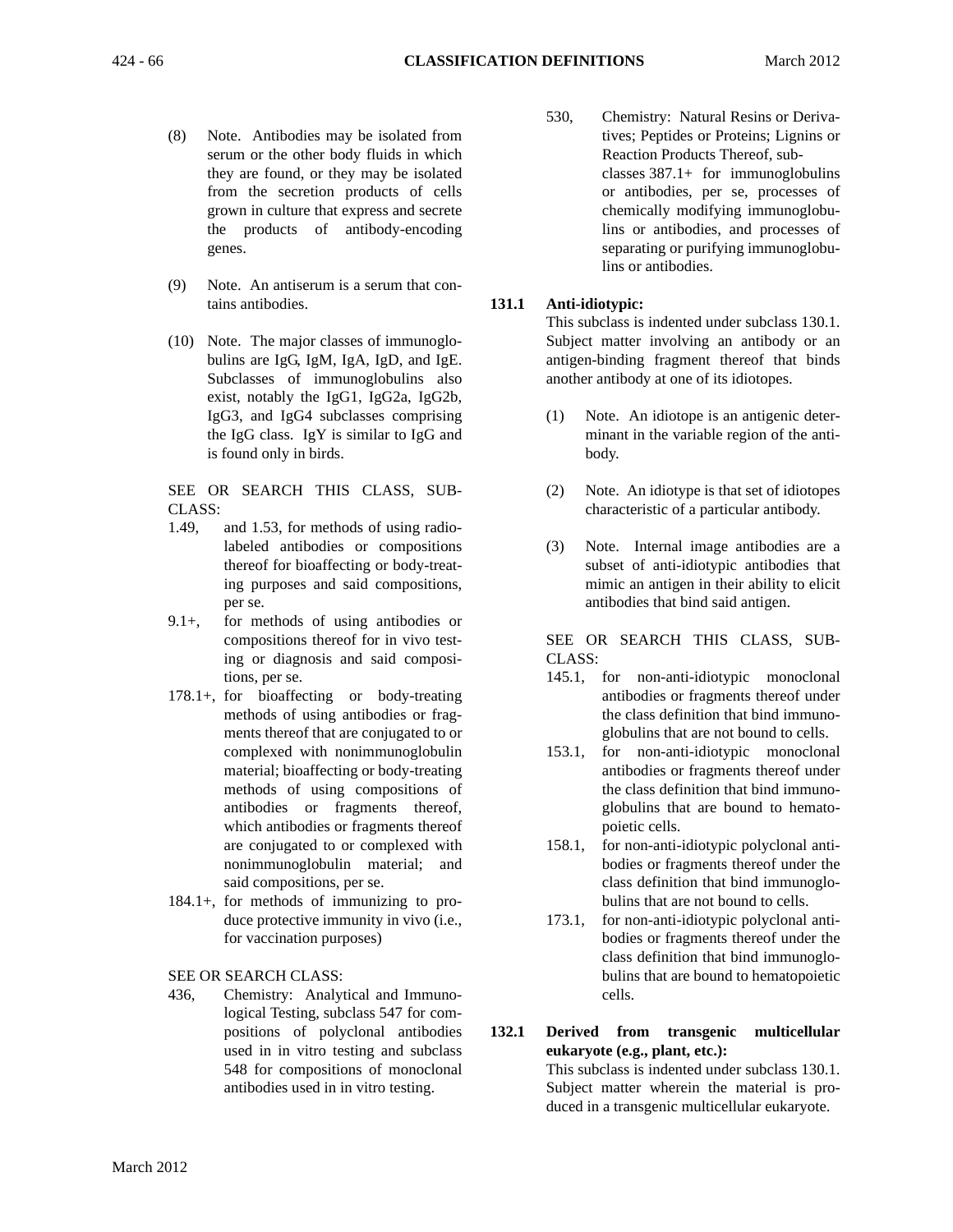(8) Note. Antibodies may be isolated from serum or the other body fluids in which they are found, or they may be isolated from the secretion products of cells grown in culture that express and secrete the products of antibody-encoding genes.

(9) Note. An antiserum is a serum that contains antibodies.

(10) Note. The major classes of immunoglobulins are IgG, IgM, IgA, IgD, and IgE. Subclasses of immunoglobulins also exist, notably the IgG1, IgG2a, IgG2b, IgG3, and IgG4 subclasses comprising the IgG class. IgY is similar to IgG and is found only in birds.

SEE OR SEARCH THIS CLASS, SUBCLASS:

1.49, and 1.53, for methods of using radiolabeled antibodies or compositions thereof for bioaffecting or body-treating purposes and said compositions, per se.

9.1+, for methods of using antibodies or compositions thereof for in vivo testing or diagnosis and said compositions, per se.

178.1+, for bioaffecting or body-treating methods of using antibodies or fragments thereof that are conjugated to or complexed with nonimmunoglobulin material; bioaffecting or body-treating methods of using compositions of antibodies or fragments thereof, which antibodies or fragments thereof are conjugated to or complexed with nonimmunoglobulin material; and said compositions, per se.

184.1+, for methods of immunizing to produce protective immunity in vivo (i.e., for vaccination purposes)

SEE OR SEARCH CLASS:

436, Chemistry: Analytical and Immunological Testing, subclass 547 for compositions of polyclonal antibodies used in in vitro testing and subclass 548 for compositions of monoclonal antibodies used in in vitro testing.

530, Chemistry: Natural Resins or Derivatives; Peptides or Proteins; Lignins or Reaction Products Thereof, subclasses 387.1+ for immunoglobulins or antibodies, per se, processes of chemically modifying immunoglobulins or antibodies, and processes of separating or purifying immunoglobulins or antibodies.

**131.1 Anti-idiotypic:**

This subclass is indented under subclass 130.1. Subject matter involving an antibody or an antigen-binding fragment thereof that binds another antibody at one of its idiotopes.

(1) Note. An idiotope is an antigenic determinant in the variable region of the antibody.

(2) Note. An idiotype is that set of idiotopes characteristic of a particular antibody.

(3) Note. Internal image antibodies are a subset of anti-idiotypic antibodies that mimic an antigen in their ability to elicit antibodies that bind said antigen.

SEE OR SEARCH THIS CLASS, SUBCLASS:

145.1, for non-anti-idiotypic monoclonal antibodies or fragments thereof under the class definition that bind immunoglobulins that are not bound to cells.

153.1, for non-anti-idiotypic monoclonal antibodies or fragments thereof under the class definition that bind immunoglobulins that are bound to hematopoietic cells.

158.1, for non-anti-idiotypic polyclonal antibodies or fragments thereof under the class definition that bind immunoglobulins that are not bound to cells.

173.1, for non-anti-idiotypic polyclonal antibodies or fragments thereof under the class definition that bind immunoglobulins that are bound to hematopoietic cells.

**132.1 Derived from transgenic multicellular eukaryote (e.g., plant, etc.):**

This subclass is indented under subclass 130.1. Subject matter wherein the material is produced in a transgenic multicellular eukaryote.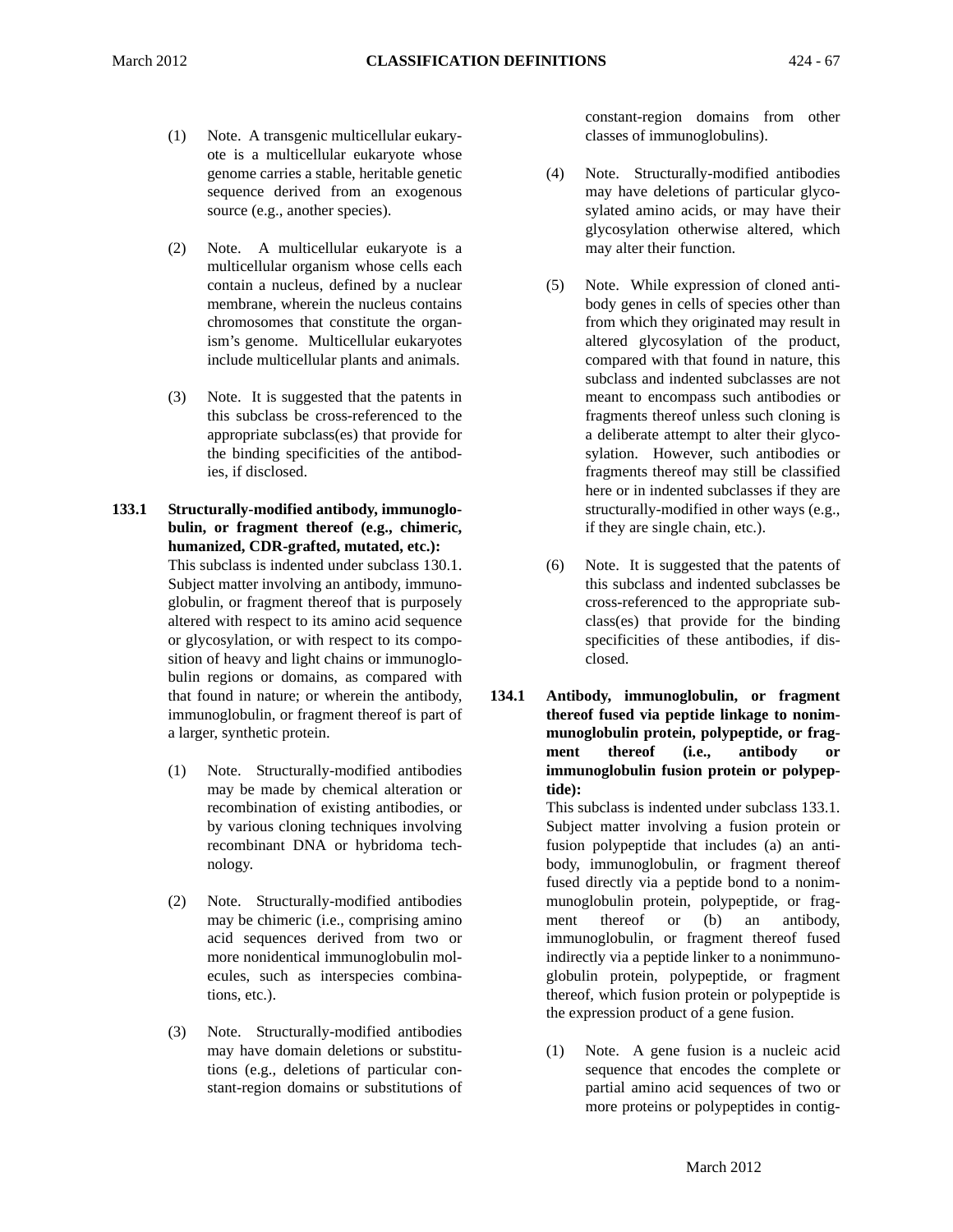(1) Note. A transgenic multicellular eukaryote is a multicellular eukaryote whose genome carries a stable, heritable genetic sequence derived from an exogenous source (e.g., another species).

(2) Note. A multicellular eukaryote is a multicellular organism whose cells each contain a nucleus, defined by a nuclear membrane, wherein the nucleus contains chromosomes that constitute the organism's genome. Multicellular eukaryotes include multicellular plants and animals.

(3) Note. It is suggested that the patents in this subclass be cross-referenced to the appropriate subclass(es) that provide for the binding specificities of the antibodies, if disclosed.

**133.1 Structurally-modified antibody, immunoglobulin, or fragment thereof (e.g., chimeric, humanized, CDR-grafted, mutated, etc.):**
This subclass is indented under subclass 130.1. Subject matter involving an antibody, immunoglobulin, or fragment thereof that is purposely altered with respect to its amino acid sequence or glycosylation, or with respect to its composition of heavy and light chains or immunoglobulin regions or domains, as compared with that found in nature; or wherein the antibody, immunoglobulin, or fragment thereof is part of a larger, synthetic protein.

(1) Note. Structurally-modified antibodies may be made by chemical alteration or recombination of existing antibodies, or by various cloning techniques involving recombinant DNA or hybridoma technology.

(2) Note. Structurally-modified antibodies may be chimeric (i.e., comprising amino acid sequences derived from two or more nonidentical immunoglobulin molecules, such as interspecies combinations, etc.).

(3) Note. Structurally-modified antibodies may have domain deletions or substitutions (e.g., deletions of particular constant-region domains or substitutions of constant-region domains from other classes of immunoglobulins).

(4) Note. Structurally-modified antibodies may have deletions of particular glycosylated amino acids, or may have their glycosylation otherwise altered, which may alter their function.

(5) Note. While expression of cloned antibody genes in cells of species other than from which they originated may result in altered glycosylation of the product, compared with that found in nature, this subclass and indented subclasses are not meant to encompass such antibodies or fragments thereof unless such cloning is a deliberate attempt to alter their glycosylation. However, such antibodies or fragments thereof may still be classified here or in indented subclasses if they are structurally-modified in other ways (e.g., if they are single chain, etc.).

(6) Note. It is suggested that the patents of this subclass and indented subclasses be cross-referenced to the appropriate subclass(es) that provide for the binding specificities of these antibodies, if disclosed.

**134.1 Antibody, immunoglobulin, or fragment thereof fused via peptide linkage to nonimmunoglobulin protein, polypeptide, or fragment thereof (i.e., antibody or immunoglobulin fusion protein or polypeptide):**
This subclass is indented under subclass 133.1. Subject matter involving a fusion protein or fusion polypeptide that includes (a) an antibody, immunoglobulin, or fragment thereof fused directly via a peptide bond to a nonimmunoglobulin protein, polypeptide, or fragment thereof or (b) an antibody, immunoglobulin, or fragment thereof fused indirectly via a peptide linker to a nonimmunoglobulin protein, polypeptide, or fragment thereof, which fusion protein or polypeptide is the expression product of a gene fusion.

(1) Note. A gene fusion is a nucleic acid sequence that encodes the complete or partial amino acid sequences of two or more proteins or polypeptides in contig-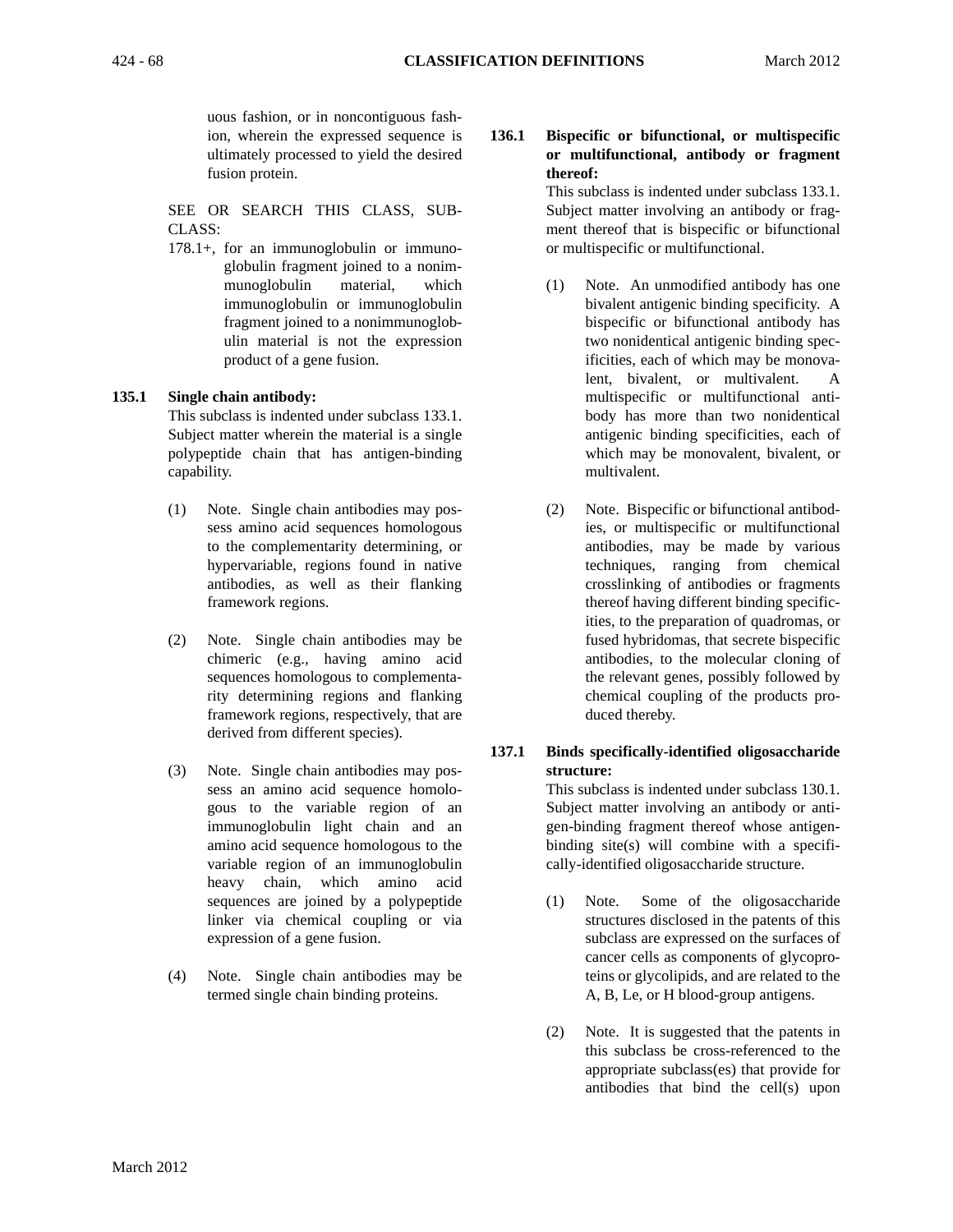uous fashion, or in noncontiguous fashion, wherein the expressed sequence is ultimately processed to yield the desired fusion protein.

SEE OR SEARCH THIS CLASS, SUBCLASS:

178.1+, for an immunoglobulin or immunoglobulin fragment joined to a nonimmunoglobulin material, which immunoglobulin or immunoglobulin fragment joined to a nonimmunoglobulin material is not the expression product of a gene fusion.

**135.1 Single chain antibody:**

This subclass is indented under subclass 133.1. Subject matter wherein the material is a single polypeptide chain that has antigen-binding capability.

(1) Note. Single chain antibodies may possess amino acid sequences homologous to the complementarity determining, or hypervariable, regions found in native antibodies, as well as their flanking framework regions.

(2) Note. Single chain antibodies may be chimeric (e.g., having amino acid sequences homologous to complementarity determining regions and flanking framework regions, respectively, that are derived from different species).

(3) Note. Single chain antibodies may possess an amino acid sequence homologous to the variable region of an immunoglobulin light chain and an amino acid sequence homologous to the variable region of an immunoglobulin heavy chain, which amino acid sequences are joined by a polypeptide linker via chemical coupling or via expression of a gene fusion.

(4) Note. Single chain antibodies may be termed single chain binding proteins.

**136.1 Bispecific or bifunctional, or multispecific or multifunctional, antibody or fragment thereof:**

This subclass is indented under subclass 133.1. Subject matter involving an antibody or fragment thereof that is bispecific or bifunctional or multispecific or multifunctional.

(1) Note. An unmodified antibody has one bivalent antigenic binding specificity. A bispecific or bifunctional antibody has two nonidentical antigenic binding specificities, each of which may be monovalent, bivalent, or multivalent. A multispecific or multifunctional antibody has more than two nonidentical antigenic binding specificities, each of which may be monovalent, bivalent, or multivalent.

(2) Note. Bispecific or bifunctional antibodies, or multispecific or multifunctional antibodies, may be made by various techniques, ranging from chemical crosslinking of antibodies or fragments thereof having different binding specificities, to the preparation of quadromas, or fused hybridomas, that secrete bispecific antibodies, to the molecular cloning of the relevant genes, possibly followed by chemical coupling of the products produced thereby.

**137.1 Binds specifically-identified oligosaccharide structure:**

This subclass is indented under subclass 130.1. Subject matter involving an antibody or antigen-binding fragment thereof whose antigen-binding site(s) will combine with a specifically-identified oligosaccharide structure.

(1) Note. Some of the oligosaccharide structures disclosed in the patents of this subclass are expressed on the surfaces of cancer cells as components of glycoproteins or glycolipids, and are related to the A, B, Le, or H blood-group antigens.

(2) Note. It is suggested that the patents in this subclass be cross-referenced to the appropriate subclass(es) that provide for antibodies that bind the cell(s) upon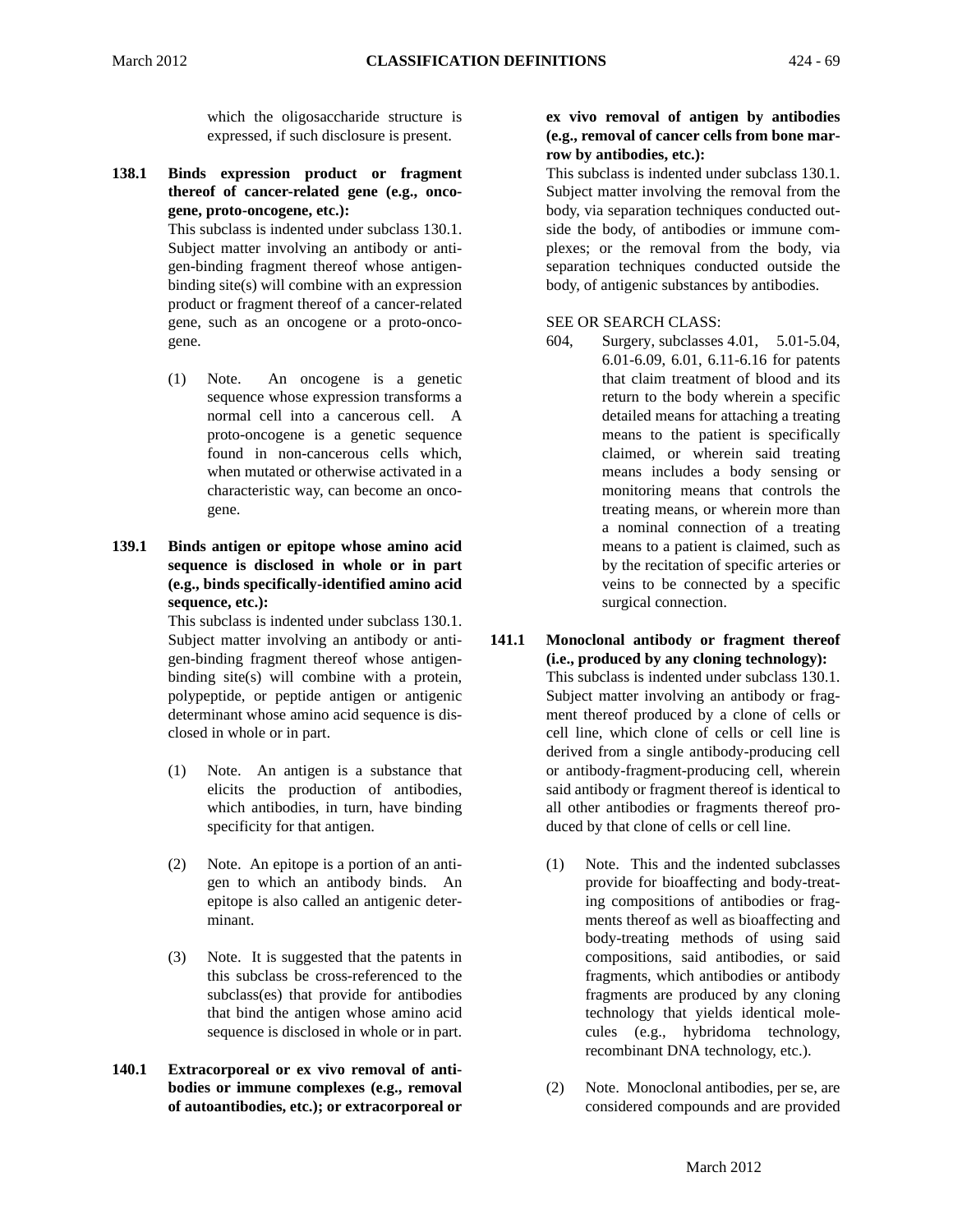which the oligosaccharide structure is expressed, if such disclosure is present.

**138.1 Binds expression product or fragment thereof of cancer-related gene (e.g., oncogene, proto-oncogene, etc.):**
This subclass is indented under subclass 130.1. Subject matter involving an antibody or antigen-binding fragment thereof whose antigen-binding site(s) will combine with an expression product or fragment thereof of a cancer-related gene, such as an oncogene or a proto-oncogene.

(1) Note. An oncogene is a genetic sequence whose expression transforms a normal cell into a cancerous cell. A proto-oncogene is a genetic sequence found in non-cancerous cells which, when mutated or otherwise activated in a characteristic way, can become an oncogene.

**139.1 Binds antigen or epitope whose amino acid sequence is disclosed in whole or in part (e.g., binds specifically-identified amino acid sequence, etc.):**
This subclass is indented under subclass 130.1. Subject matter involving an antibody or antigen-binding fragment thereof whose antigen-binding site(s) will combine with a protein, polypeptide, or peptide antigen or antigenic determinant whose amino acid sequence is disclosed in whole or in part.

(1) Note. An antigen is a substance that elicits the production of antibodies, which antibodies, in turn, have binding specificity for that antigen.

(2) Note. An epitope is a portion of an antigen to which an antibody binds. An epitope is also called an antigenic determinant.

(3) Note. It is suggested that the patents in this subclass be cross-referenced to the subclass(es) that provide for antibodies that bind the antigen whose amino acid sequence is disclosed in whole or in part.

**140.1 Extracorporeal or ex vivo removal of antibodies or immune complexes (e.g., removal of autoantibodies, etc.); or extracorporeal or ex vivo removal of antigen by antibodies (e.g., removal of cancer cells from bone marrow by antibodies, etc.):**
This subclass is indented under subclass 130.1. Subject matter involving the removal from the body, via separation techniques conducted outside the body, of antibodies or immune complexes; or the removal from the body, via separation techniques conducted outside the body, of antigenic substances by antibodies.

SEE OR SEARCH CLASS:

604, Surgery, subclasses 4.01, 5.01-5.04, 6.01-6.09, 6.01, 6.11-6.16 for patents that claim treatment of blood and its return to the body wherein a specific detailed means for attaching a treating means to the patient is specifically claimed, or wherein said treating means includes a body sensing or monitoring means that controls the treating means, or wherein more than a nominal connection of a treating means to a patient is claimed, such as by the recitation of specific arteries or veins to be connected by a specific surgical connection.

**141.1 Monoclonal antibody or fragment thereof (i.e., produced by any cloning technology):**
This subclass is indented under subclass 130.1. Subject matter involving an antibody or fragment thereof produced by a clone of cells or cell line, which clone of cells or cell line is derived from a single antibody-producing cell or antibody-fragment-producing cell, wherein said antibody or fragment thereof is identical to all other antibodies or fragments thereof produced by that clone of cells or cell line.

(1) Note. This and the indented subclasses provide for bioaffecting and body-treating compositions of antibodies or fragments thereof as well as bioaffecting and body-treating methods of using said compositions, said antibodies, or said fragments, which antibodies or antibody fragments are produced by any cloning technology that yields identical molecules (e.g., hybridoma technology, recombinant DNA technology, etc.).

(2) Note. Monoclonal antibodies, per se, are considered compounds and are provided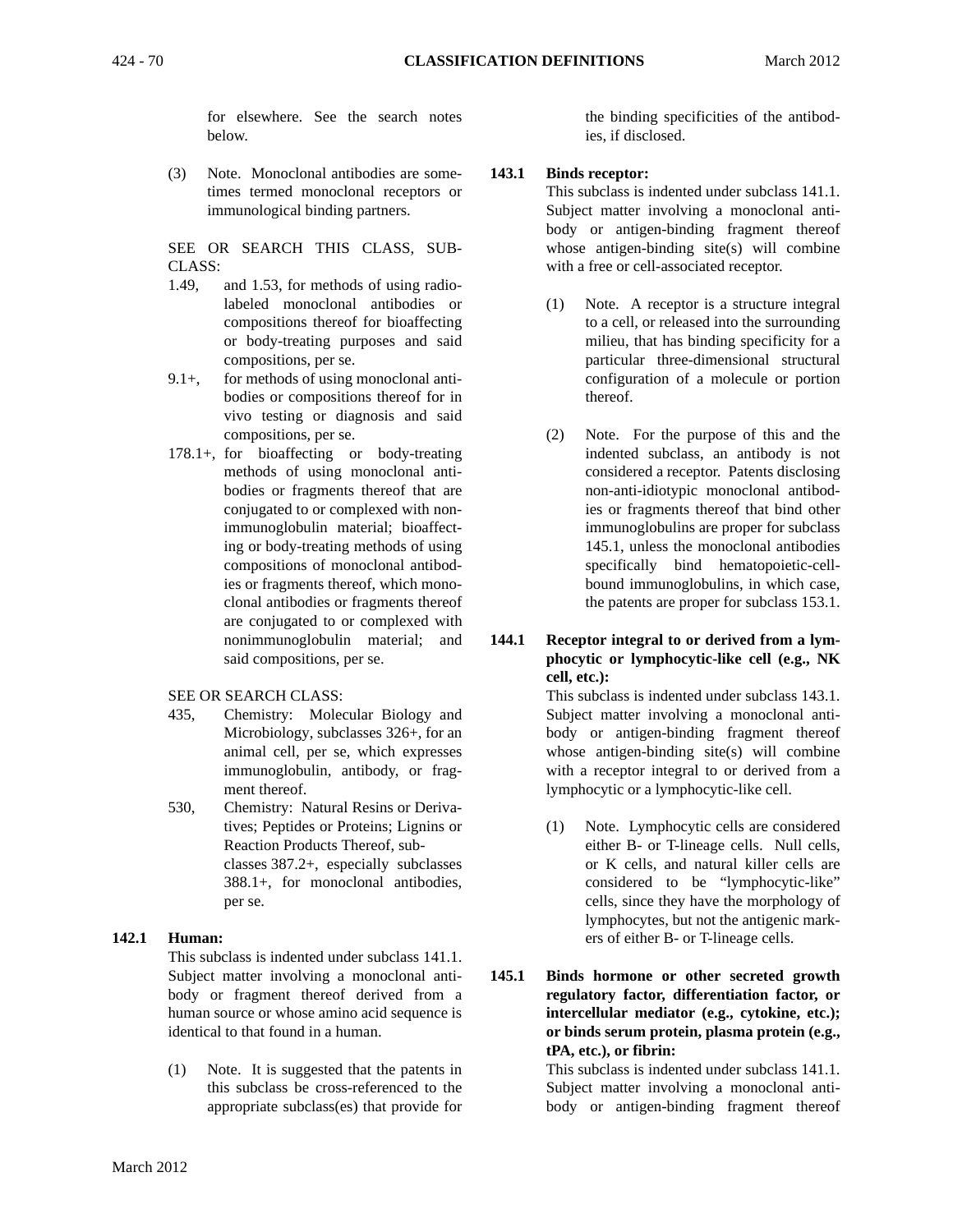for elsewhere. See the search notes below.

(3) Note. Monoclonal antibodies are sometimes termed monoclonal receptors or immunological binding partners.

SEE OR SEARCH THIS CLASS, SUBCLASS:

1.49, and 1.53, for methods of using radiolabeled monoclonal antibodies or compositions thereof for bioaffecting or body-treating purposes and said compositions, per se.

9.1+, for methods of using monoclonal antibodies or compositions thereof for in vivo testing or diagnosis and said compositions, per se.

178.1+, for bioaffecting or body-treating methods of using monoclonal antibodies or fragments thereof that are conjugated to or complexed with nonimmunoglobulin material; bioaffecting or body-treating methods of using compositions of monoclonal antibodies or fragments thereof, which monoclonal antibodies or fragments thereof are conjugated to or complexed with nonimmunoglobulin material; and said compositions, per se.

SEE OR SEARCH CLASS:

435, Chemistry: Molecular Biology and Microbiology, subclasses 326+, for an animal cell, per se, which expresses immunoglobulin, antibody, or fragment thereof.

530, Chemistry: Natural Resins or Derivatives; Peptides or Proteins; Lignins or Reaction Products Thereof, subclasses 387.2+, especially subclasses 388.1+, for monoclonal antibodies, per se.

**142.1 Human:**

This subclass is indented under subclass 141.1. Subject matter involving a monoclonal antibody or fragment thereof derived from a human source or whose amino acid sequence is identical to that found in a human.

(1) Note. It is suggested that the patents in this subclass be cross-referenced to the appropriate subclass(es) that provide for the binding specificities of the antibodies, if disclosed.

**143.1 Binds receptor:**

This subclass is indented under subclass 141.1. Subject matter involving a monoclonal antibody or antigen-binding fragment thereof whose antigen-binding site(s) will combine with a free or cell-associated receptor.

(1) Note. A receptor is a structure integral to a cell, or released into the surrounding milieu, that has binding specificity for a particular three-dimensional structural configuration of a molecule or portion thereof.

(2) Note. For the purpose of this and the indented subclass, an antibody is not considered a receptor. Patents disclosing non-anti-idiotypic monoclonal antibodies or fragments thereof that bind other immunoglobulins are proper for subclass 145.1, unless the monoclonal antibodies specifically bind hematopoietic-cell-bound immunoglobulins, in which case, the patents are proper for subclass 153.1.

**144.1 Receptor integral to or derived from a lymphocytic or lymphocytic-like cell (e.g., NK cell, etc.):**

This subclass is indented under subclass 143.1. Subject matter involving a monoclonal antibody or antigen-binding fragment thereof whose antigen-binding site(s) will combine with a receptor integral to or derived from a lymphocytic or a lymphocytic-like cell.

(1) Note. Lymphocytic cells are considered either B- or T-lineage cells. Null cells, or K cells, and natural killer cells are considered to be "lymphocytic-like" cells, since they have the morphology of lymphocytes, but not the antigenic markers of either B- or T-lineage cells.

**145.1 Binds hormone or other secreted growth regulatory factor, differentiation factor, or intercellular mediator (e.g., cytokine, etc.); or binds serum protein, plasma protein (e.g., tPA, etc.), or fibrin:**

This subclass is indented under subclass 141.1. Subject matter involving a monoclonal antibody or antigen-binding fragment thereof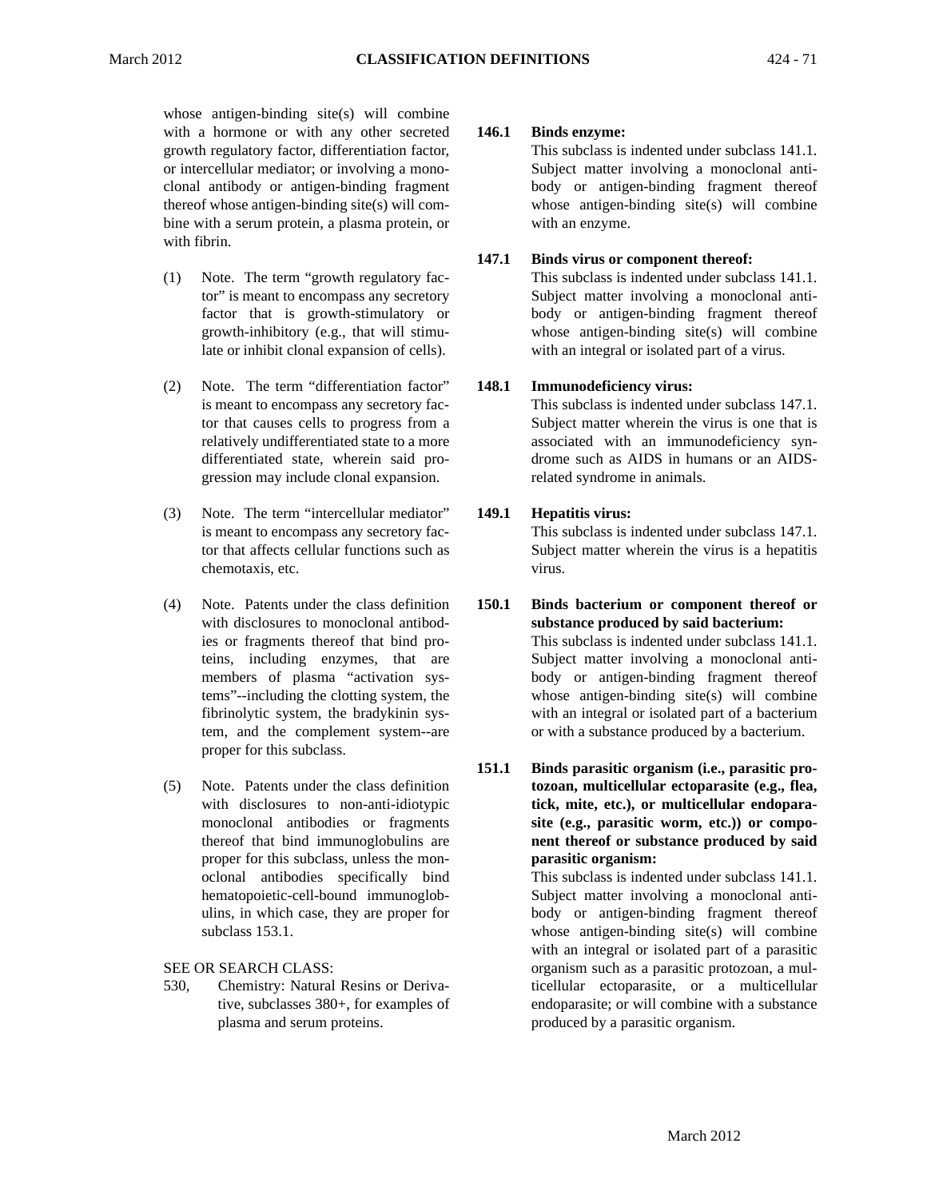whose antigen-binding site(s) will combine with a hormone or with any other secreted growth regulatory factor, differentiation factor, or intercellular mediator; or involving a monoclonal antibody or antigen-binding fragment thereof whose antigen-binding site(s) will combine with a serum protein, a plasma protein, or with fibrin.

(1) Note. The term "growth regulatory factor" is meant to encompass any secretory factor that is growth-stimulatory or growth-inhibitory (e.g., that will stimulate or inhibit clonal expansion of cells).

(2) Note. The term "differentiation factor" is meant to encompass any secretory factor that causes cells to progress from a relatively undifferentiated state to a more differentiated state, wherein said progression may include clonal expansion.

(3) Note. The term "intercellular mediator" is meant to encompass any secretory factor that affects cellular functions such as chemotaxis, etc.

(4) Note. Patents under the class definition with disclosures to monoclonal antibodies or fragments thereof that bind proteins, including enzymes, that are members of plasma "activation systems"--including the clotting system, the fibrinolytic system, the bradykinin system, and the complement system--are proper for this subclass.

(5) Note. Patents under the class definition with disclosures to non-anti-idiotypic monoclonal antibodies or fragments thereof that bind immunoglobulins are proper for this subclass, unless the monoclonal antibodies specifically bind hematopoietic-cell-bound immunoglobulins, in which case, they are proper for subclass 153.1.

SEE OR SEARCH CLASS:

530, Chemistry: Natural Resins or Derivative, subclasses 380+, for examples of plasma and serum proteins.

**146.1 Binds enzyme:**
This subclass is indented under subclass 141.1. Subject matter involving a monoclonal antibody or antigen-binding fragment thereof whose antigen-binding site(s) will combine with an enzyme.

**147.1 Binds virus or component thereof:**
This subclass is indented under subclass 141.1. Subject matter involving a monoclonal antibody or antigen-binding fragment thereof whose antigen-binding site(s) will combine with an integral or isolated part of a virus.

**148.1 Immunodeficiency virus:**
This subclass is indented under subclass 147.1. Subject matter wherein the virus is one that is associated with an immunodeficiency syndrome such as AIDS in humans or an AIDS-related syndrome in animals.

**149.1 Hepatitis virus:**
This subclass is indented under subclass 147.1. Subject matter wherein the virus is a hepatitis virus.

**150.1 Binds bacterium or component thereof or substance produced by said bacterium:**
This subclass is indented under subclass 141.1. Subject matter involving a monoclonal antibody or antigen-binding fragment thereof whose antigen-binding site(s) will combine with an integral or isolated part of a bacterium or with a substance produced by a bacterium.

**151.1 Binds parasitic organism (i.e., parasitic protozoan, multicellular ectoparasite (e.g., flea, tick, mite, etc.), or multicellular endoparasite (e.g., parasitic worm, etc.)) or component thereof or substance produced by said parasitic organism:**
This subclass is indented under subclass 141.1. Subject matter involving a monoclonal antibody or antigen-binding fragment thereof whose antigen-binding site(s) will combine with an integral or isolated part of a parasitic organism such as a parasitic protozoan, a multicellular ectoparasite, or a multicellular endoparasite; or will combine with a substance produced by a parasitic organism.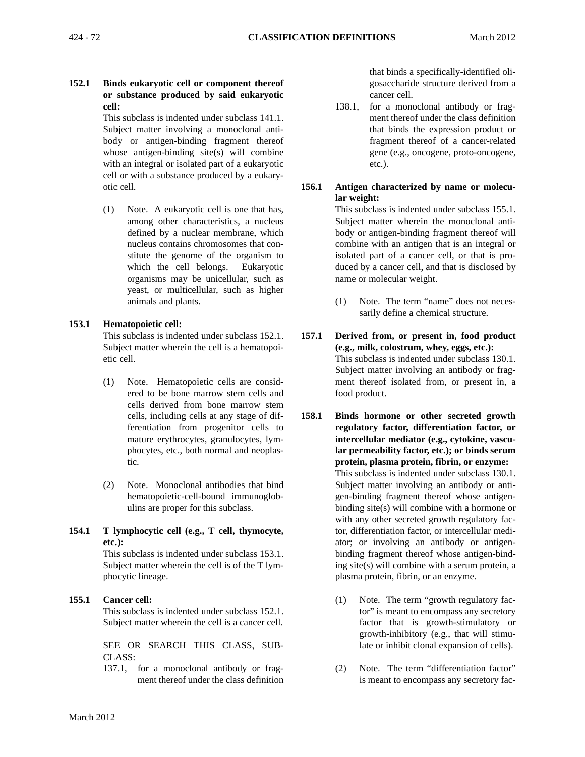**152.1 Binds eukaryotic cell or component thereof or substance produced by said eukaryotic cell:**

This subclass is indented under subclass 141.1. Subject matter involving a monoclonal antibody or antigen-binding fragment thereof whose antigen-binding site(s) will combine with an integral or isolated part of a eukaryotic cell or with a substance produced by a eukaryotic cell.

(1) Note. A eukaryotic cell is one that has, among other characteristics, a nucleus defined by a nuclear membrane, which nucleus contains chromosomes that constitute the genome of the organism to which the cell belongs. Eukaryotic organisms may be unicellular, such as yeast, or multicellular, such as higher animals and plants.

**153.1 Hematopoietic cell:**

This subclass is indented under subclass 152.1. Subject matter wherein the cell is a hematopoietic cell.

(1) Note. Hematopoietic cells are considered to be bone marrow stem cells and cells derived from bone marrow stem cells, including cells at any stage of differentiation from progenitor cells to mature erythrocytes, granulocytes, lymphocytes, etc., both normal and neoplastic.

(2) Note. Monoclonal antibodies that bind hematopoietic-cell-bound immunoglobulins are proper for this subclass.

**154.1 T lymphocytic cell (e.g., T cell, thymocyte, etc.):**

This subclass is indented under subclass 153.1. Subject matter wherein the cell is of the T lymphocytic lineage.

**155.1 Cancer cell:**

This subclass is indented under subclass 152.1. Subject matter wherein the cell is a cancer cell.

SEE OR SEARCH THIS CLASS, SUBCLASS:

137.1, for a monoclonal antibody or fragment thereof under the class definition that binds a specifically-identified oligosaccharide structure derived from a cancer cell.

138.1, for a monoclonal antibody or fragment thereof under the class definition that binds the expression product or fragment thereof of a cancer-related gene (e.g., oncogene, proto-oncogene, etc.).

**156.1 Antigen characterized by name or molecular weight:**

This subclass is indented under subclass 155.1. Subject matter wherein the monoclonal antibody or antigen-binding fragment thereof will combine with an antigen that is an integral or isolated part of a cancer cell, or that is produced by a cancer cell, and that is disclosed by name or molecular weight.

(1) Note. The term "name" does not necessarily define a chemical structure.

**157.1 Derived from, or present in, food product (e.g., milk, colostrum, whey, eggs, etc.):**

This subclass is indented under subclass 130.1. Subject matter involving an antibody or fragment thereof isolated from, or present in, a food product.

**158.1 Binds hormone or other secreted growth regulatory factor, differentiation factor, or intercellular mediator (e.g., cytokine, vascular permeability factor, etc.); or binds serum protein, plasma protein, fibrin, or enzyme:**

This subclass is indented under subclass 130.1. Subject matter involving an antibody or antigen-binding fragment thereof whose antigen-binding site(s) will combine with a hormone or with any other secreted growth regulatory factor, differentiation factor, or intercellular mediator; or involving an antibody or antigen-binding fragment thereof whose antigen-binding site(s) will combine with a serum protein, a plasma protein, fibrin, or an enzyme.

(1) Note. The term "growth regulatory factor" is meant to encompass any secretory factor that is growth-stimulatory or growth-inhibitory (e.g., that will stimulate or inhibit clonal expansion of cells).

(2) Note. The term "differentiation factor" is meant to encompass any secretory fac-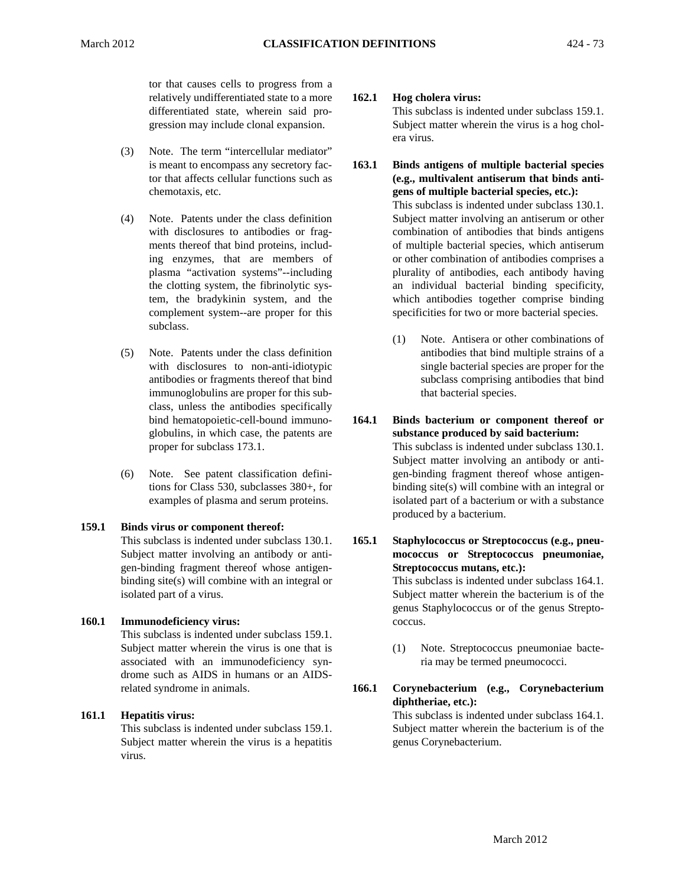tor that causes cells to progress from a relatively undifferentiated state to a more differentiated state, wherein said progression may include clonal expansion.

(3) Note. The term “intercellular mediator” is meant to encompass any secretory factor that affects cellular functions such as chemotaxis, etc.

(4) Note. Patents under the class definition with disclosures to antibodies or fragments thereof that bind proteins, including enzymes, that are members of plasma “activation systems”--including the clotting system, the fibrinolytic system, the bradykinin system, and the complement system--are proper for this subclass.

(5) Note. Patents under the class definition with disclosures to non-anti-idiotypic antibodies or fragments thereof that bind immunoglobulins are proper for this subclass, unless the antibodies specifically bind hematopoietic-cell-bound immunoglobulins, in which case, the patents are proper for subclass 173.1.

(6) Note. See patent classification definitions for Class 530, subclasses 380+, for examples of plasma and serum proteins.

**159.1 Binds virus or component thereof:**
This subclass is indented under subclass 130.1. Subject matter involving an antibody or antigen-binding fragment thereof whose antigen-binding site(s) will combine with an integral or isolated part of a virus.

**160.1 Immunodeficiency virus:**
This subclass is indented under subclass 159.1. Subject matter wherein the virus is one that is associated with an immunodeficiency syndrome such as AIDS in humans or an AIDS-related syndrome in animals.

**161.1 Hepatitis virus:**
This subclass is indented under subclass 159.1. Subject matter wherein the virus is a hepatitis virus.

**162.1 Hog cholera virus:**
This subclass is indented under subclass 159.1. Subject matter wherein the virus is a hog cholera virus.

**163.1 Binds antigens of multiple bacterial species (e.g., multivalent antiserum that binds antigens of multiple bacterial species, etc.):**
This subclass is indented under subclass 130.1. Subject matter involving an antiserum or other combination of antibodies that binds antigens of multiple bacterial species, which antiserum or other combination of antibodies comprises a plurality of antibodies, each antibody having an individual bacterial binding specificity, which antibodies together comprise binding specificities for two or more bacterial species.

(1) Note. Antisera or other combinations of antibodies that bind multiple strains of a single bacterial species are proper for the subclass comprising antibodies that bind that bacterial species.

**164.1 Binds bacterium or component thereof or substance produced by said bacterium:**
This subclass is indented under subclass 130.1. Subject matter involving an antibody or antigen-binding fragment thereof whose antigen-binding site(s) will combine with an integral or isolated part of a bacterium or with a substance produced by a bacterium.

**165.1 Staphylococcus or Streptococcus (e.g., pneumococcus or Streptococcus pneumoniae, Streptococcus mutans, etc.):**
This subclass is indented under subclass 164.1. Subject matter wherein the bacterium is of the genus Staphylococcus or of the genus Streptococcus.

(1) Note. Streptococcus pneumoniae bacteria may be termed pneumococci.

**166.1 Corynebacterium (e.g., Corynebacterium diphtheriae, etc.):**
This subclass is indented under subclass 164.1. Subject matter wherein the bacterium is of the genus Corynebacterium.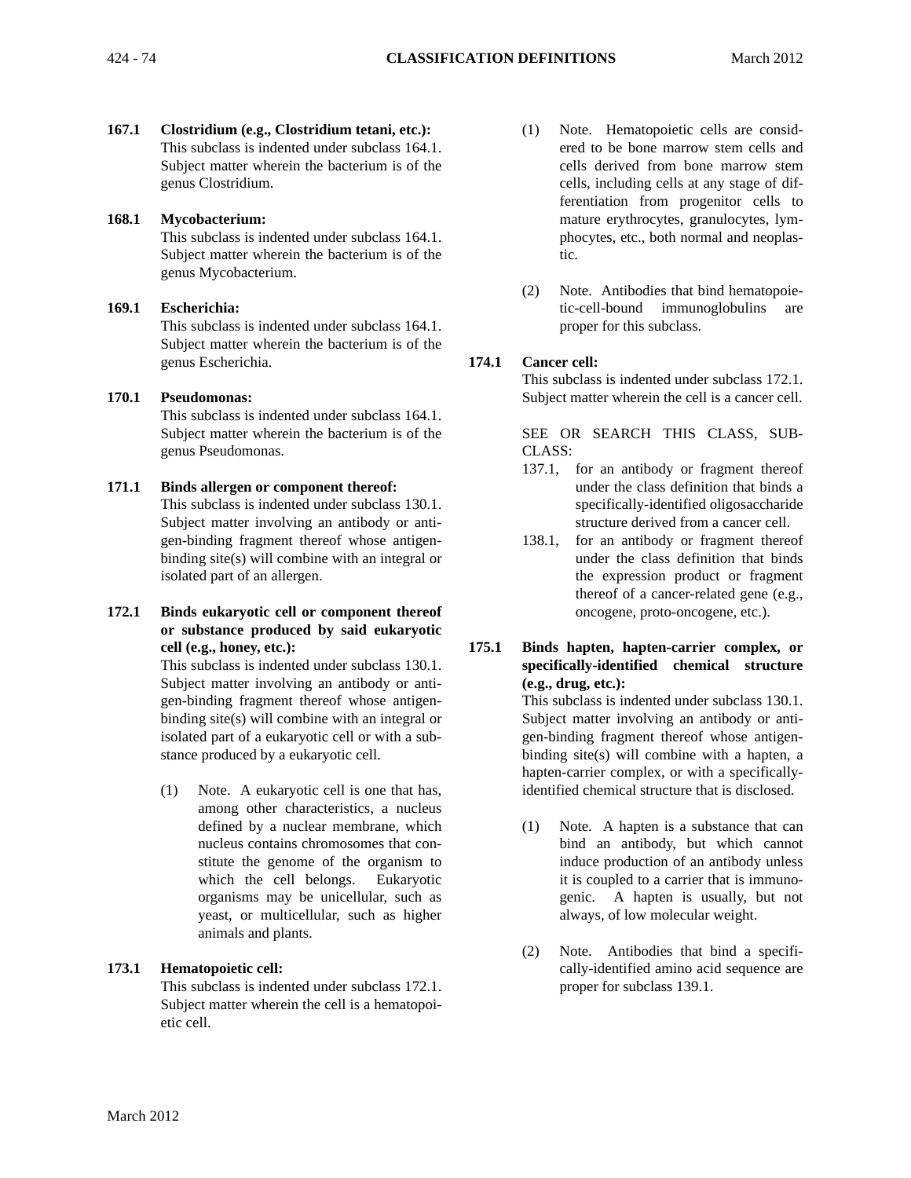**167.1 Clostridium (e.g., Clostridium tetani, etc.):**
This subclass is indented under subclass 164.1. Subject matter wherein the bacterium is of the genus Clostridium.

**168.1 Mycobacterium:**
This subclass is indented under subclass 164.1. Subject matter wherein the bacterium is of the genus Mycobacterium.

**169.1 Escherichia:**
This subclass is indented under subclass 164.1. Subject matter wherein the bacterium is of the genus Escherichia.

**170.1 Pseudomonas:**
This subclass is indented under subclass 164.1. Subject matter wherein the bacterium is of the genus Pseudomonas.

**171.1 Binds allergen or component thereof:**
This subclass is indented under subclass 130.1. Subject matter involving an antibody or antigen-binding fragment thereof whose antigen-binding site(s) will combine with an integral or isolated part of an allergen.

**172.1 Binds eukaryotic cell or component thereof or substance produced by said eukaryotic cell (e.g., honey, etc.):**
This subclass is indented under subclass 130.1. Subject matter involving an antibody or antigen-binding fragment thereof whose antigen-binding site(s) will combine with an integral or isolated part of a eukaryotic cell or with a substance produced by a eukaryotic cell.

(1) Note. A eukaryotic cell is one that has, among other characteristics, a nucleus defined by a nuclear membrane, which nucleus contains chromosomes that constitute the genome of the organism to which the cell belongs. Eukaryotic organisms may be unicellular, such as yeast, or multicellular, such as higher animals and plants.

**173.1 Hematopoietic cell:**
This subclass is indented under subclass 172.1. Subject matter wherein the cell is a hematopoietic cell.

(1) Note. Hematopoietic cells are considered to be bone marrow stem cells and cells derived from bone marrow stem cells, including cells at any stage of differentiation from progenitor cells to mature erythrocytes, granulocytes, lymphocytes, etc., both normal and neoplastic.

(2) Note. Antibodies that bind hematopoietic-cell-bound immunoglobulins are proper for this subclass.

**174.1 Cancer cell:**
This subclass is indented under subclass 172.1. Subject matter wherein the cell is a cancer cell.

SEE OR SEARCH THIS CLASS, SUBCLASS:

137.1, for an antibody or fragment thereof under the class definition that binds a specifically-identified oligosaccharide structure derived from a cancer cell.

138.1, for an antibody or fragment thereof under the class definition that binds the expression product or fragment thereof of a cancer-related gene (e.g., oncogene, proto-oncogene, etc.).

**175.1 Binds hapten, hapten-carrier complex, or specifically-identified chemical structure (e.g., drug, etc.):**
This subclass is indented under subclass 130.1. Subject matter involving an antibody or antigen-binding fragment thereof whose antigen-binding site(s) will combine with a hapten, a hapten-carrier complex, or with a specifically-identified chemical structure that is disclosed.

(1) Note. A hapten is a substance that can bind an antibody, but which cannot induce production of an antibody unless it is coupled to a carrier that is immunogenic. A hapten is usually, but not always, of low molecular weight.

(2) Note. Antibodies that bind a specifically-identified amino acid sequence are proper for subclass 139.1.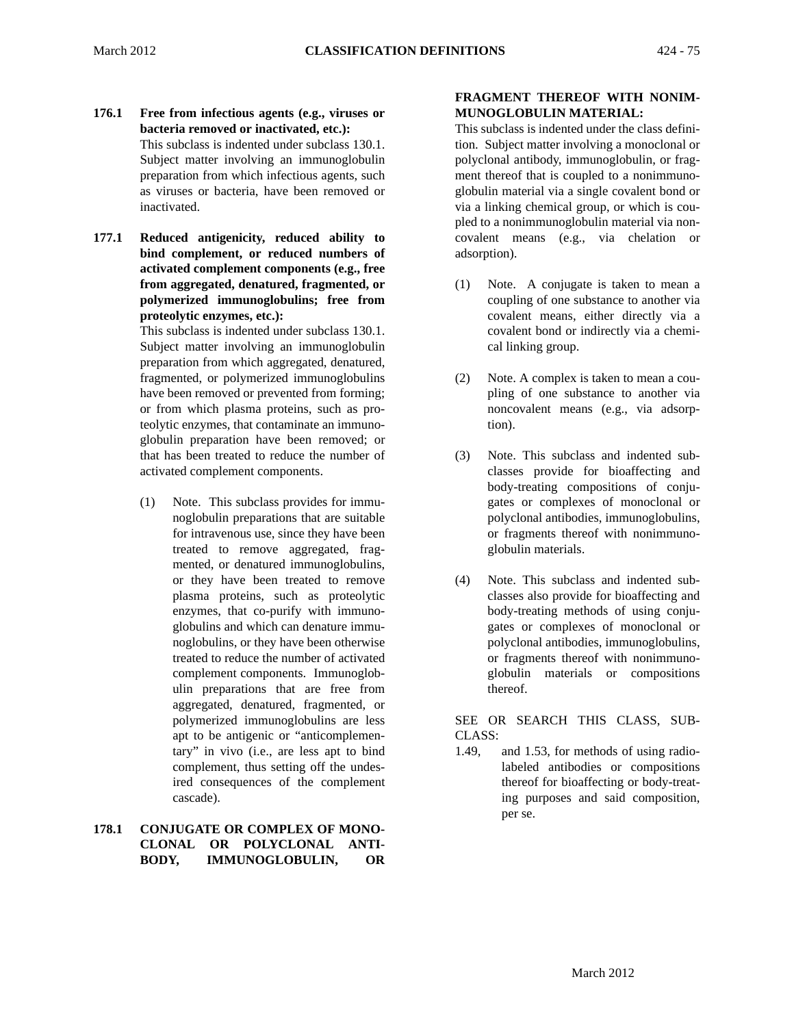**176.1 Free from infectious agents (e.g., viruses or bacteria removed or inactivated, etc.):**

This subclass is indented under subclass 130.1. Subject matter involving an immunoglobulin preparation from which infectious agents, such as viruses or bacteria, have been removed or inactivated.

**177.1 Reduced antigenicity, reduced ability to bind complement, or reduced numbers of activated complement components (e.g., free from aggregated, denatured, fragmented, or polymerized immunoglobulins; free from proteolytic enzymes, etc.):**

This subclass is indented under subclass 130.1. Subject matter involving an immunoglobulin preparation from which aggregated, denatured, fragmented, or polymerized immunoglobulins have been removed or prevented from forming; or from which plasma proteins, such as proteolytic enzymes, that contaminate an immunoglobulin preparation have been removed; or that has been treated to reduce the number of activated complement components.

(1) Note. This subclass provides for immunoglobulin preparations that are suitable for intravenous use, since they have been treated to remove aggregated, fragmented, or denatured immunoglobulins, or they have been treated to remove plasma proteins, such as proteolytic enzymes, that co-purify with immunoglobulins and which can denature immunoglobulins, or they have been otherwise treated to reduce the number of activated complement components. Immunoglobulin preparations that are free from aggregated, denatured, fragmented, or polymerized immunoglobulins are less apt to be antigenic or "anticomplementary" in vivo (i.e., are less apt to bind complement, thus setting off the undesired consequences of the complement cascade).

**178.1 CONJUGATE OR COMPLEX OF MONOCLONAL OR POLYCLONAL ANTIBODY, IMMUNOGLOBULIN, OR FRAGMENT THEREOF WITH NONIMMUNOGLOBULIN MATERIAL:**

This subclass is indented under the class definition. Subject matter involving a monoclonal or polyclonal antibody, immunoglobulin, or fragment thereof that is coupled to a nonimmunoglobulin material via a single covalent bond or via a linking chemical group, or which is coupled to a nonimmunoglobulin material via noncovalent means (e.g., via chelation or adsorption).

(1) Note. A conjugate is taken to mean a coupling of one substance to another via covalent means, either directly via a covalent bond or indirectly via a chemical linking group.

(2) Note. A complex is taken to mean a coupling of one substance to another via noncovalent means (e.g., via adsorption).

(3) Note. This subclass and indented subclasses provide for bioaffecting and body-treating compositions of conjugates or complexes of monoclonal or polyclonal antibodies, immunoglobulins, or fragments thereof with nonimmunoglobulin materials.

(4) Note. This subclass and indented subclasses also provide for bioaffecting and body-treating methods of using conjugates or complexes of monoclonal or polyclonal antibodies, immunoglobulins, or fragments thereof with nonimmunoglobulin materials or compositions thereof.

SEE OR SEARCH THIS CLASS, SUBCLASS:

1.49, and 1.53, for methods of using radiolabeled antibodies or compositions thereof for bioaffecting or body-treating purposes and said composition, per se.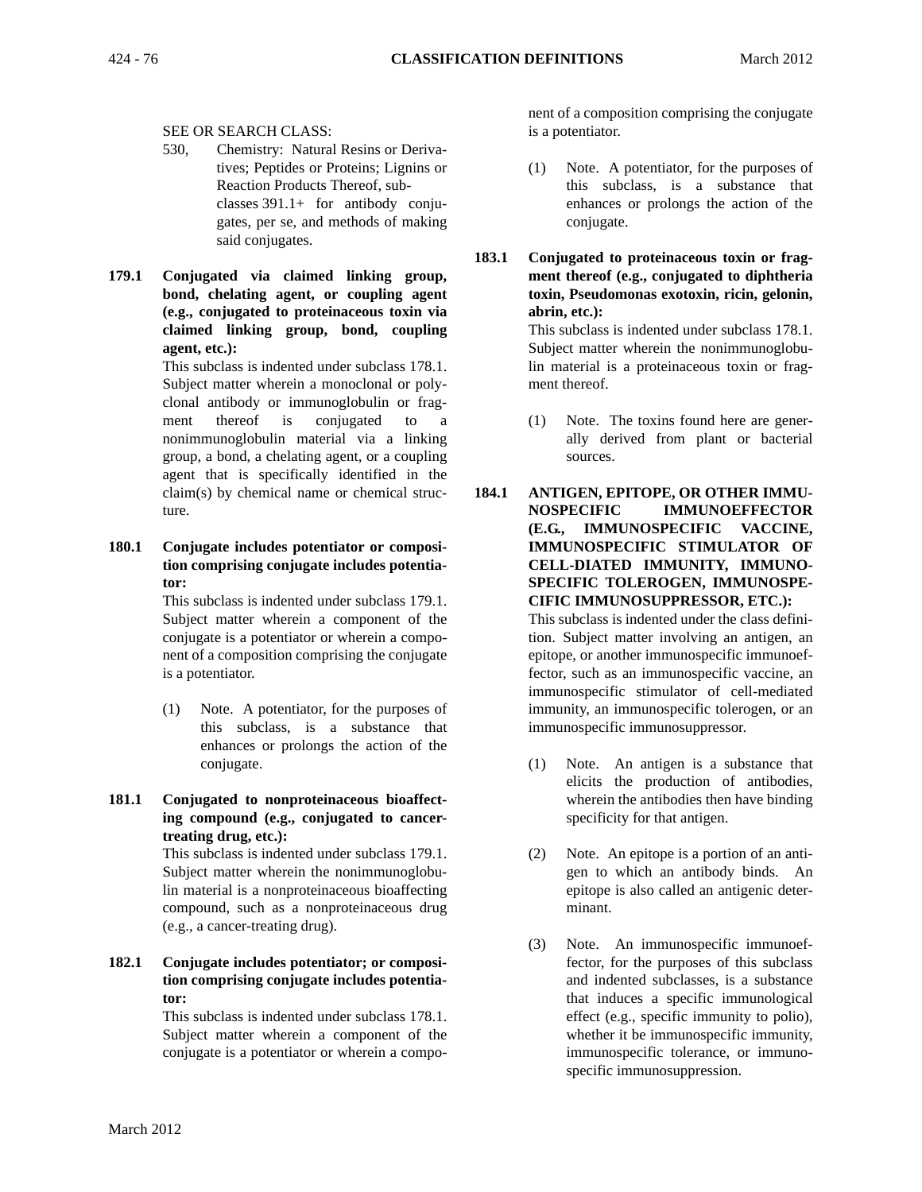SEE OR SEARCH CLASS:

530, Chemistry: Natural Resins or Derivatives; Peptides or Proteins; Lignins or Reaction Products Thereof, subclasses 391.1+ for antibody conjugates, per se, and methods of making said conjugates.

**179.1 Conjugated via claimed linking group, bond, chelating agent, or coupling agent (e.g., conjugated to proteinaceous toxin via claimed linking group, bond, coupling agent, etc.):**

This subclass is indented under subclass 178.1. Subject matter wherein a monoclonal or polyclonal antibody or immunoglobulin or fragment thereof is conjugated to a nonimmunoglobulin material via a linking group, a bond, a chelating agent, or a coupling agent that is specifically identified in the claim(s) by chemical name or chemical structure.

**180.1 Conjugate includes potentiator or composition comprising conjugate includes potentiator:**

This subclass is indented under subclass 179.1. Subject matter wherein a component of the conjugate is a potentiator or wherein a component of a composition comprising the conjugate is a potentiator.

(1) Note. A potentiator, for the purposes of this subclass, is a substance that enhances or prolongs the action of the conjugate.

**181.1 Conjugated to nonproteinaceous bioaffecting compound (e.g., conjugated to cancer-treating drug, etc.):**

This subclass is indented under subclass 179.1. Subject matter wherein the nonimmunoglobulin material is a nonproteinaceous bioaffecting compound, such as a nonproteinaceous drug (e.g., a cancer-treating drug).

**182.1 Conjugate includes potentiator; or composition comprising conjugate includes potentiator:**

This subclass is indented under subclass 178.1. Subject matter wherein a component of the conjugate is a potentiator or wherein a component of a composition comprising the conjugate is a potentiator.

(1) Note. A potentiator, for the purposes of this subclass, is a substance that enhances or prolongs the action of the conjugate.

**183.1 Conjugated to proteinaceous toxin or fragment thereof (e.g., conjugated to diphtheria toxin, Pseudomonas exotoxin, ricin, gelonin, abrin, etc.):**

This subclass is indented under subclass 178.1. Subject matter wherein the nonimmunoglobulin material is a proteinaceous toxin or fragment thereof.

(1) Note. The toxins found here are generally derived from plant or bacterial sources.

**184.1 ANTIGEN, EPITOPE, OR OTHER IMMUNOSPECIFIC IMMUNOEFFECTOR (E.G., IMMUNOSPECIFIC VACCINE, IMMUNOSPECIFIC STIMULATOR OF CELL-DIATED IMMUNITY, IMMUNOSPECIFIC TOLEROGEN, IMMUNOSPECIFIC IMMUNOSUPPRESSOR, ETC.):**

This subclass is indented under the class definition. Subject matter involving an antigen, an epitope, or another immunospecific immunoeffector, such as an immunospecific vaccine, an immunospecific stimulator of cell-mediated immunity, an immunospecific tolerogen, or an immunospecific immunosuppressor.

(1) Note. An antigen is a substance that elicits the production of antibodies, wherein the antibodies then have binding specificity for that antigen.

(2) Note. An epitope is a portion of an antigen to which an antibody binds. An epitope is also called an antigenic determinant.

(3) Note. An immunospecific immunoeffector, for the purposes of this subclass and indented subclasses, is a substance that induces a specific immunological effect (e.g., specific immunity to polio), whether it be immunospecific immunity, immunospecific tolerance, or immunospecific immunosuppression.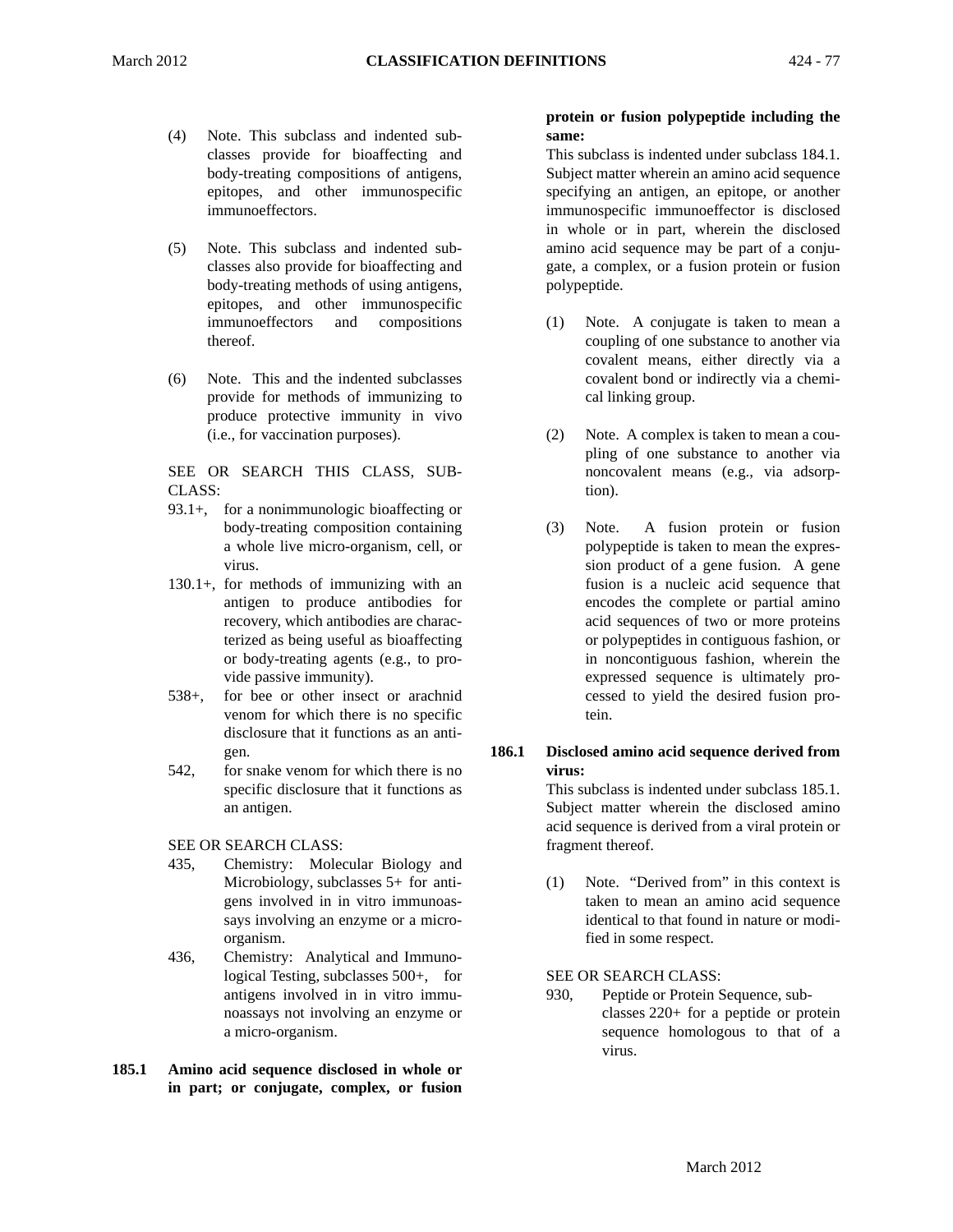(4) Note. This subclass and indented subclasses provide for bioaffecting and body-treating compositions of antigens, epitopes, and other immunospecific immunoeffectors.

(5) Note. This subclass and indented subclasses also provide for bioaffecting and body-treating methods of using antigens, epitopes, and other immunospecific immunoeffectors and compositions thereof.

(6) Note. This and the indented subclasses provide for methods of immunizing to produce protective immunity in vivo (i.e., for vaccination purposes).

SEE OR SEARCH THIS CLASS, SUBCLASS:

- 93.1+, for a nonimmunologic bioaffecting or body-treating composition containing a whole live micro-organism, cell, or virus.
- 130.1+, for methods of immunizing with an antigen to produce antibodies for recovery, which antibodies are characterized as being useful as bioaffecting or body-treating agents (e.g., to provide passive immunity).
- 538+, for bee or other insect or arachnid venom for which there is no specific disclosure that it functions as an antigen.
- 542, for snake venom for which there is no specific disclosure that it functions as an antigen.

SEE OR SEARCH CLASS:

- 435, Chemistry: Molecular Biology and Microbiology, subclasses 5+ for antigens involved in in vitro immunoassays involving an enzyme or a micro-organism.
- 436, Chemistry: Analytical and Immunological Testing, subclasses 500+, for antigens involved in in vitro immunoassays not involving an enzyme or a micro-organism.

**185.1 Amino acid sequence disclosed in whole or in part; or conjugate, complex, or fusion protein or fusion polypeptide including the same:**

This subclass is indented under subclass 184.1. Subject matter wherein an amino acid sequence specifying an antigen, an epitope, or another immunospecific immunoeffector is disclosed in whole or in part, wherein the disclosed amino acid sequence may be part of a conjugate, a complex, or a fusion protein or fusion polypeptide.

(1) Note. A conjugate is taken to mean a coupling of one substance to another via covalent means, either directly via a covalent bond or indirectly via a chemical linking group.

(2) Note. A complex is taken to mean a coupling of one substance to another via noncovalent means (e.g., via adsorption).

(3) Note. A fusion protein or fusion polypeptide is taken to mean the expression product of a gene fusion. A gene fusion is a nucleic acid sequence that encodes the complete or partial amino acid sequences of two or more proteins or polypeptides in contiguous fashion, or in noncontiguous fashion, wherein the expressed sequence is ultimately processed to yield the desired fusion protein.

**186.1 Disclosed amino acid sequence derived from virus:**

This subclass is indented under subclass 185.1. Subject matter wherein the disclosed amino acid sequence is derived from a viral protein or fragment thereof.

(1) Note. "Derived from" in this context is taken to mean an amino acid sequence identical to that found in nature or modified in some respect.

SEE OR SEARCH CLASS:

- 930, Peptide or Protein Sequence, subclasses 220+ for a peptide or protein sequence homologous to that of a virus.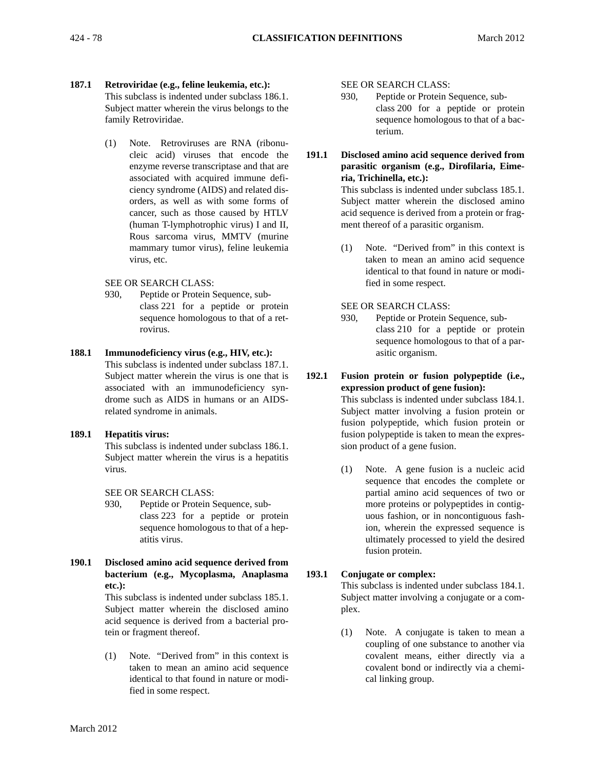**187.1 Retroviridae (e.g., feline leukemia, etc.):**
This subclass is indented under subclass 186.1. Subject matter wherein the virus belongs to the family Retroviridae.

(1) Note. Retroviruses are RNA (ribonucleic acid) viruses that encode the enzyme reverse transcriptase and that are associated with acquired immune deficiency syndrome (AIDS) and related disorders, as well as with some forms of cancer, such as those caused by HTLV (human T-lymphotrophic virus) I and II, Rous sarcoma virus, MMTV (murine mammary tumor virus), feline leukemia virus, etc.

SEE OR SEARCH CLASS:

930, Peptide or Protein Sequence, subclass 221 for a peptide or protein sequence homologous to that of a retrovirus.

**188.1 Immunodeficiency virus (e.g., HIV, etc.):**
This subclass is indented under subclass 187.1. Subject matter wherein the virus is one that is associated with an immunodeficiency syndrome such as AIDS in humans or an AIDS-related syndrome in animals.

**189.1 Hepatitis virus:**
This subclass is indented under subclass 186.1. Subject matter wherein the virus is a hepatitis virus.

SEE OR SEARCH CLASS:

930, Peptide or Protein Sequence, subclass 223 for a peptide or protein sequence homologous to that of a hepatitis virus.

**190.1 Disclosed amino acid sequence derived from bacterium (e.g., Mycoplasma, Anaplasma etc.):**
This subclass is indented under subclass 185.1. Subject matter wherein the disclosed amino acid sequence is derived from a bacterial protein or fragment thereof.

(1) Note. "Derived from" in this context is taken to mean an amino acid sequence identical to that found in nature or modified in some respect.

SEE OR SEARCH CLASS:

930, Peptide or Protein Sequence, subclass 200 for a peptide or protein sequence homologous to that of a bacterium.

**191.1 Disclosed amino acid sequence derived from parasitic organism (e.g., Dirofilaria, Eimeria, Trichinella, etc.):**
This subclass is indented under subclass 185.1. Subject matter wherein the disclosed amino acid sequence is derived from a protein or fragment thereof of a parasitic organism.

(1) Note. "Derived from" in this context is taken to mean an amino acid sequence identical to that found in nature or modified in some respect.

SEE OR SEARCH CLASS:

930, Peptide or Protein Sequence, subclass 210 for a peptide or protein sequence homologous to that of a parasitic organism.

**192.1 Fusion protein or fusion polypeptide (i.e., expression product of gene fusion):**
This subclass is indented under subclass 184.1. Subject matter involving a fusion protein or fusion polypeptide, which fusion protein or fusion polypeptide is taken to mean the expression product of a gene fusion.

(1) Note. A gene fusion is a nucleic acid sequence that encodes the complete or partial amino acid sequences of two or more proteins or polypeptides in contiguous fashion, or in noncontiguous fashion, wherein the expressed sequence is ultimately processed to yield the desired fusion protein.

**193.1 Conjugate or complex:**
This subclass is indented under subclass 184.1. Subject matter involving a conjugate or a complex.

(1) Note. A conjugate is taken to mean a coupling of one substance to another via covalent means, either directly via a covalent bond or indirectly via a chemical linking group.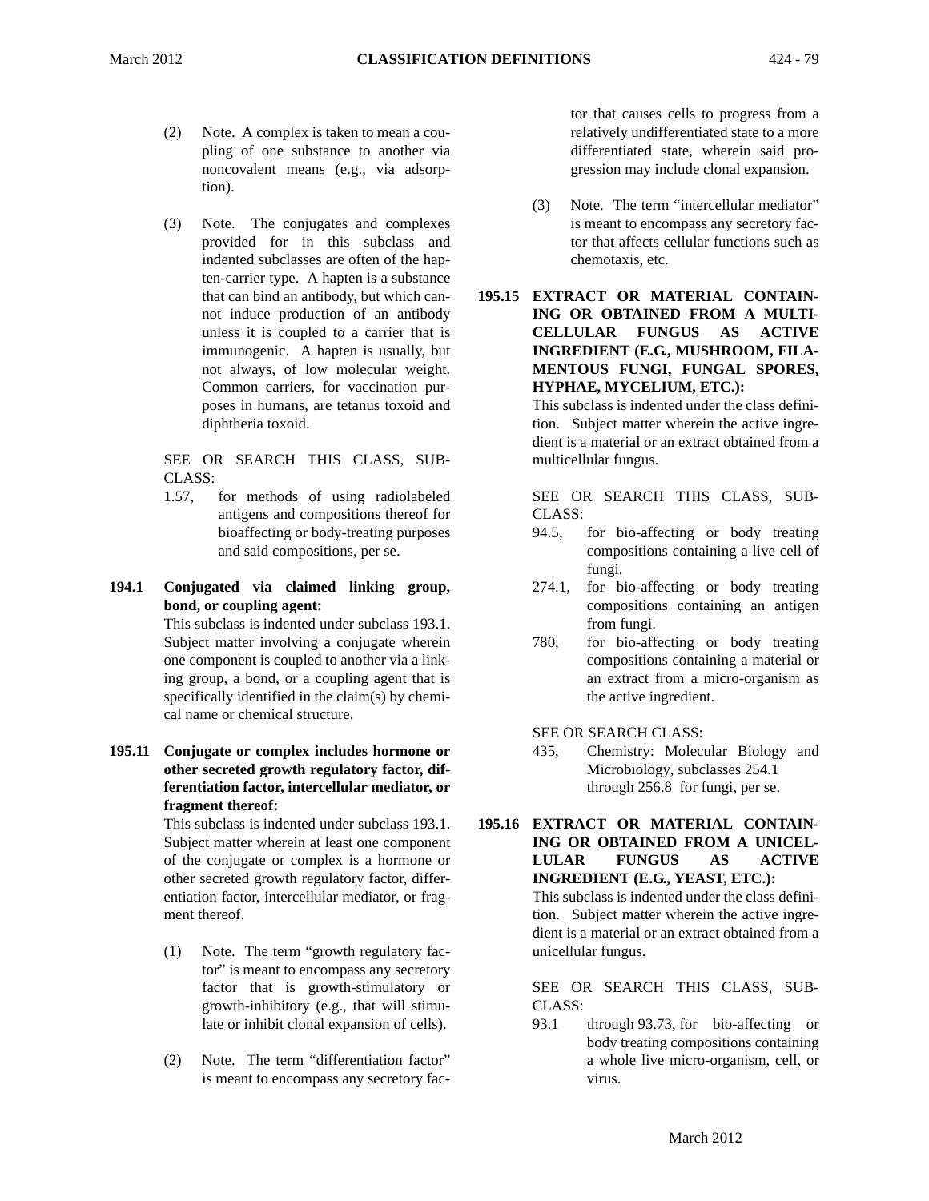(2) Note. A complex is taken to mean a coupling of one substance to another via noncovalent means (e.g., via adsorption).

(3) Note. The conjugates and complexes provided for in this subclass and indented subclasses are often of the hapten-carrier type. A hapten is a substance that can bind an antibody, but which cannot induce production of an antibody unless it is coupled to a carrier that is immunogenic. A hapten is usually, but not always, of low molecular weight. Common carriers, for vaccination purposes in humans, are tetanus toxoid and diphtheria toxoid.

SEE OR SEARCH THIS CLASS, SUBCLASS:

1.57, for methods of using radiolabeled antigens and compositions thereof for bioaffecting or body-treating purposes and said compositions, per se.

**194.1 Conjugated via claimed linking group, bond, or coupling agent:**

This subclass is indented under subclass 193.1. Subject matter involving a conjugate wherein one component is coupled to another via a linking group, a bond, or a coupling agent that is specifically identified in the claim(s) by chemical name or chemical structure.

**195.11 Conjugate or complex includes hormone or other secreted growth regulatory factor, differentiation factor, intercellular mediator, or fragment thereof:**

This subclass is indented under subclass 193.1. Subject matter wherein at least one component of the conjugate or complex is a hormone or other secreted growth regulatory factor, differentiation factor, intercellular mediator, or fragment thereof.

(1) Note. The term "growth regulatory factor" is meant to encompass any secretory factor that is growth-stimulatory or growth-inhibitory (e.g., that will stimulate or inhibit clonal expansion of cells).

(2) Note. The term "differentiation factor" is meant to encompass any secretory factor that causes cells to progress from a relatively undifferentiated state to a more differentiated state, wherein said progression may include clonal expansion.

(3) Note. The term "intercellular mediator" is meant to encompass any secretory factor that affects cellular functions such as chemotaxis, etc.

**195.15 EXTRACT OR MATERIAL CONTAINING OR OBTAINED FROM A MULTICELLULAR FUNGUS AS ACTIVE INGREDIENT (E.G., MUSHROOM, FILAMENTOUS FUNGI, FUNGAL SPORES, HYPHAE, MYCELIUM, ETC.):**

This subclass is indented under the class definition. Subject matter wherein the active ingredient is a material or an extract obtained from a multicellular fungus.

SEE OR SEARCH THIS CLASS, SUBCLASS:

94.5, for bio-affecting or body treating compositions containing a live cell of fungi.

274.1, for bio-affecting or body treating compositions containing an antigen from fungi.

780, for bio-affecting or body treating compositions containing a material or an extract from a micro-organism as the active ingredient.

SEE OR SEARCH CLASS:

435, Chemistry: Molecular Biology and Microbiology, subclasses 254.1 through 256.8 for fungi, per se.

**195.16 EXTRACT OR MATERIAL CONTAINING OR OBTAINED FROM A UNICELLULAR FUNGUS AS ACTIVE INGREDIENT (E.G., YEAST, ETC.):**

This subclass is indented under the class definition. Subject matter wherein the active ingredient is a material or an extract obtained from a unicellular fungus.

SEE OR SEARCH THIS CLASS, SUBCLASS:

93.1 through 93.73, for bio-affecting or body treating compositions containing a whole live micro-organism, cell, or virus.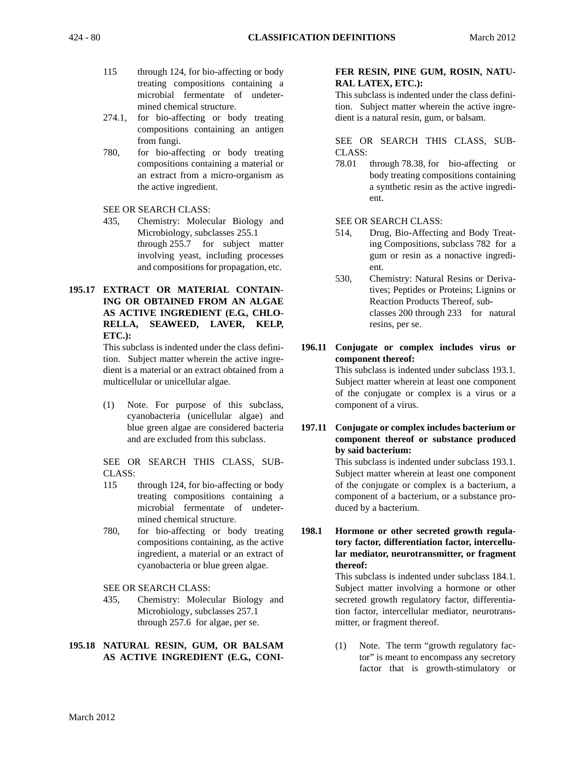115 through 124, for bio-affecting or body treating compositions containing a microbial fermentate of undetermined chemical structure.

274.1, for bio-affecting or body treating compositions containing an antigen from fungi.

780, for bio-affecting or body treating compositions containing a material or an extract from a micro-organism as the active ingredient.

SEE OR SEARCH CLASS:

435, Chemistry: Molecular Biology and Microbiology, subclasses 255.1 through 255.7 for subject matter involving yeast, including processes and compositions for propagation, etc.

**195.17 EXTRACT OR MATERIAL CONTAINING OR OBTAINED FROM AN ALGAE AS ACTIVE INGREDIENT (E.G., CHLORELLA, SEAWEED, LAVER, KELP, ETC.):**

This subclass is indented under the class definition. Subject matter wherein the active ingredient is a material or an extract obtained from a multicellular or unicellular algae.

(1) Note. For purpose of this subclass, cyanobacteria (unicellular algae) and blue green algae are considered bacteria and are excluded from this subclass.

SEE OR SEARCH THIS CLASS, SUBCLASS:

115 through 124, for bio-affecting or body treating compositions containing a microbial fermentate of undetermined chemical structure.

780, for bio-affecting or body treating compositions containing, as the active ingredient, a material or an extract of cyanobacteria or blue green algae.

SEE OR SEARCH CLASS:

435, Chemistry: Molecular Biology and Microbiology, subclasses 257.1 through 257.6 for algae, per se.

**195.18 NATURAL RESIN, GUM, OR BALSAM AS ACTIVE INGREDIENT (E.G., CONIFER RESIN, PINE GUM, ROSIN, NATURAL LATEX, ETC.):**

This subclass is indented under the class definition. Subject matter wherein the active ingredient is a natural resin, gum, or balsam.

SEE OR SEARCH THIS CLASS, SUBCLASS:

78.01 through 78.38, for bio-affecting or body treating compositions containing a synthetic resin as the active ingredient.

SEE OR SEARCH CLASS:

514, Drug, Bio-Affecting and Body Treating Compositions, subclass 782 for a gum or resin as a nonactive ingredient.

530, Chemistry: Natural Resins or Derivatives; Peptides or Proteins; Lignins or Reaction Products Thereof, subclasses 200 through 233 for natural resins, per se.

**196.11 Conjugate or complex includes virus or component thereof:**

This subclass is indented under subclass 193.1. Subject matter wherein at least one component of the conjugate or complex is a virus or a component of a virus.

**197.11 Conjugate or complex includes bacterium or component thereof or substance produced by said bacterium:**

This subclass is indented under subclass 193.1. Subject matter wherein at least one component of the conjugate or complex is a bacterium, a component of a bacterium, or a substance produced by a bacterium.

**198.1 Hormone or other secreted growth regulatory factor, differentiation factor, intercellular mediator, neurotransmitter, or fragment thereof:**

This subclass is indented under subclass 184.1. Subject matter involving a hormone or other secreted growth regulatory factor, differentiation factor, intercellular mediator, neurotransmitter, or fragment thereof.

(1) Note. The term "growth regulatory factor" is meant to encompass any secretory factor that is growth-stimulatory or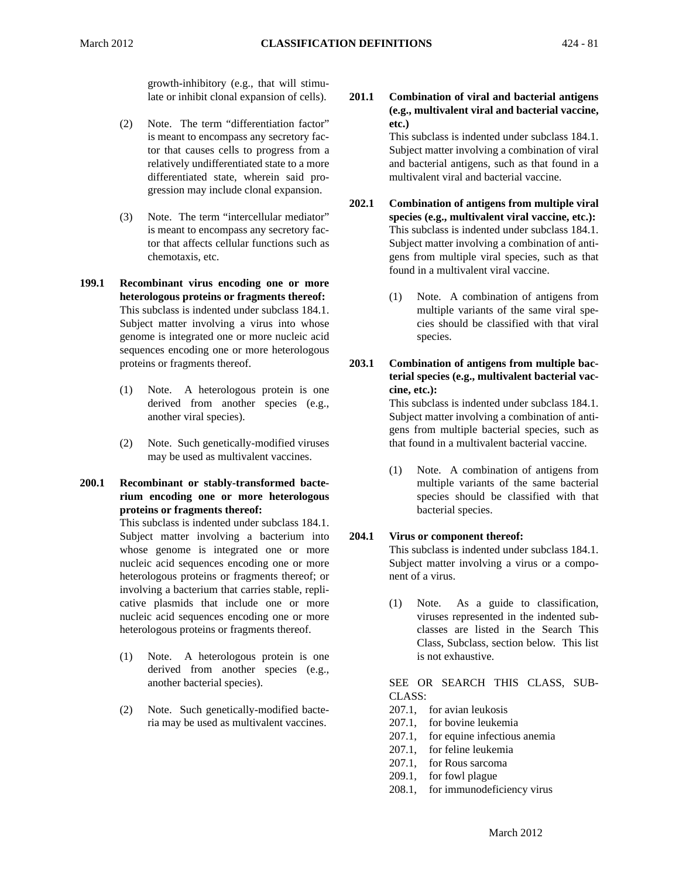growth-inhibitory (e.g., that will stimulate or inhibit clonal expansion of cells).

(2) Note. The term "differentiation factor" is meant to encompass any secretory factor that causes cells to progress from a relatively undifferentiated state to a more differentiated state, wherein said progression may include clonal expansion.

(3) Note. The term "intercellular mediator" is meant to encompass any secretory factor that affects cellular functions such as chemotaxis, etc.

**199.1 Recombinant virus encoding one or more heterologous proteins or fragments thereof:**
This subclass is indented under subclass 184.1. Subject matter involving a virus into whose genome is integrated one or more nucleic acid sequences encoding one or more heterologous proteins or fragments thereof.

(1) Note. A heterologous protein is one derived from another species (e.g., another viral species).

(2) Note. Such genetically-modified viruses may be used as multivalent vaccines.

**200.1 Recombinant or stably-transformed bacterium encoding one or more heterologous proteins or fragments thereof:**
This subclass is indented under subclass 184.1. Subject matter involving a bacterium into whose genome is integrated one or more nucleic acid sequences encoding one or more heterologous proteins or fragments thereof; or involving a bacterium that carries stable, replicative plasmids that include one or more nucleic acid sequences encoding one or more heterologous proteins or fragments thereof.

(1) Note. A heterologous protein is one derived from another species (e.g., another bacterial species).

(2) Note. Such genetically-modified bacteria may be used as multivalent vaccines.

**201.1 Combination of viral and bacterial antigens (e.g., multivalent viral and bacterial vaccine, etc.)**
This subclass is indented under subclass 184.1. Subject matter involving a combination of viral and bacterial antigens, such as that found in a multivalent viral and bacterial vaccine.

**202.1 Combination of antigens from multiple viral species (e.g., multivalent viral vaccine, etc.):**
This subclass is indented under subclass 184.1. Subject matter involving a combination of antigens from multiple viral species, such as that found in a multivalent viral vaccine.

(1) Note. A combination of antigens from multiple variants of the same viral species should be classified with that viral species.

**203.1 Combination of antigens from multiple bacterial species (e.g., multivalent bacterial vaccine, etc.):**
This subclass is indented under subclass 184.1. Subject matter involving a combination of antigens from multiple bacterial species, such as that found in a multivalent bacterial vaccine.

(1) Note. A combination of antigens from multiple variants of the same bacterial species should be classified with that bacterial species.

**204.1 Virus or component thereof:**
This subclass is indented under subclass 184.1. Subject matter involving a virus or a component of a virus.

(1) Note. As a guide to classification, viruses represented in the indented subclasses are listed in the Search This Class, Subclass, section below. This list is not exhaustive.

SEE OR SEARCH THIS CLASS, SUBCLASS:

207.1, for avian leukosis
207.1, for bovine leukemia
207.1, for equine infectious anemia
207.1, for feline leukemia
207.1, for Rous sarcoma
209.1, for fowl plague
208.1, for immunodeficiency virus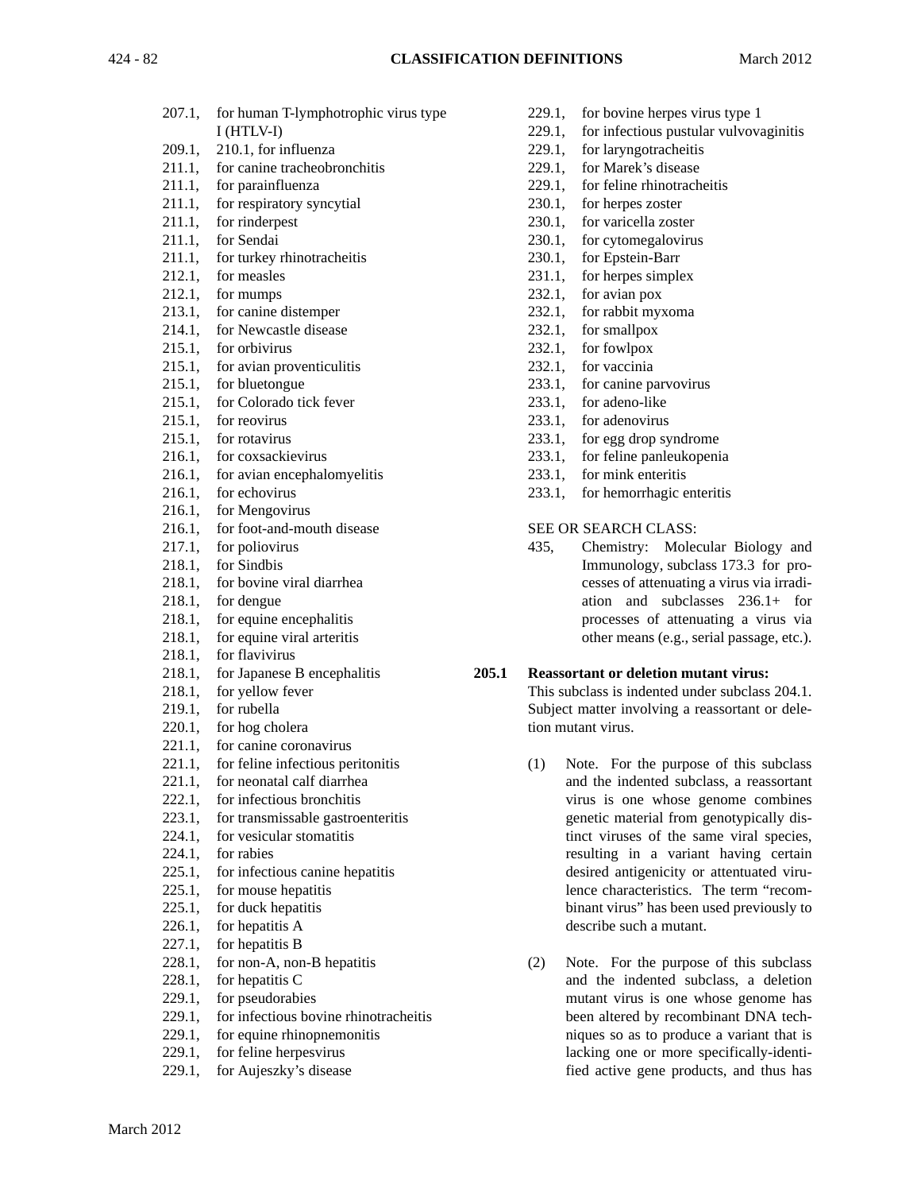207.1, for human T-lymphotrophic virus type I (HTLV-I)
209.1, 210.1, for influenza
211.1, for canine tracheobronchitis
211.1, for parainfluenza
211.1, for respiratory syncytial
211.1, for rinderpest
211.1, for Sendai
211.1, for turkey rhinotracheitis
212.1, for measles
212.1, for mumps
213.1, for canine distemper
214.1, for Newcastle disease
215.1, for orbivirus
215.1, for avian proventiculitis
215.1, for bluetongue
215.1, for Colorado tick fever
215.1, for reovirus
215.1, for rotavirus
216.1, for coxsackievirus
216.1, for avian encephalomyelitis
216.1, for echovirus
216.1, for Mengovirus
216.1, for foot-and-mouth disease
217.1, for poliovirus
218.1, for Sindbis
218.1, for bovine viral diarrhea
218.1, for dengue
218.1, for equine encephalitis
218.1, for equine viral arteritis
218.1, for flavivirus
218.1, for Japanese B encephalitis
218.1, for yellow fever
219.1, for rubella
220.1, for hog cholera
221.1, for canine coronavirus
221.1, for feline infectious peritonitis
221.1, for neonatal calf diarrhea
222.1, for infectious bronchitis
223.1, for transmissable gastroenteritis
224.1, for vesicular stomatitis
224.1, for rabies
225.1, for infectious canine hepatitis
225.1, for mouse hepatitis
225.1, for duck hepatitis
226.1, for hepatitis A
227.1, for hepatitis B
228.1, for non-A, non-B hepatitis
228.1, for hepatitis C
229.1, for pseudorabies
229.1, for infectious bovine rhinotracheitis
229.1, for equine rhinopnemonitis
229.1, for feline herpesvirus
229.1, for Aujeszky's disease
229.1, for bovine herpes virus type 1
229.1, for infectious pustular vulvovaginitis
229.1, for laryngotracheitis
229.1, for Marek's disease
229.1, for feline rhinotracheitis
230.1, for herpes zoster
230.1, for varicella zoster
230.1, for cytomegalovirus
230.1, for Epstein-Barr
231.1, for herpes simplex
232.1, for avian pox
232.1, for rabbit myxoma
232.1, for smallpox
232.1, for fowlpox
232.1, for vaccinia
233.1, for canine parvovirus
233.1, for adeno-like
233.1, for adenovirus
233.1, for egg drop syndrome
233.1, for feline panleukopenia
233.1, for mink enteritis
233.1, for hemorrhagic enteritis

SEE OR SEARCH CLASS:

435, Chemistry: Molecular Biology and Immunology, subclass 173.3 for processes of attenuating a virus via irradiation and subclasses 236.1+ for processes of attenuating a virus via other means (e.g., serial passage, etc.).

**205.1 Reassortant or deletion mutant virus:**

This subclass is indented under subclass 204.1. Subject matter involving a reassortant or deletion mutant virus.

(1) Note. For the purpose of this subclass and the indented subclass, a reassortant virus is one whose genome combines genetic material from genotypically distinct viruses of the same viral species, resulting in a variant having certain desired antigenicity or attentuated virulence characteristics. The term "recombinant virus" has been used previously to describe such a mutant.

(2) Note. For the purpose of this subclass and the indented subclass, a deletion mutant virus is one whose genome has been altered by recombinant DNA techniques so as to produce a variant that is lacking one or more specifically-identified active gene products, and thus has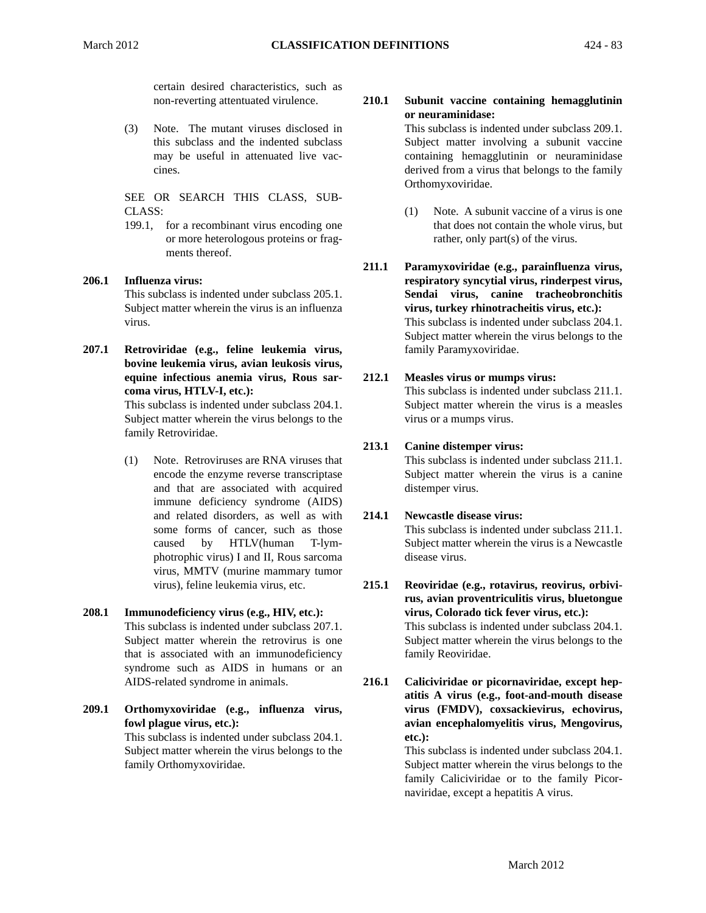certain desired characteristics, such as non-reverting attentuated virulence.

(3) Note. The mutant viruses disclosed in this subclass and the indented subclass may be useful in attenuated live vaccines.

SEE OR SEARCH THIS CLASS, SUBCLASS:

199.1, for a recombinant virus encoding one or more heterologous proteins or fragments thereof.

**206.1 Influenza virus:**
This subclass is indented under subclass 205.1. Subject matter wherein the virus is an influenza virus.

**207.1 Retroviridae (e.g., feline leukemia virus, bovine leukemia virus, avian leukosis virus, equine infectious anemia virus, Rous sarcoma virus, HTLV-I, etc.):**
This subclass is indented under subclass 204.1. Subject matter wherein the virus belongs to the family Retroviridae.

(1) Note. Retroviruses are RNA viruses that encode the enzyme reverse transcriptase and that are associated with acquired immune deficiency syndrome (AIDS) and related disorders, as well as with some forms of cancer, such as those caused by HTLV(human T-lymphotrophic virus) I and II, Rous sarcoma virus, MMTV (murine mammary tumor virus), feline leukemia virus, etc.

**208.1 Immunodeficiency virus (e.g., HIV, etc.):**
This subclass is indented under subclass 207.1. Subject matter wherein the retrovirus is one that is associated with an immunodeficiency syndrome such as AIDS in humans or an AIDS-related syndrome in animals.

**209.1 Orthomyxoviridae (e.g., influenza virus, fowl plague virus, etc.):**
This subclass is indented under subclass 204.1. Subject matter wherein the virus belongs to the family Orthomyxoviridae.

**210.1 Subunit vaccine containing hemagglutinin or neuraminidase:**
This subclass is indented under subclass 209.1. Subject matter involving a subunit vaccine containing hemagglutinin or neuraminidase derived from a virus that belongs to the family Orthomyxoviridae.

(1) Note. A subunit vaccine of a virus is one that does not contain the whole virus, but rather, only part(s) of the virus.

**211.1 Paramyxoviridae (e.g., parainfluenza virus, respiratory syncytial virus, rinderpest virus, Sendai virus, canine tracheobronchitis virus, turkey rhinotracheitis virus, etc.):**
This subclass is indented under subclass 204.1. Subject matter wherein the virus belongs to the family Paramyxoviridae.

**212.1 Measles virus or mumps virus:**
This subclass is indented under subclass 211.1. Subject matter wherein the virus is a measles virus or a mumps virus.

**213.1 Canine distemper virus:**
This subclass is indented under subclass 211.1. Subject matter wherein the virus is a canine distemper virus.

**214.1 Newcastle disease virus:**
This subclass is indented under subclass 211.1. Subject matter wherein the virus is a Newcastle disease virus.

**215.1 Reoviridae (e.g., rotavirus, reovirus, orbivirus, avian proventriculitis virus, bluetongue virus, Colorado tick fever virus, etc.):**
This subclass is indented under subclass 204.1. Subject matter wherein the virus belongs to the family Reoviridae.

**216.1 Caliciviridae or picornaviridae, except hepatitis A virus (e.g., foot-and-mouth disease virus (FMDV), coxsackievirus, echovirus, avian encephalomyelitis virus, Mengovirus, etc.):**
This subclass is indented under subclass 204.1. Subject matter wherein the virus belongs to the family Caliciviridae or to the family Picornaviridae, except a hepatitis A virus.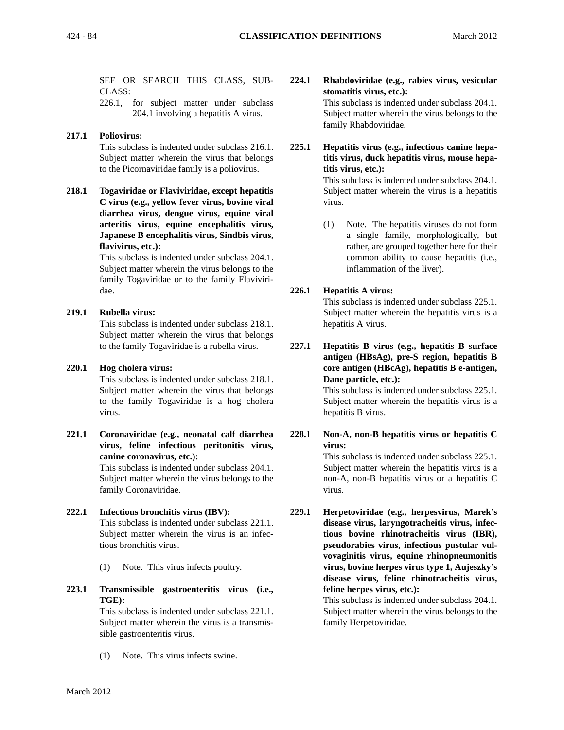SEE OR SEARCH THIS CLASS, SUBCLASS:

226.1, for subject matter under subclass 204.1 involving a hepatitis A virus.

**217.1 Poliovirus:**
This subclass is indented under subclass 216.1. Subject matter wherein the virus that belongs to the Picornaviridae family is a poliovirus.

**218.1 Togaviridae or Flaviviridae, except hepatitis C virus (e.g., yellow fever virus, bovine viral diarrhea virus, dengue virus, equine viral arteritis virus, equine encephalitis virus, Japanese B encephalitis virus, Sindbis virus, flavivirus, etc.):**
This subclass is indented under subclass 204.1. Subject matter wherein the virus belongs to the family Togaviridae or to the family Flaviviridae.

**219.1 Rubella virus:**
This subclass is indented under subclass 218.1. Subject matter wherein the virus that belongs to the family Togaviridae is a rubella virus.

**220.1 Hog cholera virus:**
This subclass is indented under subclass 218.1. Subject matter wherein the virus that belongs to the family Togaviridae is a hog cholera virus.

**221.1 Coronaviridae (e.g., neonatal calf diarrhea virus, feline infectious peritonitis virus, canine coronavirus, etc.):**
This subclass is indented under subclass 204.1. Subject matter wherein the virus belongs to the family Coronaviridae.

**222.1 Infectious bronchitis virus (IBV):**
This subclass is indented under subclass 221.1. Subject matter wherein the virus is an infectious bronchitis virus.

(1) Note. This virus infects poultry.

**223.1 Transmissible gastroenteritis virus (i.e., TGE):**
This subclass is indented under subclass 221.1. Subject matter wherein the virus is a transmissible gastroenteritis virus.

(1) Note. This virus infects swine.

**224.1 Rhabdoviridae (e.g., rabies virus, vesicular stomatitis virus, etc.):**
This subclass is indented under subclass 204.1. Subject matter wherein the virus belongs to the family Rhabdoviridae.

**225.1 Hepatitis virus (e.g., infectious canine hepatitis virus, duck hepatitis virus, mouse hepatitis virus, etc.):**
This subclass is indented under subclass 204.1. Subject matter wherein the virus is a hepatitis virus.

(1) Note. The hepatitis viruses do not form a single family, morphologically, but rather, are grouped together here for their common ability to cause hepatitis (i.e., inflammation of the liver).

**226.1 Hepatitis A virus:**
This subclass is indented under subclass 225.1. Subject matter wherein the hepatitis virus is a hepatitis A virus.

**227.1 Hepatitis B virus (e.g., hepatitis B surface antigen (HBsAg), pre-S region, hepatitis B core antigen (HBcAg), hepatitis B e-antigen, Dane particle, etc.):**
This subclass is indented under subclass 225.1. Subject matter wherein the hepatitis virus is a hepatitis B virus.

**228.1 Non-A, non-B hepatitis virus or hepatitis C virus:**
This subclass is indented under subclass 225.1. Subject matter wherein the hepatitis virus is a non-A, non-B hepatitis virus or a hepatitis C virus.

**229.1 Herpetoviridae (e.g., herpesvirus, Marek's disease virus, laryngotracheitis virus, infectious bovine rhinotracheitis virus (IBR), pseudorabies virus, infectious pustular vulvovaginitis virus, equine rhinopneumonitis virus, bovine herpes virus type 1, Aujeszky's disease virus, feline rhinotracheitis virus, feline herpes virus, etc.):**
This subclass is indented under subclass 204.1. Subject matter wherein the virus belongs to the family Herpetoviridae.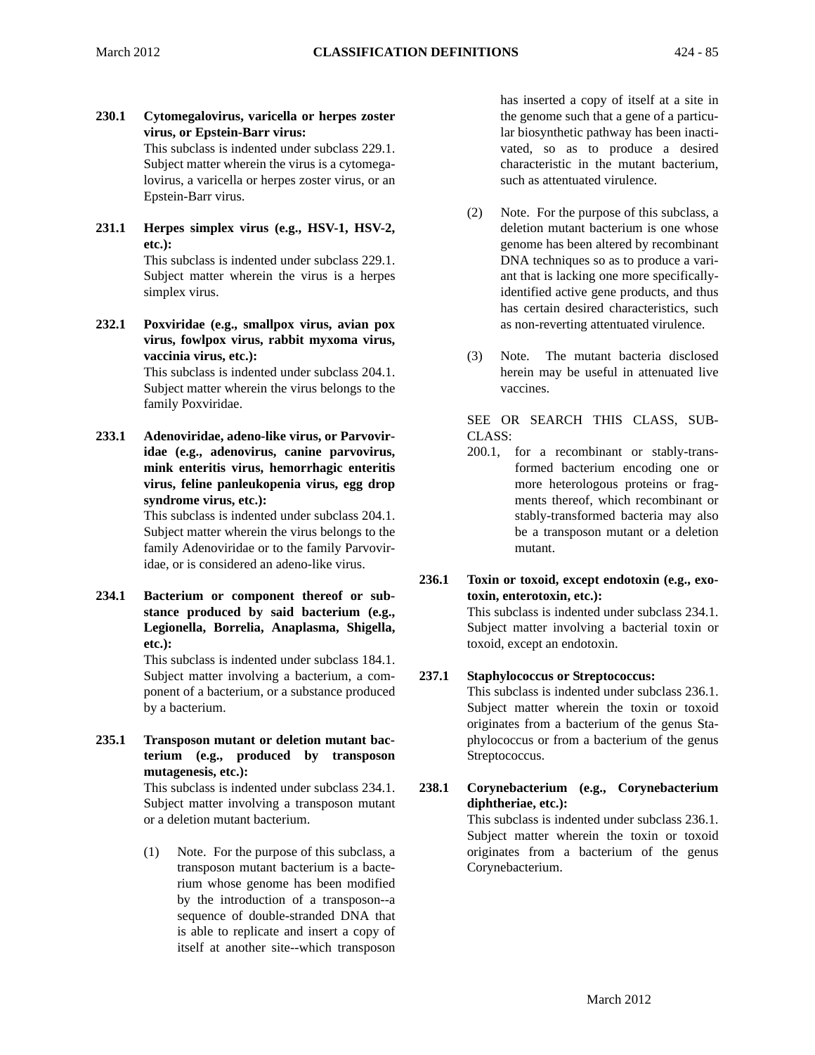**230.1 Cytomegalovirus, varicella or herpes zoster virus, or Epstein-Barr virus:**
This subclass is indented under subclass 229.1. Subject matter wherein the virus is a cytomegalovirus, a varicella or herpes zoster virus, or an Epstein-Barr virus.

**231.1 Herpes simplex virus (e.g., HSV-1, HSV-2, etc.):**
This subclass is indented under subclass 229.1. Subject matter wherein the virus is a herpes simplex virus.

**232.1 Poxviridae (e.g., smallpox virus, avian pox virus, fowlpox virus, rabbit myxoma virus, vaccinia virus, etc.):**
This subclass is indented under subclass 204.1. Subject matter wherein the virus belongs to the family Poxviridae.

**233.1 Adenoviridae, adeno-like virus, or Parvoviridae (e.g., adenovirus, canine parvovirus, mink enteritis virus, hemorrhagic enteritis virus, feline panleukopenia virus, egg drop syndrome virus, etc.):**
This subclass is indented under subclass 204.1. Subject matter wherein the virus belongs to the family Adenoviridae or to the family Parvoviridae, or is considered an adeno-like virus.

**234.1 Bacterium or component thereof or substance produced by said bacterium (e.g., Legionella, Borrelia, Anaplasma, Shigella, etc.):**
This subclass is indented under subclass 184.1. Subject matter involving a bacterium, a component of a bacterium, or a substance produced by a bacterium.

**235.1 Transposon mutant or deletion mutant bacterium (e.g., produced by transposon mutagenesis, etc.):**
This subclass is indented under subclass 234.1. Subject matter involving a transposon mutant or a deletion mutant bacterium.

(1) Note. For the purpose of this subclass, a transposon mutant bacterium is a bacterium whose genome has been modified by the introduction of a transposon--a sequence of double-stranded DNA that is able to replicate and insert a copy of itself at another site--which transposon has inserted a copy of itself at a site in the genome such that a gene of a particular biosynthetic pathway has been inactivated, so as to produce a desired characteristic in the mutant bacterium, such as attentuated virulence.

(2) Note. For the purpose of this subclass, a deletion mutant bacterium is one whose genome has been altered by recombinant DNA techniques so as to produce a variant that is lacking one more specifically-identified active gene products, and thus has certain desired characteristics, such as non-reverting attentuated virulence.

(3) Note. The mutant bacteria disclosed herein may be useful in attenuated live vaccines.

SEE OR SEARCH THIS CLASS, SUBCLASS:

200.1, for a recombinant or stably-transformed bacterium encoding one or more heterologous proteins or fragments thereof, which recombinant or stably-transformed bacteria may also be a transposon mutant or a deletion mutant.

**236.1 Toxin or toxoid, except endotoxin (e.g., exotoxin, enterotoxin, etc.):**
This subclass is indented under subclass 234.1. Subject matter involving a bacterial toxin or toxoid, except an endotoxin.

**237.1 Staphylococcus or Streptococcus:**
This subclass is indented under subclass 236.1. Subject matter wherein the toxin or toxoid originates from a bacterium of the genus Staphylococcus or from a bacterium of the genus Streptococcus.

**238.1 Corynebacterium (e.g., Corynebacterium diphtheriae, etc.):**
This subclass is indented under subclass 236.1. Subject matter wherein the toxin or toxoid originates from a bacterium of the genus Corynebacterium.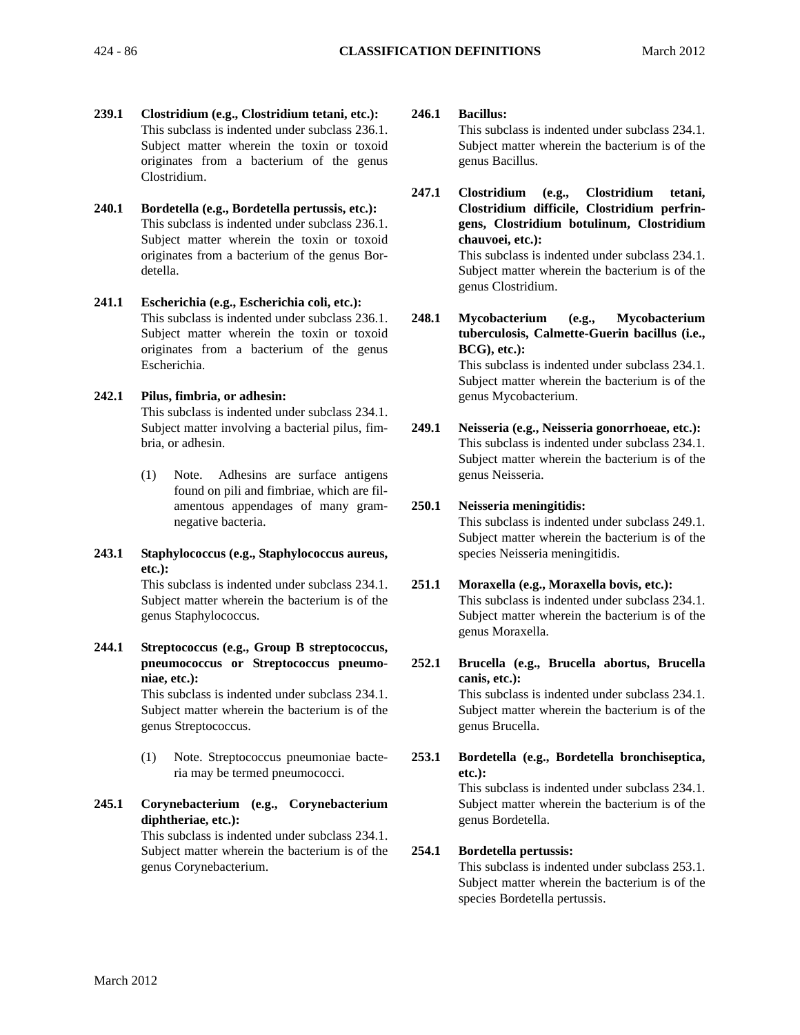**239.1 Clostridium (e.g., Clostridium tetani, etc.):**
This subclass is indented under subclass 236.1. Subject matter wherein the toxin or toxoid originates from a bacterium of the genus Clostridium.

**240.1 Bordetella (e.g., Bordetella pertussis, etc.):**
This subclass is indented under subclass 236.1. Subject matter wherein the toxin or toxoid originates from a bacterium of the genus Bordetella.

**241.1 Escherichia (e.g., Escherichia coli, etc.):**
This subclass is indented under subclass 236.1. Subject matter wherein the toxin or toxoid originates from a bacterium of the genus Escherichia.

**242.1 Pilus, fimbria, or adhesin:**
This subclass is indented under subclass 234.1. Subject matter involving a bacterial pilus, fimbria, or adhesin.

(1) Note. Adhesins are surface antigens found on pili and fimbriae, which are filamentous appendages of many gram-negative bacteria.

**243.1 Staphylococcus (e.g., Staphylococcus aureus, etc.):**
This subclass is indented under subclass 234.1. Subject matter wherein the bacterium is of the genus Staphylococcus.

**244.1 Streptococcus (e.g., Group B streptococcus, pneumococcus or Streptococcus pneumoniae, etc.):**
This subclass is indented under subclass 234.1. Subject matter wherein the bacterium is of the genus Streptococcus.

(1) Note. Streptococcus pneumoniae bacteria may be termed pneumococci.

**245.1 Corynebacterium (e.g., Corynebacterium diphtheriae, etc.):**
This subclass is indented under subclass 234.1. Subject matter wherein the bacterium is of the genus Corynebacterium.

**246.1 Bacillus:**
This subclass is indented under subclass 234.1. Subject matter wherein the bacterium is of the genus Bacillus.

**247.1 Clostridium (e.g., Clostridium tetani, Clostridium difficile, Clostridium perfringens, Clostridium botulinum, Clostridium chauvoei, etc.):**
This subclass is indented under subclass 234.1. Subject matter wherein the bacterium is of the genus Clostridium.

**248.1 Mycobacterium (e.g., Mycobacterium tuberculosis, Calmette-Guerin bacillus (i.e., BCG), etc.):**
This subclass is indented under subclass 234.1. Subject matter wherein the bacterium is of the genus Mycobacterium.

**249.1 Neisseria (e.g., Neisseria gonorrhoeae, etc.):**
This subclass is indented under subclass 234.1. Subject matter wherein the bacterium is of the genus Neisseria.

**250.1 Neisseria meningitidis:**
This subclass is indented under subclass 249.1. Subject matter wherein the bacterium is of the species Neisseria meningitidis.

**251.1 Moraxella (e.g., Moraxella bovis, etc.):**
This subclass is indented under subclass 234.1. Subject matter wherein the bacterium is of the genus Moraxella.

**252.1 Brucella (e.g., Brucella abortus, Brucella canis, etc.):**
This subclass is indented under subclass 234.1. Subject matter wherein the bacterium is of the genus Brucella.

**253.1 Bordetella (e.g., Bordetella bronchiseptica, etc.):**
This subclass is indented under subclass 234.1. Subject matter wherein the bacterium is of the genus Bordetella.

**254.1 Bordetella pertussis:**
This subclass is indented under subclass 253.1. Subject matter wherein the bacterium is of the species Bordetella pertussis.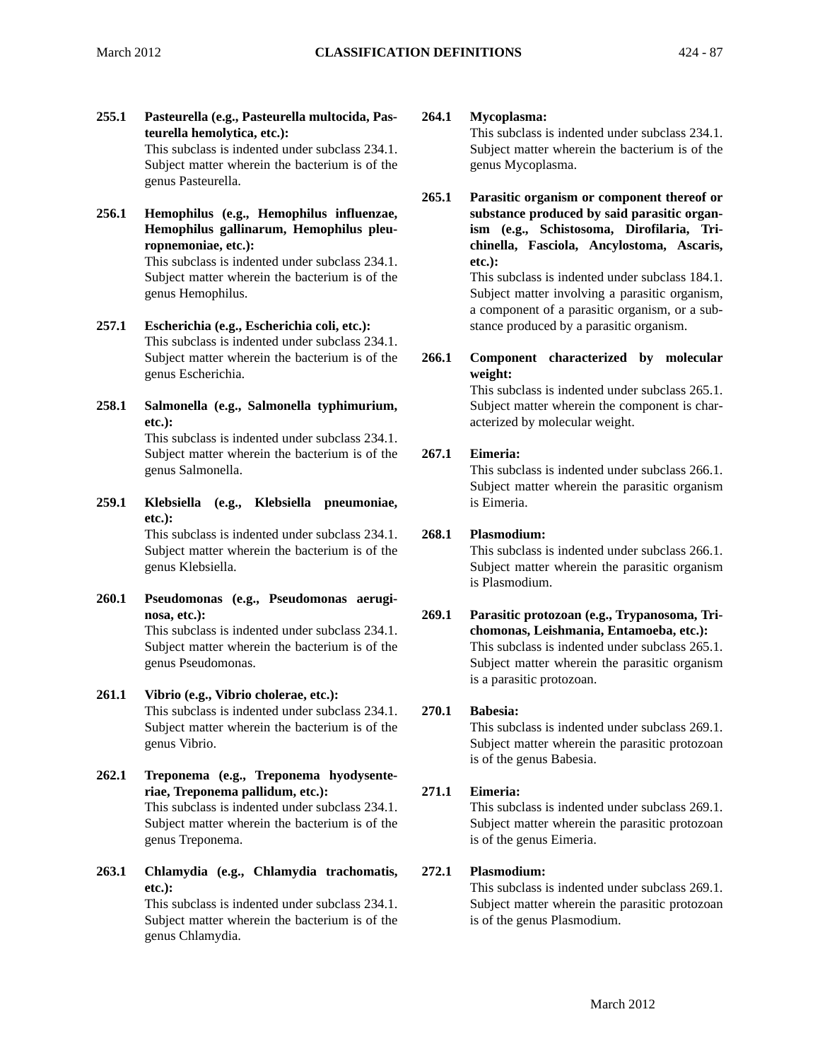**255.1 Pasteurella (e.g., Pasteurella multocida, Pasteurella hemolytica, etc.):**
This subclass is indented under subclass 234.1. Subject matter wherein the bacterium is of the genus Pasteurella.

**256.1 Hemophilus (e.g., Hemophilus influenzae, Hemophilus gallinarum, Hemophilus pleuropnemoniae, etc.):**
This subclass is indented under subclass 234.1. Subject matter wherein the bacterium is of the genus Hemophilus.

**257.1 Escherichia (e.g., Escherichia coli, etc.):**
This subclass is indented under subclass 234.1. Subject matter wherein the bacterium is of the genus Escherichia.

**258.1 Salmonella (e.g., Salmonella typhimurium, etc.):**
This subclass is indented under subclass 234.1. Subject matter wherein the bacterium is of the genus Salmonella.

**259.1 Klebsiella (e.g., Klebsiella pneumoniae, etc.):**
This subclass is indented under subclass 234.1. Subject matter wherein the bacterium is of the genus Klebsiella.

**260.1 Pseudomonas (e.g., Pseudomonas aeruginosa, etc.):**
This subclass is indented under subclass 234.1. Subject matter wherein the bacterium is of the genus Pseudomonas.

**261.1 Vibrio (e.g., Vibrio cholerae, etc.):**
This subclass is indented under subclass 234.1. Subject matter wherein the bacterium is of the genus Vibrio.

**262.1 Treponema (e.g., Treponema hyodysenteriae, Treponema pallidum, etc.):**
This subclass is indented under subclass 234.1. Subject matter wherein the bacterium is of the genus Treponema.

**263.1 Chlamydia (e.g., Chlamydia trachomatis, etc.):**
This subclass is indented under subclass 234.1. Subject matter wherein the bacterium is of the genus Chlamydia.

**264.1 Mycoplasma:**
This subclass is indented under subclass 234.1. Subject matter wherein the bacterium is of the genus Mycoplasma.

**265.1 Parasitic organism or component thereof or substance produced by said parasitic organism (e.g., Schistosoma, Dirofilaria, Trichinella, Fasciola, Ancylostoma, Ascaris, etc.):**
This subclass is indented under subclass 184.1. Subject matter involving a parasitic organism, a component of a parasitic organism, or a substance produced by a parasitic organism.

**266.1 Component characterized by molecular weight:**
This subclass is indented under subclass 265.1. Subject matter wherein the component is characterized by molecular weight.

**267.1 Eimeria:**
This subclass is indented under subclass 266.1. Subject matter wherein the parasitic organism is Eimeria.

**268.1 Plasmodium:**
This subclass is indented under subclass 266.1. Subject matter wherein the parasitic organism is Plasmodium.

**269.1 Parasitic protozoan (e.g., Trypanosoma, Trichomonas, Leishmania, Entamoeba, etc.):**
This subclass is indented under subclass 265.1. Subject matter wherein the parasitic organism is a parasitic protozoan.

**270.1 Babesia:**
This subclass is indented under subclass 269.1. Subject matter wherein the parasitic protozoan is of the genus Babesia.

**271.1 Eimeria:**
This subclass is indented under subclass 269.1. Subject matter wherein the parasitic protozoan is of the genus Eimeria.

**272.1 Plasmodium:**
This subclass is indented under subclass 269.1. Subject matter wherein the parasitic protozoan is of the genus Plasmodium.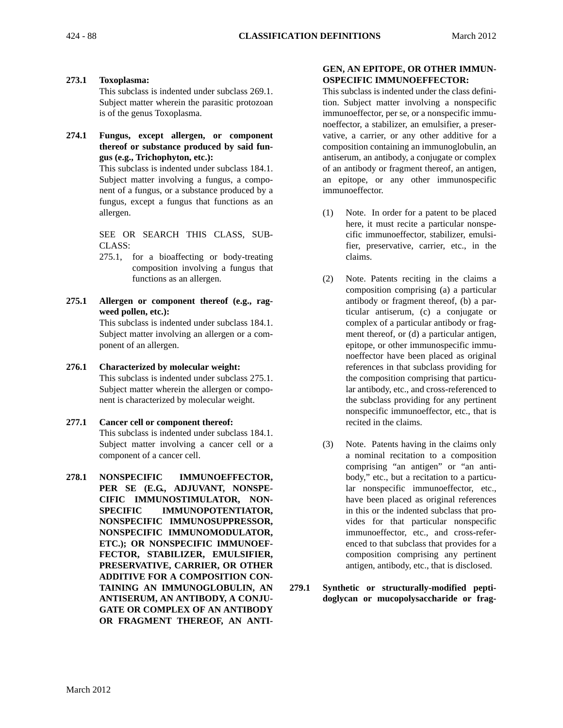**273.1 Toxoplasma:**
This subclass is indented under subclass 269.1. Subject matter wherein the parasitic protozoan is of the genus Toxoplasma.

**274.1 Fungus, except allergen, or component thereof or substance produced by said fungus (e.g., Trichophyton, etc.):**
This subclass is indented under subclass 184.1. Subject matter involving a fungus, a component of a fungus, or a substance produced by a fungus, except a fungus that functions as an allergen.

SEE OR SEARCH THIS CLASS, SUBCLASS:

275.1, for a bioaffecting or body-treating composition involving a fungus that functions as an allergen.

**275.1 Allergen or component thereof (e.g., ragweed pollen, etc.):**
This subclass is indented under subclass 184.1. Subject matter involving an allergen or a component of an allergen.

**276.1 Characterized by molecular weight:**
This subclass is indented under subclass 275.1. Subject matter wherein the allergen or component is characterized by molecular weight.

**277.1 Cancer cell or component thereof:**
This subclass is indented under subclass 184.1. Subject matter involving a cancer cell or a component of a cancer cell.

**278.1 NONSPECIFIC IMMUNOEFFECTOR, PER SE (E.G., ADJUVANT, NONSPECIFIC IMMUNOSTIMULATOR, NONSPECIFIC IMMUNOPOTENTIATOR, NONSPECIFIC IMMUNOSUPPRESSOR, NONSPECIFIC IMMUNOMODULATOR, ETC.); OR NONSPECIFIC IMMUNOEFFECTOR, STABILIZER, EMULSIFIER, PRESERVATIVE, CARRIER, OR OTHER ADDITIVE FOR A COMPOSITION CONTAINING AN IMMUNOGLOBULIN, AN ANTISERUM, AN ANTIBODY, A CONJUGATE OR COMPLEX OF AN ANTIBODY OR FRAGMENT THEREOF, AN ANTIGEN, AN EPITOPE, OR OTHER IMMUNOSPECIFIC IMMUNOEFFECTOR:**
This subclass is indented under the class definition. Subject matter involving a nonspecific immunoeffector, per se, or a nonspecific immunoeffector, a stabilizer, an emulsifier, a preservative, a carrier, or any other additive for a composition containing an immunoglobulin, an antiserum, an antibody, a conjugate or complex of an antibody or fragment thereof, an antigen, an epitope, or any other immunospecific immunoeffector.

(1) Note. In order for a patent to be placed here, it must recite a particular nonspecific immunoeffector, stabilizer, emulsifier, preservative, carrier, etc., in the claims.

(2) Note. Patents reciting in the claims a composition comprising (a) a particular antibody or fragment thereof, (b) a particular antiserum, (c) a conjugate or complex of a particular antibody or fragment thereof, or (d) a particular antigen, epitope, or other immunospecific immunoeffector have been placed as original references in that subclass providing for the composition comprising that particular antibody, etc., and cross-referenced to the subclass providing for any pertinent nonspecific immunoeffector, etc., that is recited in the claims.

(3) Note. Patents having in the claims only a nominal recitation to a composition comprising "an antigen" or "an antibody," etc., but a recitation to a particular nonspecific immunoeffector, etc., have been placed as original references in this or the indented subclass that provides for that particular nonspecific immunoeffector, etc., and cross-referenced to that subclass that provides for a composition comprising any pertinent antigen, antibody, etc., that is disclosed.

**279.1 Synthetic or structurally-modified peptidoglycan or mucopolysaccharide or frag-**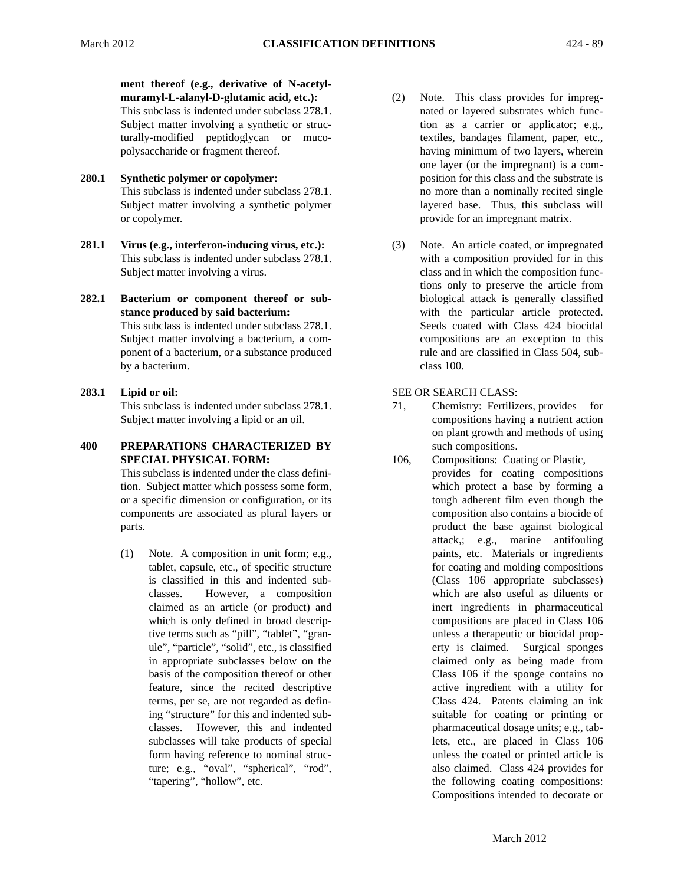**ment thereof (e.g., derivative of N-acetyl-muramyl-L-alanyl-D-glutamic acid, etc.):**
This subclass is indented under subclass 278.1. Subject matter involving a synthetic or structurally-modified peptidoglycan or mucopolysaccharide or fragment thereof.

**280.1 Synthetic polymer or copolymer:**
This subclass is indented under subclass 278.1. Subject matter involving a synthetic polymer or copolymer.

**281.1 Virus (e.g., interferon-inducing virus, etc.):**
This subclass is indented under subclass 278.1. Subject matter involving a virus.

**282.1 Bacterium or component thereof or substance produced by said bacterium:**
This subclass is indented under subclass 278.1. Subject matter involving a bacterium, a component of a bacterium, or a substance produced by a bacterium.

**283.1 Lipid or oil:**
This subclass is indented under subclass 278.1. Subject matter involving a lipid or an oil.

**400 PREPARATIONS CHARACTERIZED BY SPECIAL PHYSICAL FORM:**
This subclass is indented under the class definition. Subject matter which possess some form, or a specific dimension or configuration, or its components are associated as plural layers or parts.

(1) Note. A composition in unit form; e.g., tablet, capsule, etc., of specific structure is classified in this and indented subclasses. However, a composition claimed as an article (or product) and which is only defined in broad descriptive terms such as "pill", "tablet", "granule", "particle", "solid", etc., is classified in appropriate subclasses below on the basis of the composition thereof or other feature, since the recited descriptive terms, per se, are not regarded as defining "structure" for this and indented subclasses. However, this and indented subclasses will take products of special form having reference to nominal structure; e.g., "oval", "spherical", "rod", "tapering", "hollow", etc.

(2) Note. This class provides for impregnated or layered substrates which function as a carrier or applicator; e.g., textiles, bandages filament, paper, etc., having minimum of two layers, wherein one layer (or the impregnant) is a composition for this class and the substrate is no more than a nominally recited single layered base. Thus, this subclass will provide for an impregnant matrix.

(3) Note. An article coated, or impregnated with a composition provided for in this class and in which the composition functions only to preserve the article from biological attack is generally classified with the particular article protected. Seeds coated with Class 424 biocidal compositions are an exception to this rule and are classified in Class 504, subclass 100.

SEE OR SEARCH CLASS:

71, Chemistry: Fertilizers, provides for compositions having a nutrient action on plant growth and methods of using such compositions.

106, Compositions: Coating or Plastic, provides for coating compositions which protect a base by forming a tough adherent film even though the composition also contains a biocide of product the base against biological attack,; e.g., marine antifouling paints, etc. Materials or ingredients for coating and molding compositions (Class 106 appropriate subclasses) which are also useful as diluents or inert ingredients in pharmaceutical compositions are placed in Class 106 unless a therapeutic or biocidal property is claimed. Surgical sponges claimed only as being made from Class 106 if the sponge contains no active ingredient with a utility for Class 424. Patents claiming an ink suitable for coating or printing or pharmaceutical dosage units; e.g., tablets, etc., are placed in Class 106 unless the coated or printed article is also claimed. Class 424 provides for the following coating compositions: Compositions intended to decorate or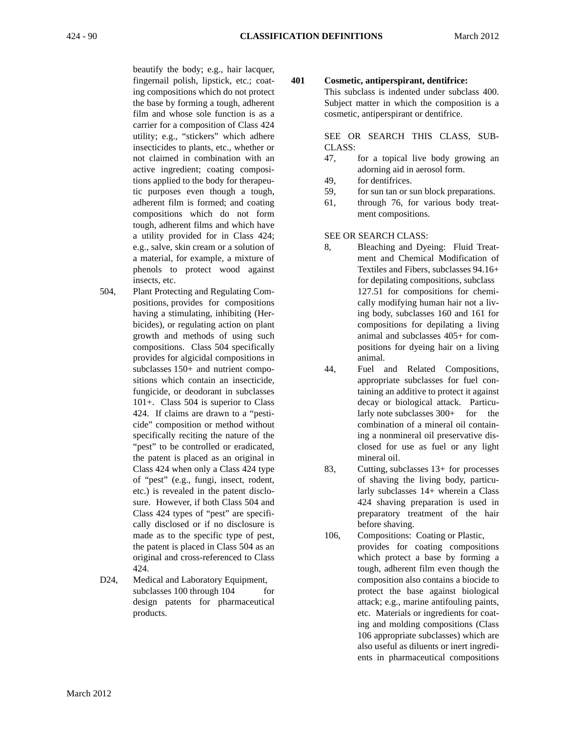beautify the body; e.g., hair lacquer, fingernail polish, lipstick, etc.; coating compositions which do not protect the base by forming a tough, adherent film and whose sole function is as a carrier for a composition of Class 424 utility; e.g., "stickers" which adhere insecticides to plants, etc., whether or not claimed in combination with an active ingredient; coating compositions applied to the body for therapeutic purposes even though a tough, adherent film is formed; and coating compositions which do not form tough, adherent films and which have a utility provided for in Class 424; e.g., salve, skin cream or a solution of a material, for example, a mixture of phenols to protect wood against insects, etc.

504, Plant Protecting and Regulating Compositions, provides for compositions having a stimulating, inhibiting (Herbicides), or regulating action on plant growth and methods of using such compositions. Class 504 specifically provides for algicidal compositions in subclasses 150+ and nutrient compositions which contain an insecticide, fungicide, or deodorant in subclasses 101+. Class 504 is superior to Class 424. If claims are drawn to a "pesticide" composition or method without specifically reciting the nature of the "pest" to be controlled or eradicated, the patent is placed as an original in Class 424 when only a Class 424 type of "pest" (e.g., fungi, insect, rodent, etc.) is revealed in the patent disclosure. However, if both Class 504 and Class 424 types of "pest" are specifically disclosed or if no disclosure is made as to the specific type of pest, the patent is placed in Class 504 as an original and cross-referenced to Class 424.

D24, Medical and Laboratory Equipment, subclasses 100 through 104 for design patents for pharmaceutical products.

**401 Cosmetic, antiperspirant, dentifrice:**

This subclass is indented under subclass 400. Subject matter in which the composition is a cosmetic, antiperspirant or dentifrice.

SEE OR SEARCH THIS CLASS, SUBCLASS:

47, for a topical live body growing an adorning aid in aerosol form.

49, for dentifrices.

59, for sun tan or sun block preparations.

61, through 76, for various body treatment compositions.

SEE OR SEARCH CLASS:

8, Bleaching and Dyeing: Fluid Treatment and Chemical Modification of Textiles and Fibers, subclasses 94.16+ for depilating compositions, subclass 127.51 for compositions for chemically modifying human hair not a living body, subclasses 160 and 161 for compositions for depilating a living animal and subclasses 405+ for compositions for dyeing hair on a living animal.

44, Fuel and Related Compositions, appropriate subclasses for fuel containing an additive to protect it against decay or biological attack. Particularly note subclasses 300+ for the combination of a mineral oil containing a nonmineral oil preservative disclosed for use as fuel or any light mineral oil.

83, Cutting, subclasses 13+ for processes of shaving the living body, particularly subclasses 14+ wherein a Class 424 shaving preparation is used in preparatory treatment of the hair before shaving.

106, Compositions: Coating or Plastic, provides for coating compositions which protect a base by forming a tough, adherent film even though the composition also contains a biocide to protect the base against biological attack; e.g., marine antifouling paints, etc. Materials or ingredients for coating and molding compositions (Class 106 appropriate subclasses) which are also useful as diluents or inert ingredients in pharmaceutical compositions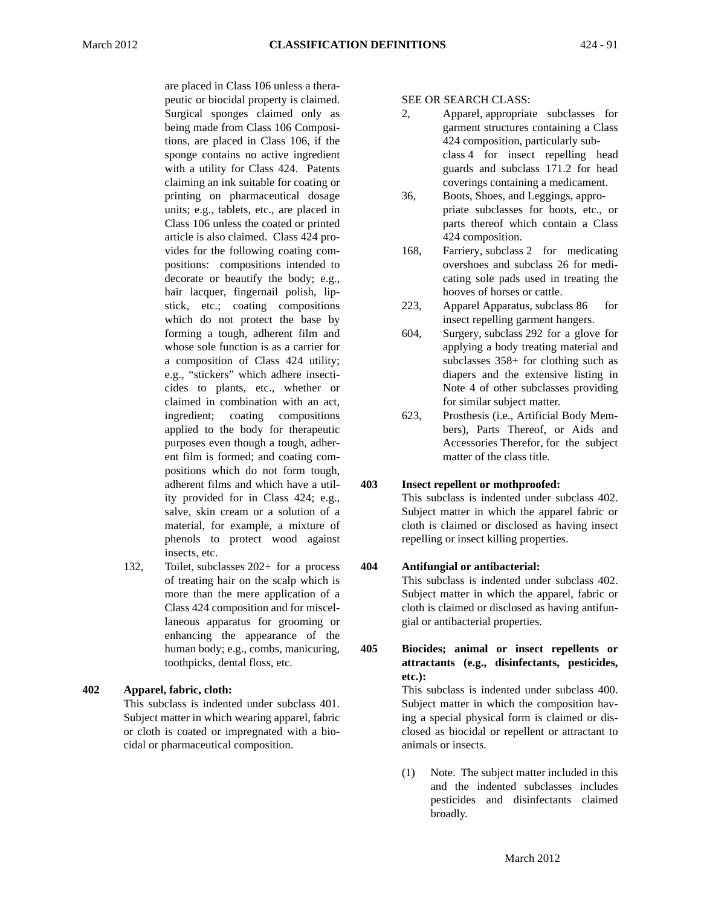are placed in Class 106 unless a therapeutic or biocidal property is claimed. Surgical sponges claimed only as being made from Class 106 Compositions, are placed in Class 106, if the sponge contains no active ingredient with a utility for Class 424. Patents claiming an ink suitable for coating or printing on pharmaceutical dosage units; e.g., tablets, etc., are placed in Class 106 unless the coated or printed article is also claimed. Class 424 provides for the following coating compositions: compositions intended to decorate or beautify the body; e.g., hair lacquer, fingernail polish, lipstick, etc.; coating compositions which do not protect the base by forming a tough, adherent film and whose sole function is as a carrier for a composition of Class 424 utility; e.g., "stickers" which adhere insecticides to plants, etc., whether or claimed in combination with an act, ingredient; coating compositions applied to the body for therapeutic purposes even though a tough, adherent film is formed; and coating compositions which do not form tough, adherent films and which have a utility provided for in Class 424; e.g., salve, skin cream or a solution of a material, for example, a mixture of phenols to protect wood against insects, etc.

132, Toilet, subclasses 202+ for a process of treating hair on the scalp which is more than the mere application of a Class 424 composition and for miscellaneous apparatus for grooming or enhancing the appearance of the human body; e.g., combs, manicuring, toothpicks, dental floss, etc.

**402 Apparel, fabric, cloth:**

This subclass is indented under subclass 401. Subject matter in which wearing apparel, fabric or cloth is coated or impregnated with a biocidal or pharmaceutical composition.

SEE OR SEARCH CLASS:

2, Apparel, appropriate subclasses for garment structures containing a Class 424 composition, particularly subclass 4 for insect repelling head guards and subclass 171.2 for head coverings containing a medicament.

36, Boots, Shoes, and Leggings, appropriate subclasses for boots, etc., or parts thereof which contain a Class 424 composition.

168, Farriery, subclass 2 for medicating overshoes and subclass 26 for medicating sole pads used in treating the hooves of horses or cattle.

223, Apparel Apparatus, subclass 86 for insect repelling garment hangers.

604, Surgery, subclass 292 for a glove for applying a body treating material and subclasses 358+ for clothing such as diapers and the extensive listing in Note 4 of other subclasses providing for similar subject matter.

623, Prosthesis (i.e., Artificial Body Members), Parts Thereof, or Aids and Accessories Therefor, for the subject matter of the class title.

**403 Insect repellent or mothproofed:**

This subclass is indented under subclass 402. Subject matter in which the apparel fabric or cloth is claimed or disclosed as having insect repelling or insect killing properties.

**404 Antifungial or antibacterial:**

This subclass is indented under subclass 402. Subject matter in which the apparel, fabric or cloth is claimed or disclosed as having antifungial or antibacterial properties.

**405 Biocides; animal or insect repellents or attractants (e.g., disinfectants, pesticides, etc.):**

This subclass is indented under subclass 400. Subject matter in which the composition having a special physical form is claimed or disclosed as biocidal or repellent or attractant to animals or insects.

(1) Note. The subject matter included in this and the indented subclasses includes pesticides and disinfectants claimed broadly.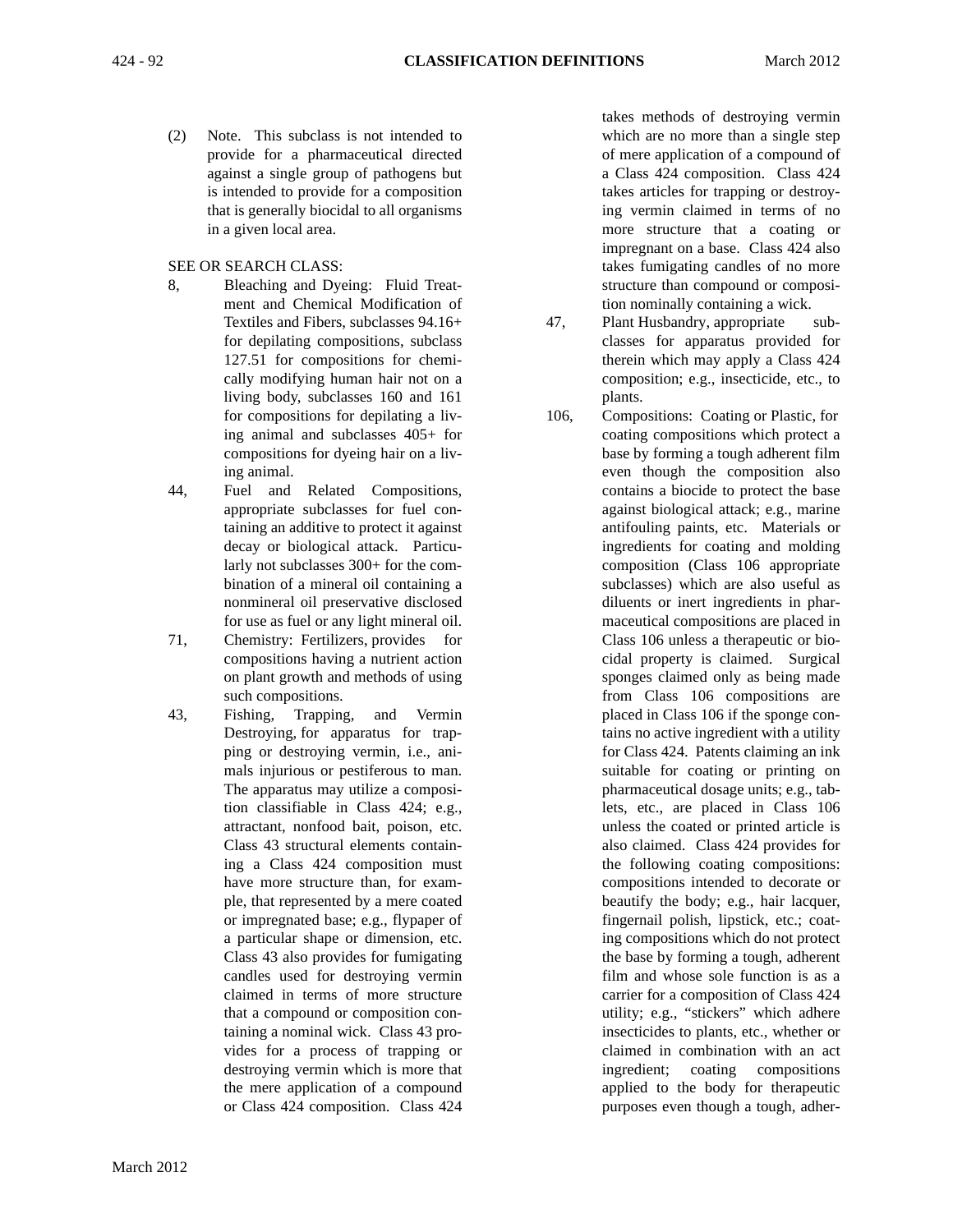(2) Note. This subclass is not intended to provide for a pharmaceutical directed against a single group of pathogens but is intended to provide for a composition that is generally biocidal to all organisms in a given local area.

SEE OR SEARCH CLASS:

8, Bleaching and Dyeing: Fluid Treatment and Chemical Modification of Textiles and Fibers, subclasses 94.16+ for depilating compositions, subclass 127.51 for compositions for chemically modifying human hair not on a living body, subclasses 160 and 161 for compositions for depilating a living animal and subclasses 405+ for compositions for dyeing hair on a living animal.

44, Fuel and Related Compositions, appropriate subclasses for fuel containing an additive to protect it against decay or biological attack. Particularly not subclasses 300+ for the combination of a mineral oil containing a nonmineral oil preservative disclosed for use as fuel or any light mineral oil.

71, Chemistry: Fertilizers, provides for compositions having a nutrient action on plant growth and methods of using such compositions.

43, Fishing, Trapping, and Vermin Destroying, for apparatus for trapping or destroying vermin, i.e., animals injurious or pestiferous to man. The apparatus may utilize a composition classifiable in Class 424; e.g., attractant, nonfood bait, poison, etc. Class 43 structural elements containing a Class 424 composition must have more structure than, for example, that represented by a mere coated or impregnated base; e.g., flypaper of a particular shape or dimension, etc. Class 43 also provides for fumigating candles used for destroying vermin claimed in terms of more structure that a compound or composition containing a nominal wick. Class 43 provides for a process of trapping or destroying vermin which is more that the mere application of a compound or Class 424 composition. Class 424 takes methods of destroying vermin which are no more than a single step of mere application of a compound of a Class 424 composition. Class 424 takes articles for trapping or destroying vermin claimed in terms of no more structure that a coating or impregnant on a base. Class 424 also takes fumigating candles of no more structure than compound or composition nominally containing a wick.

47, Plant Husbandry, appropriate subclasses for apparatus provided for therein which may apply a Class 424 composition; e.g., insecticide, etc., to plants.

106, Compositions: Coating or Plastic, for coating compositions which protect a base by forming a tough adherent film even though the composition also contains a biocide to protect the base against biological attack; e.g., marine antifouling paints, etc. Materials or ingredients for coating and molding composition (Class 106 appropriate subclasses) which are also useful as diluents or inert ingredients in pharmaceutical compositions are placed in Class 106 unless a therapeutic or biocidal property is claimed. Surgical sponges claimed only as being made from Class 106 compositions are placed in Class 106 if the sponge contains no active ingredient with a utility for Class 424. Patents claiming an ink suitable for coating or printing on pharmaceutical dosage units; e.g., tablets, etc., are placed in Class 106 unless the coated or printed article is also claimed. Class 424 provides for the following coating compositions: compositions intended to decorate or beautify the body; e.g., hair lacquer, fingernail polish, lipstick, etc.; coating compositions which do not protect the base by forming a tough, adherent film and whose sole function is as a carrier for a composition of Class 424 utility; e.g., "stickers" which adhere insecticides to plants, etc., whether or claimed in combination with an act ingredient; coating compositions applied to the body for therapeutic purposes even though a tough, adher-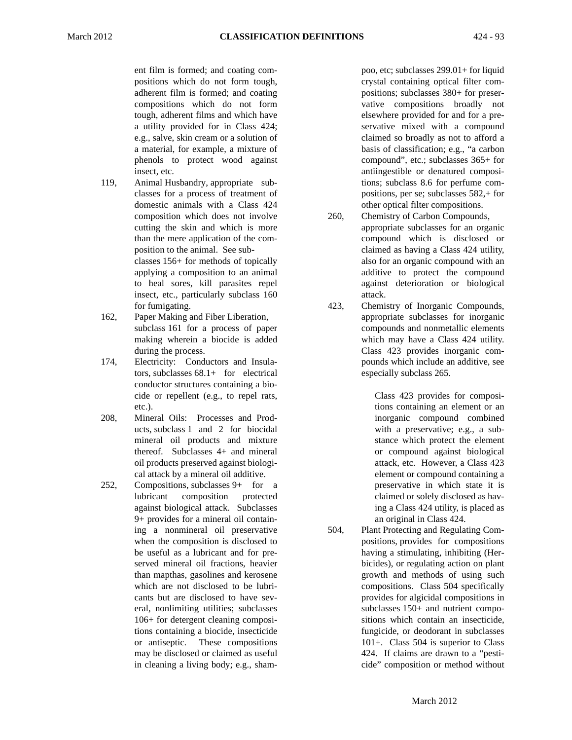ent film is formed; and coating compositions which do not form tough, adherent film is formed; and coating compositions which do not form tough, adherent films and which have a utility provided for in Class 424; e.g., salve, skin cream or a solution of a material, for example, a mixture of phenols to protect wood against insect, etc.

119, Animal Husbandry, appropriate subclasses for a process of treatment of domestic animals with a Class 424 composition which does not involve cutting the skin and which is more than the mere application of the composition to the animal. See subclasses 156+ for methods of topically applying a composition to an animal to heal sores, kill parasites repel insect, etc., particularly subclass 160 for fumigating.

162, Paper Making and Fiber Liberation, subclass 161 for a process of paper making wherein a biocide is added during the process.

174, Electricity: Conductors and Insulators, subclasses 68.1+ for electrical conductor structures containing a biocide or repellent (e.g., to repel rats, etc.).

208, Mineral Oils: Processes and Products, subclass 1 and 2 for biocidal mineral oil products and mixture thereof. Subclasses 4+ and mineral oil products preserved against biological attack by a mineral oil additive.

252, Compositions, subclasses 9+ for a lubricant composition protected against biological attack. Subclasses 9+ provides for a mineral oil containing a nonmineral oil preservative when the composition is disclosed to be useful as a lubricant and for preserved mineral oil fractions, heavier than mapthas, gasolines and kerosene which are not disclosed to be lubricants but are disclosed to have several, nonlimiting utilities; subclasses 106+ for detergent cleaning compositions containing a biocide, insecticide or antiseptic. These compositions may be disclosed or claimed as useful in cleaning a living body; e.g., shampoo, etc; subclasses 299.01+ for liquid crystal containing optical filter compositions; subclasses 380+ for preservative compositions broadly not elsewhere provided for and for a preservative mixed with a compound claimed so broadly as not to afford a basis of classification; e.g., “a carbon compound”, etc.; subclasses 365+ for antiingestible or denatured compositions; subclass 8.6 for perfume compositions, per se; subclasses 582,+ for other optical filter compositions.

260, Chemistry of Carbon Compounds, appropriate subclasses for an organic compound which is disclosed or claimed as having a Class 424 utility, also for an organic compound with an additive to protect the compound against deterioration or biological attack.

423, Chemistry of Inorganic Compounds, appropriate subclasses for inorganic compounds and nonmetallic elements which may have a Class 424 utility. Class 423 provides inorganic compounds which include an additive, see especially subclass 265.

> Class 423 provides for compositions containing an element or an inorganic compound combined with a preservative; e.g., a substance which protect the element or compound against biological attack, etc. However, a Class 423 element or compound containing a preservative in which state it is claimed or solely disclosed as having a Class 424 utility, is placed as an original in Class 424.

504, Plant Protecting and Regulating Compositions, provides for compositions having a stimulating, inhibiting (Herbicides), or regulating action on plant growth and methods of using such compositions. Class 504 specifically provides for algicidal compositions in subclasses 150+ and nutrient compositions which contain an insecticide, fungicide, or deodorant in subclasses 101+. Class 504 is superior to Class 424. If claims are drawn to a “pesticide” composition or method without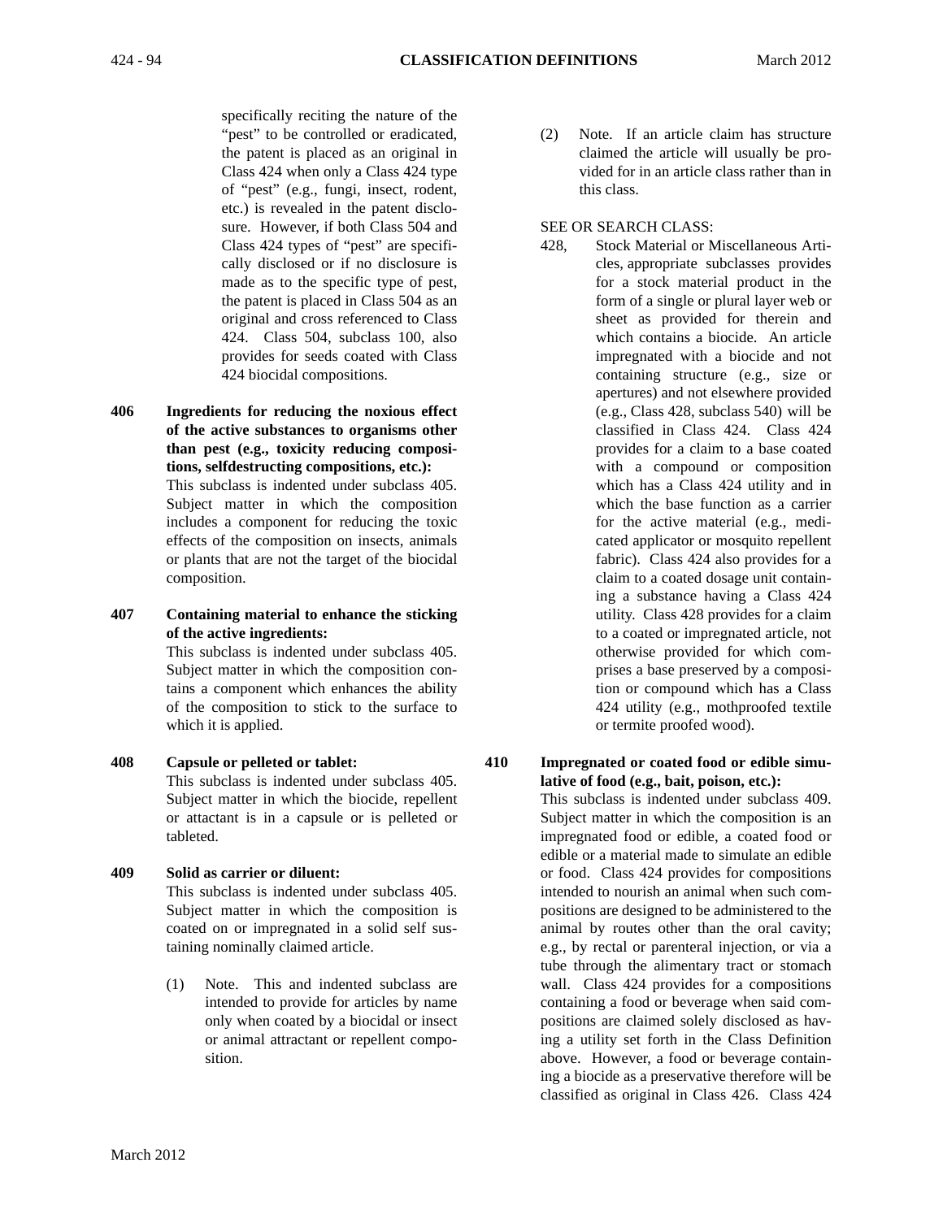specifically reciting the nature of the "pest" to be controlled or eradicated, the patent is placed as an original in Class 424 when only a Class 424 type of "pest" (e.g., fungi, insect, rodent, etc.) is revealed in the patent disclosure. However, if both Class 504 and Class 424 types of "pest" are specifically disclosed or if no disclosure is made as to the specific type of pest, the patent is placed in Class 504 as an original and cross referenced to Class 424. Class 504, subclass 100, also provides for seeds coated with Class 424 biocidal compositions.

**406 Ingredients for reducing the noxious effect of the active substances to organisms other than pest (e.g., toxicity reducing compositions, selfdestructing compositions, etc.):**
This subclass is indented under subclass 405. Subject matter in which the composition includes a component for reducing the toxic effects of the composition on insects, animals or plants that are not the target of the biocidal composition.

**407 Containing material to enhance the sticking of the active ingredients:**
This subclass is indented under subclass 405. Subject matter in which the composition contains a component which enhances the ability of the composition to stick to the surface to which it is applied.

**408 Capsule or pelleted or tablet:**
This subclass is indented under subclass 405. Subject matter in which the biocide, repellent or attactant is in a capsule or is pelleted or tableted.

**409 Solid as carrier or diluent:**
This subclass is indented under subclass 405. Subject matter in which the composition is coated on or impregnated in a solid self sustaining nominally claimed article.

(1) Note. This and indented subclass are intended to provide for articles by name only when coated by a biocidal or insect or animal attractant or repellent composition.

(2) Note. If an article claim has structure claimed the article will usually be provided for in an article class rather than in this class.

SEE OR SEARCH CLASS:

428, Stock Material or Miscellaneous Articles, appropriate subclasses provides for a stock material product in the form of a single or plural layer web or sheet as provided for therein and which contains a biocide. An article impregnated with a biocide and not containing structure (e.g., size or apertures) and not elsewhere provided (e.g., Class 428, subclass 540) will be classified in Class 424. Class 424 provides for a claim to a base coated with a compound or composition which has a Class 424 utility and in which the base function as a carrier for the active material (e.g., medicated applicator or mosquito repellent fabric). Class 424 also provides for a claim to a coated dosage unit containing a substance having a Class 424 utility. Class 428 provides for a claim to a coated or impregnated article, not otherwise provided for which comprises a base preserved by a composition or compound which has a Class 424 utility (e.g., mothproofed textile or termite proofed wood).

**410 Impregnated or coated food or edible simulative of food (e.g., bait, poison, etc.):**
This subclass is indented under subclass 409. Subject matter in which the composition is an impregnated food or edible, a coated food or edible or a material made to simulate an edible or food. Class 424 provides for compositions intended to nourish an animal when such compositions are designed to be administered to the animal by routes other than the oral cavity; e.g., by rectal or parenteral injection, or via a tube through the alimentary tract or stomach wall. Class 424 provides for a compositions containing a food or beverage when said compositions are claimed solely disclosed as having a utility set forth in the Class Definition above. However, a food or beverage containing a biocide as a preservative therefore will be classified as original in Class 426. Class 424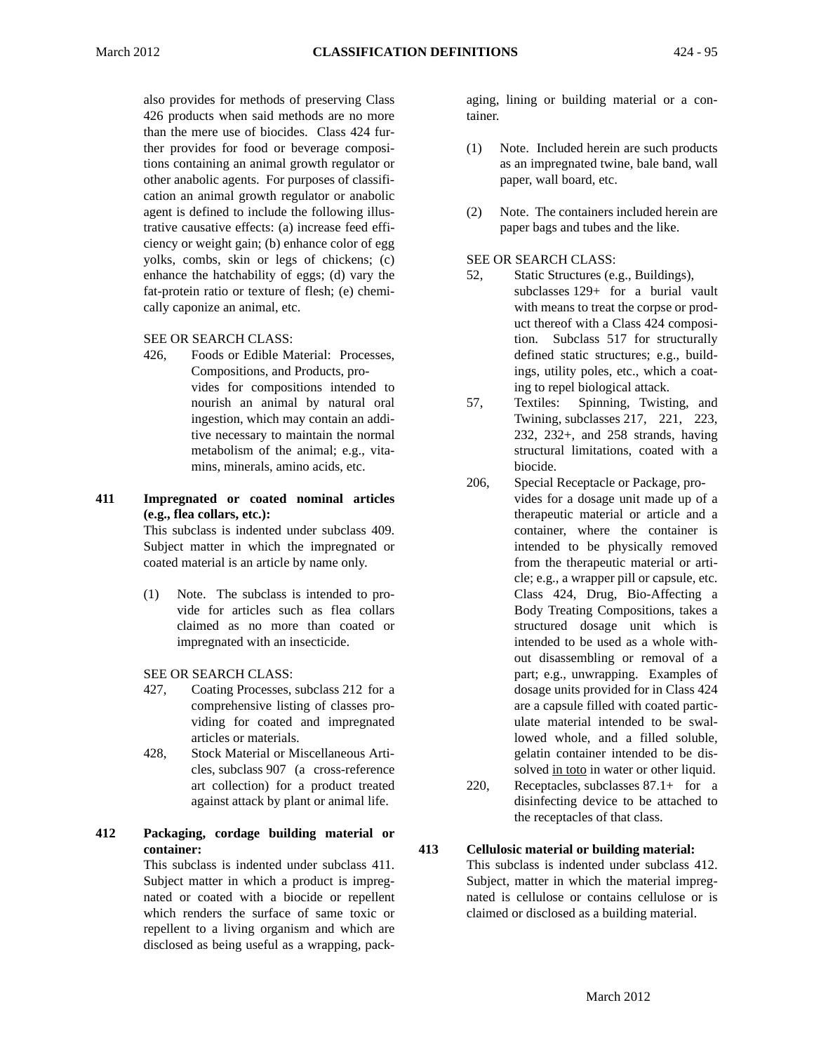also provides for methods of preserving Class 426 products when said methods are no more than the mere use of biocides. Class 424 further provides for food or beverage compositions containing an animal growth regulator or other anabolic agents. For purposes of classification an animal growth regulator or anabolic agent is defined to include the following illustrative causative effects: (a) increase feed efficiency or weight gain; (b) enhance color of egg yolks, combs, skin or legs of chickens; (c) enhance the hatchability of eggs; (d) vary the fat-protein ratio or texture of flesh; (e) chemically caponize an animal, etc.

SEE OR SEARCH CLASS:

426, Foods or Edible Material: Processes, Compositions, and Products, provides for compositions intended to nourish an animal by natural oral ingestion, which may contain an additive necessary to maintain the normal metabolism of the animal; e.g., vitamins, minerals, amino acids, etc.

**411 Impregnated or coated nominal articles (e.g., flea collars, etc.):**

This subclass is indented under subclass 409. Subject matter in which the impregnated or coated material is an article by name only.

(1) Note. The subclass is intended to provide for articles such as flea collars claimed as no more than coated or impregnated with an insecticide.

SEE OR SEARCH CLASS:

427, Coating Processes, subclass 212 for a comprehensive listing of classes providing for coated and impregnated articles or materials.

428, Stock Material or Miscellaneous Articles, subclass 907 (a cross-reference art collection) for a product treated against attack by plant or animal life.

**412 Packaging, cordage building material or container:**

This subclass is indented under subclass 411. Subject matter in which a product is impregnated or coated with a biocide or repellent which renders the surface of same toxic or repellent to a living organism and which are disclosed as being useful as a wrapping, packaging, lining or building material or a container.

(1) Note. Included herein are such products as an impregnated twine, bale band, wall paper, wall board, etc.

(2) Note. The containers included herein are paper bags and tubes and the like.

SEE OR SEARCH CLASS:

52, Static Structures (e.g., Buildings), subclasses 129+ for a burial vault with means to treat the corpse or product thereof with a Class 424 composition. Subclass 517 for structurally defined static structures; e.g., buildings, utility poles, etc., which a coating to repel biological attack.

57, Textiles: Spinning, Twisting, and Twining, subclasses 217, 221, 223, 232, 232+, and 258 strands, having structural limitations, coated with a biocide.

206, Special Receptacle or Package, provides for a dosage unit made up of a therapeutic material or article and a container, where the container is intended to be physically removed from the therapeutic material or article; e.g., a wrapper pill or capsule, etc. Class 424, Drug, Bio-Affecting a Body Treating Compositions, takes a structured dosage unit which is intended to be used as a whole without disassembling or removal of a part; e.g., unwrapping. Examples of dosage units provided for in Class 424 are a capsule filled with coated particulate material intended to be swallowed whole, and a filled soluble, gelatin container intended to be dissolved in toto in water or other liquid.

220, Receptacles, subclasses 87.1+ for a disinfecting device to be attached to the receptacles of that class.

**413 Cellulosic material or building material:**

This subclass is indented under subclass 412. Subject, matter in which the material impregnated is cellulose or contains cellulose or is claimed or disclosed as a building material.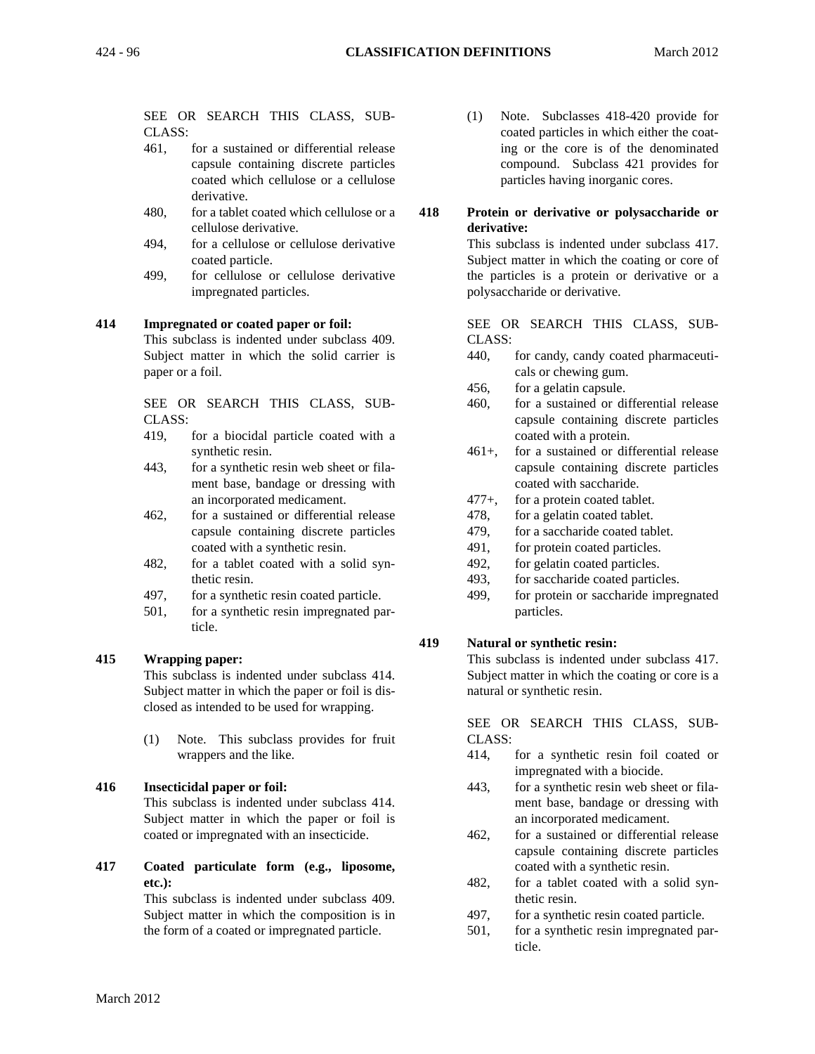SEE OR SEARCH THIS CLASS, SUBCLASS:

- 461, for a sustained or differential release capsule containing discrete particles coated which cellulose or a cellulose derivative.
- 480, for a tablet coated which cellulose or a cellulose derivative.
- 494, for a cellulose or cellulose derivative coated particle.
- 499, for cellulose or cellulose derivative impregnated particles.

**414 Impregnated or coated paper or foil:**

This subclass is indented under subclass 409. Subject matter in which the solid carrier is paper or a foil.

SEE OR SEARCH THIS CLASS, SUBCLASS:

- 419, for a biocidal particle coated with a synthetic resin.
- 443, for a synthetic resin web sheet or filament base, bandage or dressing with an incorporated medicament.
- 462, for a sustained or differential release capsule containing discrete particles coated with a synthetic resin.
- 482, for a tablet coated with a solid synthetic resin.
- 497, for a synthetic resin coated particle.
- 501, for a synthetic resin impregnated particle.

**415 Wrapping paper:**

This subclass is indented under subclass 414. Subject matter in which the paper or foil is disclosed as intended to be used for wrapping.

(1) Note. This subclass provides for fruit wrappers and the like.

**416 Insecticidal paper or foil:**

This subclass is indented under subclass 414. Subject matter in which the paper or foil is coated or impregnated with an insecticide.

**417 Coated particulate form (e.g., liposome, etc.):**

This subclass is indented under subclass 409. Subject matter in which the composition is in the form of a coated or impregnated particle.

(1) Note. Subclasses 418-420 provide for coated particles in which either the coating or the core is of the denominated compound. Subclass 421 provides for particles having inorganic cores.

**418 Protein or derivative or polysaccharide or derivative:**

This subclass is indented under subclass 417. Subject matter in which the coating or core of the particles is a protein or derivative or a polysaccharide or derivative.

SEE OR SEARCH THIS CLASS, SUBCLASS:

- 440, for candy, candy coated pharmaceuticals or chewing gum.
- 456, for a gelatin capsule.
- 460, for a sustained or differential release capsule containing discrete particles coated with a protein.
- 461+, for a sustained or differential release capsule containing discrete particles coated with saccharide.
- 477+, for a protein coated tablet.
- 478, for a gelatin coated tablet.
- 479, for a saccharide coated tablet.
- 491, for protein coated particles.
- 492, for gelatin coated particles.
- 493, for saccharide coated particles.
- 499, for protein or saccharide impregnated particles.

**419 Natural or synthetic resin:**

This subclass is indented under subclass 417. Subject matter in which the coating or core is a natural or synthetic resin.

SEE OR SEARCH THIS CLASS, SUBCLASS:

- 414, for a synthetic resin foil coated or impregnated with a biocide.
- 443, for a synthetic resin web sheet or filament base, bandage or dressing with an incorporated medicament.
- 462, for a sustained or differential release capsule containing discrete particles coated with a synthetic resin.
- 482, for a tablet coated with a solid synthetic resin.
- 497, for a synthetic resin coated particle.
- 501, for a synthetic resin impregnated particle.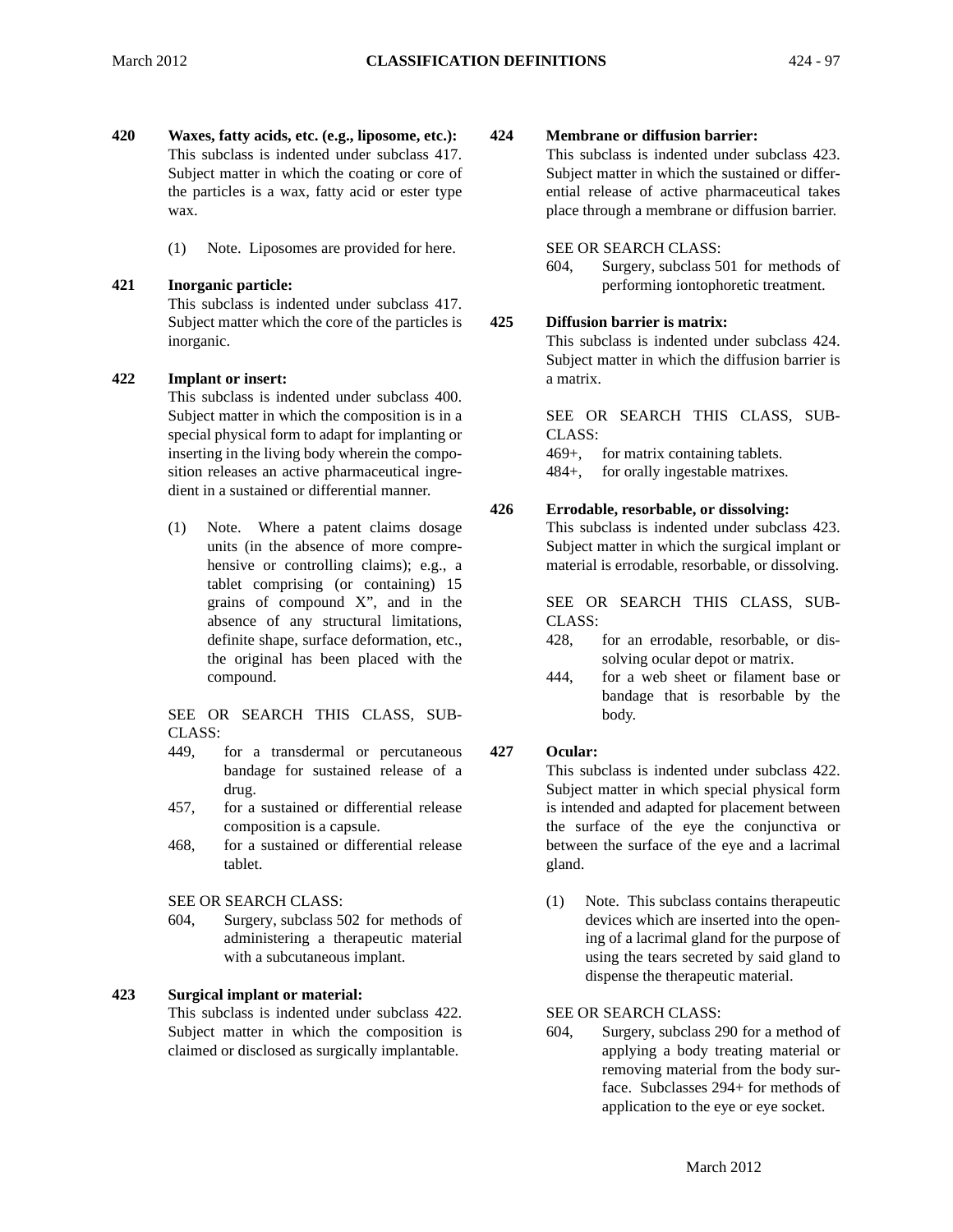**420 Waxes, fatty acids, etc. (e.g., liposome, etc.):**
This subclass is indented under subclass 417. Subject matter in which the coating or core of the particles is a wax, fatty acid or ester type wax.

(1) Note. Liposomes are provided for here.

**421 Inorganic particle:**
This subclass is indented under subclass 417. Subject matter which the core of the particles is inorganic.

**422 Implant or insert:**
This subclass is indented under subclass 400. Subject matter in which the composition is in a special physical form to adapt for implanting or inserting in the living body wherein the composition releases an active pharmaceutical ingredient in a sustained or differential manner.

(1) Note. Where a patent claims dosage units (in the absence of more comprehensive or controlling claims); e.g., a tablet comprising (or containing) 15 grains of compound X", and in the absence of any structural limitations, definite shape, surface deformation, etc., the original has been placed with the compound.

SEE OR SEARCH THIS CLASS, SUBCLASS:

449, for a transdermal or percutaneous bandage for sustained release of a drug.
457, for a sustained or differential release composition is a capsule.
468, for a sustained or differential release tablet.

SEE OR SEARCH CLASS:

604, Surgery, subclass 502 for methods of administering a therapeutic material with a subcutaneous implant.

**423 Surgical implant or material:**
This subclass is indented under subclass 422. Subject matter in which the composition is claimed or disclosed as surgically implantable.

**424 Membrane or diffusion barrier:**
This subclass is indented under subclass 423. Subject matter in which the sustained or differential release of active pharmaceutical takes place through a membrane or diffusion barrier.

SEE OR SEARCH CLASS:

604, Surgery, subclass 501 for methods of performing iontophoretic treatment.

**425 Diffusion barrier is matrix:**
This subclass is indented under subclass 424. Subject matter in which the diffusion barrier is a matrix.

SEE OR SEARCH THIS CLASS, SUBCLASS:

469+, for matrix containing tablets.
484+, for orally ingestable matrixes.

**426 Errodable, resorbable, or dissolving:**
This subclass is indented under subclass 423. Subject matter in which the surgical implant or material is errodable, resorbable, or dissolving.

SEE OR SEARCH THIS CLASS, SUBCLASS:

428, for an errodable, resorbable, or dissolving ocular depot or matrix.
444, for a web sheet or filament base or bandage that is resorbable by the body.

**427 Ocular:**
This subclass is indented under subclass 422. Subject matter in which special physical form is intended and adapted for placement between the surface of the eye the conjunctiva or between the surface of the eye and a lacrimal gland.

(1) Note. This subclass contains therapeutic devices which are inserted into the opening of a lacrimal gland for the purpose of using the tears secreted by said gland to dispense the therapeutic material.

SEE OR SEARCH CLASS:

604, Surgery, subclass 290 for a method of applying a body treating material or removing material from the body surface. Subclasses 294+ for methods of application to the eye or eye socket.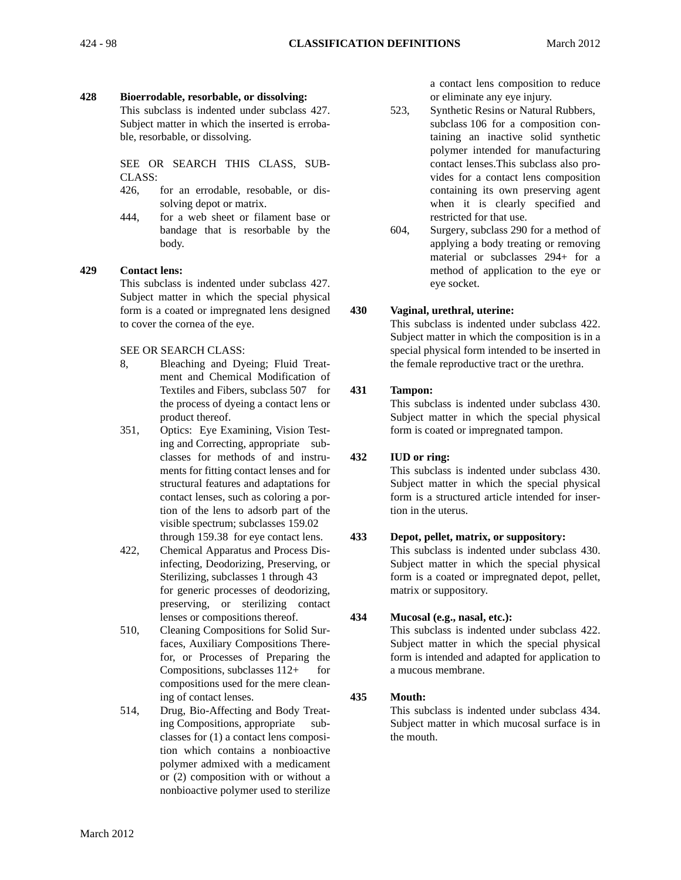**428 Bioerrodable, resorbable, or dissolving:**

This subclass is indented under subclass 427. Subject matter in which the inserted is errobable, resorbable, or dissolving.

SEE OR SEARCH THIS CLASS, SUBCLASS:

- 426, for an errodable, resobable, or dissolving depot or matrix.
- 444, for a web sheet or filament base or bandage that is resorbable by the body.

**429 Contact lens:**

This subclass is indented under subclass 427. Subject matter in which the special physical form is a coated or impregnated lens designed to cover the cornea of the eye.

SEE OR SEARCH CLASS:

- 8, Bleaching and Dyeing; Fluid Treatment and Chemical Modification of Textiles and Fibers, subclass 507 for the process of dyeing a contact lens or product thereof.
- 351, Optics: Eye Examining, Vision Testing and Correcting, appropriate subclasses for methods of and instruments for fitting contact lenses and for structural features and adaptations for contact lenses, such as coloring a portion of the lens to adsorb part of the visible spectrum; subclasses 159.02 through 159.38 for eye contact lens.
- 422, Chemical Apparatus and Process Disinfecting, Deodorizing, Preserving, or Sterilizing, subclasses 1 through 43 for generic processes of deodorizing, preserving, or sterilizing contact lenses or compositions thereof.
- 510, Cleaning Compositions for Solid Surfaces, Auxiliary Compositions Therefor, or Processes of Preparing the Compositions, subclasses 112+ for compositions used for the mere cleaning of contact lenses.
- 514, Drug, Bio-Affecting and Body Treating Compositions, appropriate subclasses for (1) a contact lens composition which contains a nonbioactive polymer admixed with a medicament or (2) composition with or without a nonbioactive polymer used to sterilize a contact lens composition to reduce or eliminate any eye injury.
- 523, Synthetic Resins or Natural Rubbers, subclass 106 for a composition containing an inactive solid synthetic polymer intended for manufacturing contact lenses.This subclass also provides for a contact lens composition containing its own preserving agent when it is clearly specified and restricted for that use.
- 604, Surgery, subclass 290 for a method of applying a body treating or removing material or subclasses 294+ for a method of application to the eye or eye socket.

**430 Vaginal, urethral, uterine:**

This subclass is indented under subclass 422. Subject matter in which the composition is in a special physical form intended to be inserted in the female reproductive tract or the urethra.

**431 Tampon:**

This subclass is indented under subclass 430. Subject matter in which the special physical form is coated or impregnated tampon.

**432 IUD or ring:**

This subclass is indented under subclass 430. Subject matter in which the special physical form is a structured article intended for insertion in the uterus.

**433 Depot, pellet, matrix, or suppository:**

This subclass is indented under subclass 430. Subject matter in which the special physical form is a coated or impregnated depot, pellet, matrix or suppository.

**434 Mucosal (e.g., nasal, etc.):**

This subclass is indented under subclass 422. Subject matter in which the special physical form is intended and adapted for application to a mucous membrane.

**435 Mouth:**

This subclass is indented under subclass 434. Subject matter in which mucosal surface is in the mouth.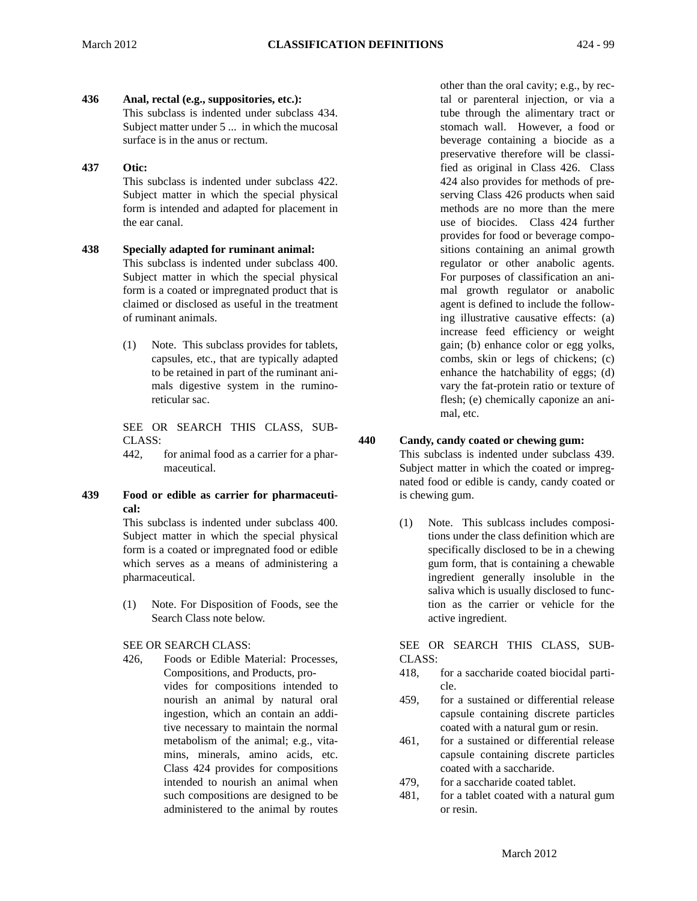**436 Anal, rectal (e.g., suppositories, etc.):**
This subclass is indented under subclass 434. Subject matter under 5 ... in which the mucosal surface is in the anus or rectum.

**437 Otic:**
This subclass is indented under subclass 422. Subject matter in which the special physical form is intended and adapted for placement in the ear canal.

**438 Specially adapted for ruminant animal:**
This subclass is indented under subclass 400. Subject matter in which the special physical form is a coated or impregnated product that is claimed or disclosed as useful in the treatment of ruminant animals.

(1) Note. This subclass provides for tablets, capsules, etc., that are typically adapted to be retained in part of the ruminant animals digestive system in the rumino-reticular sac.

SEE OR SEARCH THIS CLASS, SUBCLASS:

442, for animal food as a carrier for a pharmaceutical.

**439 Food or edible as carrier for pharmaceutical:**
This subclass is indented under subclass 400. Subject matter in which the special physical form is a coated or impregnated food or edible which serves as a means of administering a pharmaceutical.

(1) Note. For Disposition of Foods, see the Search Class note below.

SEE OR SEARCH CLASS:

426, Foods or Edible Material: Processes, Compositions, and Products, provides for compositions intended to nourish an animal by natural oral ingestion, which an contain an additive necessary to maintain the normal metabolism of the animal; e.g., vitamins, minerals, amino acids, etc. Class 424 provides for compositions intended to nourish an animal when such compositions are designed to be administered to the animal by routes other than the oral cavity; e.g., by rectal or parenteral injection, or via a tube through the alimentary tract or stomach wall. However, a food or beverage containing a biocide as a preservative therefore will be classified as original in Class 426. Class 424 also provides for methods of preserving Class 426 products when said methods are no more than the mere use of biocides. Class 424 further provides for food or beverage compositions containing an animal growth regulator or other anabolic agents. For purposes of classification an animal growth regulator or anabolic agent is defined to include the following illustrative causative effects: (a) increase feed efficiency or weight gain; (b) enhance color or egg yolks, combs, skin or legs of chickens; (c) enhance the hatchability of eggs; (d) vary the fat-protein ratio or texture of flesh; (e) chemically caponize an animal, etc.

**440 Candy, candy coated or chewing gum:**
This subclass is indented under subclass 439. Subject matter in which the coated or impregnated food or edible is candy, candy coated or is chewing gum.

(1) Note. This sublcass includes compositions under the class definition which are specifically disclosed to be in a chewing gum form, that is containing a chewable ingredient generally insoluble in the saliva which is usually disclosed to function as the carrier or vehicle for the active ingredient.

SEE OR SEARCH THIS CLASS, SUBCLASS:

418, for a saccharide coated biocidal particle.
459, for a sustained or differential release capsule containing discrete particles coated with a natural gum or resin.
461, for a sustained or differential release capsule containing discrete particles coated with a saccharide.
479, for a saccharide coated tablet.
481, for a tablet coated with a natural gum or resin.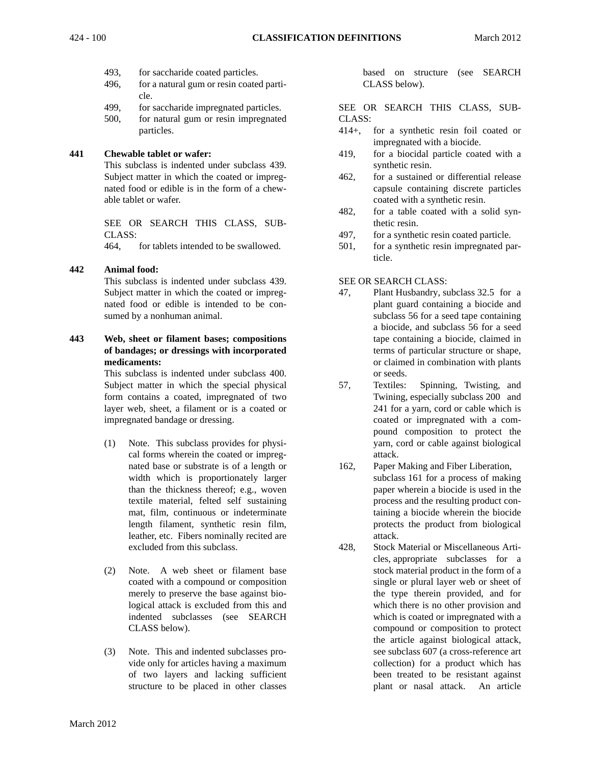- 493, for saccharide coated particles.
- 496, for a natural gum or resin coated particle.
- 499, for saccharide impregnated particles.
- 500, for natural gum or resin impregnated particles.

**441 Chewable tablet or wafer:**

This subclass is indented under subclass 439. Subject matter in which the coated or impregnated food or edible is in the form of a chewable tablet or wafer.

SEE OR SEARCH THIS CLASS, SUBCLASS:

- 464, for tablets intended to be swallowed.

**442 Animal food:**

This subclass is indented under subclass 439. Subject matter in which the coated or impregnated food or edible is intended to be consumed by a nonhuman animal.

**443 Web, sheet or filament bases; compositions of bandages; or dressings with incorporated medicaments:**

This subclass is indented under subclass 400. Subject matter in which the special physical form contains a coated, impregnated of two layer web, sheet, a filament or is a coated or impregnated bandage or dressing.

(1) Note. This subclass provides for physical forms wherein the coated or impregnated base or substrate is of a length or width which is proportionately larger than the thickness thereof; e.g., woven textile material, felted self sustaining mat, film, continuous or indeterminate length filament, synthetic resin film, leather, etc. Fibers nominally recited are excluded from this subclass.

(2) Note. A web sheet or filament base coated with a compound or composition merely to preserve the base against biological attack is excluded from this and indented subclasses (see SEARCH CLASS below).

(3) Note. This and indented subclasses provide only for articles having a maximum of two layers and lacking sufficient structure to be placed in other classes based on structure (see SEARCH CLASS below).

SEE OR SEARCH THIS CLASS, SUBCLASS:

- 414+, for a synthetic resin foil coated or impregnated with a biocide.
- 419, for a biocidal particle coated with a synthetic resin.
- 462, for a sustained or differential release capsule containing discrete particles coated with a synthetic resin.
- 482, for a table coated with a solid synthetic resin.
- 497, for a synthetic resin coated particle.
- 501, for a synthetic resin impregnated particle.

SEE OR SEARCH CLASS:

- 47, Plant Husbandry, subclass 32.5 for a plant guard containing a biocide and subclass 56 for a seed tape containing a biocide, and subclass 56 for a seed tape containing a biocide, claimed in terms of particular structure or shape, or claimed in combination with plants or seeds.
- 57, Textiles: Spinning, Twisting, and Twining, especially subclass 200 and 241 for a yarn, cord or cable which is coated or impregnated with a compound composition to protect the yarn, cord or cable against biological attack.
- 162, Paper Making and Fiber Liberation, subclass 161 for a process of making paper wherein a biocide is used in the process and the resulting product containing a biocide wherein the biocide protects the product from biological attack.
- 428, Stock Material or Miscellaneous Articles, appropriate subclasses for a stock material product in the form of a single or plural layer web or sheet of the type therein provided, and for which there is no other provision and which is coated or impregnated with a compound or composition to protect the article against biological attack, see subclass 607 (a cross-reference art collection) for a product which has been treated to be resistant against plant or nasal attack. An article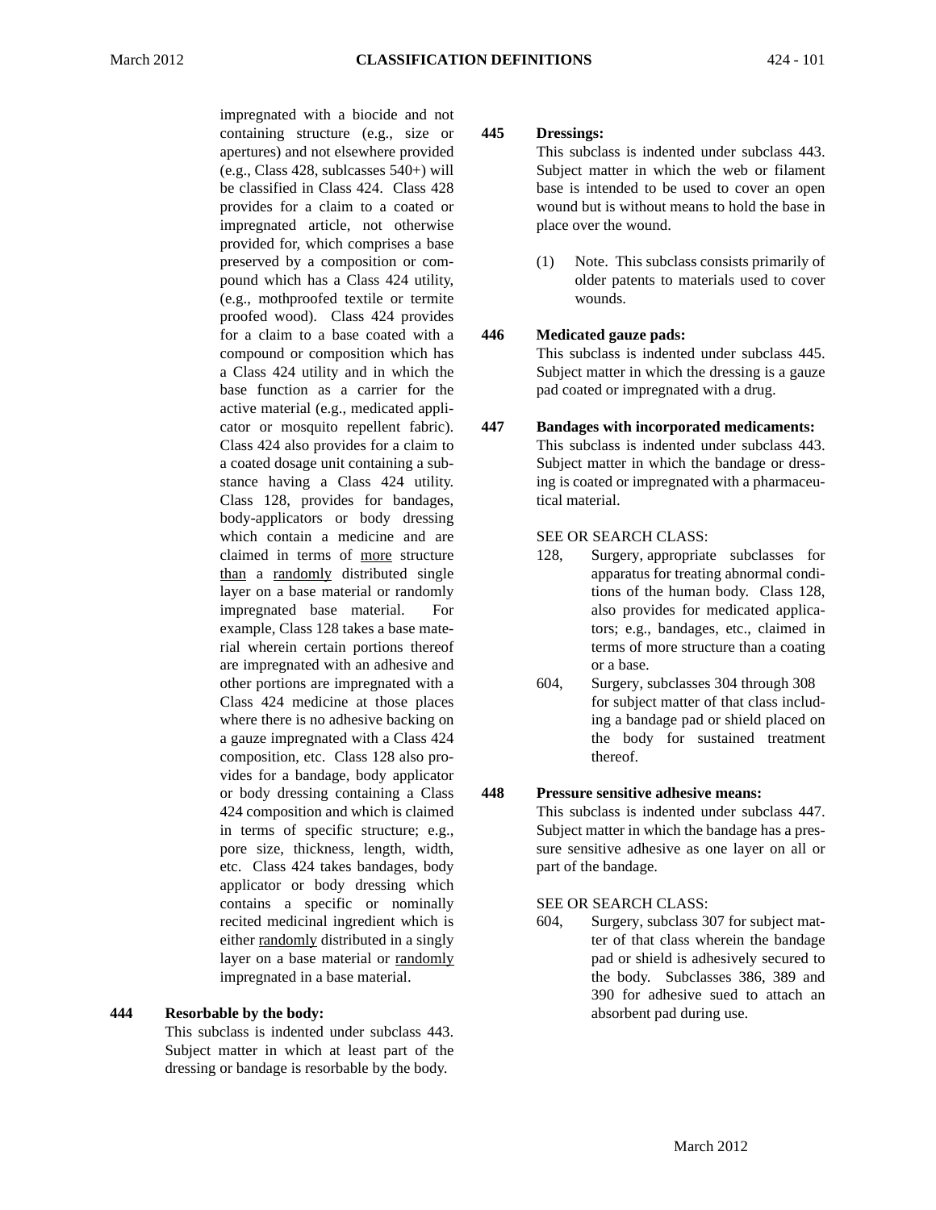impregnated with a biocide and not containing structure (e.g., size or apertures) and not elsewhere provided (e.g., Class 428, sublcasses 540+) will be classified in Class 424. Class 428 provides for a claim to a coated or impregnated article, not otherwise provided for, which comprises a base preserved by a composition or compound which has a Class 424 utility, (e.g., mothproofed textile or termite proofed wood). Class 424 provides for a claim to a base coated with a compound or composition which has a Class 424 utility and in which the base function as a carrier for the active material (e.g., medicated applicator or mosquito repellent fabric). Class 424 also provides for a claim to a coated dosage unit containing a substance having a Class 424 utility. Class 128, provides for bandages, body-applicators or body dressing which contain a medicine and are claimed in terms of more structure than a randomly distributed single layer on a base material or randomly impregnated base material. For example, Class 128 takes a base material wherein certain portions thereof are impregnated with an adhesive and other portions are impregnated with a Class 424 medicine at those places where there is no adhesive backing on a gauze impregnated with a Class 424 composition, etc. Class 128 also provides for a bandage, body applicator or body dressing containing a Class 424 composition and which is claimed in terms of specific structure; e.g., pore size, thickness, length, width, etc. Class 424 takes bandages, body applicator or body dressing which contains a specific or nominally recited medicinal ingredient which is either randomly distributed in a singly layer on a base material or randomly impregnated in a base material.

**444 Resorbable by the body:**
This subclass is indented under subclass 443. Subject matter in which at least part of the dressing or bandage is resorbable by the body.

**445 Dressings:**
This subclass is indented under subclass 443. Subject matter in which the web or filament base is intended to be used to cover an open wound but is without means to hold the base in place over the wound.

(1) Note. This subclass consists primarily of older patents to materials used to cover wounds.

**446 Medicated gauze pads:**
This subclass is indented under subclass 445. Subject matter in which the dressing is a gauze pad coated or impregnated with a drug.

**447 Bandages with incorporated medicaments:**
This subclass is indented under subclass 443. Subject matter in which the bandage or dressing is coated or impregnated with a pharmaceutical material.

SEE OR SEARCH CLASS:

128, Surgery, appropriate subclasses for apparatus for treating abnormal conditions of the human body. Class 128, also provides for medicated applicators; e.g., bandages, etc., claimed in terms of more structure than a coating or a base.

604, Surgery, subclasses 304 through 308 for subject matter of that class including a bandage pad or shield placed on the body for sustained treatment thereof.

**448 Pressure sensitive adhesive means:**
This subclass is indented under subclass 447. Subject matter in which the bandage has a pressure sensitive adhesive as one layer on all or part of the bandage.

SEE OR SEARCH CLASS:

604, Surgery, subclass 307 for subject matter of that class wherein the bandage pad or shield is adhesively secured to the body. Subclasses 386, 389 and 390 for adhesive sued to attach an absorbent pad during use.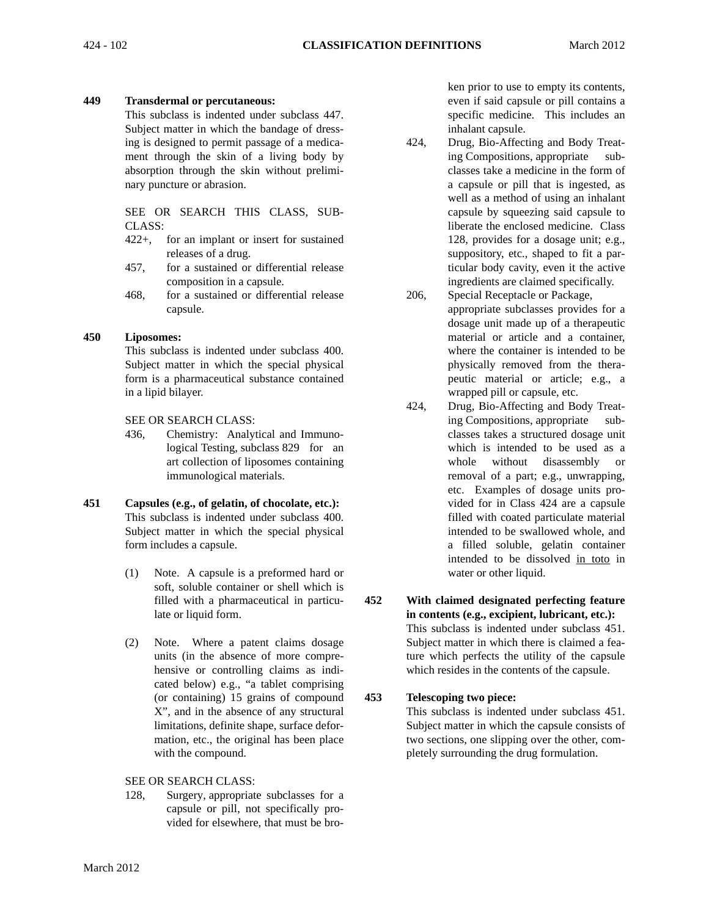**449 Transdermal or percutaneous:**

This subclass is indented under subclass 447. Subject matter in which the bandage of dressing is designed to permit passage of a medicament through the skin of a living body by absorption through the skin without preliminary puncture or abrasion.

SEE OR SEARCH THIS CLASS, SUBCLASS:

- 422+, for an implant or insert for sustained releases of a drug.
- 457, for a sustained or differential release composition in a capsule.
- 468, for a sustained or differential release capsule.

**450 Liposomes:**

This subclass is indented under subclass 400. Subject matter in which the special physical form is a pharmaceutical substance contained in a lipid bilayer.

SEE OR SEARCH CLASS:

- 436, Chemistry: Analytical and Immunological Testing, subclass 829 for an art collection of liposomes containing immunological materials.

**451 Capsules (e.g., of gelatin, of chocolate, etc.):**

This subclass is indented under subclass 400. Subject matter in which the special physical form includes a capsule.

(1) Note. A capsule is a preformed hard or soft, soluble container or shell which is filled with a pharmaceutical in particulate or liquid form.

(2) Note. Where a patent claims dosage units (in the absence of more comprehensive or controlling claims as indicated below) e.g., "a tablet comprising (or containing) 15 grains of compound X", and in the absence of any structural limitations, definite shape, surface deformation, etc., the original has been place with the compound.

SEE OR SEARCH CLASS:

- 128, Surgery, appropriate subclasses for a capsule or pill, not specifically provided for elsewhere, that must be broken prior to use to empty its contents, even if said capsule or pill contains a specific medicine. This includes an inhalant capsule.
- 424, Drug, Bio-Affecting and Body Treating Compositions, appropriate subclasses take a medicine in the form of a capsule or pill that is ingested, as well as a method of using an inhalant capsule by squeezing said capsule to liberate the enclosed medicine. Class 128, provides for a dosage unit; e.g., suppository, etc., shaped to fit a particular body cavity, even it the active ingredients are claimed specifically.
- 206, Special Receptacle or Package, appropriate subclasses provides for a dosage unit made up of a therapeutic material or article and a container, where the container is intended to be physically removed from the therapeutic material or article; e.g., a wrapped pill or capsule, etc.
- 424, Drug, Bio-Affecting and Body Treating Compositions, appropriate subclasses takes a structured dosage unit which is intended to be used as a whole without disassembly or removal of a part; e.g., unwrapping, etc. Examples of dosage units provided for in Class 424 are a capsule filled with coated particulate material intended to be swallowed whole, and a filled soluble, gelatin container intended to be dissolved in toto in water or other liquid.

**452 With claimed designated perfecting feature in contents (e.g., excipient, lubricant, etc.):**

This subclass is indented under subclass 451. Subject matter in which there is claimed a feature which perfects the utility of the capsule which resides in the contents of the capsule.

**453 Telescoping two piece:**

This subclass is indented under subclass 451. Subject matter in which the capsule consists of two sections, one slipping over the other, completely surrounding the drug formulation.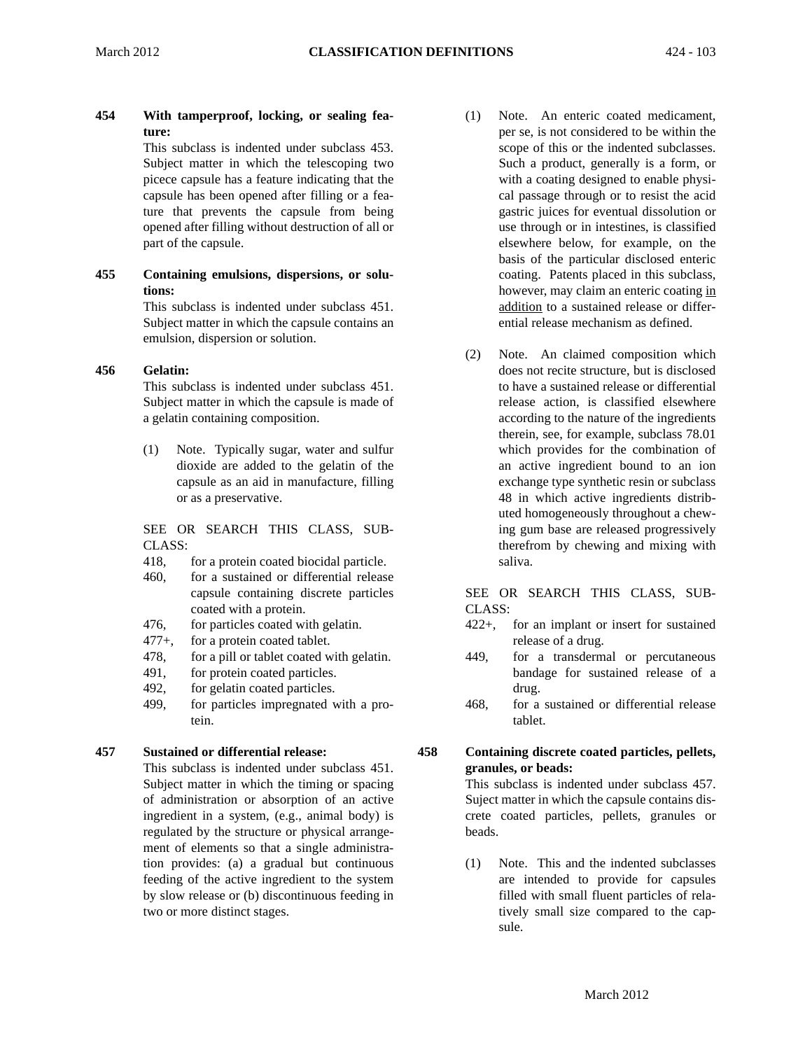**454 With tamperproof, locking, or sealing feature:**

This subclass is indented under subclass 453. Subject matter in which the telescoping two picece capsule has a feature indicating that the capsule has been opened after filling or a feature that prevents the capsule from being opened after filling without destruction of all or part of the capsule.

**455 Containing emulsions, dispersions, or solutions:**

This subclass is indented under subclass 451. Subject matter in which the capsule contains an emulsion, dispersion or solution.

**456 Gelatin:**

This subclass is indented under subclass 451. Subject matter in which the capsule is made of a gelatin containing composition.

(1) Note. Typically sugar, water and sulfur dioxide are added to the gelatin of the capsule as an aid in manufacture, filling or as a preservative.

SEE OR SEARCH THIS CLASS, SUBCLASS:

- 418, for a protein coated biocidal particle.
- 460, for a sustained or differential release capsule containing discrete particles coated with a protein.
- 476, for particles coated with gelatin.
- 477+, for a protein coated tablet.
- 478, for a pill or tablet coated with gelatin.
- 491, for protein coated particles.
- 492, for gelatin coated particles.
- 499, for particles impregnated with a protein.

**457 Sustained or differential release:**

This subclass is indented under subclass 451. Subject matter in which the timing or spacing of administration or absorption of an active ingredient in a system, (e.g., animal body) is regulated by the structure or physical arrangement of elements so that a single administration provides: (a) a gradual but continuous feeding of the active ingredient to the system by slow release or (b) discontinuous feeding in two or more distinct stages.

(1) Note. An enteric coated medicament, per se, is not considered to be within the scope of this or the indented subclasses. Such a product, generally is a form, or with a coating designed to enable physical passage through or to resist the acid gastric juices for eventual dissolution or use through or in intestines, is classified elsewhere below, for example, on the basis of the particular disclosed enteric coating. Patents placed in this subclass, however, may claim an enteric coating <u>in addition</u> to a sustained release or differential release mechanism as defined.

(2) Note. An claimed composition which does not recite structure, but is disclosed to have a sustained release or differential release action, is classified elsewhere according to the nature of the ingredients therein, see, for example, subclass 78.01 which provides for the combination of an active ingredient bound to an ion exchange type synthetic resin or subclass 48 in which active ingredients distributed homogeneously throughout a chewing gum base are released progressively therefrom by chewing and mixing with saliva.

SEE OR SEARCH THIS CLASS, SUBCLASS:

- 422+, for an implant or insert for sustained release of a drug.
- 449, for a transdermal or percutaneous bandage for sustained release of a drug.
- 468, for a sustained or differential release tablet.

**458 Containing discrete coated particles, pellets, granules, or beads:**

This subclass is indented under subclass 457. Suject matter in which the capsule contains discrete coated particles, pellets, granules or beads.

(1) Note. This and the indented subclasses are intended to provide for capsules filled with small fluent particles of relatively small size compared to the capsule.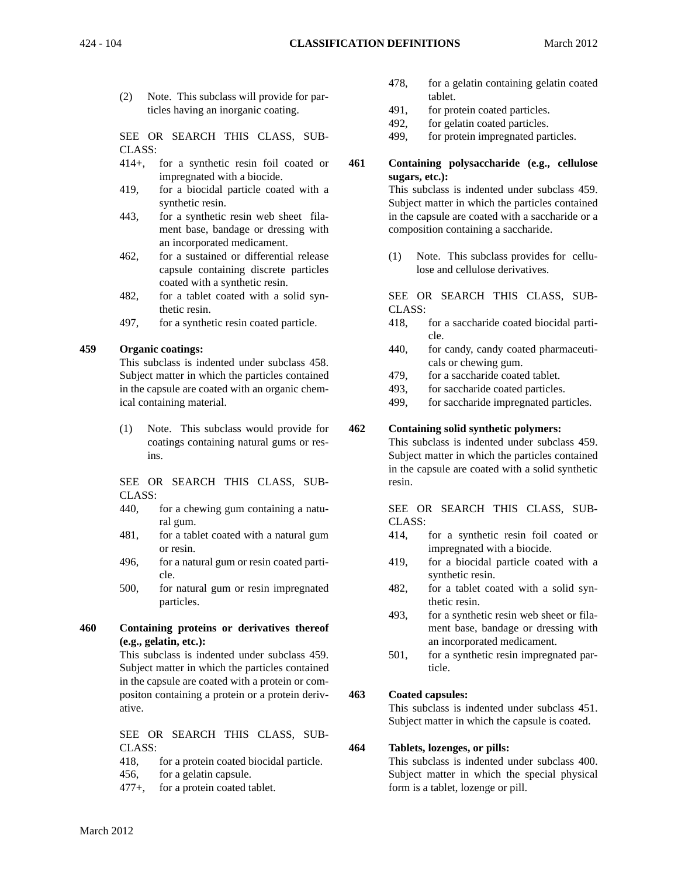(2) Note. This subclass will provide for particles having an inorganic coating.

SEE OR SEARCH THIS CLASS, SUBCLASS:

- 414+, for a synthetic resin foil coated or impregnated with a biocide.
- 419, for a biocidal particle coated with a synthetic resin.
- 443, for a synthetic resin web sheet filament base, bandage or dressing with an incorporated medicament.
- 462, for a sustained or differential release capsule containing discrete particles coated with a synthetic resin.
- 482, for a tablet coated with a solid synthetic resin.
- 497, for a synthetic resin coated particle.

**459 Organic coatings:**

This subclass is indented under subclass 458. Subject matter in which the particles contained in the capsule are coated with an organic chemical containing material.

(1) Note. This subclass would provide for coatings containing natural gums or resins.

SEE OR SEARCH THIS CLASS, SUBCLASS:

- 440, for a chewing gum containing a natural gum.
- 481, for a tablet coated with a natural gum or resin.
- 496, for a natural gum or resin coated particle.
- 500, for natural gum or resin impregnated particles.

**460 Containing proteins or derivatives thereof (e.g., gelatin, etc.):**

This subclass is indented under subclass 459. Subject matter in which the particles contained in the capsule are coated with a protein or compositon containing a protein or a protein derivative.

SEE OR SEARCH THIS CLASS, SUBCLASS:

- 418, for a protein coated biocidal particle.
- 456, for a gelatin capsule.
- 477+, for a protein coated tablet.
- 478, for a gelatin containing gelatin coated tablet.
- 491, for protein coated particles.
- 492, for gelatin coated particles.
- 499, for protein impregnated particles.

**461 Containing polysaccharide (e.g., cellulose sugars, etc.):**

This subclass is indented under subclass 459. Subject matter in which the particles contained in the capsule are coated with a saccharide or a composition containing a saccharide.

(1) Note. This subclass provides for cellulose and cellulose derivatives.

SEE OR SEARCH THIS CLASS, SUBCLASS:

- 418, for a saccharide coated biocidal particle.
- 440, for candy, candy coated pharmaceuticals or chewing gum.
- 479, for a saccharide coated tablet.
- 493, for saccharide coated particles.
- 499, for saccharide impregnated particles.

**462 Containing solid synthetic polymers:**

This subclass is indented under subclass 459. Subject matter in which the particles contained in the capsule are coated with a solid synthetic resin.

SEE OR SEARCH THIS CLASS, SUBCLASS:

- 414, for a synthetic resin foil coated or impregnated with a biocide.
- 419, for a biocidal particle coated with a synthetic resin.
- 482, for a tablet coated with a solid synthetic resin.
- 493, for a synthetic resin web sheet or filament base, bandage or dressing with an incorporated medicament.
- 501, for a synthetic resin impregnated particle.

**463 Coated capsules:**

This subclass is indented under subclass 451. Subject matter in which the capsule is coated.

**464 Tablets, lozenges, or pills:**

This subclass is indented under subclass 400. Subject matter in which the special physical form is a tablet, lozenge or pill.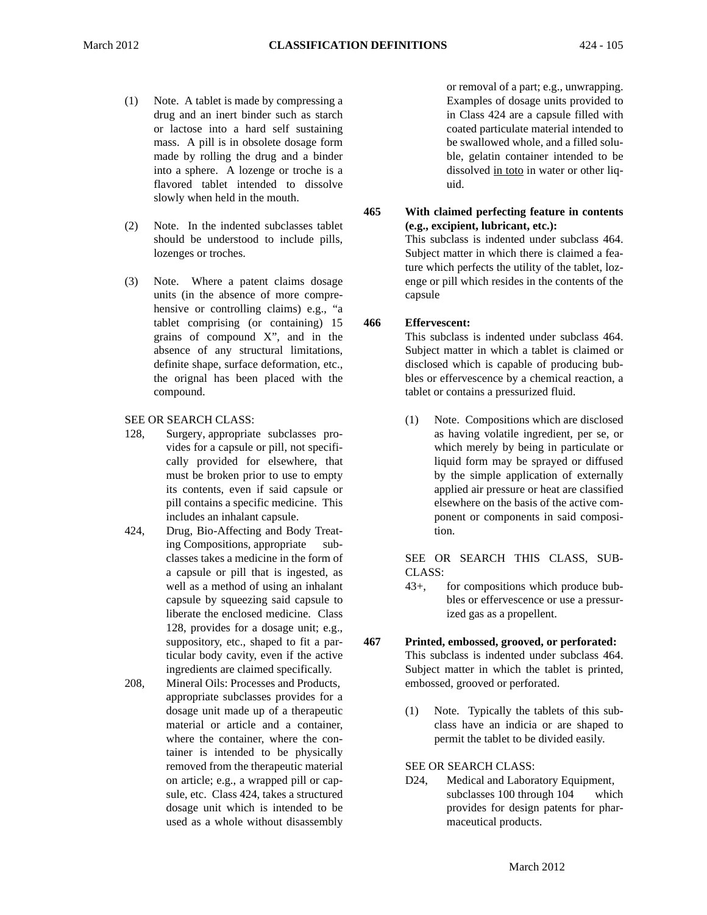(1) Note. A tablet is made by compressing a drug and an inert binder such as starch or lactose into a hard self sustaining mass. A pill is in obsolete dosage form made by rolling the drug and a binder into a sphere. A lozenge or troche is a flavored tablet intended to dissolve slowly when held in the mouth.

(2) Note. In the indented subclasses tablet should be understood to include pills, lozenges or troches.

(3) Note. Where a patent claims dosage units (in the absence of more comprehensive or controlling claims) e.g., "a tablet comprising (or containing) 15 grains of compound X", and in the absence of any structural limitations, definite shape, surface deformation, etc., the orignal has been placed with the compound.

SEE OR SEARCH CLASS:

128, Surgery, appropriate subclasses provides for a capsule or pill, not specifically provided for elsewhere, that must be broken prior to use to empty its contents, even if said capsule or pill contains a specific medicine. This includes an inhalant capsule.

424, Drug, Bio-Affecting and Body Treating Compositions, appropriate subclasses takes a medicine in the form of a capsule or pill that is ingested, as well as a method of using an inhalant capsule by squeezing said capsule to liberate the enclosed medicine. Class 128, provides for a dosage unit; e.g., suppository, etc., shaped to fit a particular body cavity, even if the active ingredients are claimed specifically.

208, Mineral Oils: Processes and Products, appropriate subclasses provides for a dosage unit made up of a therapeutic material or article and a container, where the container is intended to be physically removed from the therapeutic material on article; e.g., a wrapped pill or capsule, etc. Class 424, takes a structured dosage unit which is intended to be used as a whole without disassembly or removal of a part; e.g., unwrapping. Examples of dosage units provided to in Class 424 are a capsule filled with coated particulate material intended to be swallowed whole, and a filled soluble, gelatin container intended to be dissolved in toto in water or other liquid.

**465 With claimed perfecting feature in contents (e.g., excipient, lubricant, etc.):**

This subclass is indented under subclass 464. Subject matter in which there is claimed a feature which perfects the utility of the tablet, lozenge or pill which resides in the contents of the capsule

**466 Effervescent:**

This subclass is indented under subclass 464. Subject matter in which a tablet is claimed or disclosed which is capable of producing bubbles or effervescence by a chemical reaction, a tablet or contains a pressurized fluid.

(1) Note. Compositions which are disclosed as having volatile ingredient, per se, or which merely by being in particulate or liquid form may be sprayed or diffused by the simple application of externally applied air pressure or heat are classified elsewhere on the basis of the active component or components in said composition.

SEE OR SEARCH THIS CLASS, SUBCLASS:

43+, for compositions which produce bubbles or effervescence or use a pressurized gas as a propellent.

**467 Printed, embossed, grooved, or perforated:**

This subclass is indented under subclass 464. Subject matter in which the tablet is printed, embossed, grooved or perforated.

(1) Note. Typically the tablets of this subclass have an indicia or are shaped to permit the tablet to be divided easily.

SEE OR SEARCH CLASS:

D24, Medical and Laboratory Equipment, subclasses 100 through 104 which provides for design patents for pharmaceutical products.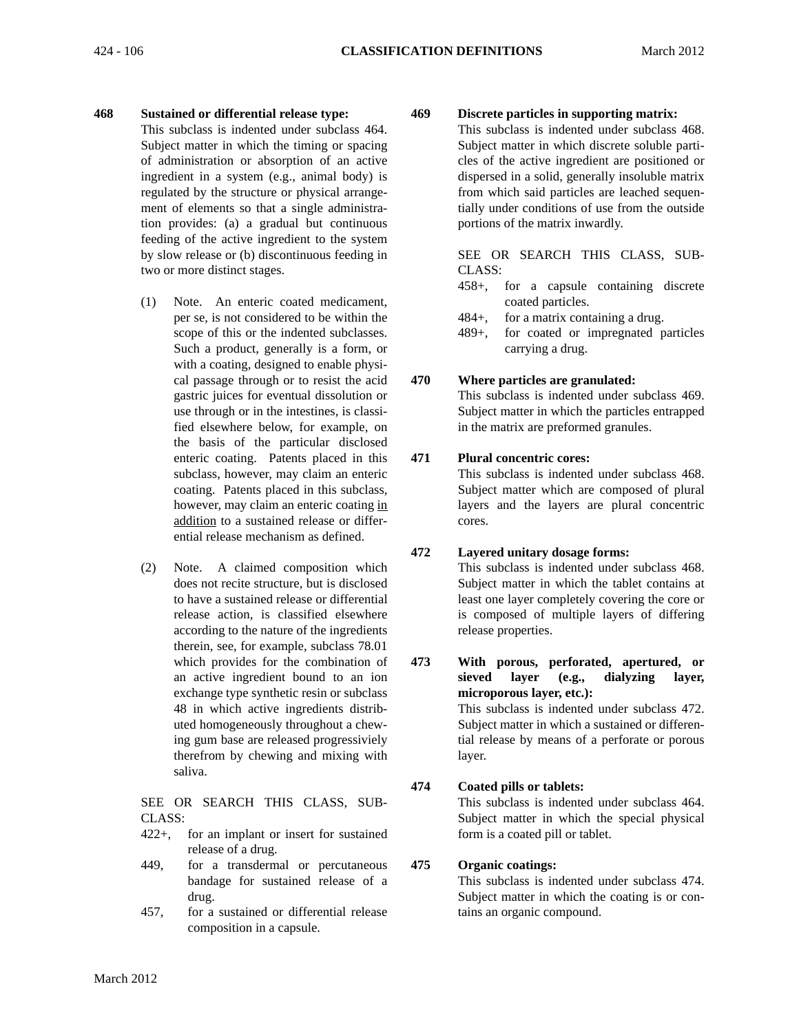**468 Sustained or differential release type:**

This subclass is indented under subclass 464. Subject matter in which the timing or spacing of administration or absorption of an active ingredient in a system (e.g., animal body) is regulated by the structure or physical arrangement of elements so that a single administration provides: (a) a gradual but continuous feeding of the active ingredient to the system by slow release or (b) discontinuous feeding in two or more distinct stages.

(1) Note. An enteric coated medicament, per se, is not considered to be within the scope of this or the indented subclasses. Such a product, generally is a form, or with a coating, designed to enable physical passage through or to resist the acid gastric juices for eventual dissolution or use through or in the intestines, is classified elsewhere below, for example, on the basis of the particular disclosed enteric coating. Patents placed in this subclass, however, may claim an enteric coating. Patents placed in this subclass, however, may claim an enteric coating in addition to a sustained release or differential release mechanism as defined.

(2) Note. A claimed composition which does not recite structure, but is disclosed to have a sustained release or differential release action, is classified elsewhere according to the nature of the ingredients therein, see, for example, subclass 78.01 which provides for the combination of an active ingredient bound to an ion exchange type synthetic resin or subclass 48 in which active ingredients distributed homogeneously throughout a chewing gum base are released progressiviely therefrom by chewing and mixing with saliva.

SEE OR SEARCH THIS CLASS, SUBCLASS:

- 422+, for an implant or insert for sustained release of a drug.
- 449, for a transdermal or percutaneous bandage for sustained release of a drug.
- 457, for a sustained or differential release composition in a capsule.

**469 Discrete particles in supporting matrix:**

This subclass is indented under subclass 468. Subject matter in which discrete soluble particles of the active ingredient are positioned or dispersed in a solid, generally insoluble matrix from which said particles are leached sequentially under conditions of use from the outside portions of the matrix inwardly.

SEE OR SEARCH THIS CLASS, SUBCLASS:

- 458+, for a capsule containing discrete coated particles.
- 484+, for a matrix containing a drug.
- 489+, for coated or impregnated particles carrying a drug.

**470 Where particles are granulated:**

This subclass is indented under subclass 469. Subject matter in which the particles entrapped in the matrix are preformed granules.

**471 Plural concentric cores:**

This subclass is indented under subclass 468. Subject matter which are composed of plural layers and the layers are plural concentric cores.

**472 Layered unitary dosage forms:**

This subclass is indented under subclass 468. Subject matter in which the tablet contains at least one layer completely covering the core or is composed of multiple layers of differing release properties.

**473 With porous, perforated, apertured, or sieved layer (e.g., dialyzing layer, microporous layer, etc.):**

This subclass is indented under subclass 472. Subject matter in which a sustained or differential release by means of a perforate or porous layer.

**474 Coated pills or tablets:**

This subclass is indented under subclass 464. Subject matter in which the special physical form is a coated pill or tablet.

**475 Organic coatings:**

This subclass is indented under subclass 474. Subject matter in which the coating is or contains an organic compound.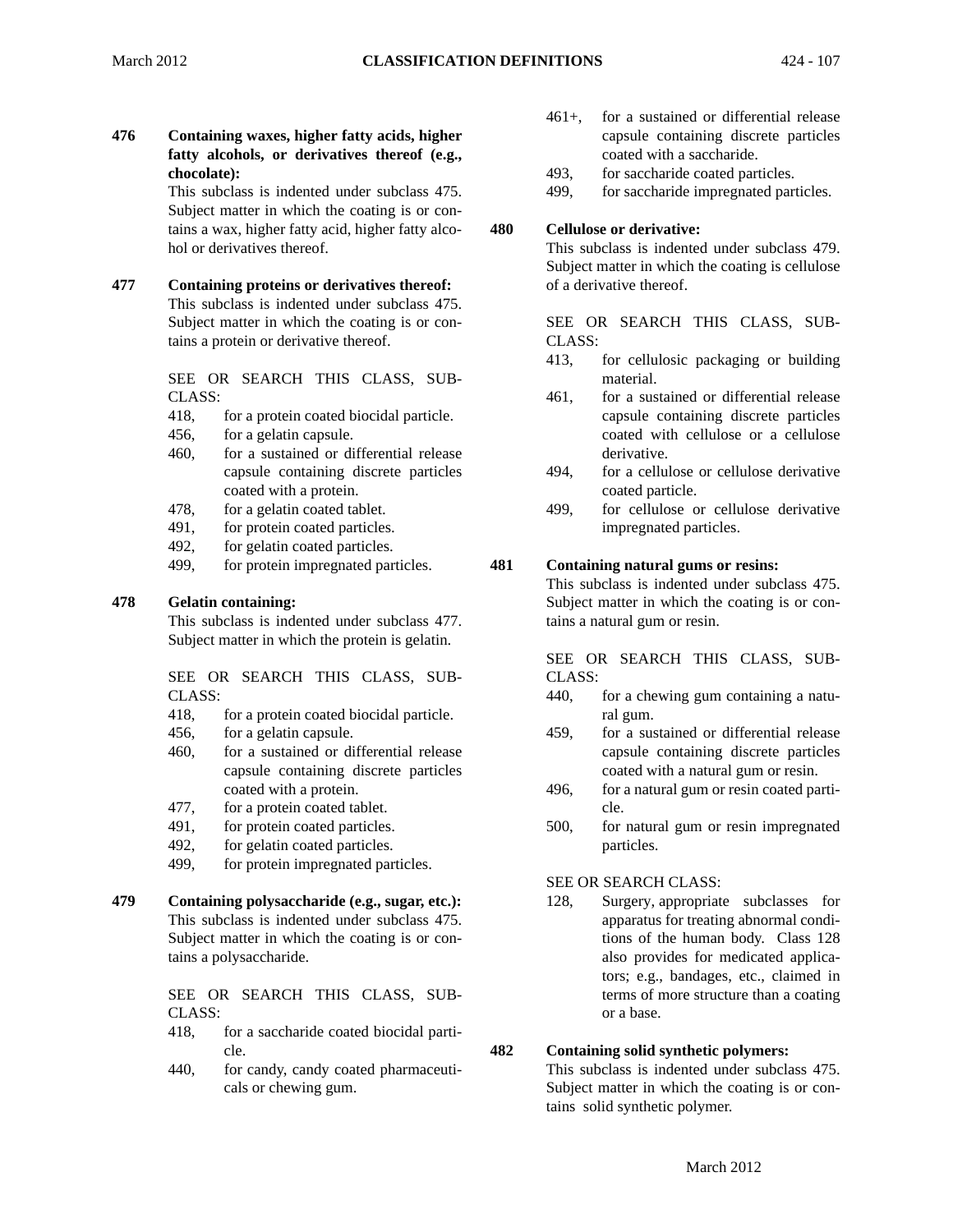**476 Containing waxes, higher fatty acids, higher fatty alcohols, or derivatives thereof (e.g., chocolate):**

This subclass is indented under subclass 475. Subject matter in which the coating is or contains a wax, higher fatty acid, higher fatty alcohol or derivatives thereof.

**477 Containing proteins or derivatives thereof:**

This subclass is indented under subclass 475. Subject matter in which the coating is or contains a protein or derivative thereof.

SEE OR SEARCH THIS CLASS, SUBCLASS:

- 418, for a protein coated biocidal particle.
- 456, for a gelatin capsule.
- 460, for a sustained or differential release capsule containing discrete particles coated with a protein.
- 478, for a gelatin coated tablet.
- 491, for protein coated particles.
- 492, for gelatin coated particles.
- 499, for protein impregnated particles.

**478 Gelatin containing:**

This subclass is indented under subclass 477. Subject matter in which the protein is gelatin.

SEE OR SEARCH THIS CLASS, SUBCLASS:

- 418, for a protein coated biocidal particle.
- 456, for a gelatin capsule.
- 460, for a sustained or differential release capsule containing discrete particles coated with a protein.
- 477, for a protein coated tablet.
- 491, for protein coated particles.
- 492, for gelatin coated particles.
- 499, for protein impregnated particles.

**479 Containing polysaccharide (e.g., sugar, etc.):**

This subclass is indented under subclass 475. Subject matter in which the coating is or contains a polysaccharide.

SEE OR SEARCH THIS CLASS, SUBCLASS:

- 418, for a saccharide coated biocidal particle.
- 440, for candy, candy coated pharmaceuticals or chewing gum.
- 461+, for a sustained or differential release capsule containing discrete particles coated with a saccharide.
- 493, for saccharide coated particles.
- 499, for saccharide impregnated particles.

**480 Cellulose or derivative:**

This subclass is indented under subclass 479. Subject matter in which the coating is cellulose of a derivative thereof.

SEE OR SEARCH THIS CLASS, SUBCLASS:

- 413, for cellulosic packaging or building material.
- 461, for a sustained or differential release capsule containing discrete particles coated with cellulose or a cellulose derivative.
- 494, for a cellulose or cellulose derivative coated particle.
- 499, for cellulose or cellulose derivative impregnated particles.

**481 Containing natural gums or resins:**

This subclass is indented under subclass 475. Subject matter in which the coating is or contains a natural gum or resin.

SEE OR SEARCH THIS CLASS, SUBCLASS:

- 440, for a chewing gum containing a natural gum.
- 459, for a sustained or differential release capsule containing discrete particles coated with a natural gum or resin.
- 496, for a natural gum or resin coated particle.
- 500, for natural gum or resin impregnated particles.

SEE OR SEARCH CLASS:

- 128, Surgery, appropriate subclasses for apparatus for treating abnormal conditions of the human body. Class 128 also provides for medicated applicators; e.g., bandages, etc., claimed in terms of more structure than a coating or a base.

**482 Containing solid synthetic polymers:**

This subclass is indented under subclass 475. Subject matter in which the coating is or contains solid synthetic polymer.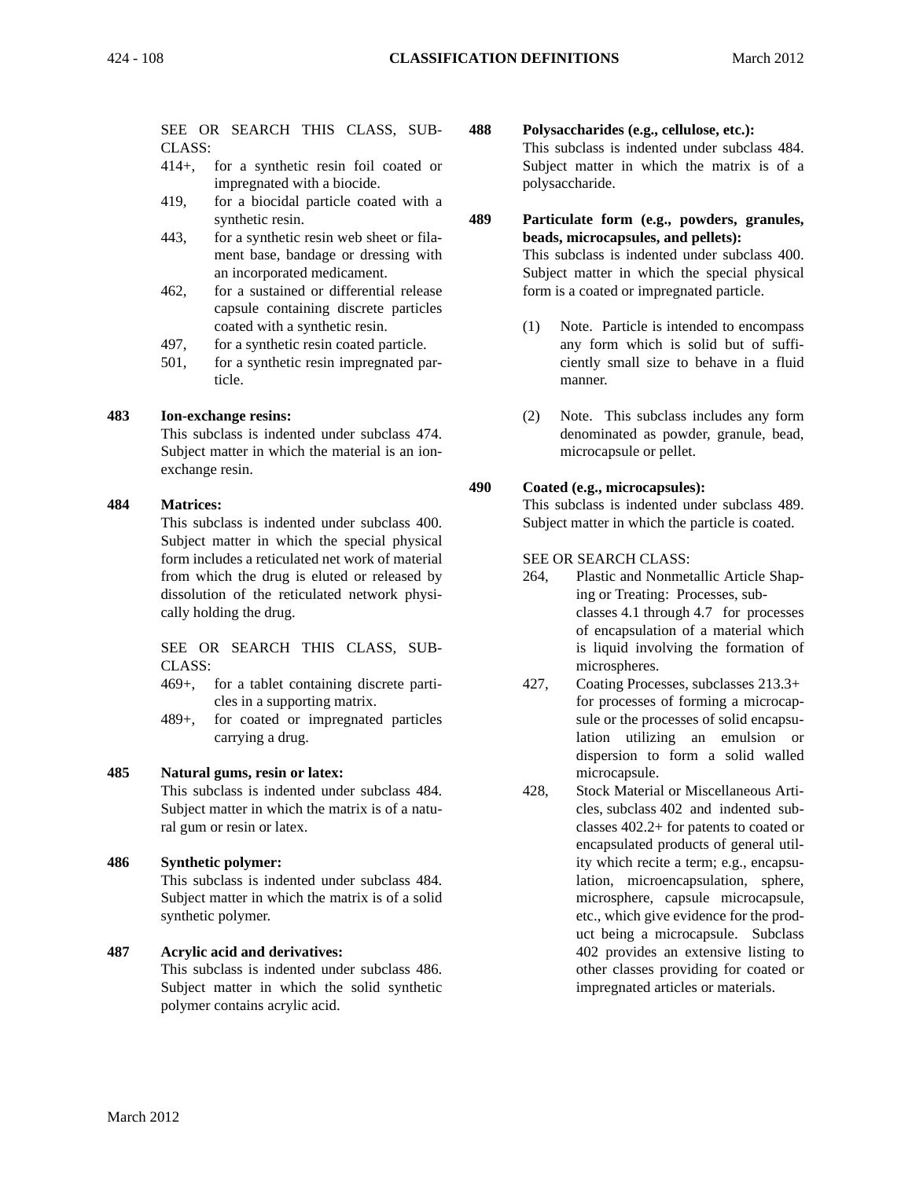SEE OR SEARCH THIS CLASS, SUBCLASS:

- 414+, for a synthetic resin foil coated or impregnated with a biocide.
- 419, for a biocidal particle coated with a synthetic resin.
- 443, for a synthetic resin web sheet or filament base, bandage or dressing with an incorporated medicament.
- 462, for a sustained or differential release capsule containing discrete particles coated with a synthetic resin.
- 497, for a synthetic resin coated particle.
- 501, for a synthetic resin impregnated particle.

**483 Ion-exchange resins:**
This subclass is indented under subclass 474. Subject matter in which the material is an ion-exchange resin.

**484 Matrices:**
This subclass is indented under subclass 400. Subject matter in which the special physical form includes a reticulated net work of material from which the drug is eluted or released by dissolution of the reticulated network physically holding the drug.

SEE OR SEARCH THIS CLASS, SUBCLASS:

- 469+, for a tablet containing discrete particles in a supporting matrix.
- 489+, for coated or impregnated particles carrying a drug.

**485 Natural gums, resin or latex:**
This subclass is indented under subclass 484. Subject matter in which the matrix is of a natural gum or resin or latex.

**486 Synthetic polymer:**
This subclass is indented under subclass 484. Subject matter in which the matrix is of a solid synthetic polymer.

**487 Acrylic acid and derivatives:**
This subclass is indented under subclass 486. Subject matter in which the solid synthetic polymer contains acrylic acid.

**488 Polysaccharides (e.g., cellulose, etc.):**
This subclass is indented under subclass 484. Subject matter in which the matrix is of a polysaccharide.

**489 Particulate form (e.g., powders, granules, beads, microcapsules, and pellets):**
This subclass is indented under subclass 400. Subject matter in which the special physical form is a coated or impregnated particle.

(1) Note. Particle is intended to encompass any form which is solid but of sufficiently small size to behave in a fluid manner.

(2) Note. This subclass includes any form denominated as powder, granule, bead, microcapsule or pellet.

**490 Coated (e.g., microcapsules):**
This subclass is indented under subclass 489. Subject matter in which the particle is coated.

SEE OR SEARCH CLASS:

- 264, Plastic and Nonmetallic Article Shaping or Treating: Processes, subclasses 4.1 through 4.7 for processes of encapsulation of a material which is liquid involving the formation of microspheres.
- 427, Coating Processes, subclasses 213.3+ for processes of forming a microcapsule or the processes of solid encapsulation utilizing an emulsion or dispersion to form a solid walled microcapsule.
- 428, Stock Material or Miscellaneous Articles, subclass 402 and indented subclasses 402.2+ for patents to coated or encapsulated products of general utility which recite a term; e.g., encapsulation, microencapsulation, sphere, microsphere, capsule microcapsule, etc., which give evidence for the product being a microcapsule. Subclass 402 provides an extensive listing to other classes providing for coated or impregnated articles or materials.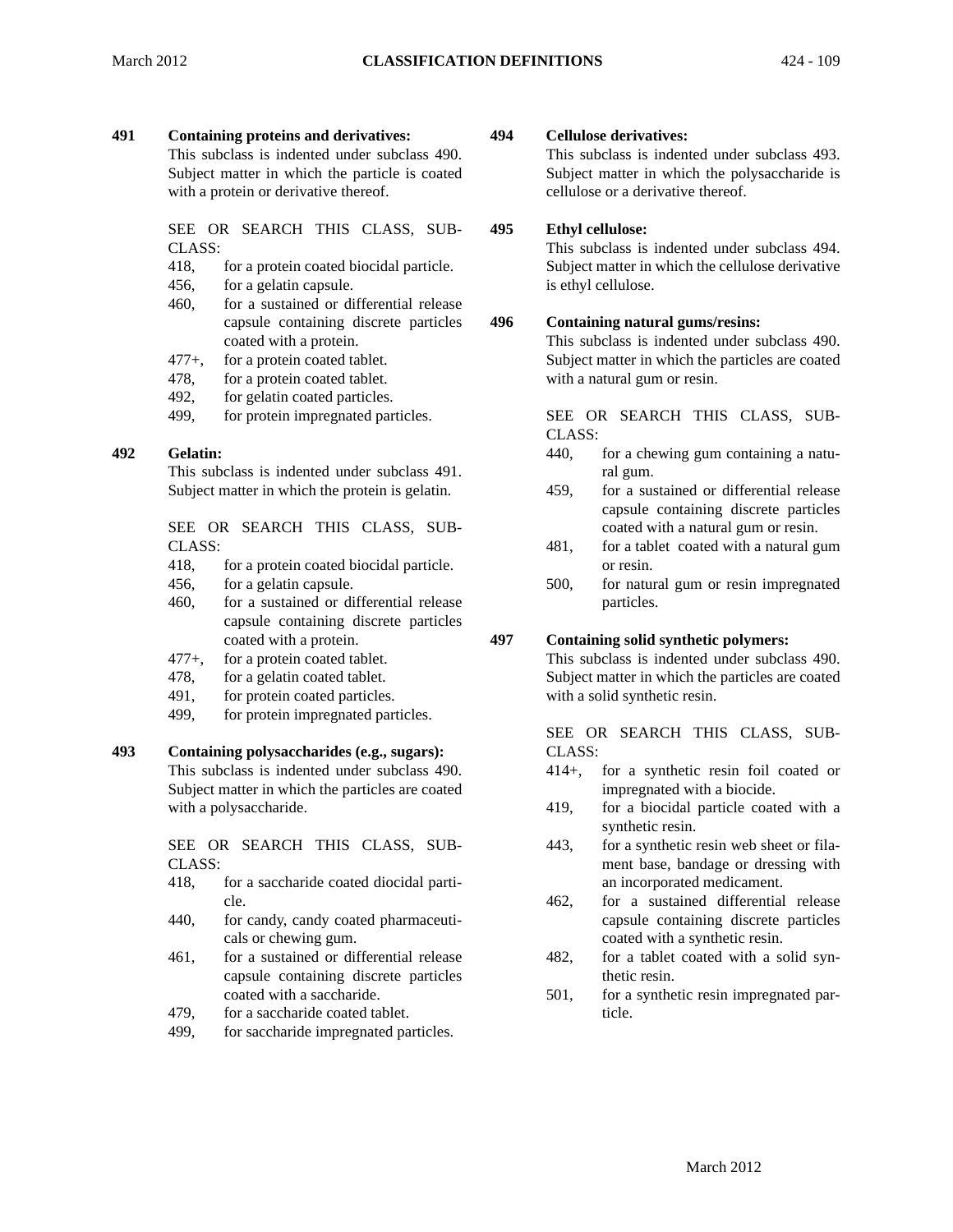**491 Containing proteins and derivatives:**

This subclass is indented under subclass 490. Subject matter in which the particle is coated with a protein or derivative thereof.

SEE OR SEARCH THIS CLASS, SUBCLASS:

- 418, for a protein coated biocidal particle.
- 456, for a gelatin capsule.
- 460, for a sustained or differential release capsule containing discrete particles coated with a protein.
- 477+, for a protein coated tablet.
- 478, for a protein coated tablet.
- 492, for gelatin coated particles.
- 499, for protein impregnated particles.

**492 Gelatin:**

This subclass is indented under subclass 491. Subject matter in which the protein is gelatin.

SEE OR SEARCH THIS CLASS, SUBCLASS:

- 418, for a protein coated biocidal particle.
- 456, for a gelatin capsule.
- 460, for a sustained or differential release capsule containing discrete particles coated with a protein.
- 477+, for a protein coated tablet.
- 478, for a gelatin coated tablet.
- 491, for protein coated particles.
- 499, for protein impregnated particles.

**493 Containing polysaccharides (e.g., sugars):**

This subclass is indented under subclass 490. Subject matter in which the particles are coated with a polysaccharide.

SEE OR SEARCH THIS CLASS, SUBCLASS:

- 418, for a saccharide coated diocidal particle.
- 440, for candy, candy coated pharmaceuticals or chewing gum.
- 461, for a sustained or differential release capsule containing discrete particles coated with a saccharide.
- 479, for a saccharide coated tablet.
- 499, for saccharide impregnated particles.

**494 Cellulose derivatives:**

This subclass is indented under subclass 493. Subject matter in which the polysaccharide is cellulose or a derivative thereof.

**495 Ethyl cellulose:**

This subclass is indented under subclass 494. Subject matter in which the cellulose derivative is ethyl cellulose.

**496 Containing natural gums/resins:**

This subclass is indented under subclass 490. Subject matter in which the particles are coated with a natural gum or resin.

SEE OR SEARCH THIS CLASS, SUBCLASS:

- 440, for a chewing gum containing a natural gum.
- 459, for a sustained or differential release capsule containing discrete particles coated with a natural gum or resin.
- 481, for a tablet coated with a natural gum or resin.
- 500, for natural gum or resin impregnated particles.

**497 Containing solid synthetic polymers:**

This subclass is indented under subclass 490. Subject matter in which the particles are coated with a solid synthetic resin.

SEE OR SEARCH THIS CLASS, SUBCLASS:

- 414+, for a synthetic resin foil coated or impregnated with a biocide.
- 419, for a biocidal particle coated with a synthetic resin.
- 443, for a synthetic resin web sheet or filament base, bandage or dressing with an incorporated medicament.
- 462, for a sustained differential release capsule containing discrete particles coated with a synthetic resin.
- 482, for a tablet coated with a solid synthetic resin.
- 501, for a synthetic resin impregnated particle.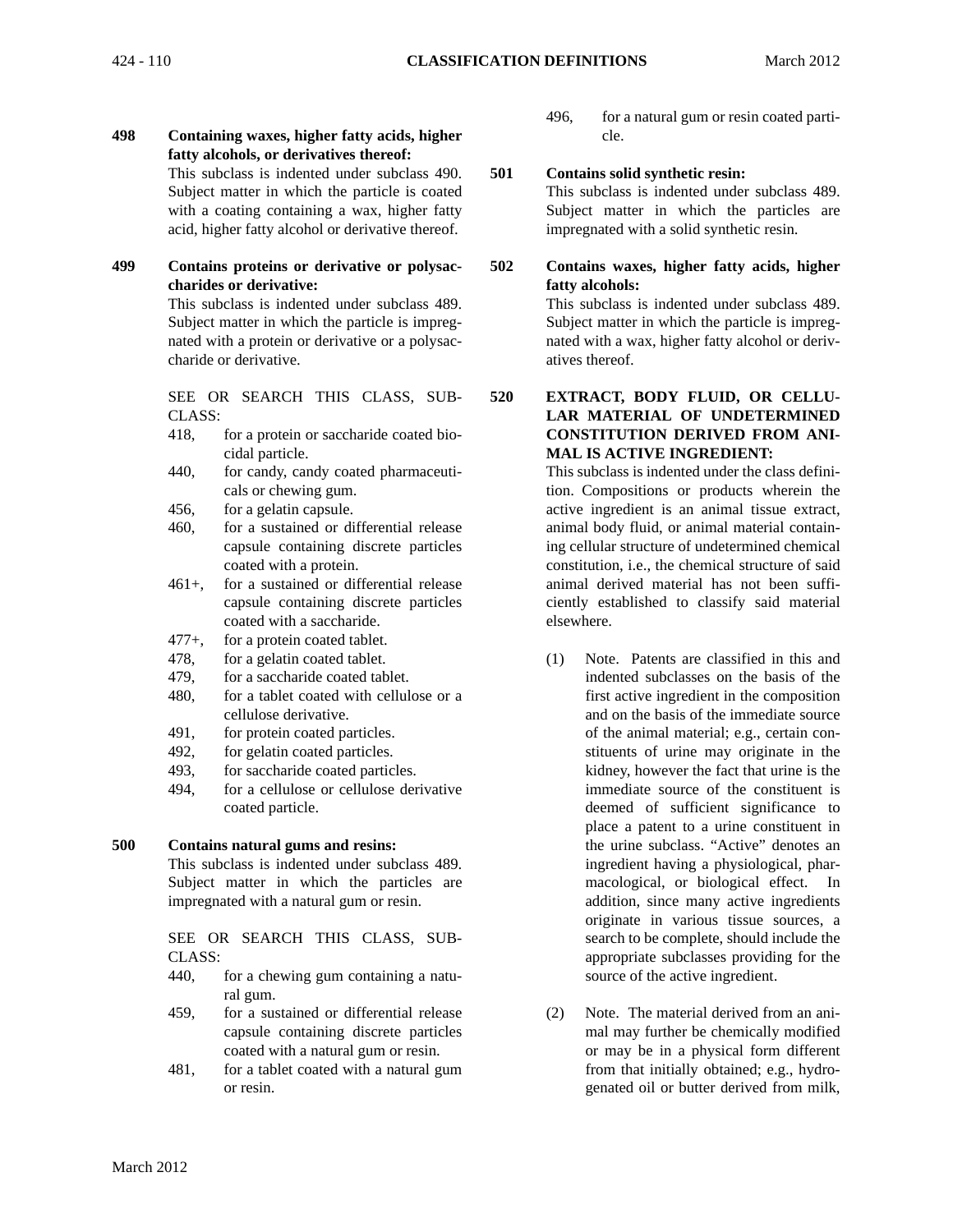**498 Containing waxes, higher fatty acids, higher fatty alcohols, or derivatives thereof:**

This subclass is indented under subclass 490. Subject matter in which the particle is coated with a coating containing a wax, higher fatty acid, higher fatty alcohol or derivative thereof.

**499 Contains proteins or derivative or polysaccharides or derivative:**

This subclass is indented under subclass 489. Subject matter in which the particle is impregnated with a protein or derivative or a polysaccharide or derivative.

SEE OR SEARCH THIS CLASS, SUBCLASS:

- 418, for a protein or saccharide coated biocidal particle.
- 440, for candy, candy coated pharmaceuticals or chewing gum.
- 456, for a gelatin capsule.
- 460, for a sustained or differential release capsule containing discrete particles coated with a protein.
- 461+, for a sustained or differential release capsule containing discrete particles coated with a saccharide.
- 477+, for a protein coated tablet.
- 478, for a gelatin coated tablet.
- 479, for a saccharide coated tablet.
- 480, for a tablet coated with cellulose or a cellulose derivative.
- 491, for protein coated particles.
- 492, for gelatin coated particles.
- 493, for saccharide coated particles.
- 494, for a cellulose or cellulose derivative coated particle.

**500 Contains natural gums and resins:**

This subclass is indented under subclass 489. Subject matter in which the particles are impregnated with a natural gum or resin.

SEE OR SEARCH THIS CLASS, SUBCLASS:

- 440, for a chewing gum containing a natural gum.
- 459, for a sustained or differential release capsule containing discrete particles coated with a natural gum or resin.
- 481, for a tablet coated with a natural gum or resin.
- 496, for a natural gum or resin coated particle.

**501 Contains solid synthetic resin:**

This subclass is indented under subclass 489. Subject matter in which the particles are impregnated with a solid synthetic resin.

**502 Contains waxes, higher fatty acids, higher fatty alcohols:**

This subclass is indented under subclass 489. Subject matter in which the particle is impregnated with a wax, higher fatty alcohol or derivatives thereof.

**520 EXTRACT, BODY FLUID, OR CELLULAR MATERIAL OF UNDETERMINED CONSTITUTION DERIVED FROM ANIMAL IS ACTIVE INGREDIENT:**

This subclass is indented under the class definition. Compositions or products wherein the active ingredient is an animal tissue extract, animal body fluid, or animal material containing cellular structure of undetermined chemical constitution, i.e., the chemical structure of said animal derived material has not been sufficiently established to classify said material elsewhere.

(1) Note. Patents are classified in this and indented subclasses on the basis of the first active ingredient in the composition and on the basis of the immediate source of the animal material; e.g., certain constituents of urine may originate in the kidney, however the fact that urine is the immediate source of the constituent is deemed of sufficient significance to place a patent to a urine constituent in the urine subclass. "Active" denotes an ingredient having a physiological, pharmacological, or biological effect. In addition, since many active ingredients originate in various tissue sources, a search to be complete, should include the appropriate subclasses providing for the source of the active ingredient.

(2) Note. The material derived from an animal may further be chemically modified or may be in a physical form different from that initially obtained; e.g., hydrogenated oil or butter derived from milk,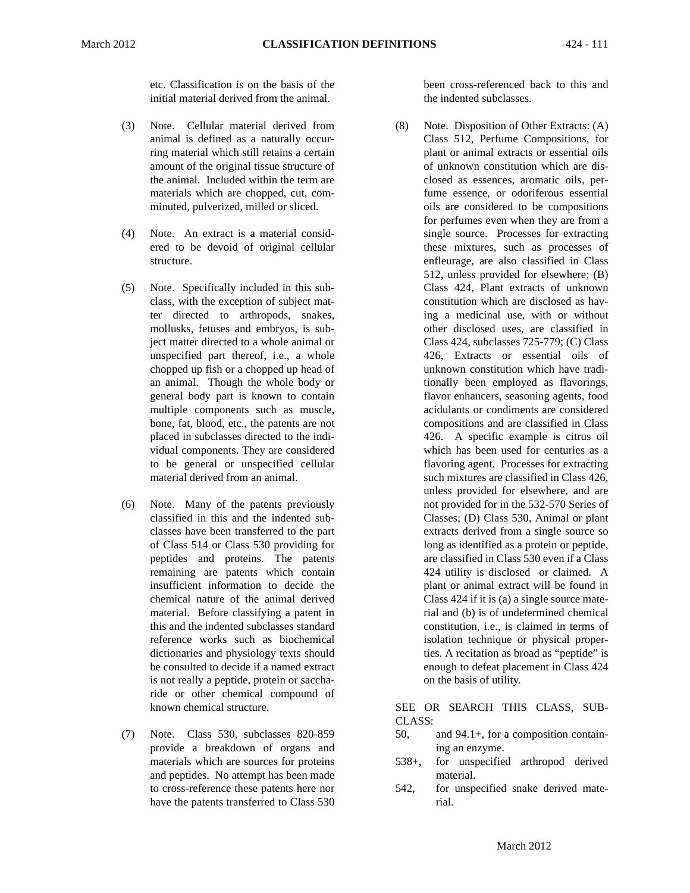etc. Classification is on the basis of the initial material derived from the animal.

(3) Note. Cellular material derived from animal is defined as a naturally occurring material which still retains a certain amount of the original tissue structure of the animal. Included within the term are materials which are chopped, cut, comminuted, pulverized, milled or sliced.

(4) Note. An extract is a material considered to be devoid of original cellular structure.

(5) Note. Specifically included in this subclass, with the exception of subject matter directed to arthropods, snakes, mollusks, fetuses and embryos, is subject matter directed to a whole animal or unspecified part thereof, i.e., a whole chopped up fish or a chopped up head of an animal. Though the whole body or general body part is known to contain multiple components such as muscle, bone, fat, blood, etc., the patents are not placed in subclasses directed to the individual components. They are considered to be general or unspecified cellular material derived from an animal.

(6) Note. Many of the patents previously classified in this and the indented subclasses have been transferred to the part of Class 514 or Class 530 providing for peptides and proteins. The patents remaining are patents which contain insufficient information to decide the chemical nature of the animal derived material. Before classifying a patent in this and the indented subclasses standard reference works such as biochemical dictionaries and physiology texts should be consulted to decide if a named extract is not really a peptide, protein or saccharide or other chemical compound of known chemical structure.

(7) Note. Class 530, subclasses 820-859 provide a breakdown of organs and materials which are sources for proteins and peptides. No attempt has been made to cross-reference these patents here nor have the patents transferred to Class 530 been cross-referenced back to this and the indented subclasses.

(8) Note. Disposition of Other Extracts: (A) Class 512, Perfume Compositions, for plant or animal extracts or essential oils of unknown constitution which are disclosed as essences, aromatic oils, perfume essence, or odoriferous essential oils are considered to be compositions for perfumes even when they are from a single source. Processes for extracting these mixtures, such as processes of enfleurage, are also classified in Class 512, unless provided for elsewhere; (B) Class 424, Plant extracts of unknown constitution which are disclosed as having a medicinal use, with or without other disclosed uses, are classified in Class 424, subclasses 725-779; (C) Class 426, Extracts or essential oils of unknown constitution which have traditionally been employed as flavorings, flavor enhancers, seasoning agents, food acidulants or condiments are considered compositions and are classified in Class 426. A specific example is citrus oil which has been used for centuries as a flavoring agent. Processes for extracting such mixtures are classified in Class 426, unless provided for elsewhere, and are not provided for in the 532-570 Series of Classes; (D) Class 530, Animal or plant extracts derived from a single source so long as identified as a protein or peptide, are classified in Class 530 even if a Class 424 utility is disclosed or claimed. A plant or animal extract will be found in Class 424 if it is (a) a single source material and (b) is of undetermined chemical constitution, i.e., is claimed in terms of isolation technique or physical properties. A recitation as broad as "peptide" is enough to defeat placement in Class 424 on the basis of utility.

SEE OR SEARCH THIS CLASS, SUBCLASS:

50, and 94.1+, for a composition containing an enzyme.

538+, for unspecified arthropod derived material.

542, for unspecified snake derived material.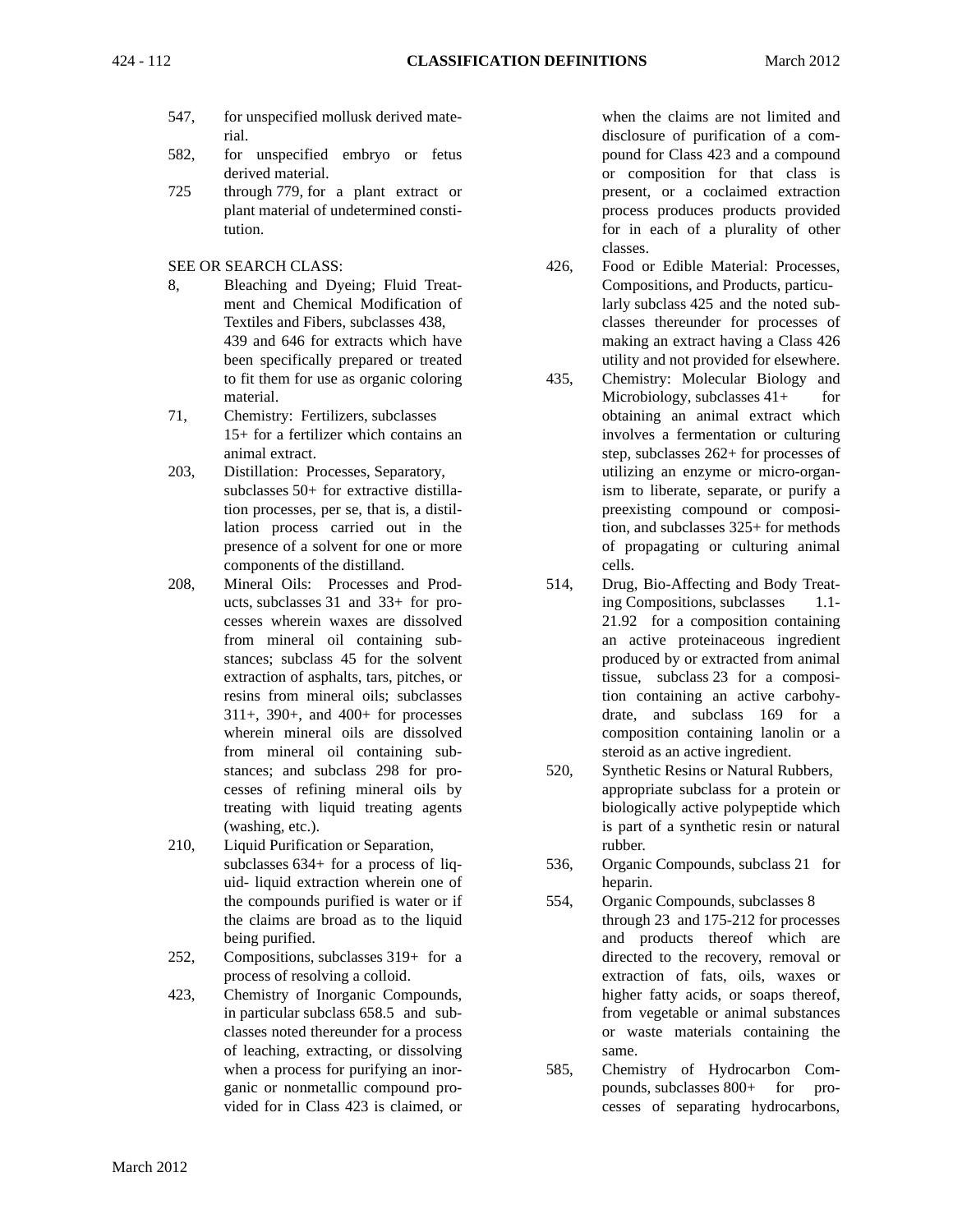547, for unspecified mollusk derived material.

582, for unspecified embryo or fetus derived material.

725 through 779, for a plant extract or plant material of undetermined constitution.

SEE OR SEARCH CLASS:

8, Bleaching and Dyeing; Fluid Treatment and Chemical Modification of Textiles and Fibers, subclasses 438, 439 and 646 for extracts which have been specifically prepared or treated to fit them for use as organic coloring material.

71, Chemistry: Fertilizers, subclasses 15+ for a fertilizer which contains an animal extract.

203, Distillation: Processes, Separatory, subclasses 50+ for extractive distillation processes, per se, that is, a distillation process carried out in the presence of a solvent for one or more components of the distilland.

208, Mineral Oils: Processes and Products, subclasses 31 and 33+ for processes wherein waxes are dissolved from mineral oil containing substances; subclass 45 for the solvent extraction of asphalts, tars, pitches, or resins from mineral oils; subclasses 311+, 390+, and 400+ for processes wherein mineral oils are dissolved from mineral oil containing substances; and subclass 298 for processes of refining mineral oils by treating with liquid treating agents (washing, etc.).

210, Liquid Purification or Separation, subclasses 634+ for a process of liquid- liquid extraction wherein one of the compounds purified is water or if the claims are broad as to the liquid being purified.

252, Compositions, subclasses 319+ for a process of resolving a colloid.

423, Chemistry of Inorganic Compounds, in particular subclass 658.5 and subclasses noted thereunder for a process of leaching, extracting, or dissolving when a process for purifying an inorganic or nonmetallic compound provided for in Class 423 is claimed, or when the claims are not limited and disclosure of purification of a compound for Class 423 and a compound or composition for that class is present, or a coclaimed extraction process produces products provided for in each of a plurality of other classes.

426, Food or Edible Material: Processes, Compositions, and Products, particularly subclass 425 and the noted subclasses thereunder for processes of making an extract having a Class 426 utility and not provided for elsewhere.

435, Chemistry: Molecular Biology and Microbiology, subclasses 41+ for obtaining an animal extract which involves a fermentation or culturing step, subclasses 262+ for processes of utilizing an enzyme or micro-organism to liberate, separate, or purify a preexisting compound or composition, and subclasses 325+ for methods of propagating or culturing animal cells.

514, Drug, Bio-Affecting and Body Treating Compositions, subclasses 1.1-21.92 for a composition containing an active proteinaceous ingredient produced by or extracted from animal tissue, subclass 23 for a composition containing an active carbohydrate, and subclass 169 for a composition containing lanolin or a steroid as an active ingredient.

520, Synthetic Resins or Natural Rubbers, appropriate subclass for a protein or biologically active polypeptide which is part of a synthetic resin or natural rubber.

536, Organic Compounds, subclass 21 for heparin.

554, Organic Compounds, subclasses 8 through 23 and 175-212 for processes and products thereof which are directed to the recovery, removal or extraction of fats, oils, waxes or higher fatty acids, or soaps thereof, from vegetable or animal substances or waste materials containing the same.

585, Chemistry of Hydrocarbon Compounds, subclasses 800+ for processes of separating hydrocarbons,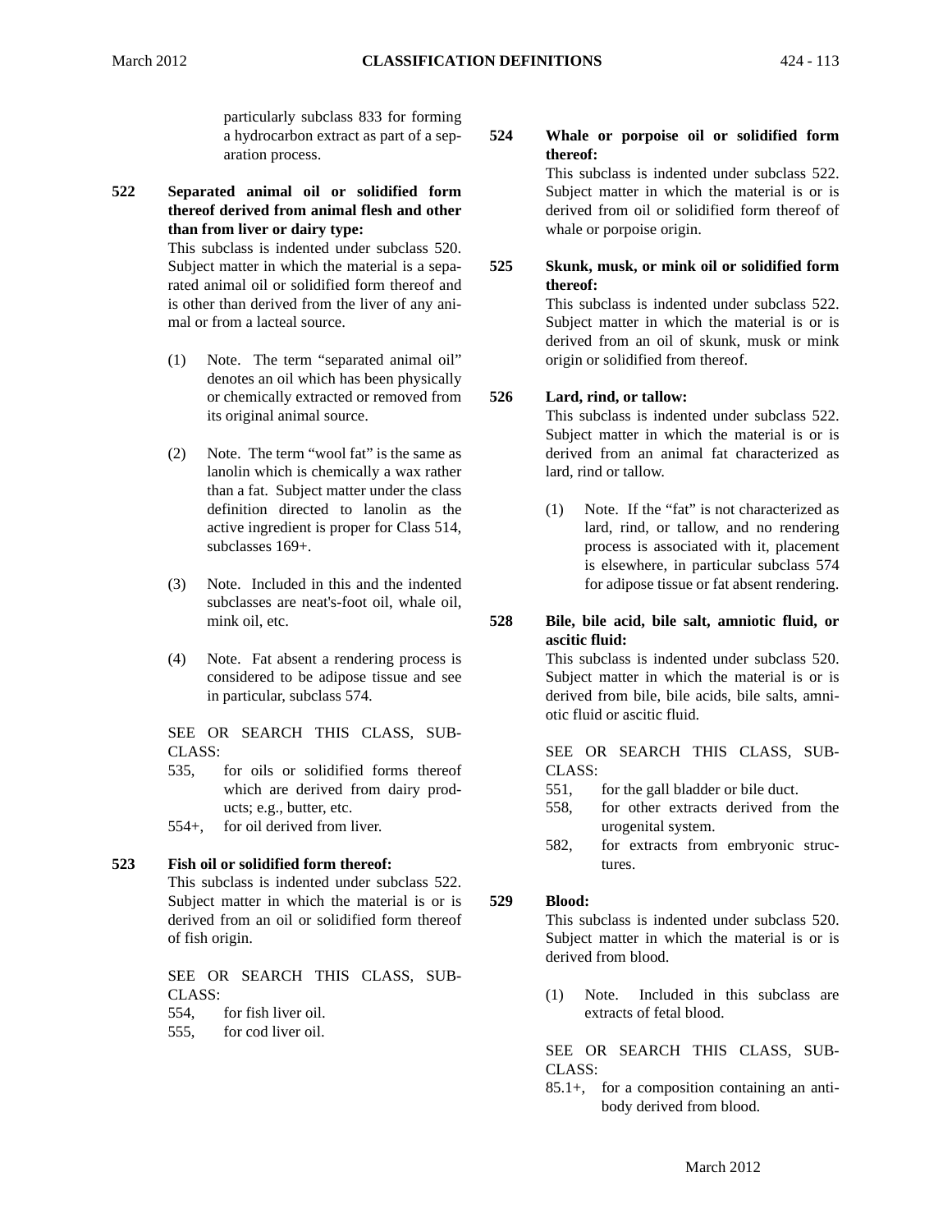particularly subclass 833 for forming a hydrocarbon extract as part of a separation process.

**522 Separated animal oil or solidified form thereof derived from animal flesh and other than from liver or dairy type:**

This subclass is indented under subclass 520. Subject matter in which the material is a separated animal oil or solidified form thereof and is other than derived from the liver of any animal or from a lacteal source.

(1) Note. The term "separated animal oil" denotes an oil which has been physically or chemically extracted or removed from its original animal source.

(2) Note. The term "wool fat" is the same as lanolin which is chemically a wax rather than a fat. Subject matter under the class definition directed to lanolin as the active ingredient is proper for Class 514, subclasses 169+.

(3) Note. Included in this and the indented subclasses are neat's-foot oil, whale oil, mink oil, etc.

(4) Note. Fat absent a rendering process is considered to be adipose tissue and see in particular, subclass 574.

SEE OR SEARCH THIS CLASS, SUBCLASS:

535, for oils or solidified forms thereof which are derived from dairy products; e.g., butter, etc.

554+, for oil derived from liver.

**523 Fish oil or solidified form thereof:**

This subclass is indented under subclass 522. Subject matter in which the material is or is derived from an oil or solidified form thereof of fish origin.

SEE OR SEARCH THIS CLASS, SUBCLASS:

554, for fish liver oil.

555, for cod liver oil.

**524 Whale or porpoise oil or solidified form thereof:**

This subclass is indented under subclass 522. Subject matter in which the material is or is derived from oil or solidified form thereof of whale or porpoise origin.

**525 Skunk, musk, or mink oil or solidified form thereof:**

This subclass is indented under subclass 522. Subject matter in which the material is or is derived from an oil of skunk, musk or mink origin or solidified from thereof.

**526 Lard, rind, or tallow:**

This subclass is indented under subclass 522. Subject matter in which the material is or is derived from an animal fat characterized as lard, rind or tallow.

(1) Note. If the "fat" is not characterized as lard, rind, or tallow, and no rendering process is associated with it, placement is elsewhere, in particular subclass 574 for adipose tissue or fat absent rendering.

**528 Bile, bile acid, bile salt, amniotic fluid, or ascitic fluid:**

This subclass is indented under subclass 520. Subject matter in which the material is or is derived from bile, bile acids, bile salts, amniotic fluid or ascitic fluid.

SEE OR SEARCH THIS CLASS, SUBCLASS:

551, for the gall bladder or bile duct.

558, for other extracts derived from the urogenital system.

582, for extracts from embryonic structures.

**529 Blood:**

This subclass is indented under subclass 520. Subject matter in which the material is or is derived from blood.

(1) Note. Included in this subclass are extracts of fetal blood.

SEE OR SEARCH THIS CLASS, SUBCLASS:

85.1+, for a composition containing an antibody derived from blood.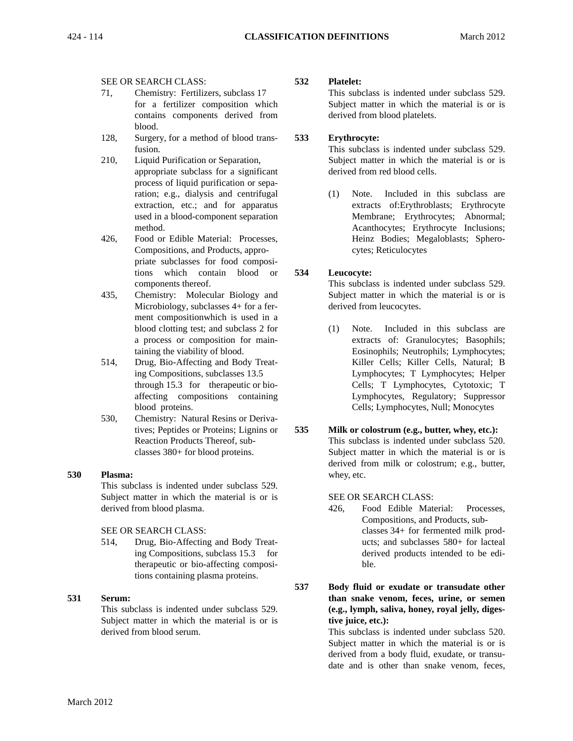SEE OR SEARCH CLASS:

- 71, Chemistry: Fertilizers, subclass 17 for a fertilizer composition which contains components derived from blood.
- 128, Surgery, for a method of blood transfusion.
- 210, Liquid Purification or Separation, appropriate subclass for a significant process of liquid purification or separation; e.g., dialysis and centrifugal extraction, etc.; and for apparatus used in a blood-component separation method.
- 426, Food or Edible Material: Processes, Compositions, and Products, appropriate subclasses for food compositions which contain blood or components thereof.
- 435, Chemistry: Molecular Biology and Microbiology, subclasses 4+ for a ferment compositionwhich is used in a blood clotting test; and subclass 2 for a process or composition for maintaining the viability of blood.
- 514, Drug, Bio-Affecting and Body Treating Compositions, subclasses 13.5 through 15.3 for therapeutic or bio-affecting compositions containing blood proteins.
- 530, Chemistry: Natural Resins or Derivatives; Peptides or Proteins; Lignins or Reaction Products Thereof, subclasses 380+ for blood proteins.

**530 Plasma:**

This subclass is indented under subclass 529. Subject matter in which the material is or is derived from blood plasma.

SEE OR SEARCH CLASS:

- 514, Drug, Bio-Affecting and Body Treating Compositions, subclass 15.3 for therapeutic or bio-affecting compositions containing plasma proteins.

**531 Serum:**

This subclass is indented under subclass 529. Subject matter in which the material is or is derived from blood serum.

**532 Platelet:**

This subclass is indented under subclass 529. Subject matter in which the material is or is derived from blood platelets.

**533 Erythrocyte:**

This subclass is indented under subclass 529. Subject matter in which the material is or is derived from red blood cells.

(1) Note. Included in this subclass are extracts of:Erythroblasts; Erythrocyte Membrane; Erythrocytes; Abnormal; Acanthocytes; Erythrocyte Inclusions; Heinz Bodies; Megaloblasts; Spherocytes; Reticulocytes

**534 Leucocyte:**

This subclass is indented under subclass 529. Subject matter in which the material is or is derived from leucocytes.

(1) Note. Included in this subclass are extracts of: Granulocytes; Basophils; Eosinophils; Neutrophils; Lymphocytes; Killer Cells; Killer Cells, Natural; B Lymphocytes; T Lymphocytes; Helper Cells; T Lymphocytes, Cytotoxic; T Lymphocytes, Regulatory; Suppressor Cells; Lymphocytes, Null; Monocytes

**535 Milk or colostrum (e.g., butter, whey, etc.):**

This subclass is indented under subclass 520. Subject matter in which the material is or is derived from milk or colostrum; e.g., butter, whey, etc.

SEE OR SEARCH CLASS:

- 426, Food Edible Material: Processes, Compositions, and Products, subclasses 34+ for fermented milk products; and subclasses 580+ for lacteal derived products intended to be edible.

**537 Body fluid or exudate or transudate other than snake venom, feces, urine, or semen (e.g., lymph, saliva, honey, royal jelly, digestive juice, etc.):**

This subclass is indented under subclass 520. Subject matter in which the material is or is derived from a body fluid, exudate, or transudate and is other than snake venom, feces,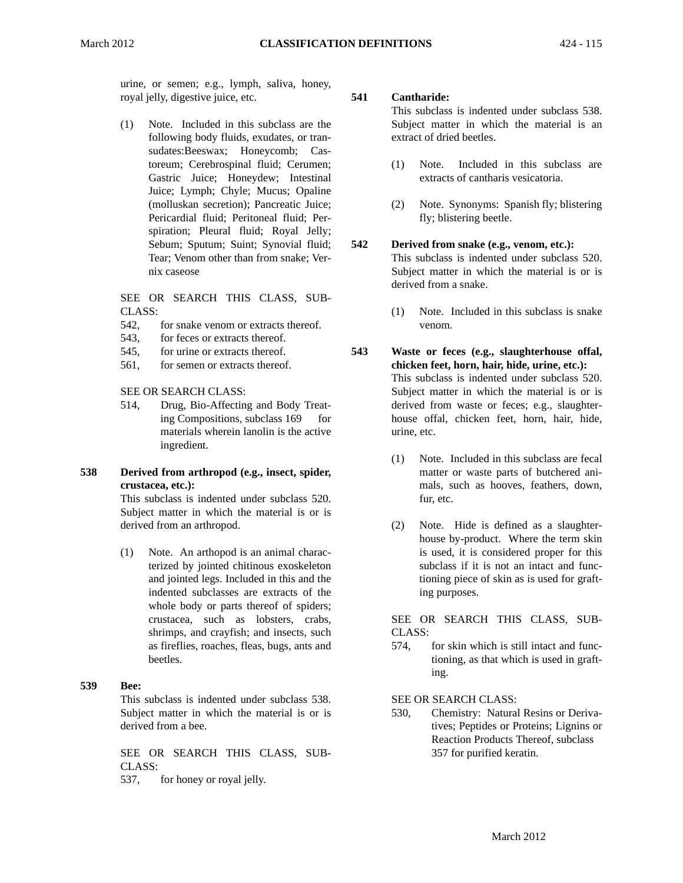urine, or semen; e.g., lymph, saliva, honey, royal jelly, digestive juice, etc.

(1) Note. Included in this subclass are the following body fluids, exudates, or transudates:Beeswax; Honeycomb; Castoreum; Cerebrospinal fluid; Cerumen; Gastric Juice; Honeydew; Intestinal Juice; Lymph; Chyle; Mucus; Opaline (molluskan secretion); Pancreatic Juice; Pericardial fluid; Peritoneal fluid; Perspiration; Pleural fluid; Royal Jelly; Sebum; Sputum; Suint; Synovial fluid; Tear; Venom other than from snake; Vernix caseose

SEE OR SEARCH THIS CLASS, SUBCLASS:

542, for snake venom or extracts thereof.
543, for feces or extracts thereof.
545, for urine or extracts thereof.
561, for semen or extracts thereof.

SEE OR SEARCH CLASS:

514, Drug, Bio-Affecting and Body Treating Compositions, subclass 169 for materials wherein lanolin is the active ingredient.

**538 Derived from arthropod (e.g., insect, spider, crustacea, etc.):**

This subclass is indented under subclass 520. Subject matter in which the material is or is derived from an arthropod.

(1) Note. An arthopod is an animal characterized by jointed chitinous exoskeleton and jointed legs. Included in this and the indented subclasses are extracts of the whole body or parts thereof of spiders; crustacea, such as lobsters, crabs, shrimps, and crayfish; and insects, such as fireflies, roaches, fleas, bugs, ants and beetles.

**539 Bee:**

This subclass is indented under subclass 538. Subject matter in which the material is or is derived from a bee.

SEE OR SEARCH THIS CLASS, SUBCLASS:

537, for honey or royal jelly.

**541 Cantharide:**

This subclass is indented under subclass 538. Subject matter in which the material is an extract of dried beetles.

(1) Note. Included in this subclass are extracts of cantharis vesicatoria.

(2) Note. Synonyms: Spanish fly; blistering fly; blistering beetle.

**542 Derived from snake (e.g., venom, etc.):**

This subclass is indented under subclass 520. Subject matter in which the material is or is derived from a snake.

(1) Note. Included in this subclass is snake venom.

**543 Waste or feces (e.g., slaughterhouse offal, chicken feet, horn, hair, hide, urine, etc.):**

This subclass is indented under subclass 520. Subject matter in which the material is or is derived from waste or feces; e.g., slaughterhouse offal, chicken feet, horn, hair, hide, urine, etc.

(1) Note. Included in this subclass are fecal matter or waste parts of butchered animals, such as hooves, feathers, down, fur, etc.

(2) Note. Hide is defined as a slaughterhouse by-product. Where the term skin is used, it is considered proper for this subclass if it is not an intact and functioning piece of skin as is used for grafting purposes.

SEE OR SEARCH THIS CLASS, SUBCLASS:

574, for skin which is still intact and functioning, as that which is used in grafting.

SEE OR SEARCH CLASS:

530, Chemistry: Natural Resins or Derivatives; Peptides or Proteins; Lignins or Reaction Products Thereof, subclass 357 for purified keratin.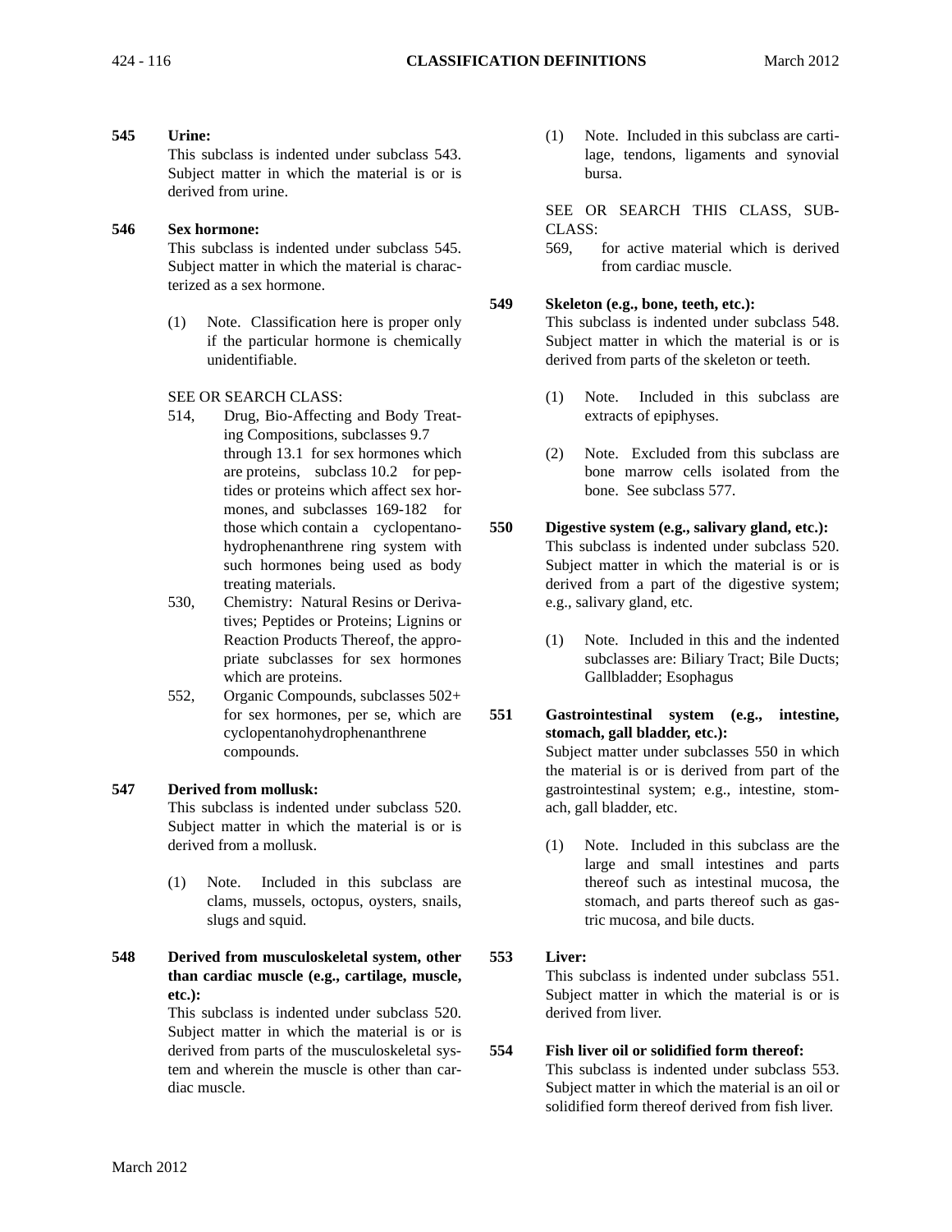**545 Urine:**
This subclass is indented under subclass 543. Subject matter in which the material is or is derived from urine.

**546 Sex hormone:**
This subclass is indented under subclass 545. Subject matter in which the material is characterized as a sex hormone.

(1) Note. Classification here is proper only if the particular hormone is chemically unidentifiable.

SEE OR SEARCH CLASS:

514, Drug, Bio-Affecting and Body Treating Compositions, subclasses 9.7 through 13.1 for sex hormones which are proteins, subclass 10.2 for peptides or proteins which affect sex hormones, and subclasses 169-182 for those which contain a cyclopentanohydrophenanthrene ring system with such hormones being used as body treating materials.

530, Chemistry: Natural Resins or Derivatives; Peptides or Proteins; Lignins or Reaction Products Thereof, the appropriate subclasses for sex hormones which are proteins.

552, Organic Compounds, subclasses 502+ for sex hormones, per se, which are cyclopentanohydrophenanthrene compounds.

**547 Derived from mollusk:**
This subclass is indented under subclass 520. Subject matter in which the material is or is derived from a mollusk.

(1) Note. Included in this subclass are clams, mussels, octopus, oysters, snails, slugs and squid.

**548 Derived from musculoskeletal system, other than cardiac muscle (e.g., cartilage, muscle, etc.):**
This subclass is indented under subclass 520. Subject matter in which the material is or is derived from parts of the musculoskeletal system and wherein the muscle is other than cardiac muscle.

(1) Note. Included in this subclass are cartilage, tendons, ligaments and synovial bursa.

SEE OR SEARCH THIS CLASS, SUBCLASS:

569, for active material which is derived from cardiac muscle.

**549 Skeleton (e.g., bone, teeth, etc.):**
This subclass is indented under subclass 548. Subject matter in which the material is or is derived from parts of the skeleton or teeth.

(1) Note. Included in this subclass are extracts of epiphyses.

(2) Note. Excluded from this subclass are bone marrow cells isolated from the bone. See subclass 577.

**550 Digestive system (e.g., salivary gland, etc.):**
This subclass is indented under subclass 520. Subject matter in which the material is or is derived from a part of the digestive system; e.g., salivary gland, etc.

(1) Note. Included in this and the indented subclasses are: Biliary Tract; Bile Ducts; Gallbladder; Esophagus

**551 Gastrointestinal system (e.g., intestine, stomach, gall bladder, etc.):**
Subject matter under subclasses 550 in which the material is or is derived from part of the gastrointestinal system; e.g., intestine, stomach, gall bladder, etc.

(1) Note. Included in this subclass are the large and small intestines and parts thereof such as intestinal mucosa, the stomach, and parts thereof such as gastric mucosa, and bile ducts.

**553 Liver:**
This subclass is indented under subclass 551. Subject matter in which the material is or is derived from liver.

**554 Fish liver oil or solidified form thereof:**
This subclass is indented under subclass 553. Subject matter in which the material is an oil or solidified form thereof derived from fish liver.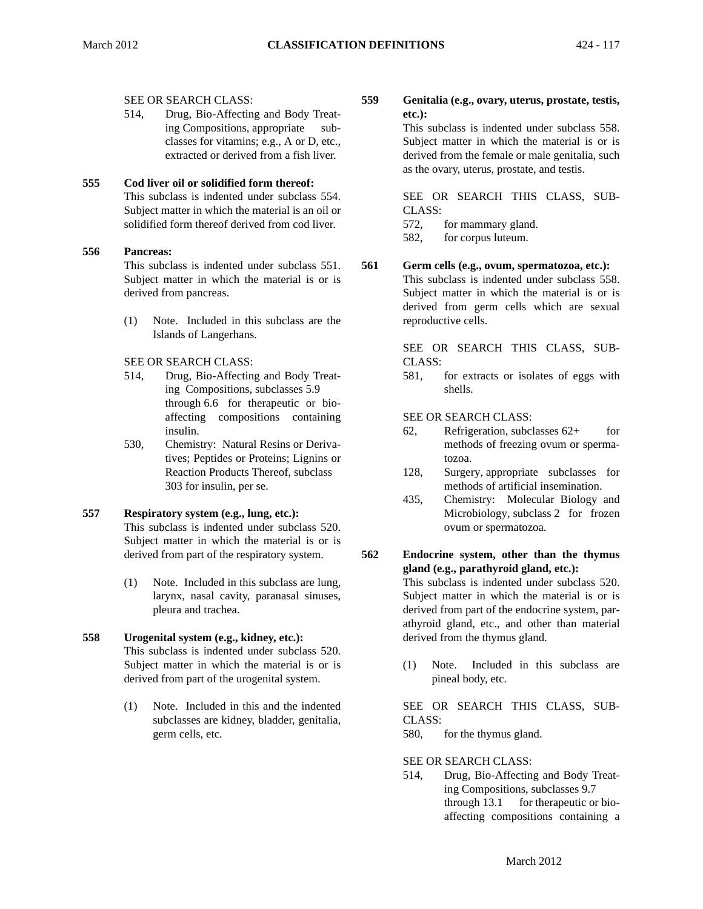SEE OR SEARCH CLASS:

514, Drug, Bio-Affecting and Body Treating Compositions, appropriate subclasses for vitamins; e.g., A or D, etc., extracted or derived from a fish liver.

**555 Cod liver oil or solidified form thereof:**
This subclass is indented under subclass 554. Subject matter in which the material is an oil or solidified form thereof derived from cod liver.

**556 Pancreas:**
This subclass is indented under subclass 551. Subject matter in which the material is or is derived from pancreas.

(1) Note. Included in this subclass are the Islands of Langerhans.

SEE OR SEARCH CLASS:

514, Drug, Bio-Affecting and Body Treating Compositions, subclasses 5.9 through 6.6 for therapeutic or bio-affecting compositions containing insulin.

530, Chemistry: Natural Resins or Derivatives; Peptides or Proteins; Lignins or Reaction Products Thereof, subclass 303 for insulin, per se.

**557 Respiratory system (e.g., lung, etc.):**
This subclass is indented under subclass 520. Subject matter in which the material is or is derived from part of the respiratory system.

(1) Note. Included in this subclass are lung, larynx, nasal cavity, paranasal sinuses, pleura and trachea.

**558 Urogenital system (e.g., kidney, etc.):**
This subclass is indented under subclass 520. Subject matter in which the material is or is derived from part of the urogenital system.

(1) Note. Included in this and the indented subclasses are kidney, bladder, genitalia, germ cells, etc.

**559 Genitalia (e.g., ovary, uterus, prostate, testis, etc.):**
This subclass is indented under subclass 558. Subject matter in which the material is or is derived from the female or male genitalia, such as the ovary, uterus, prostate, and testis.

SEE OR SEARCH THIS CLASS, SUBCLASS:

572, for mammary gland.

582, for corpus luteum.

**561 Germ cells (e.g., ovum, spermatozoa, etc.):**
This subclass is indented under subclass 558. Subject matter in which the material is or is derived from germ cells which are sexual reproductive cells.

SEE OR SEARCH THIS CLASS, SUBCLASS:

581, for extracts or isolates of eggs with shells.

SEE OR SEARCH CLASS:

62, Refrigeration, subclasses 62+ for methods of freezing ovum or spermatozoa.

128, Surgery, appropriate subclasses for methods of artificial insemination.

435, Chemistry: Molecular Biology and Microbiology, subclass 2 for frozen ovum or spermatozoa.

**562 Endocrine system, other than the thymus gland (e.g., parathyroid gland, etc.):**
This subclass is indented under subclass 520. Subject matter in which the material is or is derived from part of the endocrine system, parathyroid gland, etc., and other than material derived from the thymus gland.

(1) Note. Included in this subclass are pineal body, etc.

SEE OR SEARCH THIS CLASS, SUBCLASS:

580, for the thymus gland.

SEE OR SEARCH CLASS:

514, Drug, Bio-Affecting and Body Treating Compositions, subclasses 9.7 through 13.1 for therapeutic or bio-affecting compositions containing a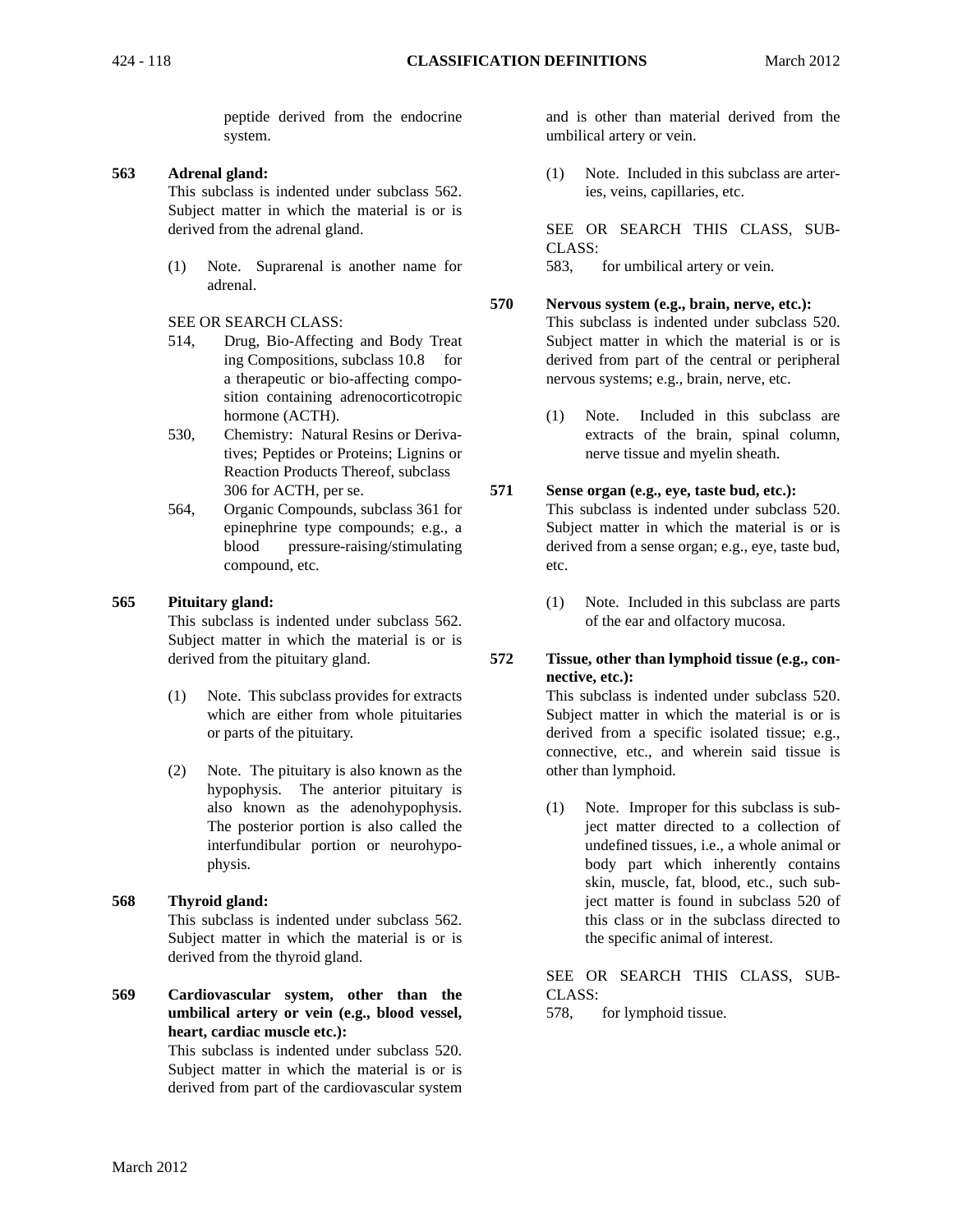peptide derived from the endocrine system.

**563 Adrenal gland:**

This subclass is indented under subclass 562. Subject matter in which the material is or is derived from the adrenal gland.

(1) Note. Suprarenal is another name for adrenal.

SEE OR SEARCH CLASS:

514, Drug, Bio-Affecting and Body Treating Compositions, subclass 10.8 for a therapeutic or bio-affecting composition containing adrenocorticotropic hormone (ACTH).

530, Chemistry: Natural Resins or Derivatives; Peptides or Proteins; Lignins or Reaction Products Thereof, subclass 306 for ACTH, per se.

564, Organic Compounds, subclass 361 for epinephrine type compounds; e.g., a blood pressure-raising/stimulating compound, etc.

**565 Pituitary gland:**

This subclass is indented under subclass 562. Subject matter in which the material is or is derived from the pituitary gland.

(1) Note. This subclass provides for extracts which are either from whole pituitaries or parts of the pituitary.

(2) Note. The pituitary is also known as the hypophysis. The anterior pituitary is also known as the adenohypophysis. The posterior portion is also called the interfundibular portion or neurohypophysis.

**568 Thyroid gland:**

This subclass is indented under subclass 562. Subject matter in which the material is or is derived from the thyroid gland.

**569 Cardiovascular system, other than the umbilical artery or vein (e.g., blood vessel, heart, cardiac muscle etc.):**

This subclass is indented under subclass 520. Subject matter in which the material is or is derived from part of the cardiovascular system and is other than material derived from the umbilical artery or vein.

(1) Note. Included in this subclass are arteries, veins, capillaries, etc.

SEE OR SEARCH THIS CLASS, SUBCLASS:

583, for umbilical artery or vein.

**570 Nervous system (e.g., brain, nerve, etc.):**

This subclass is indented under subclass 520. Subject matter in which the material is or is derived from part of the central or peripheral nervous systems; e.g., brain, nerve, etc.

(1) Note. Included in this subclass are extracts of the brain, spinal column, nerve tissue and myelin sheath.

**571 Sense organ (e.g., eye, taste bud, etc.):**

This subclass is indented under subclass 520. Subject matter in which the material is or is derived from a sense organ; e.g., eye, taste bud, etc.

(1) Note. Included in this subclass are parts of the ear and olfactory mucosa.

**572 Tissue, other than lymphoid tissue (e.g., connective, etc.):**

This subclass is indented under subclass 520. Subject matter in which the material is or is derived from a specific isolated tissue; e.g., connective, etc., and wherein said tissue is other than lymphoid.

(1) Note. Improper for this subclass is subject matter directed to a collection of undefined tissues, i.e., a whole animal or body part which inherently contains skin, muscle, fat, blood, etc., such subject matter is found in subclass 520 of this class or in the subclass directed to the specific animal of interest.

SEE OR SEARCH THIS CLASS, SUBCLASS:

578, for lymphoid tissue.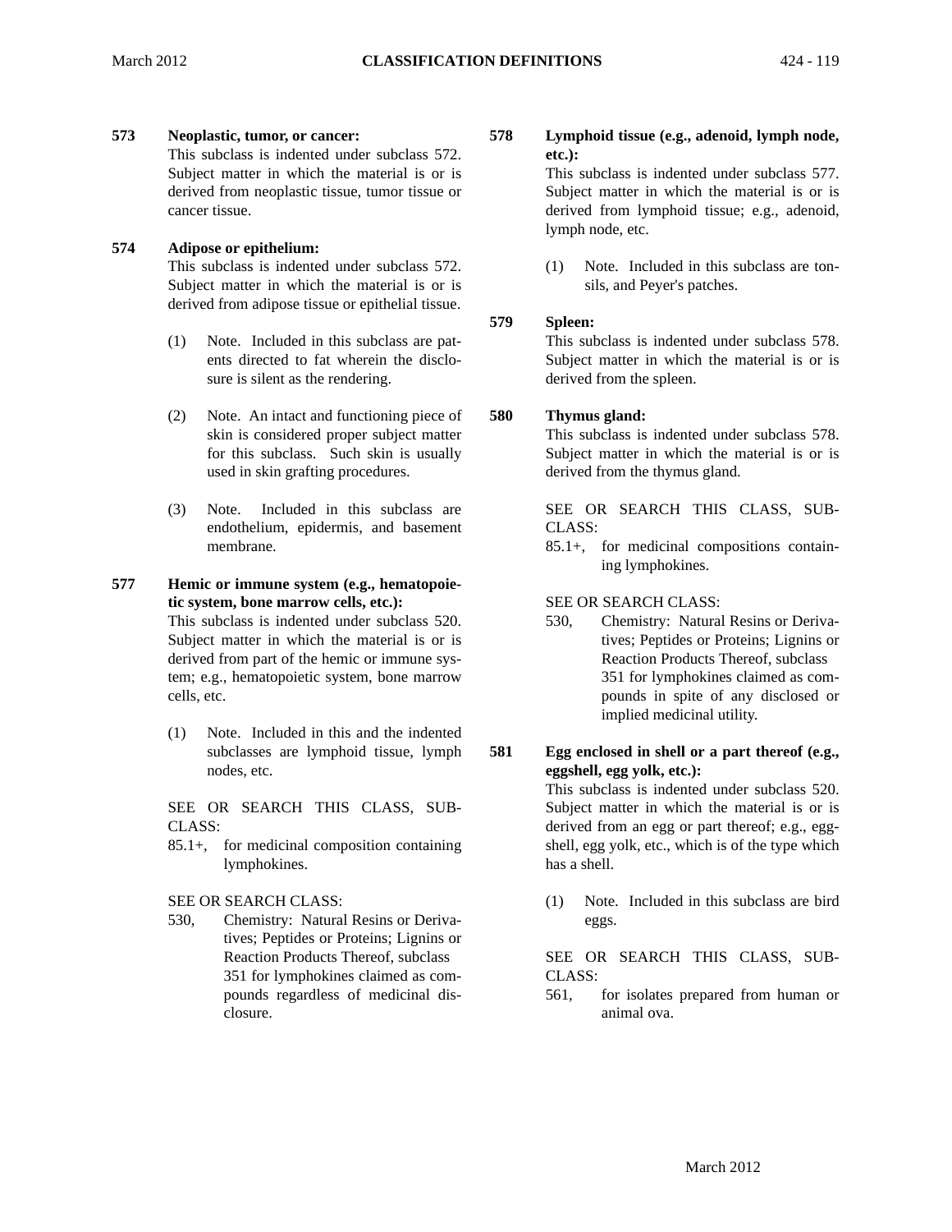**573 Neoplastic, tumor, or cancer:**
This subclass is indented under subclass 572. Subject matter in which the material is or is derived from neoplastic tissue, tumor tissue or cancer tissue.

**574 Adipose or epithelium:**
This subclass is indented under subclass 572. Subject matter in which the material is or is derived from adipose tissue or epithelial tissue.

(1) Note. Included in this subclass are patents directed to fat wherein the disclosure is silent as the rendering.

(2) Note. An intact and functioning piece of skin is considered proper subject matter for this subclass. Such skin is usually used in skin grafting procedures.

(3) Note. Included in this subclass are endothelium, epidermis, and basement membrane.

**577 Hemic or immune system (e.g., hematopoietic system, bone marrow cells, etc.):**
This subclass is indented under subclass 520. Subject matter in which the material is or is derived from part of the hemic or immune system; e.g., hematopoietic system, bone marrow cells, etc.

(1) Note. Included in this and the indented subclasses are lymphoid tissue, lymph nodes, etc.

SEE OR SEARCH THIS CLASS, SUBCLASS:

85.1+, for medicinal composition containing lymphokines.

SEE OR SEARCH CLASS:

530, Chemistry: Natural Resins or Derivatives; Peptides or Proteins; Lignins or Reaction Products Thereof, subclass 351 for lymphokines claimed as compounds regardless of medicinal disclosure.

**578 Lymphoid tissue (e.g., adenoid, lymph node, etc.):**
This subclass is indented under subclass 577. Subject matter in which the material is or is derived from lymphoid tissue; e.g., adenoid, lymph node, etc.

(1) Note. Included in this subclass are tonsils, and Peyer's patches.

**579 Spleen:**
This subclass is indented under subclass 578. Subject matter in which the material is or is derived from the spleen.

**580 Thymus gland:**
This subclass is indented under subclass 578. Subject matter in which the material is or is derived from the thymus gland.

SEE OR SEARCH THIS CLASS, SUBCLASS:

85.1+, for medicinal compositions containing lymphokines.

SEE OR SEARCH CLASS:

530, Chemistry: Natural Resins or Derivatives; Peptides or Proteins; Lignins or Reaction Products Thereof, subclass 351 for lymphokines claimed as compounds in spite of any disclosed or implied medicinal utility.

**581 Egg enclosed in shell or a part thereof (e.g., eggshell, egg yolk, etc.):**
This subclass is indented under subclass 520. Subject matter in which the material is or is derived from an egg or part thereof; e.g., eggshell, egg yolk, etc., which is of the type which has a shell.

(1) Note. Included in this subclass are bird eggs.

SEE OR SEARCH THIS CLASS, SUBCLASS:

561, for isolates prepared from human or animal ova.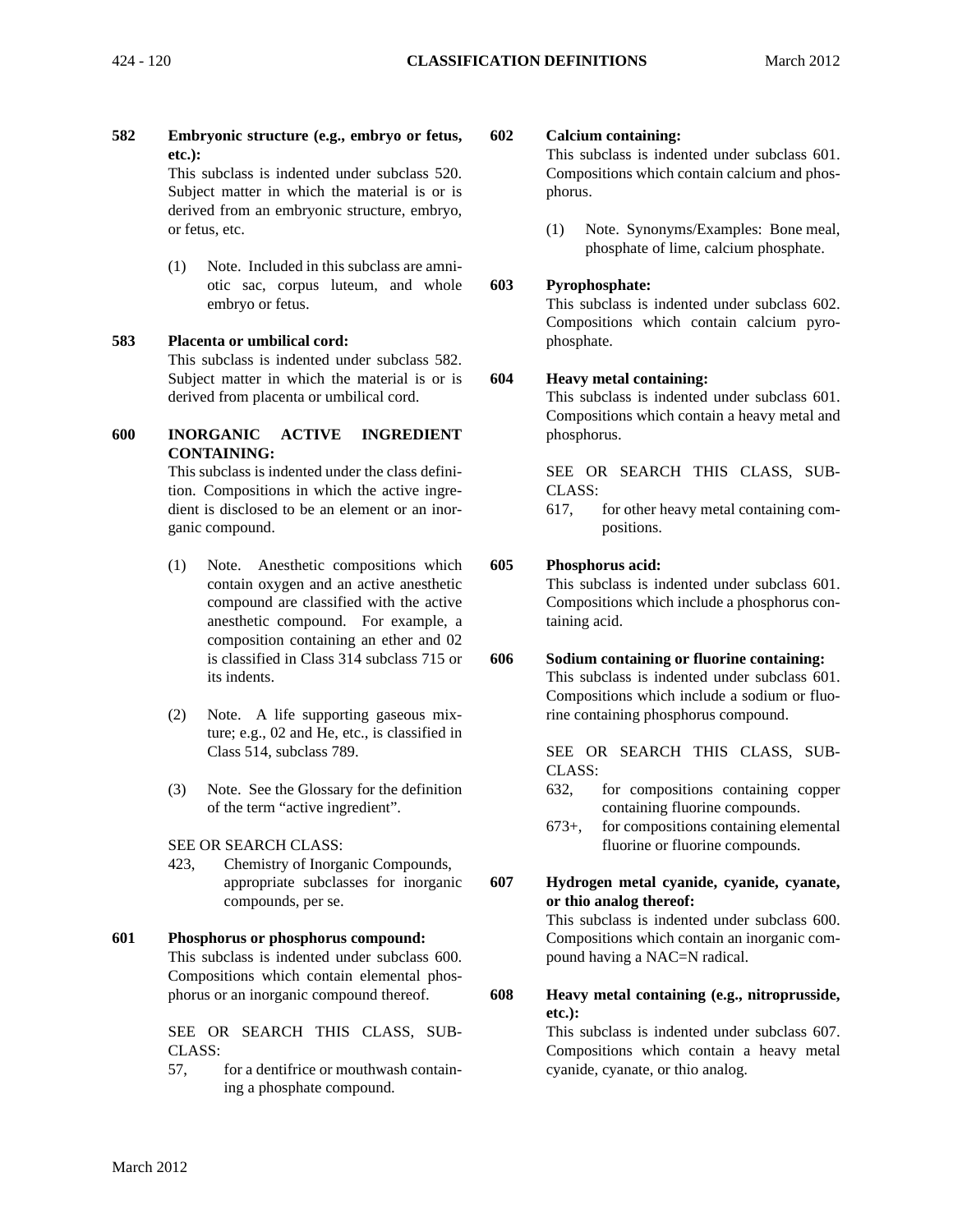**582 Embryonic structure (e.g., embryo or fetus, etc.):**

This subclass is indented under subclass 520. Subject matter in which the material is or is derived from an embryonic structure, embryo, or fetus, etc.

(1) Note. Included in this subclass are amniotic sac, corpus luteum, and whole embryo or fetus.

**583 Placenta or umbilical cord:**

This subclass is indented under subclass 582. Subject matter in which the material is or is derived from placenta or umbilical cord.

**600 INORGANIC ACTIVE INGREDIENT CONTAINING:**

This subclass is indented under the class definition. Compositions in which the active ingredient is disclosed to be an element or an inorganic compound.

(1) Note. Anesthetic compositions which contain oxygen and an active anesthetic compound are classified with the active anesthetic compound. For example, a composition containing an ether and 02 is classified in Class 314 subclass 715 or its indents.

(2) Note. A life supporting gaseous mixture; e.g., 02 and He, etc., is classified in Class 514, subclass 789.

(3) Note. See the Glossary for the definition of the term "active ingredient".

SEE OR SEARCH CLASS:

423, Chemistry of Inorganic Compounds, appropriate subclasses for inorganic compounds, per se.

**601 Phosphorus or phosphorus compound:**

This subclass is indented under subclass 600. Compositions which contain elemental phosphorus or an inorganic compound thereof.

SEE OR SEARCH THIS CLASS, SUBCLASS:

57, for a dentifrice or mouthwash containing a phosphate compound.

**602 Calcium containing:**

This subclass is indented under subclass 601. Compositions which contain calcium and phosphorus.

(1) Note. Synonyms/Examples: Bone meal, phosphate of lime, calcium phosphate.

**603 Pyrophosphate:**

This subclass is indented under subclass 602. Compositions which contain calcium pyrophosphate.

**604 Heavy metal containing:**

This subclass is indented under subclass 601. Compositions which contain a heavy metal and phosphorus.

SEE OR SEARCH THIS CLASS, SUBCLASS:

617, for other heavy metal containing compositions.

**605 Phosphorus acid:**

This subclass is indented under subclass 601. Compositions which include a phosphorus containing acid.

**606 Sodium containing or fluorine containing:**

This subclass is indented under subclass 601. Compositions which include a sodium or fluorine containing phosphorus compound.

SEE OR SEARCH THIS CLASS, SUBCLASS:

632, for compositions containing copper containing fluorine compounds.

673+, for compositions containing elemental fluorine or fluorine compounds.

**607 Hydrogen metal cyanide, cyanide, cyanate, or thio analog thereof:**

This subclass is indented under subclass 600. Compositions which contain an inorganic compound having a NAC=N radical.

**608 Heavy metal containing (e.g., nitroprusside, etc.):**

This subclass is indented under subclass 607. Compositions which contain a heavy metal cyanide, cyanate, or thio analog.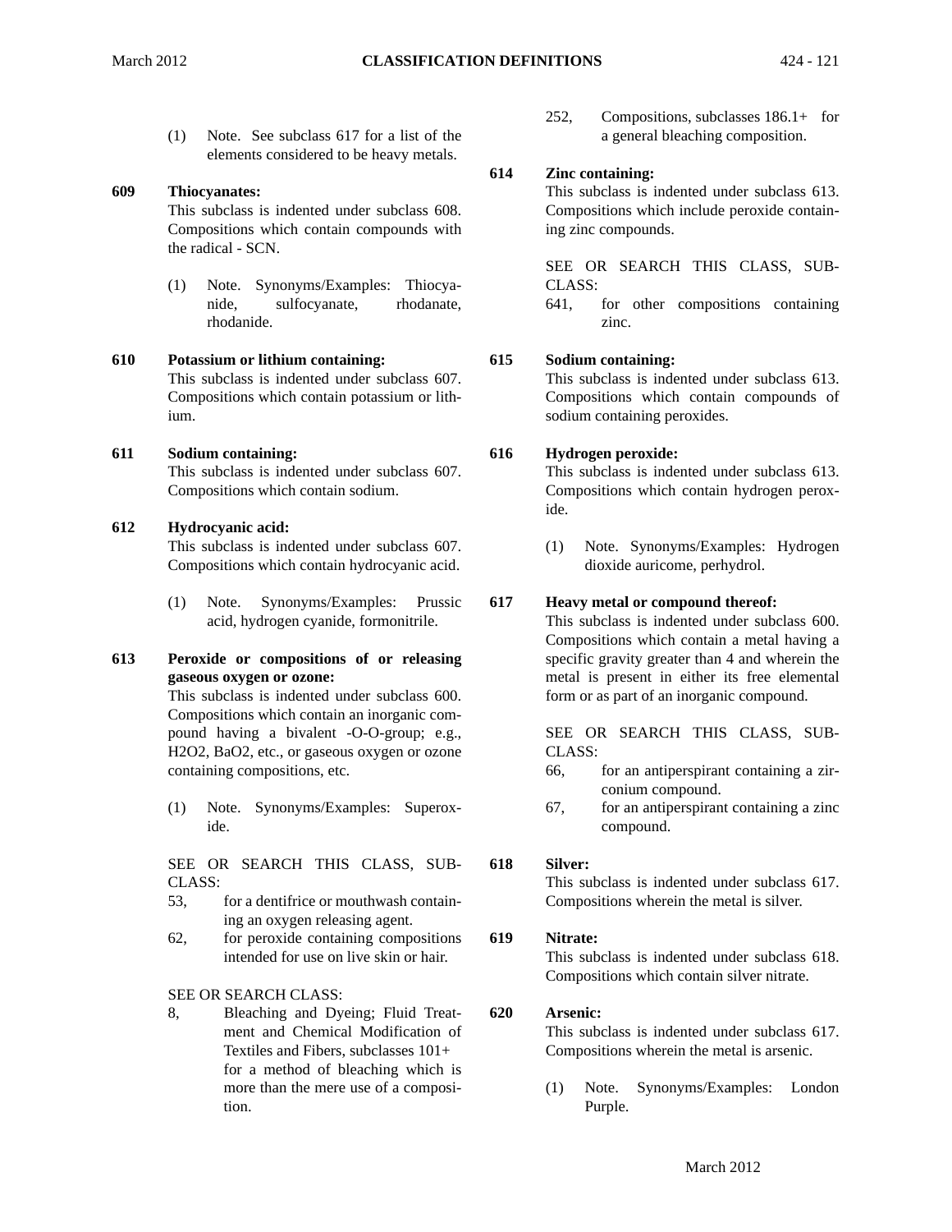(1) Note. See subclass 617 for a list of the elements considered to be heavy metals.

**609 Thiocyanates:**
This subclass is indented under subclass 608. Compositions which contain compounds with the radical - SCN.

(1) Note. Synonyms/Examples: Thiocyanide, sulfocyanate, rhodanate, rhodanide.

**610 Potassium or lithium containing:**
This subclass is indented under subclass 607. Compositions which contain potassium or lithium.

**611 Sodium containing:**
This subclass is indented under subclass 607. Compositions which contain sodium.

**612 Hydrocyanic acid:**
This subclass is indented under subclass 607. Compositions which contain hydrocyanic acid.

(1) Note. Synonyms/Examples: Prussic acid, hydrogen cyanide, formonitrile.

**613 Peroxide or compositions of or releasing gaseous oxygen or ozone:**
This subclass is indented under subclass 600. Compositions which contain an inorganic compound having a bivalent -O-O-group; e.g., $H_2O_2$, $BaO_2$, etc., or gaseous oxygen or ozone containing compositions, etc.

(1) Note. Synonyms/Examples: Superoxide.

SEE OR SEARCH THIS CLASS, SUBCLASS:
53, for a dentifrice or mouthwash containing an oxygen releasing agent.
62, for peroxide containing compositions intended for use on live skin or hair.

SEE OR SEARCH CLASS:
8, Bleaching and Dyeing; Fluid Treatment and Chemical Modification of Textiles and Fibers, subclasses 101+ for a method of bleaching which is more than the mere use of a composition.
252, Compositions, subclasses 186.1+ for a general bleaching composition.

**614 Zinc containing:**
This subclass is indented under subclass 613. Compositions which include peroxide containing zinc compounds.

SEE OR SEARCH THIS CLASS, SUBCLASS:
641, for other compositions containing zinc.

**615 Sodium containing:**
This subclass is indented under subclass 613. Compositions which contain compounds of sodium containing peroxides.

**616 Hydrogen peroxide:**
This subclass is indented under subclass 613. Compositions which contain hydrogen peroxide.

(1) Note. Synonyms/Examples: Hydrogen dioxide auricome, perhydrol.

**617 Heavy metal or compound thereof:**
This subclass is indented under subclass 600. Compositions which contain a metal having a specific gravity greater than 4 and wherein the metal is present in either its free elemental form or as part of an inorganic compound.

SEE OR SEARCH THIS CLASS, SUBCLASS:
66, for an antiperspirant containing a zirconium compound.
67, for an antiperspirant containing a zinc compound.

**618 Silver:**
This subclass is indented under subclass 617. Compositions wherein the metal is silver.

**619 Nitrate:**
This subclass is indented under subclass 618. Compositions which contain silver nitrate.

**620 Arsenic:**
This subclass is indented under subclass 617. Compositions wherein the metal is arsenic.

(1) Note. Synonyms/Examples: London Purple.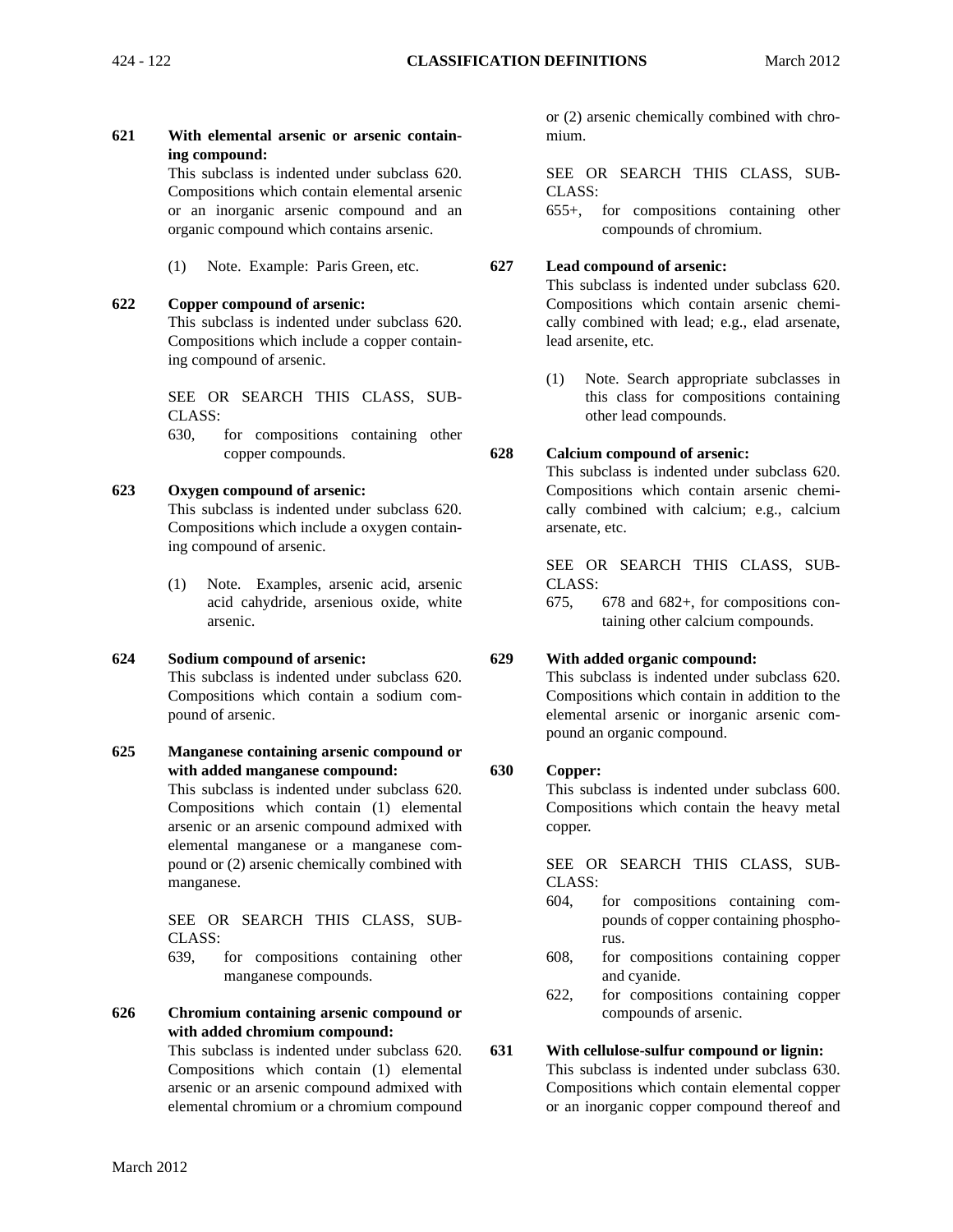**621 With elemental arsenic or arsenic containing compound:**
This subclass is indented under subclass 620. Compositions which contain elemental arsenic or an inorganic arsenic compound and an organic compound which contains arsenic.

(1) Note. Example: Paris Green, etc.

**622 Copper compound of arsenic:**
This subclass is indented under subclass 620. Compositions which include a copper containing compound of arsenic.

SEE OR SEARCH THIS CLASS, SUBCLASS:
630, for compositions containing other copper compounds.

**623 Oxygen compound of arsenic:**
This subclass is indented under subclass 620. Compositions which include a oxygen containing compound of arsenic.

(1) Note. Examples, arsenic acid, arsenic acid cahydride, arsenious oxide, white arsenic.

**624 Sodium compound of arsenic:**
This subclass is indented under subclass 620. Compositions which contain a sodium compound of arsenic.

**625 Manganese containing arsenic compound or with added manganese compound:**
This subclass is indented under subclass 620. Compositions which contain (1) elemental arsenic or an arsenic compound admixed with elemental manganese or a manganese compound or (2) arsenic chemically combined with manganese.

SEE OR SEARCH THIS CLASS, SUBCLASS:
639, for compositions containing other manganese compounds.

**626 Chromium containing arsenic compound or with added chromium compound:**
This subclass is indented under subclass 620. Compositions which contain (1) elemental arsenic or an arsenic compound admixed with elemental chromium or a chromium compound or (2) arsenic chemically combined with chromium.

SEE OR SEARCH THIS CLASS, SUBCLASS:
655+, for compositions containing other compounds of chromium.

**627 Lead compound of arsenic:**
This subclass is indented under subclass 620. Compositions which contain arsenic chemically combined with lead; e.g., elad arsenate, lead arsenite, etc.

(1) Note. Search appropriate subclasses in this class for compositions containing other lead compounds.

**628 Calcium compound of arsenic:**
This subclass is indented under subclass 620. Compositions which contain arsenic chemically combined with calcium; e.g., calcium arsenate, etc.

SEE OR SEARCH THIS CLASS, SUBCLASS:
675, 678 and 682+, for compositions containing other calcium compounds.

**629 With added organic compound:**
This subclass is indented under subclass 620. Compositions which contain in addition to the elemental arsenic or inorganic arsenic compound an organic compound.

**630 Copper:**
This subclass is indented under subclass 600. Compositions which contain the heavy metal copper.

SEE OR SEARCH THIS CLASS, SUBCLASS:
604, for compositions containing compounds of copper containing phosphorus.
608, for compositions containing copper and cyanide.
622, for compositions containing copper compounds of arsenic.

**631 With cellulose-sulfur compound or lignin:**
This subclass is indented under subclass 630. Compositions which contain elemental copper or an inorganic copper compound thereof and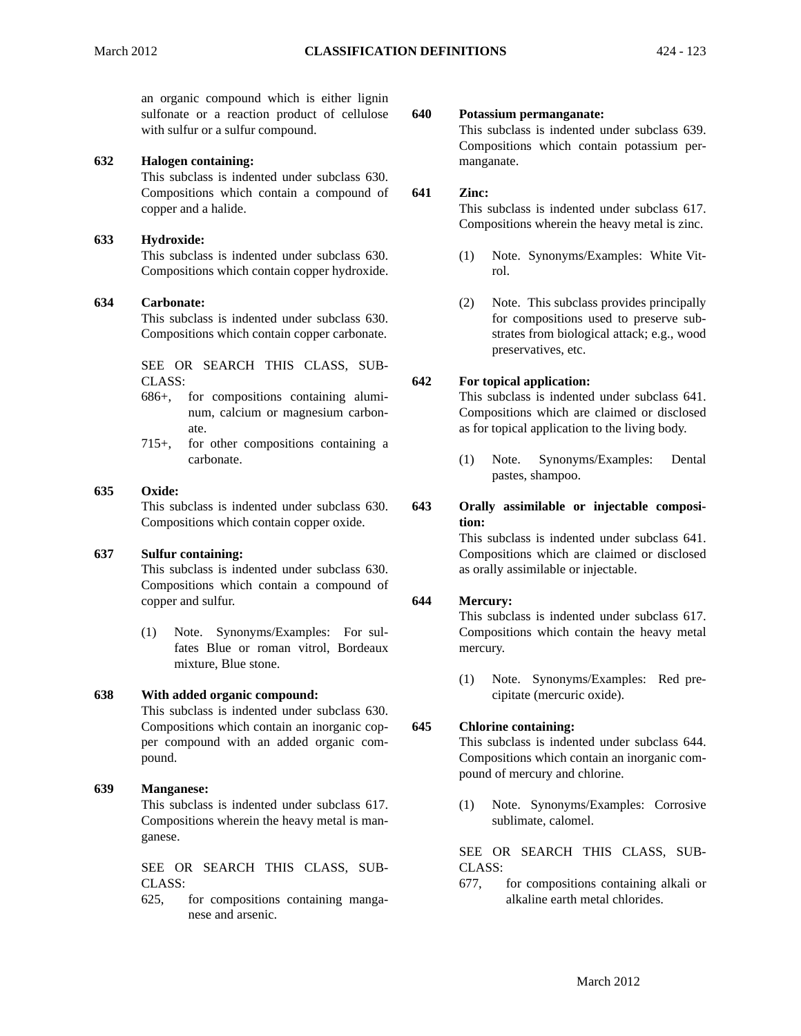an organic compound which is either lignin sulfonate or a reaction product of cellulose with sulfur or a sulfur compound.

**632 Halogen containing:**
This subclass is indented under subclass 630. Compositions which contain a compound of copper and a halide.

**633 Hydroxide:**
This subclass is indented under subclass 630. Compositions which contain copper hydroxide.

**634 Carbonate:**
This subclass is indented under subclass 630. Compositions which contain copper carbonate.

SEE OR SEARCH THIS CLASS, SUBCLASS:
686+, for compositions containing aluminum, calcium or magnesium carbonate.
715+, for other compositions containing a carbonate.

**635 Oxide:**
This subclass is indented under subclass 630. Compositions which contain copper oxide.

**637 Sulfur containing:**
This subclass is indented under subclass 630. Compositions which contain a compound of copper and sulfur.

(1) Note. Synonyms/Examples: For sulfates Blue or roman vitrol, Bordeaux mixture, Blue stone.

**638 With added organic compound:**
This subclass is indented under subclass 630. Compositions which contain an inorganic copper compound with an added organic compound.

**639 Manganese:**
This subclass is indented under subclass 617. Compositions wherein the heavy metal is manganese.

SEE OR SEARCH THIS CLASS, SUBCLASS:
625, for compositions containing manganese and arsenic.

**640 Potassium permanganate:**
This subclass is indented under subclass 639. Compositions which contain potassium permanganate.

**641 Zinc:**
This subclass is indented under subclass 617. Compositions wherein the heavy metal is zinc.

(1) Note. Synonyms/Examples: White Vitrol.

(2) Note. This subclass provides principally for compositions used to preserve substrates from biological attack; e.g., wood preservatives, etc.

**642 For topical application:**
This subclass is indented under subclass 641. Compositions which are claimed or disclosed as for topical application to the living body.

(1) Note. Synonyms/Examples: Dental pastes, shampoo.

**643 Orally assimilable or injectable composition:**
This subclass is indented under subclass 641. Compositions which are claimed or disclosed as orally assimilable or injectable.

**644 Mercury:**
This subclass is indented under subclass 617. Compositions which contain the heavy metal mercury.

(1) Note. Synonyms/Examples: Red precipitate (mercuric oxide).

**645 Chlorine containing:**
This subclass is indented under subclass 644. Compositions which contain an inorganic compound of mercury and chlorine.

(1) Note. Synonyms/Examples: Corrosive sublimate, calomel.

SEE OR SEARCH THIS CLASS, SUBCLASS:
677, for compositions containing alkali or alkaline earth metal chlorides.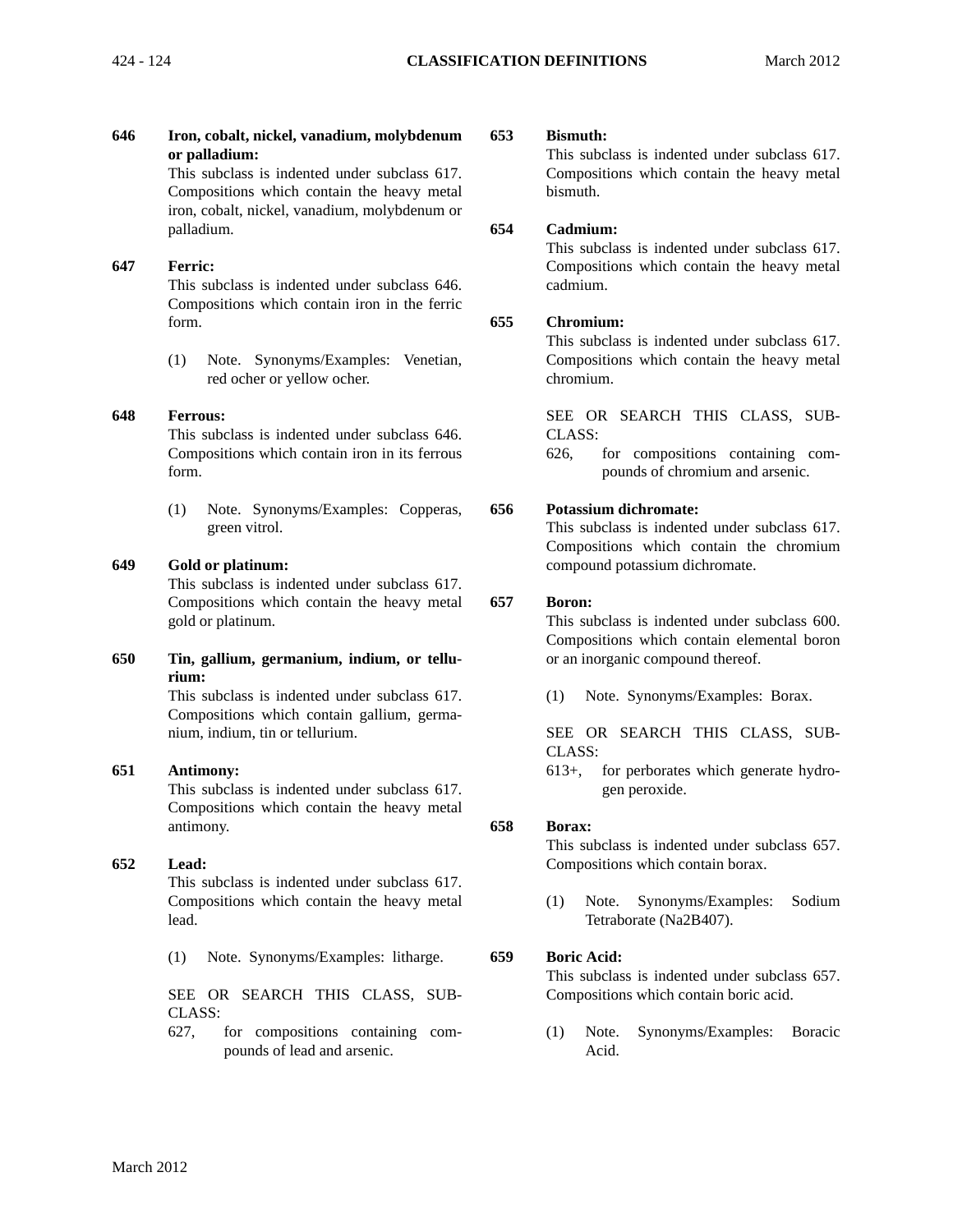**646 Iron, cobalt, nickel, vanadium, molybdenum or palladium:**
This subclass is indented under subclass 617. Compositions which contain the heavy metal iron, cobalt, nickel, vanadium, molybdenum or palladium.

**647 Ferric:**
This subclass is indented under subclass 646. Compositions which contain iron in the ferric form.

(1) Note. Synonyms/Examples: Venetian, red ocher or yellow ocher.

**648 Ferrous:**
This subclass is indented under subclass 646. Compositions which contain iron in its ferrous form.

(1) Note. Synonyms/Examples: Copperas, green vitrol.

**649 Gold or platinum:**
This subclass is indented under subclass 617. Compositions which contain the heavy metal gold or platinum.

**650 Tin, gallium, germanium, indium, or tellurium:**
This subclass is indented under subclass 617. Compositions which contain gallium, germanium, indium, tin or tellurium.

**651 Antimony:**
This subclass is indented under subclass 617. Compositions which contain the heavy metal antimony.

**652 Lead:**
This subclass is indented under subclass 617. Compositions which contain the heavy metal lead.

(1) Note. Synonyms/Examples: litharge.

SEE OR SEARCH THIS CLASS, SUBCLASS:
627, for compositions containing compounds of lead and arsenic.

**653 Bismuth:**
This subclass is indented under subclass 617. Compositions which contain the heavy metal bismuth.

**654 Cadmium:**
This subclass is indented under subclass 617. Compositions which contain the heavy metal cadmium.

**655 Chromium:**
This subclass is indented under subclass 617. Compositions which contain the heavy metal chromium.

SEE OR SEARCH THIS CLASS, SUBCLASS:
626, for compositions containing compounds of chromium and arsenic.

**656 Potassium dichromate:**
This subclass is indented under subclass 617. Compositions which contain the chromium compound potassium dichromate.

**657 Boron:**
This subclass is indented under subclass 600. Compositions which contain elemental boron or an inorganic compound thereof.

(1) Note. Synonyms/Examples: Borax.

SEE OR SEARCH THIS CLASS, SUBCLASS:
613+, for perborates which generate hydrogen peroxide.

**658 Borax:**
This subclass is indented under subclass 657. Compositions which contain borax.

(1) Note. Synonyms/Examples: Sodium Tetraborate (Na2B407).

**659 Boric Acid:**
This subclass is indented under subclass 657. Compositions which contain boric acid.

(1) Note. Synonyms/Examples: Boracic Acid.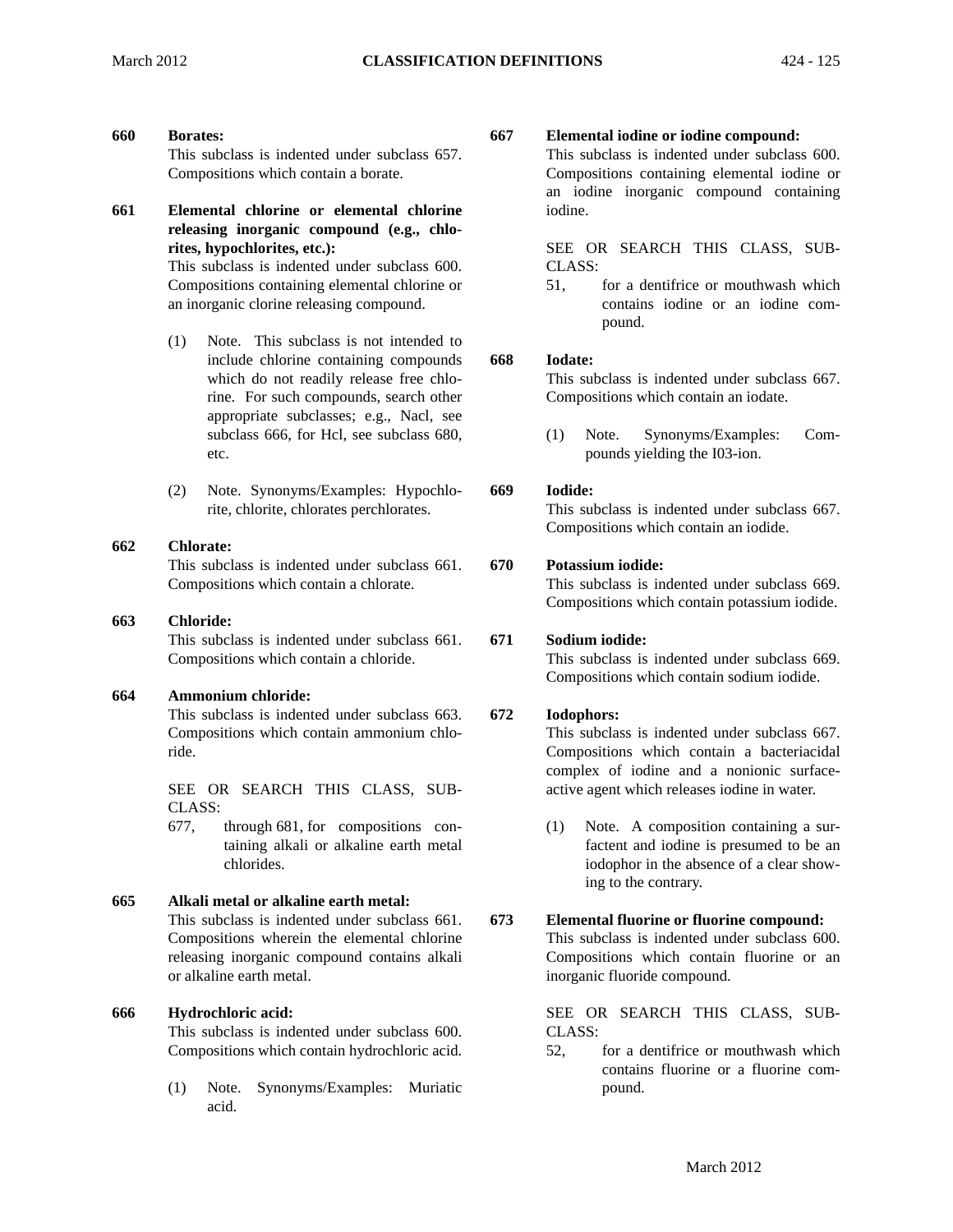**660 Borates:**
This subclass is indented under subclass 657. Compositions which contain a borate.

**661 Elemental chlorine or elemental chlorine releasing inorganic compound (e.g., chlorites, hypochlorites, etc.):**
This subclass is indented under subclass 600. Compositions containing elemental chlorine or an inorganic clorine releasing compound.

(1) Note. This subclass is not intended to include chlorine containing compounds which do not readily release free chlorine. For such compounds, search other appropriate subclasses; e.g., Nacl, see subclass 666, for Hcl, see subclass 680, etc.

(2) Note. Synonyms/Examples: Hypochlorite, chlorite, chlorates perchlorates.

**662 Chlorate:**
This subclass is indented under subclass 661. Compositions which contain a chlorate.

**663 Chloride:**
This subclass is indented under subclass 661. Compositions which contain a chloride.

**664 Ammonium chloride:**
This subclass is indented under subclass 663. Compositions which contain ammonium chloride.

SEE OR SEARCH THIS CLASS, SUBCLASS:

677, through 681, for compositions containing alkali or alkaline earth metal chlorides.

**665 Alkali metal or alkaline earth metal:**
This subclass is indented under subclass 661. Compositions wherein the elemental chlorine releasing inorganic compound contains alkali or alkaline earth metal.

**666 Hydrochloric acid:**
This subclass is indented under subclass 600. Compositions which contain hydrochloric acid.

(1) Note. Synonyms/Examples: Muriatic acid.

**667 Elemental iodine or iodine compound:**
This subclass is indented under subclass 600. Compositions containing elemental iodine or an iodine inorganic compound containing iodine.

SEE OR SEARCH THIS CLASS, SUBCLASS:

51, for a dentifrice or mouthwash which contains iodine or an iodine compound.

**668 Iodate:**
This subclass is indented under subclass 667. Compositions which contain an iodate.

(1) Note. Synonyms/Examples: Compounds yielding the I03-ion.

**669 Iodide:**
This subclass is indented under subclass 667. Compositions which contain an iodide.

**670 Potassium iodide:**
This subclass is indented under subclass 669. Compositions which contain potassium iodide.

**671 Sodium iodide:**
This subclass is indented under subclass 669. Compositions which contain sodium iodide.

**672 Iodophors:**
This subclass is indented under subclass 667. Compositions which contain a bacteriacidal complex of iodine and a nonionic surface-active agent which releases iodine in water.

(1) Note. A composition containing a surfactent and iodine is presumed to be an iodophor in the absence of a clear showing to the contrary.

**673 Elemental fluorine or fluorine compound:**
This subclass is indented under subclass 600. Compositions which contain fluorine or an inorganic fluoride compound.

SEE OR SEARCH THIS CLASS, SUBCLASS:

52, for a dentifrice or mouthwash which contains fluorine or a fluorine compound.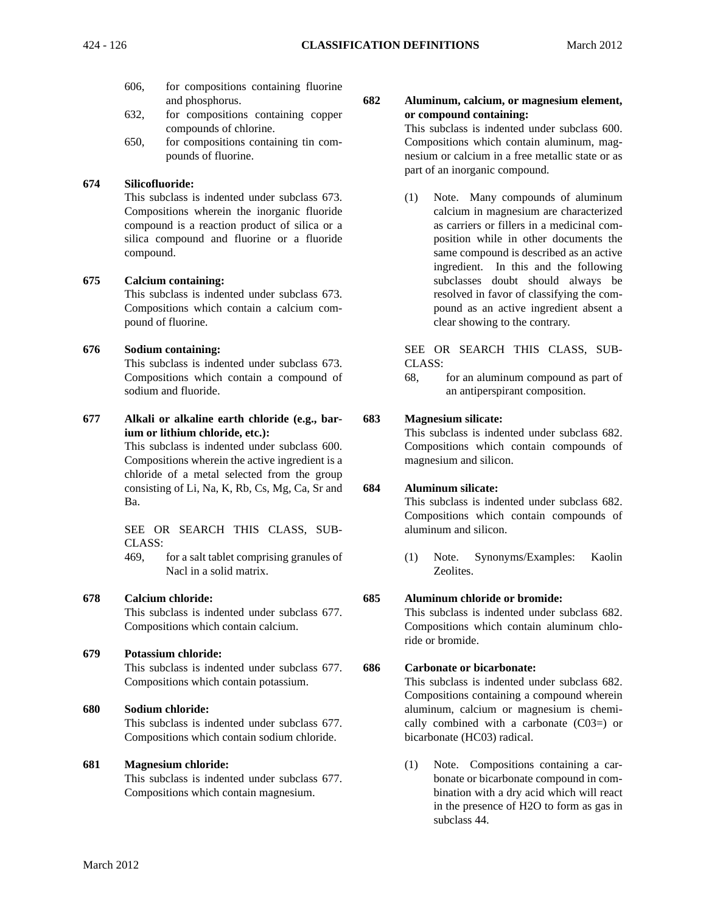606, for compositions containing fluorine and phosphorus.

632, for compositions containing copper compounds of chlorine.

650, for compositions containing tin compounds of fluorine.

**674 Silicofluoride:**

This subclass is indented under subclass 673. Compositions wherein the inorganic fluoride compound is a reaction product of silica or a silica compound and fluorine or a fluoride compound.

**675 Calcium containing:**

This subclass is indented under subclass 673. Compositions which contain a calcium compound of fluorine.

**676 Sodium containing:**

This subclass is indented under subclass 673. Compositions which contain a compound of sodium and fluoride.

**677 Alkali or alkaline earth chloride (e.g., barium or lithium chloride, etc.):**

This subclass is indented under subclass 600. Compositions wherein the active ingredient is a chloride of a metal selected from the group consisting of Li, Na, K, Rb, Cs, Mg, Ca, Sr and Ba.

SEE OR SEARCH THIS CLASS, SUBCLASS:

469, for a salt tablet comprising granules of Nacl in a solid matrix.

**678 Calcium chloride:**

This subclass is indented under subclass 677. Compositions which contain calcium.

**679 Potassium chloride:**

This subclass is indented under subclass 677. Compositions which contain potassium.

**680 Sodium chloride:**

This subclass is indented under subclass 677. Compositions which contain sodium chloride.

**681 Magnesium chloride:**

This subclass is indented under subclass 677. Compositions which contain magnesium.

**682 Aluminum, calcium, or magnesium element, or compound containing:**

This subclass is indented under subclass 600. Compositions which contain aluminum, magnesium or calcium in a free metallic state or as part of an inorganic compound.

(1) Note. Many compounds of aluminum calcium in magnesium are characterized as carriers or fillers in a medicinal composition while in other documents the same compound is described as an active ingredient. In this and the following subclasses doubt should always be resolved in favor of classifying the compound as an active ingredient absent a clear showing to the contrary.

SEE OR SEARCH THIS CLASS, SUBCLASS:

68, for an aluminum compound as part of an antiperspirant composition.

**683 Magnesium silicate:**

This subclass is indented under subclass 682. Compositions which contain compounds of magnesium and silicon.

**684 Aluminum silicate:**

This subclass is indented under subclass 682. Compositions which contain compounds of aluminum and silicon.

(1) Note. Synonyms/Examples: Kaolin Zeolites.

**685 Aluminum chloride or bromide:**

This subclass is indented under subclass 682. Compositions which contain aluminum chloride or bromide.

**686 Carbonate or bicarbonate:**

This subclass is indented under subclass 682. Compositions containing a compound wherein aluminum, calcium or magnesium is chemically combined with a carbonate (C03=) or bicarbonate (HC03) radical.

(1) Note. Compositions containing a carbonate or bicarbonate compound in combination with a dry acid which will react in the presence of H2O to form as gas in subclass 44.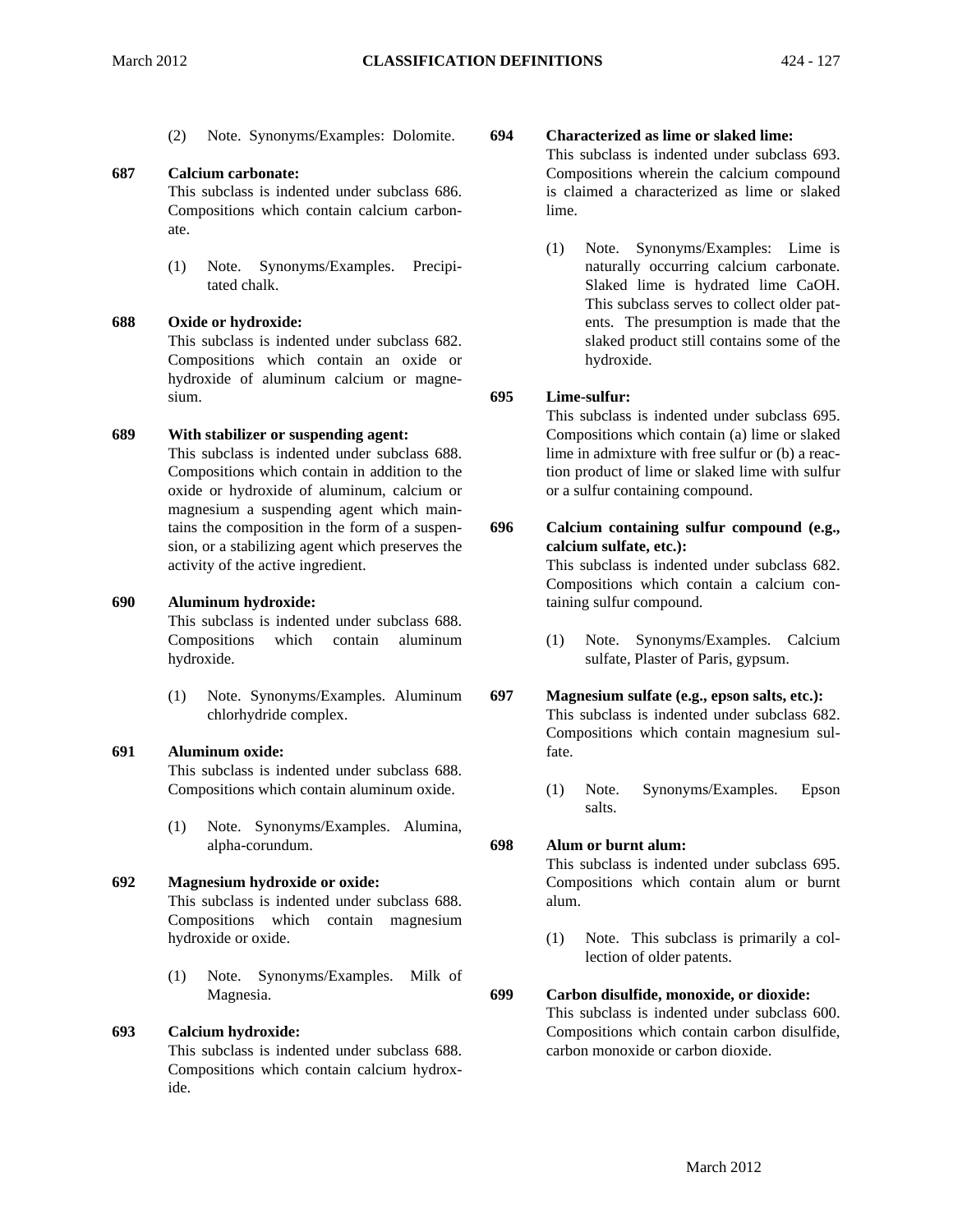(2) Note. Synonyms/Examples: Dolomite.

**687 Calcium carbonate:**

This subclass is indented under subclass 686. Compositions which contain calcium carbonate.

(1) Note. Synonyms/Examples. Precipitated chalk.

**688 Oxide or hydroxide:**

This subclass is indented under subclass 682. Compositions which contain an oxide or hydroxide of aluminum calcium or magnesium.

**689 With stabilizer or suspending agent:**

This subclass is indented under subclass 688. Compositions which contain in addition to the oxide or hydroxide of aluminum, calcium or magnesium a suspending agent which maintains the composition in the form of a suspension, or a stabilizing agent which preserves the activity of the active ingredient.

**690 Aluminum hydroxide:**

This subclass is indented under subclass 688. Compositions which contain aluminum hydroxide.

(1) Note. Synonyms/Examples. Aluminum chlorhydride complex.

**691 Aluminum oxide:**

This subclass is indented under subclass 688. Compositions which contain aluminum oxide.

(1) Note. Synonyms/Examples. Alumina, alpha-corundum.

**692 Magnesium hydroxide or oxide:**

This subclass is indented under subclass 688. Compositions which contain magnesium hydroxide or oxide.

(1) Note. Synonyms/Examples. Milk of Magnesia.

**693 Calcium hydroxide:**

This subclass is indented under subclass 688. Compositions which contain calcium hydroxide.

**694 Characterized as lime or slaked lime:**

This subclass is indented under subclass 693. Compositions wherein the calcium compound is claimed a characterized as lime or slaked lime.

(1) Note. Synonyms/Examples: Lime is naturally occurring calcium carbonate. Slaked lime is hydrated lime CaOH. This subclass serves to collect older patents. The presumption is made that the slaked product still contains some of the hydroxide.

**695 Lime-sulfur:**

This subclass is indented under subclass 695. Compositions which contain (a) lime or slaked lime in admixture with free sulfur or (b) a reaction product of lime or slaked lime with sulfur or a sulfur containing compound.

**696 Calcium containing sulfur compound (e.g., calcium sulfate, etc.):**

This subclass is indented under subclass 682. Compositions which contain a calcium containing sulfur compound.

(1) Note. Synonyms/Examples. Calcium sulfate, Plaster of Paris, gypsum.

**697 Magnesium sulfate (e.g., epson salts, etc.):**

This subclass is indented under subclass 682. Compositions which contain magnesium sulfate.

(1) Note. Synonyms/Examples. Epson salts.

**698 Alum or burnt alum:**

This subclass is indented under subclass 695. Compositions which contain alum or burnt alum.

(1) Note. This subclass is primarily a collection of older patents.

**699 Carbon disulfide, monoxide, or dioxide:**

This subclass is indented under subclass 600. Compositions which contain carbon disulfide, carbon monoxide or carbon dioxide.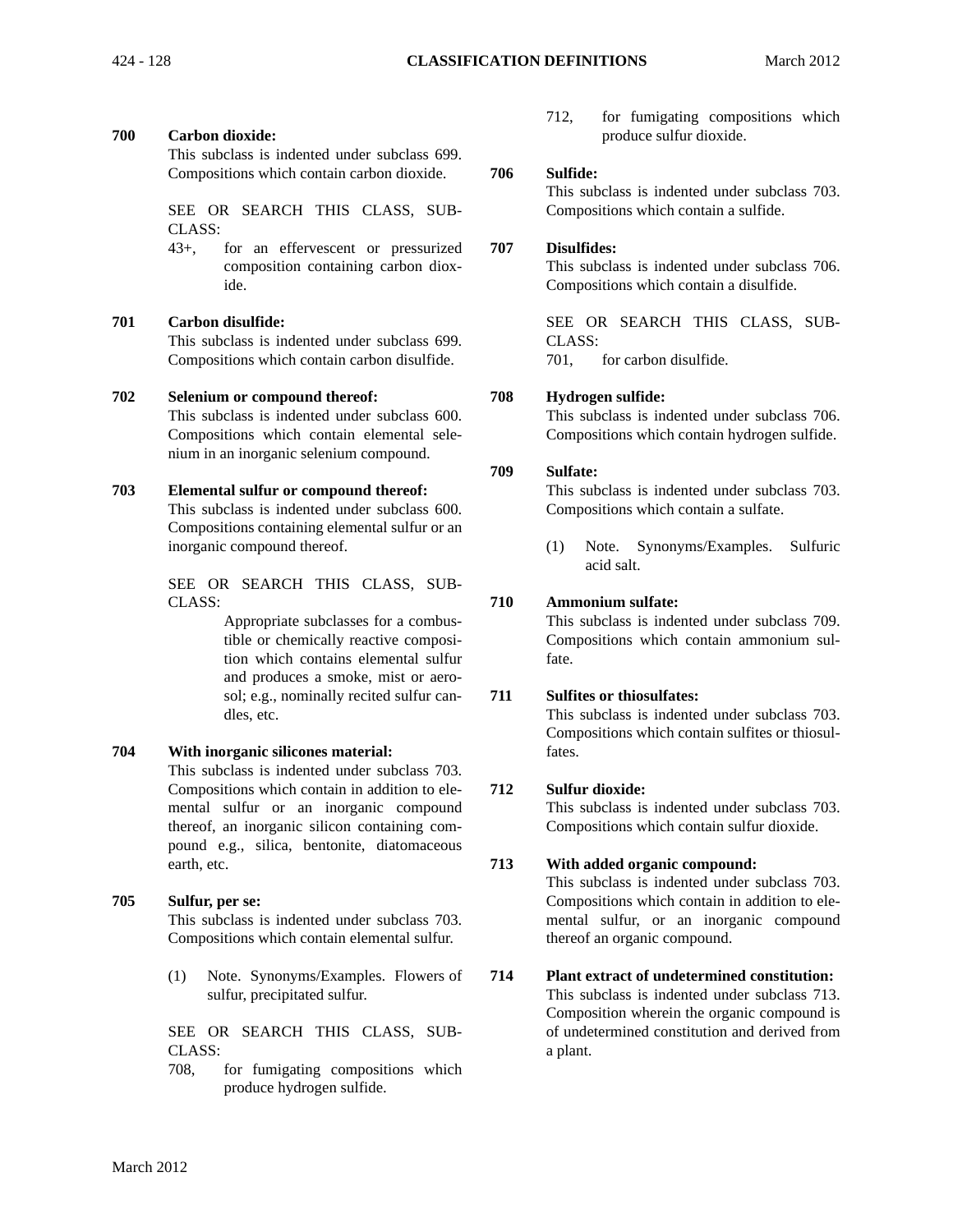**700 Carbon dioxide:**
This subclass is indented under subclass 699. Compositions which contain carbon dioxide.

SEE OR SEARCH THIS CLASS, SUBCLASS:
43+, for an effervescent or pressurized composition containing carbon dioxide.

**701 Carbon disulfide:**
This subclass is indented under subclass 699. Compositions which contain carbon disulfide.

**702 Selenium or compound thereof:**
This subclass is indented under subclass 600. Compositions which contain elemental selenium in an inorganic selenium compound.

**703 Elemental sulfur or compound thereof:**
This subclass is indented under subclass 600. Compositions containing elemental sulfur or an inorganic compound thereof.

SEE OR SEARCH THIS CLASS, SUBCLASS:
Appropriate subclasses for a combustible or chemically reactive composition which contains elemental sulfur and produces a smoke, mist or aerosol; e.g., nominally recited sulfur candles, etc.

**704 With inorganic silicones material:**
This subclass is indented under subclass 703. Compositions which contain in addition to elemental sulfur or an inorganic compound thereof, an inorganic silicon containing compound e.g., silica, bentonite, diatomaceous earth, etc.

**705 Sulfur, per se:**
This subclass is indented under subclass 703. Compositions which contain elemental sulfur.

(1) Note. Synonyms/Examples. Flowers of sulfur, precipitated sulfur.

SEE OR SEARCH THIS CLASS, SUBCLASS:
708, for fumigating compositions which produce hydrogen sulfide.
712, for fumigating compositions which produce sulfur dioxide.

**706 Sulfide:**
This subclass is indented under subclass 703. Compositions which contain a sulfide.

**707 Disulfides:**
This subclass is indented under subclass 706. Compositions which contain a disulfide.

SEE OR SEARCH THIS CLASS, SUBCLASS:
701, for carbon disulfide.

**708 Hydrogen sulfide:**
This subclass is indented under subclass 706. Compositions which contain hydrogen sulfide.

**709 Sulfate:**
This subclass is indented under subclass 703. Compositions which contain a sulfate.

(1) Note. Synonyms/Examples. Sulfuric acid salt.

**710 Ammonium sulfate:**
This subclass is indented under subclass 709. Compositions which contain ammonium sulfate.

**711 Sulfites or thiosulfates:**
This subclass is indented under subclass 703. Compositions which contain sulfites or thiosulfates.

**712 Sulfur dioxide:**
This subclass is indented under subclass 703. Compositions which contain sulfur dioxide.

**713 With added organic compound:**
This subclass is indented under subclass 703. Compositions which contain in addition to elemental sulfur, or an inorganic compound thereof an organic compound.

**714 Plant extract of undetermined constitution:**
This subclass is indented under subclass 713. Composition wherein the organic compound is of undetermined constitution and derived from a plant.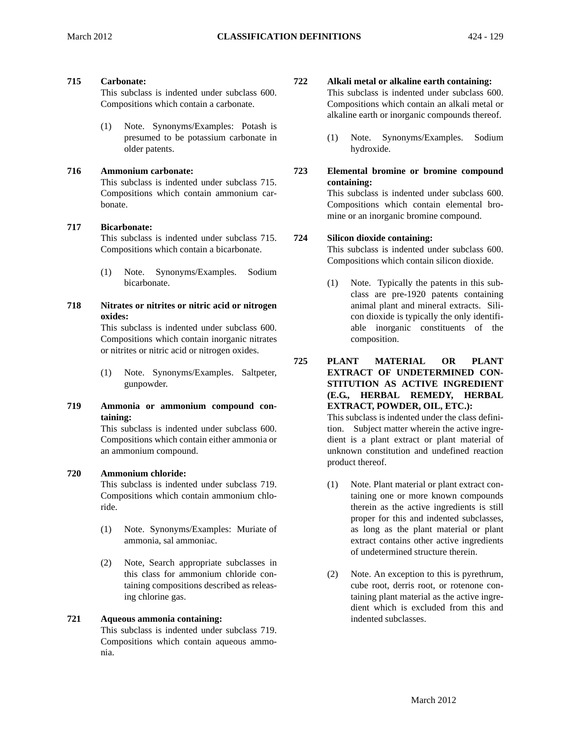**715 Carbonate:**
This subclass is indented under subclass 600. Compositions which contain a carbonate.

(1) Note. Synonyms/Examples: Potash is presumed to be potassium carbonate in older patents.

**716 Ammonium carbonate:**
This subclass is indented under subclass 715. Compositions which contain ammonium carbonate.

**717 Bicarbonate:**
This subclass is indented under subclass 715. Compositions which contain a bicarbonate.

(1) Note. Synonyms/Examples. Sodium bicarbonate.

**718 Nitrates or nitrites or nitric acid or nitrogen oxides:**
This subclass is indented under subclass 600. Compositions which contain inorganic nitrates or nitrites or nitric acid or nitrogen oxides.

(1) Note. Synonyms/Examples. Saltpeter, gunpowder.

**719 Ammonia or ammonium compound containing:**
This subclass is indented under subclass 600. Compositions which contain either ammonia or an ammonium compound.

**720 Ammonium chloride:**
This subclass is indented under subclass 719. Compositions which contain ammonium chloride.

(1) Note. Synonyms/Examples: Muriate of ammonia, sal ammoniac.

(2) Note, Search appropriate subclasses in this class for ammonium chloride containing compositions described as releasing chlorine gas.

**721 Aqueous ammonia containing:**
This subclass is indented under subclass 719. Compositions which contain aqueous ammonia.

**722 Alkali metal or alkaline earth containing:**
This subclass is indented under subclass 600. Compositions which contain an alkali metal or alkaline earth or inorganic compounds thereof.

(1) Note. Synonyms/Examples. Sodium hydroxide.

**723 Elemental bromine or bromine compound containing:**
This subclass is indented under subclass 600. Compositions which contain elemental bromine or an inorganic bromine compound.

**724 Silicon dioxide containing:**
This subclass is indented under subclass 600. Compositions which contain silicon dioxide.

(1) Note. Typically the patents in this subclass are pre-1920 patents containing animal plant and mineral extracts. Silicon dioxide is typically the only identifiable inorganic constituents of the composition.

**725 PLANT MATERIAL OR PLANT EXTRACT OF UNDETERMINED CONSTITUTION AS ACTIVE INGREDIENT (E.G., HERBAL REMEDY, HERBAL EXTRACT, POWDER, OIL, ETC.):**
This subclass is indented under the class definition. Subject matter wherein the active ingredient is a plant extract or plant material of unknown constitution and undefined reaction product thereof.

(1) Note. Plant material or plant extract containing one or more known compounds therein as the active ingredients is still proper for this and indented subclasses, as long as the plant material or plant extract contains other active ingredients of undetermined structure therein.

(2) Note. An exception to this is pyrethrum, cube root, derris root, or rotenone containing plant material as the active ingredient which is excluded from this and indented subclasses.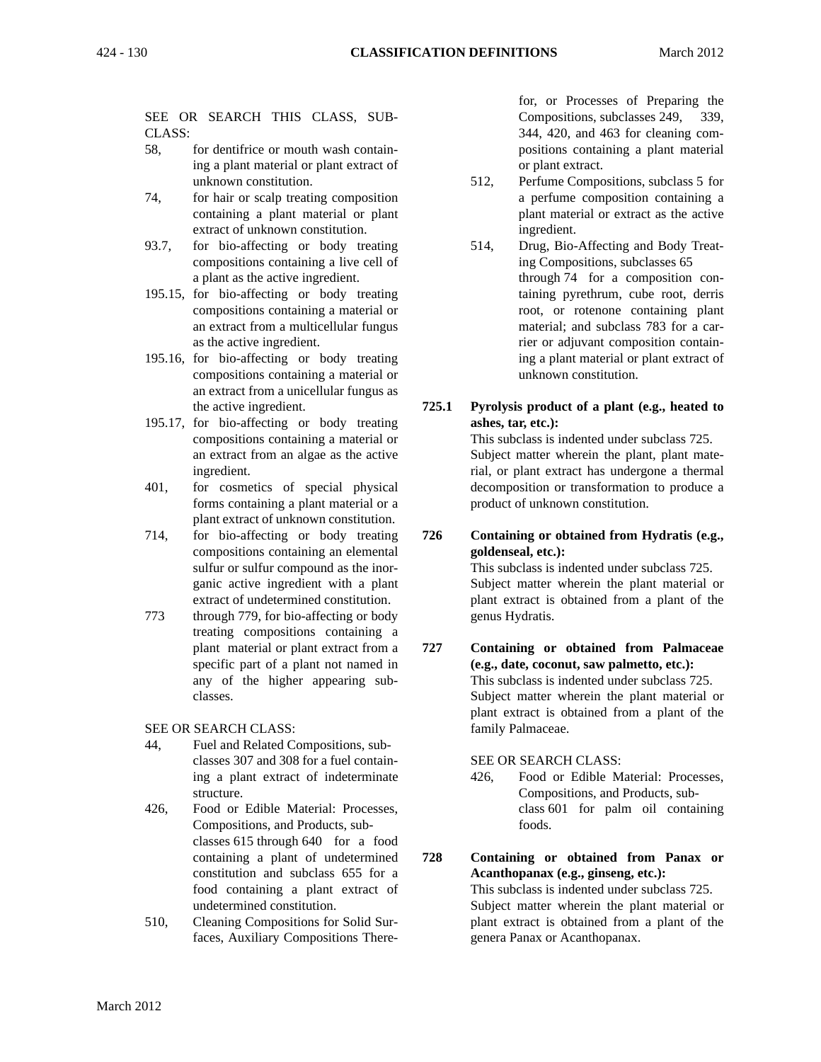SEE OR SEARCH THIS CLASS, SUBCLASS:

- 58, for dentifrice or mouth wash containing a plant material or plant extract of unknown constitution.
- 74, for hair or scalp treating composition containing a plant material or plant extract of unknown constitution.
- 93.7, for bio-affecting or body treating compositions containing a live cell of a plant as the active ingredient.
- 195.15, for bio-affecting or body treating compositions containing a material or an extract from a multicellular fungus as the active ingredient.
- 195.16, for bio-affecting or body treating compositions containing a material or an extract from a unicellular fungus as the active ingredient.
- 195.17, for bio-affecting or body treating compositions containing a material or an extract from an algae as the active ingredient.
- 401, for cosmetics of special physical forms containing a plant material or a plant extract of unknown constitution.
- 714, for bio-affecting or body treating compositions containing an elemental sulfur or sulfur compound as the inorganic active ingredient with a plant extract of undetermined constitution.
- 773 through 779, for bio-affecting or body treating compositions containing a plant material or plant extract from a specific part of a plant not named in any of the higher appearing subclasses.

SEE OR SEARCH CLASS:

- 44, Fuel and Related Compositions, subclasses 307 and 308 for a fuel containing a plant extract of indeterminate structure.
- 426, Food or Edible Material: Processes, Compositions, and Products, subclasses 615 through 640 for a food containing a plant of undetermined constitution and subclass 655 for a food containing a plant extract of undetermined constitution.
- 510, Cleaning Compositions for Solid Surfaces, Auxiliary Compositions Therefor, or Processes of Preparing the Compositions, subclasses 249, 339, 344, 420, and 463 for cleaning compositions containing a plant material or plant extract.
- 512, Perfume Compositions, subclass 5 for a perfume composition containing a plant material or extract as the active ingredient.
- 514, Drug, Bio-Affecting and Body Treating Compositions, subclasses 65 through 74 for a composition containing pyrethrum, cube root, derris root, or rotenone containing plant material; and subclass 783 for a carrier or adjuvant composition containing a plant material or plant extract of unknown constitution.

**725.1 Pyrolysis product of a plant (e.g., heated to ashes, tar, etc.):**

This subclass is indented under subclass 725. Subject matter wherein the plant, plant material, or plant extract has undergone a thermal decomposition or transformation to produce a product of unknown constitution.

**726 Containing or obtained from Hydratis (e.g., goldenseal, etc.):**

This subclass is indented under subclass 725. Subject matter wherein the plant material or plant extract is obtained from a plant of the genus Hydratis.

**727 Containing or obtained from Palmaceae (e.g., date, coconut, saw palmetto, etc.):**

This subclass is indented under subclass 725. Subject matter wherein the plant material or plant extract is obtained from a plant of the family Palmaceae.

SEE OR SEARCH CLASS:

- 426, Food or Edible Material: Processes, Compositions, and Products, subclass 601 for palm oil containing foods.

**728 Containing or obtained from Panax or Acanthopanax (e.g., ginseng, etc.):**

This subclass is indented under subclass 725. Subject matter wherein the plant material or plant extract is obtained from a plant of the genera Panax or Acanthopanax.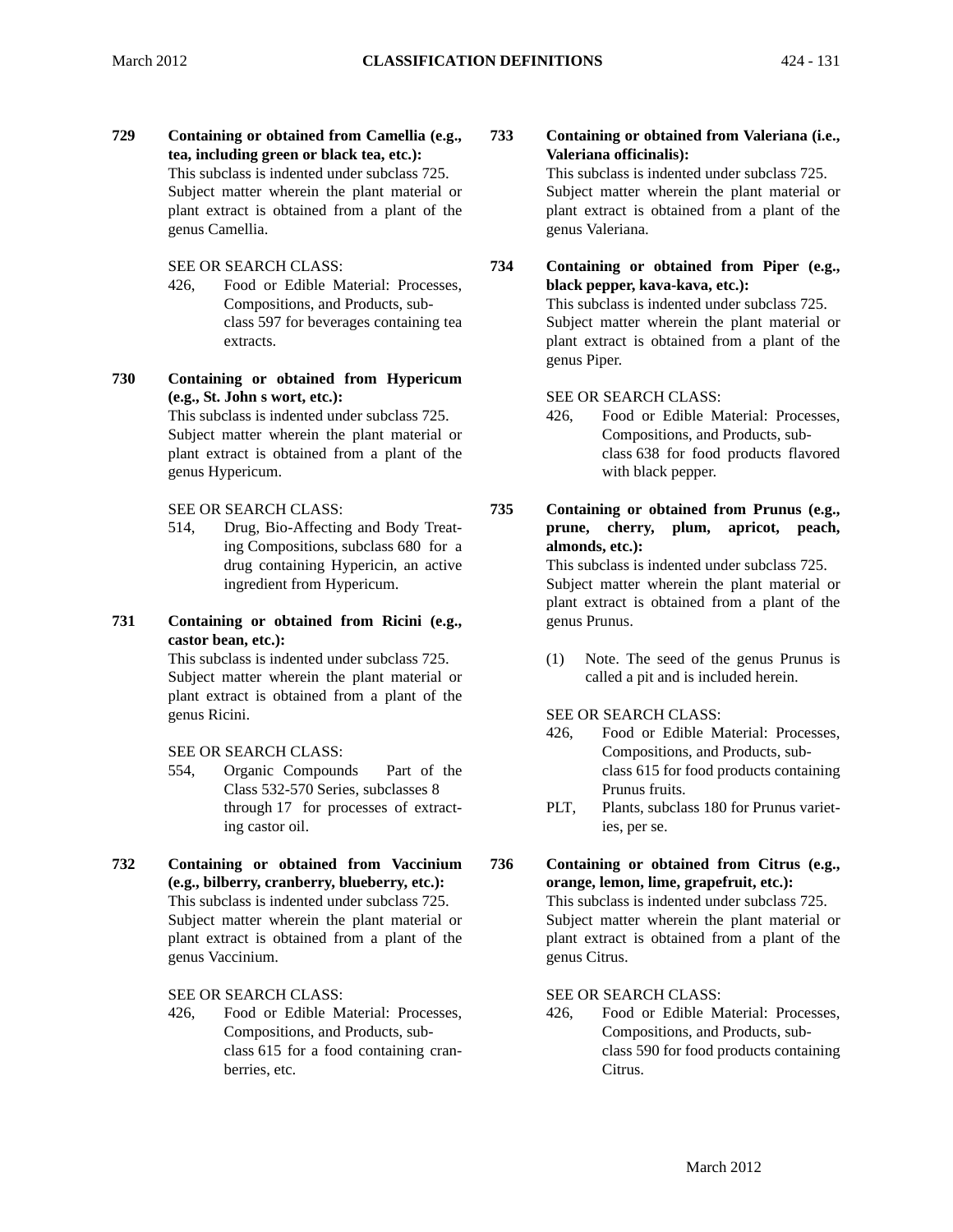**729 Containing or obtained from Camellia (e.g., tea, including green or black tea, etc.):**
This subclass is indented under subclass 725. Subject matter wherein the plant material or plant extract is obtained from a plant of the genus Camellia.

SEE OR SEARCH CLASS:
- 426, Food or Edible Material: Processes, Compositions, and Products, subclass 597 for beverages containing tea extracts.

**730 Containing or obtained from Hypericum (e.g., St. John s wort, etc.):**
This subclass is indented under subclass 725. Subject matter wherein the plant material or plant extract is obtained from a plant of the genus Hypericum.

SEE OR SEARCH CLASS:
- 514, Drug, Bio-Affecting and Body Treating Compositions, subclass 680 for a drug containing Hypericin, an active ingredient from Hypericum.

**731 Containing or obtained from Ricini (e.g., castor bean, etc.):**
This subclass is indented under subclass 725. Subject matter wherein the plant material or plant extract is obtained from a plant of the genus Ricini.

SEE OR SEARCH CLASS:
- 554, Organic Compounds Part of the Class 532-570 Series, subclasses 8 through 17 for processes of extracting castor oil.

**732 Containing or obtained from Vaccinium (e.g., bilberry, cranberry, blueberry, etc.):**
This subclass is indented under subclass 725. Subject matter wherein the plant material or plant extract is obtained from a plant of the genus Vaccinium.

SEE OR SEARCH CLASS:
- 426, Food or Edible Material: Processes, Compositions, and Products, subclass 615 for a food containing cranberries, etc.

**733 Containing or obtained from Valeriana (i.e., Valeriana officinalis):**
This subclass is indented under subclass 725. Subject matter wherein the plant material or plant extract is obtained from a plant of the genus Valeriana.

**734 Containing or obtained from Piper (e.g., black pepper, kava-kava, etc.):**
This subclass is indented under subclass 725. Subject matter wherein the plant material or plant extract is obtained from a plant of the genus Piper.

SEE OR SEARCH CLASS:
- 426, Food or Edible Material: Processes, Compositions, and Products, subclass 638 for food products flavored with black pepper.

**735 Containing or obtained from Prunus (e.g., prune, cherry, plum, apricot, peach, almonds, etc.):**
This subclass is indented under subclass 725. Subject matter wherein the plant material or plant extract is obtained from a plant of the genus Prunus.

(1) Note. The seed of the genus Prunus is called a pit and is included herein.

SEE OR SEARCH CLASS:
- 426, Food or Edible Material: Processes, Compositions, and Products, subclass 615 for food products containing Prunus fruits.
- PLT, Plants, subclass 180 for Prunus varieties, per se.

**736 Containing or obtained from Citrus (e.g., orange, lemon, lime, grapefruit, etc.):**
This subclass is indented under subclass 725. Subject matter wherein the plant material or plant extract is obtained from a plant of the genus Citrus.

SEE OR SEARCH CLASS:
- 426, Food or Edible Material: Processes, Compositions, and Products, subclass 590 for food products containing Citrus.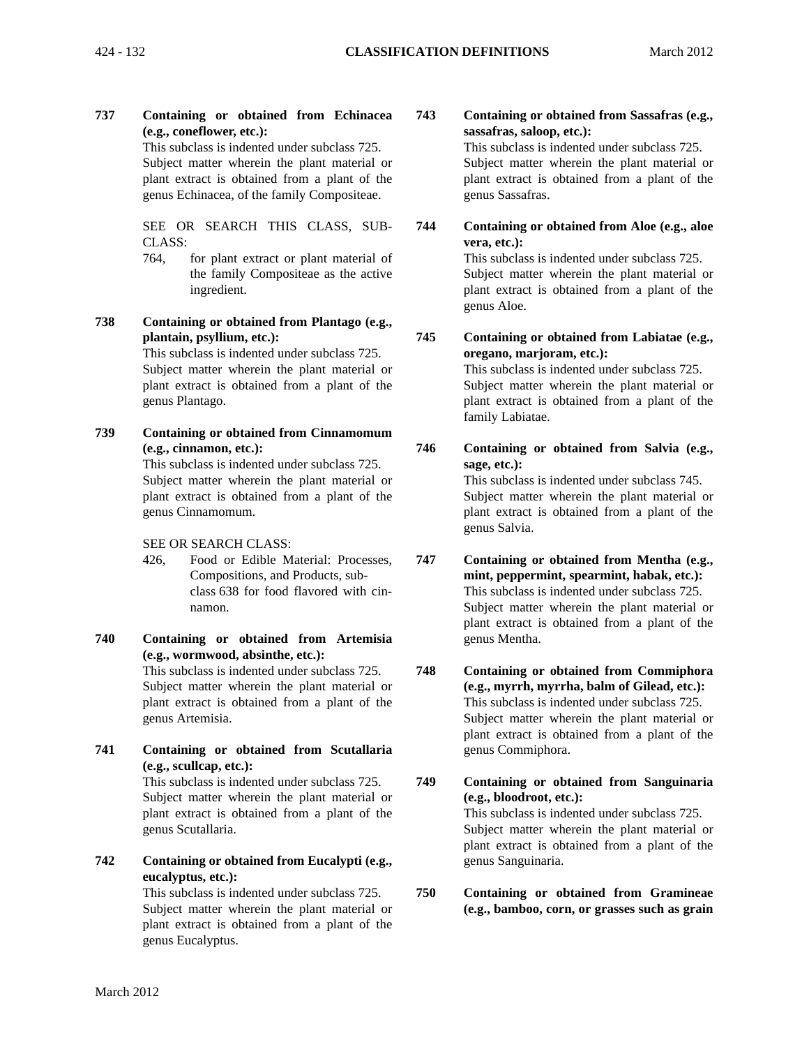**737 Containing or obtained from Echinacea (e.g., coneflower, etc.):**

This subclass is indented under subclass 725. Subject matter wherein the plant material or plant extract is obtained from a plant of the genus Echinacea, of the family Compositeae.

SEE OR SEARCH THIS CLASS, SUBCLASS:

764, for plant extract or plant material of the family Compositeae as the active ingredient.

**738 Containing or obtained from Plantago (e.g., plantain, psyllium, etc.):**

This subclass is indented under subclass 725. Subject matter wherein the plant material or plant extract is obtained from a plant of the genus Plantago.

**739 Containing or obtained from Cinnamomum (e.g., cinnamon, etc.):**

This subclass is indented under subclass 725. Subject matter wherein the plant material or plant extract is obtained from a plant of the genus Cinnamomum.

SEE OR SEARCH CLASS:

426, Food or Edible Material: Processes, Compositions, and Products, subclass 638 for food flavored with cinnamon.

**740 Containing or obtained from Artemisia (e.g., wormwood, absinthe, etc.):**

This subclass is indented under subclass 725. Subject matter wherein the plant material or plant extract is obtained from a plant of the genus Artemisia.

**741 Containing or obtained from Scutallaria (e.g., scullcap, etc.):**

This subclass is indented under subclass 725. Subject matter wherein the plant material or plant extract is obtained from a plant of the genus Scutallaria.

**742 Containing or obtained from Eucalypti (e.g., eucalyptus, etc.):**

This subclass is indented under subclass 725. Subject matter wherein the plant material or plant extract is obtained from a plant of the genus Eucalyptus.

**743 Containing or obtained from Sassafras (e.g., sassafras, saloop, etc.):**

This subclass is indented under subclass 725. Subject matter wherein the plant material or plant extract is obtained from a plant of the genus Sassafras.

**744 Containing or obtained from Aloe (e.g., aloe vera, etc.):**

This subclass is indented under subclass 725. Subject matter wherein the plant material or plant extract is obtained from a plant of the genus Aloe.

**745 Containing or obtained from Labiatae (e.g., oregano, marjoram, etc.):**

This subclass is indented under subclass 725. Subject matter wherein the plant material or plant extract is obtained from a plant of the family Labiatae.

**746 Containing or obtained from Salvia (e.g., sage, etc.):**

This subclass is indented under subclass 745. Subject matter wherein the plant material or plant extract is obtained from a plant of the genus Salvia.

**747 Containing or obtained from Mentha (e.g., mint, peppermint, spearmint, habak, etc.):**

This subclass is indented under subclass 725. Subject matter wherein the plant material or plant extract is obtained from a plant of the genus Mentha.

**748 Containing or obtained from Commiphora (e.g., myrrh, myrrha, balm of Gilead, etc.):**

This subclass is indented under subclass 725. Subject matter wherein the plant material or plant extract is obtained from a plant of the genus Commiphora.

**749 Containing or obtained from Sanguinaria (e.g., bloodroot, etc.):**

This subclass is indented under subclass 725. Subject matter wherein the plant material or plant extract is obtained from a plant of the genus Sanguinaria.

**750 Containing or obtained from Gramineae (e.g., bamboo, corn, or grasses such as grain**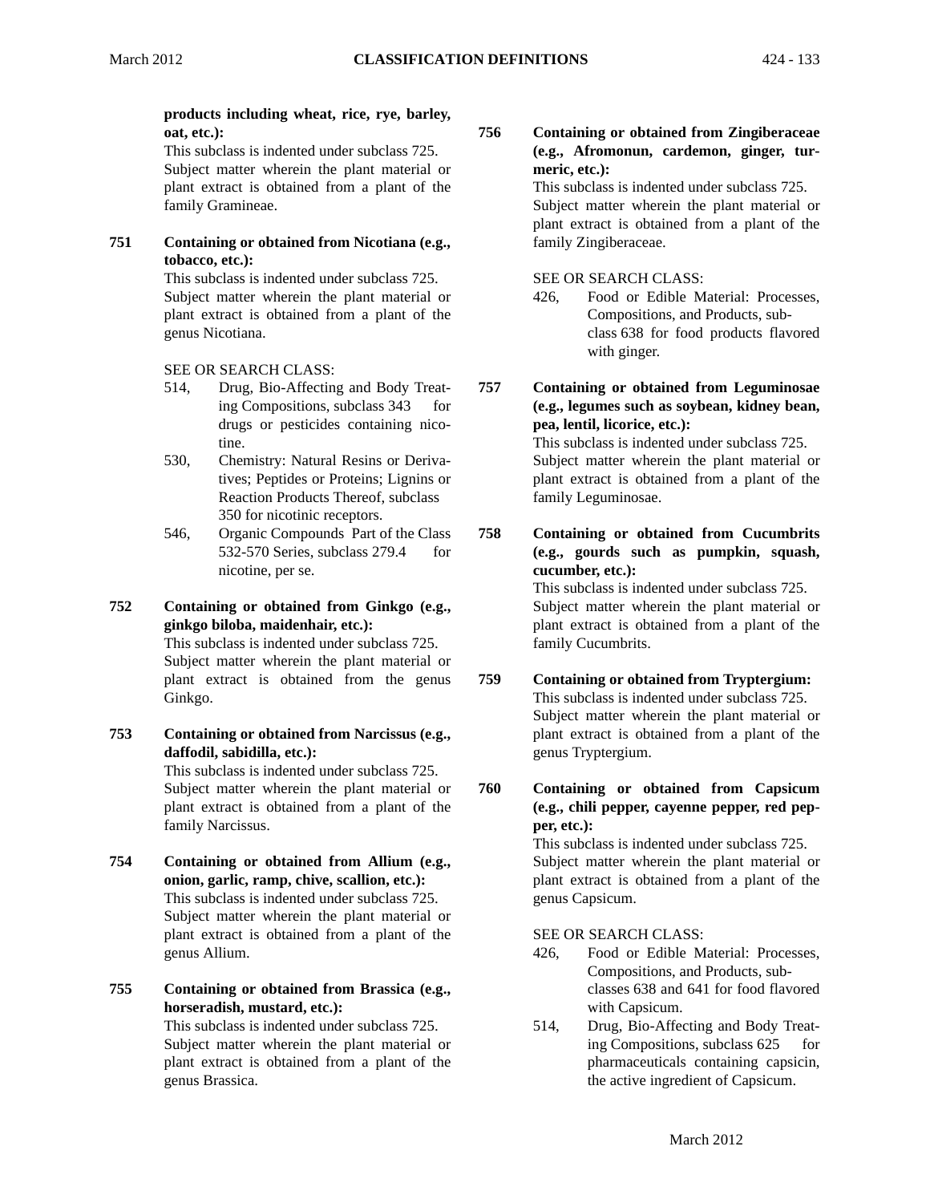**products including wheat, rice, rye, barley, oat, etc.):**
This subclass is indented under subclass 725. Subject matter wherein the plant material or plant extract is obtained from a plant of the family Gramineae.

**751 Containing or obtained from Nicotiana (e.g., tobacco, etc.):**
This subclass is indented under subclass 725. Subject matter wherein the plant material or plant extract is obtained from a plant of the genus Nicotiana.

SEE OR SEARCH CLASS:

- 514, Drug, Bio-Affecting and Body Treating Compositions, subclass 343 for drugs or pesticides containing nicotine.
- 530, Chemistry: Natural Resins or Derivatives; Peptides or Proteins; Lignins or Reaction Products Thereof, subclass 350 for nicotinic receptors.
- 546, Organic Compounds Part of the Class 532-570 Series, subclass 279.4 for nicotine, per se.

**752 Containing or obtained from Ginkgo (e.g., ginkgo biloba, maidenhair, etc.):**
This subclass is indented under subclass 725. Subject matter wherein the plant material or plant extract is obtained from the genus Ginkgo.

**753 Containing or obtained from Narcissus (e.g., daffodil, sabidilla, etc.):**
This subclass is indented under subclass 725. Subject matter wherein the plant material or plant extract is obtained from a plant of the family Narcissus.

**754 Containing or obtained from Allium (e.g., onion, garlic, ramp, chive, scallion, etc.):**
This subclass is indented under subclass 725. Subject matter wherein the plant material or plant extract is obtained from a plant of the genus Allium.

**755 Containing or obtained from Brassica (e.g., horseradish, mustard, etc.):**
This subclass is indented under subclass 725. Subject matter wherein the plant material or plant extract is obtained from a plant of the genus Brassica.

**756 Containing or obtained from Zingiberaceae (e.g., Afromonun, cardemon, ginger, turmeric, etc.):**
This subclass is indented under subclass 725. Subject matter wherein the plant material or plant extract is obtained from a plant of the family Zingiberaceae.

SEE OR SEARCH CLASS:

- 426, Food or Edible Material: Processes, Compositions, and Products, subclass 638 for food products flavored with ginger.

**757 Containing or obtained from Leguminosae (e.g., legumes such as soybean, kidney bean, pea, lentil, licorice, etc.):**
This subclass is indented under subclass 725. Subject matter wherein the plant material or plant extract is obtained from a plant of the family Leguminosae.

**758 Containing or obtained from Cucumbrits (e.g., gourds such as pumpkin, squash, cucumber, etc.):**
This subclass is indented under subclass 725. Subject matter wherein the plant material or plant extract is obtained from a plant of the family Cucumbrits.

**759 Containing or obtained from Tryptergium:**
This subclass is indented under subclass 725. Subject matter wherein the plant material or plant extract is obtained from a plant of the genus Tryptergium.

**760 Containing or obtained from Capsicum (e.g., chili pepper, cayenne pepper, red pepper, etc.):**
This subclass is indented under subclass 725. Subject matter wherein the plant material or plant extract is obtained from a plant of the genus Capsicum.

SEE OR SEARCH CLASS:

- 426, Food or Edible Material: Processes, Compositions, and Products, subclasses 638 and 641 for food flavored with Capsicum.
- 514, Drug, Bio-Affecting and Body Treating Compositions, subclass 625 for pharmaceuticals containing capsicin, the active ingredient of Capsicum.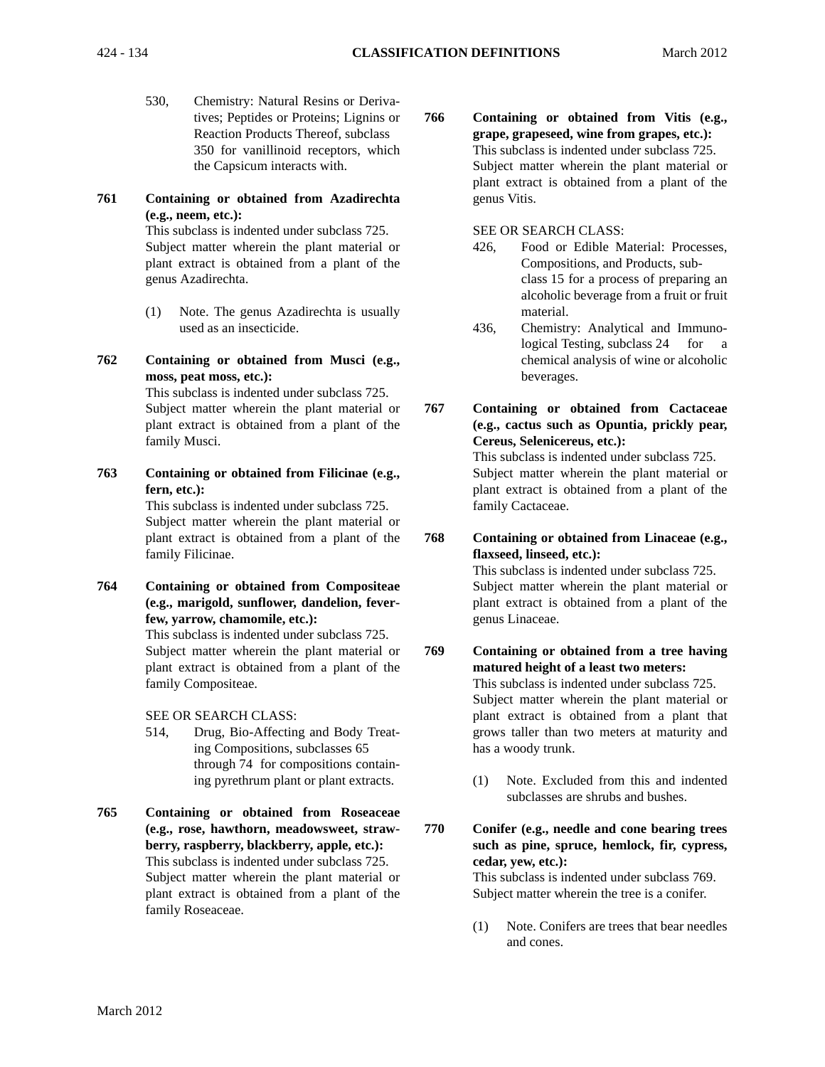530, Chemistry: Natural Resins or Derivatives; Peptides or Proteins; Lignins or Reaction Products Thereof, subclass 350 for vanillinoid receptors, which the Capsicum interacts with.

**761 Containing or obtained from Azadirechta (e.g., neem, etc.):**
This subclass is indented under subclass 725. Subject matter wherein the plant material or plant extract is obtained from a plant of the genus Azadirechta.

(1) Note. The genus Azadirechta is usually used as an insecticide.

**762 Containing or obtained from Musci (e.g., moss, peat moss, etc.):**
This subclass is indented under subclass 725. Subject matter wherein the plant material or plant extract is obtained from a plant of the family Musci.

**763 Containing or obtained from Filicinae (e.g., fern, etc.):**
This subclass is indented under subclass 725. Subject matter wherein the plant material or plant extract is obtained from a plant of the family Filicinae.

**764 Containing or obtained from Compositeae (e.g., marigold, sunflower, dandelion, feverfew, yarrow, chamomile, etc.):**
This subclass is indented under subclass 725. Subject matter wherein the plant material or plant extract is obtained from a plant of the family Compositeae.

SEE OR SEARCH CLASS:

514, Drug, Bio-Affecting and Body Treating Compositions, subclasses 65 through 74 for compositions containing pyrethrum plant or plant extracts.

**765 Containing or obtained from Roseaceae (e.g., rose, hawthorn, meadowsweet, strawberry, raspberry, blackberry, apple, etc.):**
This subclass is indented under subclass 725. Subject matter wherein the plant material or plant extract is obtained from a plant of the family Roseaceae.

**766 Containing or obtained from Vitis (e.g., grape, grapeseed, wine from grapes, etc.):**
This subclass is indented under subclass 725. Subject matter wherein the plant material or plant extract is obtained from a plant of the genus Vitis.

SEE OR SEARCH CLASS:

426, Food or Edible Material: Processes, Compositions, and Products, subclass 15 for a process of preparing an alcoholic beverage from a fruit or fruit material.

436, Chemistry: Analytical and Immunological Testing, subclass 24 for a chemical analysis of wine or alcoholic beverages.

**767 Containing or obtained from Cactaceae (e.g., cactus such as Opuntia, prickly pear, Cereus, Selenicereus, etc.):**
This subclass is indented under subclass 725. Subject matter wherein the plant material or plant extract is obtained from a plant of the family Cactaceae.

**768 Containing or obtained from Linaceae (e.g., flaxseed, linseed, etc.):**
This subclass is indented under subclass 725. Subject matter wherein the plant material or plant extract is obtained from a plant of the genus Linaceae.

**769 Containing or obtained from a tree having matured height of a least two meters:**
This subclass is indented under subclass 725. Subject matter wherein the plant material or plant extract is obtained from a plant that grows taller than two meters at maturity and has a woody trunk.

(1) Note. Excluded from this and indented subclasses are shrubs and bushes.

**770 Conifer (e.g., needle and cone bearing trees such as pine, spruce, hemlock, fir, cypress, cedar, yew, etc.):**
This subclass is indented under subclass 769. Subject matter wherein the tree is a conifer.

(1) Note. Conifers are trees that bear needles and cones.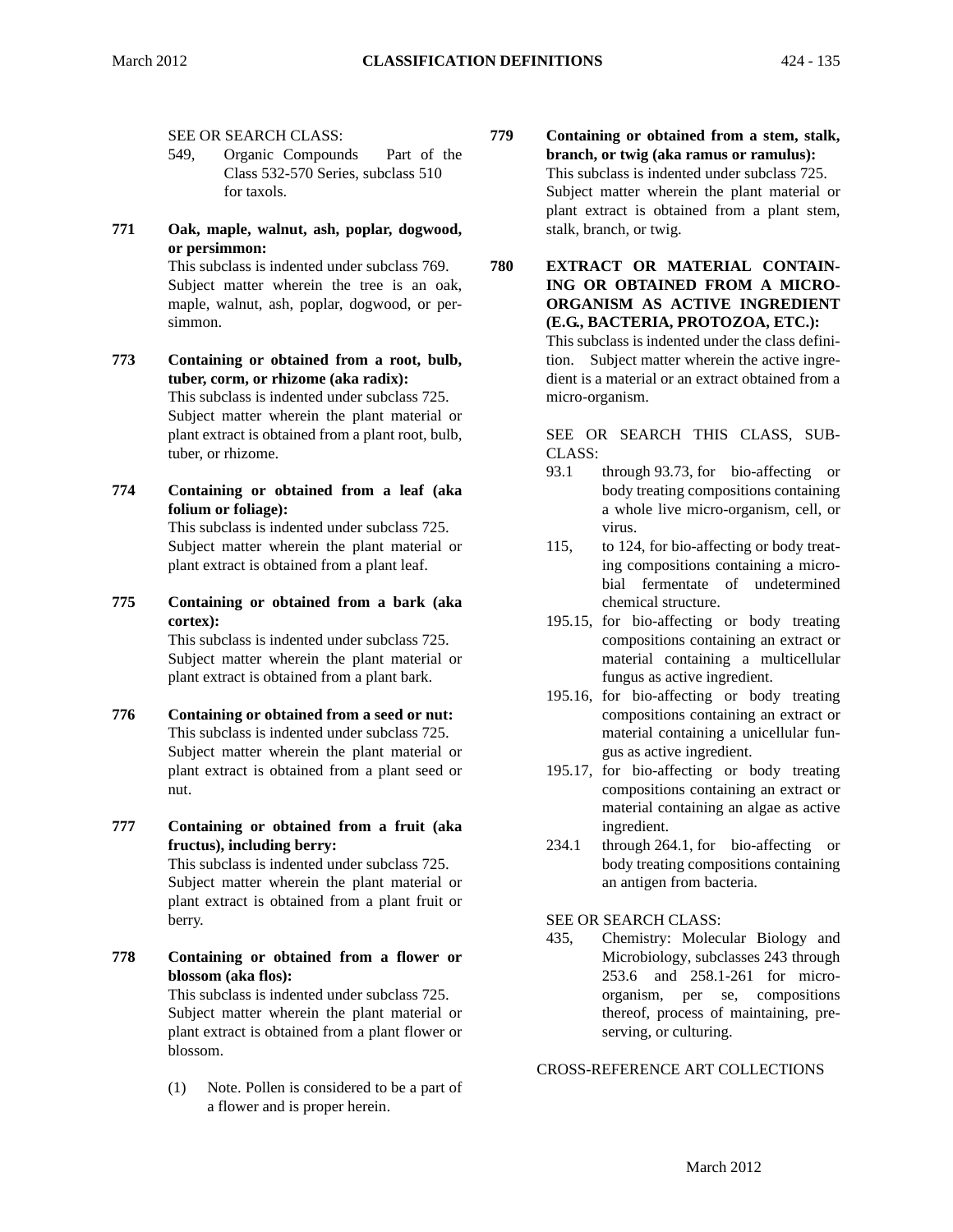SEE OR SEARCH CLASS:

549, Organic Compounds Part of the Class 532-570 Series, subclass 510 for taxols.

**771 Oak, maple, walnut, ash, poplar, dogwood, or persimmon:**
This subclass is indented under subclass 769. Subject matter wherein the tree is an oak, maple, walnut, ash, poplar, dogwood, or persimmon.

**773 Containing or obtained from a root, bulb, tuber, corm, or rhizome (aka radix):**
This subclass is indented under subclass 725. Subject matter wherein the plant material or plant extract is obtained from a plant root, bulb, tuber, or rhizome.

**774 Containing or obtained from a leaf (aka folium or foliage):**
This subclass is indented under subclass 725. Subject matter wherein the plant material or plant extract is obtained from a plant leaf.

**775 Containing or obtained from a bark (aka cortex):**
This subclass is indented under subclass 725. Subject matter wherein the plant material or plant extract is obtained from a plant bark.

**776 Containing or obtained from a seed or nut:**
This subclass is indented under subclass 725. Subject matter wherein the plant material or plant extract is obtained from a plant seed or nut.

**777 Containing or obtained from a fruit (aka fructus), including berry:**
This subclass is indented under subclass 725. Subject matter wherein the plant material or plant extract is obtained from a plant fruit or berry.

**778 Containing or obtained from a flower or blossom (aka flos):**
This subclass is indented under subclass 725. Subject matter wherein the plant material or plant extract is obtained from a plant flower or blossom.

(1) Note. Pollen is considered to be a part of a flower and is proper herein.

**779 Containing or obtained from a stem, stalk, branch, or twig (aka ramus or ramulus):**
This subclass is indented under subclass 725. Subject matter wherein the plant material or plant extract is obtained from a plant stem, stalk, branch, or twig.

**780 EXTRACT OR MATERIAL CONTAINING OR OBTAINED FROM A MICRO-ORGANISM AS ACTIVE INGREDIENT (E.G., BACTERIA, PROTOZOA, ETC.):**
This subclass is indented under the class definition. Subject matter wherein the active ingredient is a material or an extract obtained from a micro-organism.

SEE OR SEARCH THIS CLASS, SUBCLASS:

93.1 through 93.73, for bio-affecting or body treating compositions containing a whole live micro-organism, cell, or virus.

115, to 124, for bio-affecting or body treating compositions containing a microbial fermentate of undetermined chemical structure.

195.15, for bio-affecting or body treating compositions containing an extract or material containing a multicellular fungus as active ingredient.

195.16, for bio-affecting or body treating compositions containing an extract or material containing a unicellular fungus as active ingredient.

195.17, for bio-affecting or body treating compositions containing an extract or material containing an algae as active ingredient.

234.1 through 264.1, for bio-affecting or body treating compositions containing an antigen from bacteria.

SEE OR SEARCH CLASS:

435, Chemistry: Molecular Biology and Microbiology, subclasses 243 through 253.6 and 258.1-261 for micro-organism, per se, compositions thereof, process of maintaining, preserving, or culturing.

CROSS-REFERENCE ART COLLECTIONS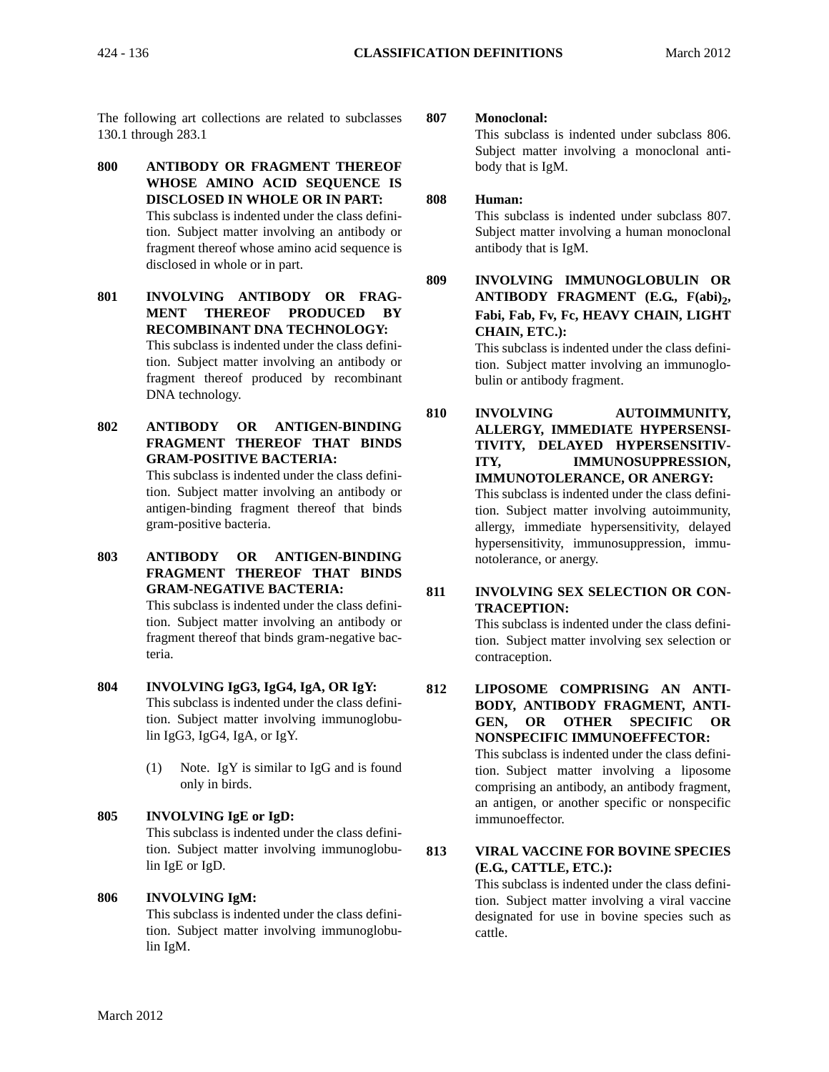The following art collections are related to subclasses 130.1 through 283.1

**800 ANTIBODY OR FRAGMENT THEREOF WHOSE AMINO ACID SEQUENCE IS DISCLOSED IN WHOLE OR IN PART:**
This subclass is indented under the class definition. Subject matter involving an antibody or fragment thereof whose amino acid sequence is disclosed in whole or in part.

**801 INVOLVING ANTIBODY OR FRAGMENT THEREOF PRODUCED BY RECOMBINANT DNA TECHNOLOGY:**
This subclass is indented under the class definition. Subject matter involving an antibody or fragment thereof produced by recombinant DNA technology.

**802 ANTIBODY OR ANTIGEN-BINDING FRAGMENT THEREOF THAT BINDS GRAM-POSITIVE BACTERIA:**
This subclass is indented under the class definition. Subject matter involving an antibody or antigen-binding fragment thereof that binds gram-positive bacteria.

**803 ANTIBODY OR ANTIGEN-BINDING FRAGMENT THEREOF THAT BINDS GRAM-NEGATIVE BACTERIA:**
This subclass is indented under the class definition. Subject matter involving an antibody or fragment thereof that binds gram-negative bacteria.

**804 INVOLVING IgG3, IgG4, IgA, OR IgY:**
This subclass is indented under the class definition. Subject matter involving immunoglobulin IgG3, IgG4, IgA, or IgY.

(1) Note. IgY is similar to IgG and is found only in birds.

**805 INVOLVING IgE or IgD:**
This subclass is indented under the class definition. Subject matter involving immunoglobulin IgE or IgD.

**806 INVOLVING IgM:**
This subclass is indented under the class definition. Subject matter involving immunoglobulin IgM.

**807 Monoclonal:**
This subclass is indented under subclass 806. Subject matter involving a monoclonal antibody that is IgM.

**808 Human:**
This subclass is indented under subclass 807. Subject matter involving a human monoclonal antibody that is IgM.

**809 INVOLVING IMMUNOGLOBULIN OR ANTIBODY FRAGMENT (E.G., $F(abi)_2$, Fabi, Fab, Fv, Fc, HEAVY CHAIN, LIGHT CHAIN, ETC.):**
This subclass is indented under the class definition. Subject matter involving an immunoglobulin or antibody fragment.

**810 INVOLVING AUTOIMMUNITY, ALLERGY, IMMEDIATE HYPERSENSITIVITY, DELAYED HYPERSENSITIVITY, IMMUNOSUPPRESSION, IMMUNOTOLERANCE, OR ANERGY:**
This subclass is indented under the class definition. Subject matter involving autoimmunity, allergy, immediate hypersensitivity, delayed hypersensitivity, immunosuppression, immunotolerance, or anergy.

**811 INVOLVING SEX SELECTION OR CONTRACEPTION:**
This subclass is indented under the class definition. Subject matter involving sex selection or contraception.

**812 LIPOSOME COMPRISING AN ANTIBODY, ANTIBODY FRAGMENT, ANTIGEN, OR OTHER SPECIFIC OR NONSPECIFIC IMMUNOEFFECTOR:**
This subclass is indented under the class definition. Subject matter involving a liposome comprising an antibody, an antibody fragment, an antigen, or another specific or nonspecific immunoeffector.

**813 VIRAL VACCINE FOR BOVINE SPECIES (E.G., CATTLE, ETC.):**
This subclass is indented under the class definition. Subject matter involving a viral vaccine designated for use in bovine species such as cattle.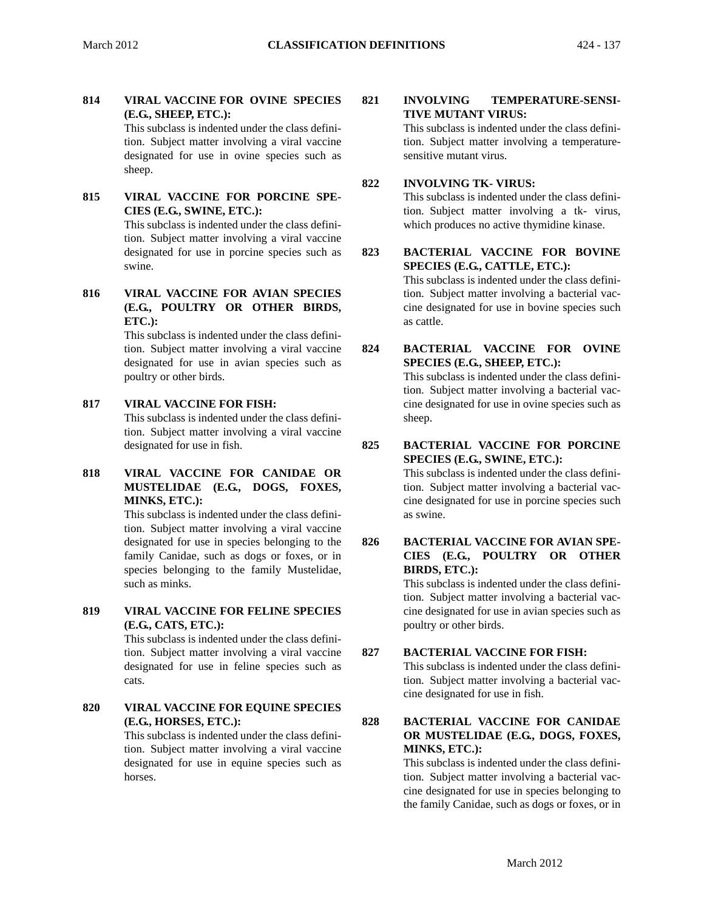**814 VIRAL VACCINE FOR OVINE SPECIES (E.G., SHEEP, ETC.):**
This subclass is indented under the class definition. Subject matter involving a viral vaccine designated for use in ovine species such as sheep.

**815 VIRAL VACCINE FOR PORCINE SPECIES (E.G., SWINE, ETC.):**
This subclass is indented under the class definition. Subject matter involving a viral vaccine designated for use in porcine species such as swine.

**816 VIRAL VACCINE FOR AVIAN SPECIES (E.G., POULTRY OR OTHER BIRDS, ETC.):**
This subclass is indented under the class definition. Subject matter involving a viral vaccine designated for use in avian species such as poultry or other birds.

**817 VIRAL VACCINE FOR FISH:**
This subclass is indented under the class definition. Subject matter involving a viral vaccine designated for use in fish.

**818 VIRAL VACCINE FOR CANIDAE OR MUSTELIDAE (E.G., DOGS, FOXES, MINKS, ETC.):**
This subclass is indented under the class definition. Subject matter involving a viral vaccine designated for use in species belonging to the family Canidae, such as dogs or foxes, or in species belonging to the family Mustelidae, such as minks.

**819 VIRAL VACCINE FOR FELINE SPECIES (E.G., CATS, ETC.):**
This subclass is indented under the class definition. Subject matter involving a viral vaccine designated for use in feline species such as cats.

**820 VIRAL VACCINE FOR EQUINE SPECIES (E.G., HORSES, ETC.):**
This subclass is indented under the class definition. Subject matter involving a viral vaccine designated for use in equine species such as horses.

**821 INVOLVING TEMPERATURE-SENSITIVE MUTANT VIRUS:**
This subclass is indented under the class definition. Subject matter involving a temperature-sensitive mutant virus.

**822 INVOLVING TK- VIRUS:**
This subclass is indented under the class definition. Subject matter involving a tk- virus, which produces no active thymidine kinase.

**823 BACTERIAL VACCINE FOR BOVINE SPECIES (E.G., CATTLE, ETC.):**
This subclass is indented under the class definition. Subject matter involving a bacterial vaccine designated for use in bovine species such as cattle.

**824 BACTERIAL VACCINE FOR OVINE SPECIES (E.G., SHEEP, ETC.):**
This subclass is indented under the class definition. Subject matter involving a bacterial vaccine designated for use in ovine species such as sheep.

**825 BACTERIAL VACCINE FOR PORCINE SPECIES (E.G., SWINE, ETC.):**
This subclass is indented under the class definition. Subject matter involving a bacterial vaccine designated for use in porcine species such as swine.

**826 BACTERIAL VACCINE FOR AVIAN SPECIES (E.G., POULTRY OR OTHER BIRDS, ETC.):**
This subclass is indented under the class definition. Subject matter involving a bacterial vaccine designated for use in avian species such as poultry or other birds.

**827 BACTERIAL VACCINE FOR FISH:**
This subclass is indented under the class definition. Subject matter involving a bacterial vaccine designated for use in fish.

**828 BACTERIAL VACCINE FOR CANIDAE OR MUSTELIDAE (E.G., DOGS, FOXES, MINKS, ETC.):**
This subclass is indented under the class definition. Subject matter involving a bacterial vaccine designated for use in species belonging to the family Canidae, such as dogs or foxes, or in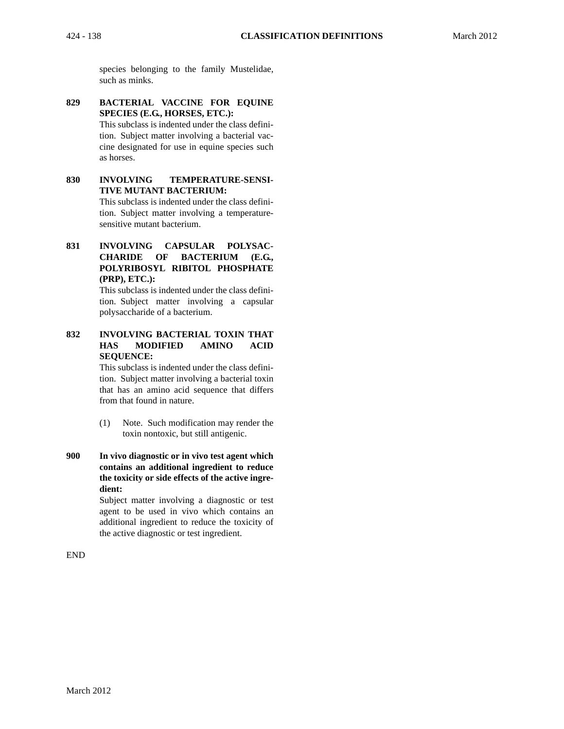species belonging to the family Mustelidae, such as minks.

**829 BACTERIAL VACCINE FOR EQUINE SPECIES (E.G., HORSES, ETC.):**
This subclass is indented under the class definition. Subject matter involving a bacterial vaccine designated for use in equine species such as horses.

**830 INVOLVING TEMPERATURE-SENSITIVE MUTANT BACTERIUM:**
This subclass is indented under the class definition. Subject matter involving a temperature-sensitive mutant bacterium.

**831 INVOLVING CAPSULAR POLYSACCHARIDE OF BACTERIUM (E.G., POLYRIBOSYL RIBITOL PHOSPHATE (PRP), ETC.):**
This subclass is indented under the class definition. Subject matter involving a capsular polysaccharide of a bacterium.

**832 INVOLVING BACTERIAL TOXIN THAT HAS MODIFIED AMINO ACID SEQUENCE:**
This subclass is indented under the class definition. Subject matter involving a bacterial toxin that has an amino acid sequence that differs from that found in nature.

(1) Note. Such modification may render the toxin nontoxic, but still antigenic.

**900 In vivo diagnostic or in vivo test agent which contains an additional ingredient to reduce the toxicity or side effects of the active ingredient:**
Subject matter involving a diagnostic or test agent to be used in vivo which contains an additional ingredient to reduce the toxicity of the active diagnostic or test ingredient.

END